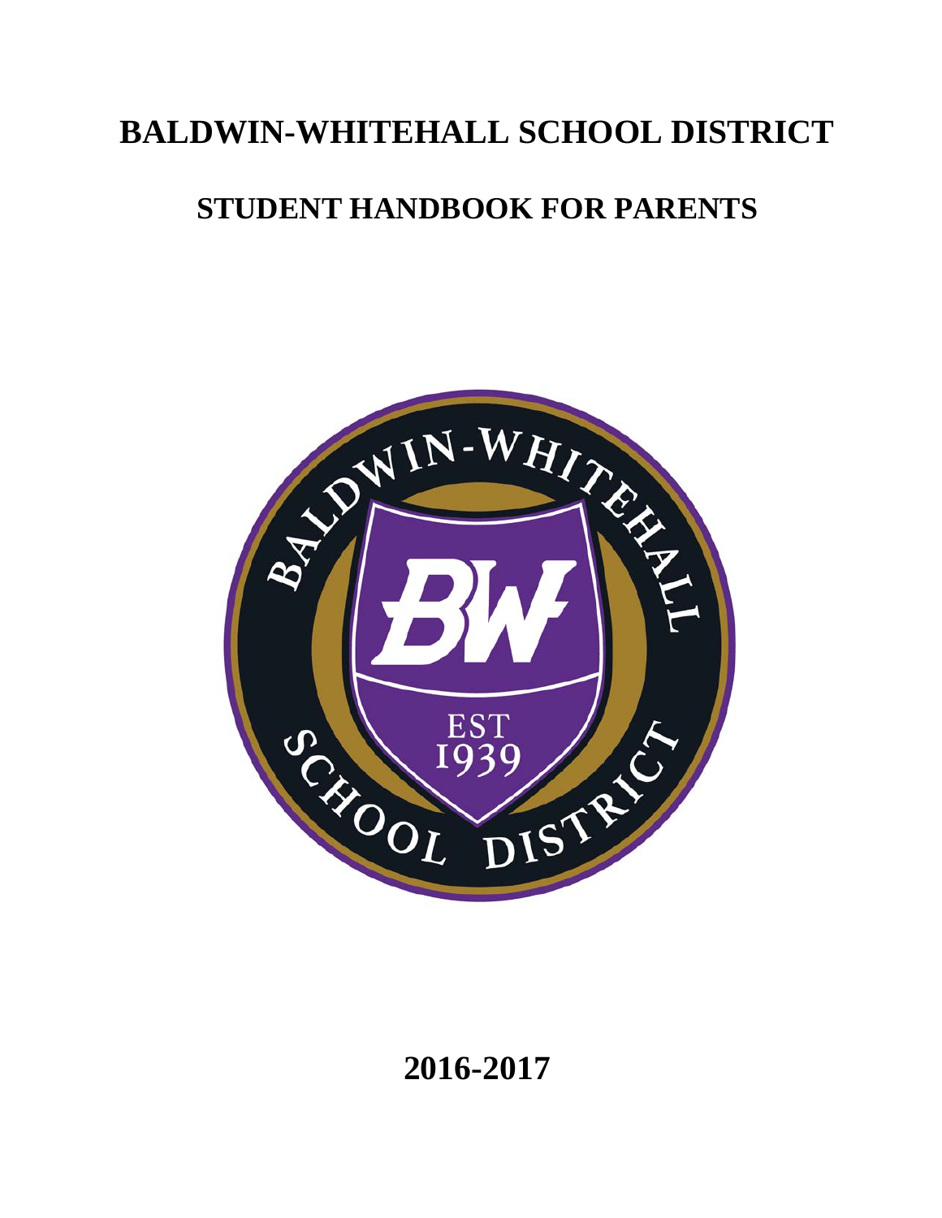# BALDWIN-WHITEHALL SCHOOL DISTRICT

## STUDENT HANDBOOK FOR PARENTS

**2016-2017**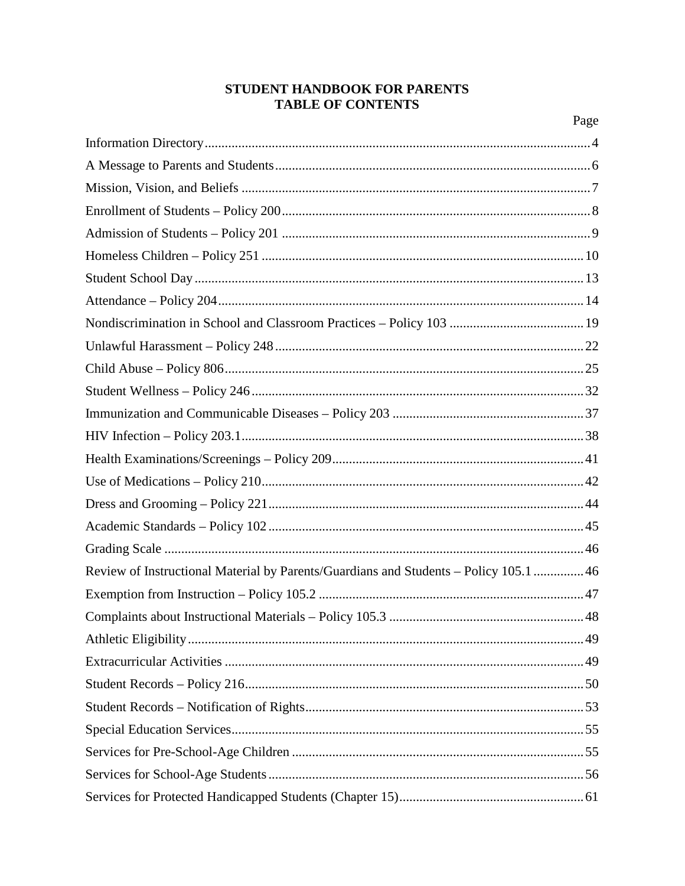# STUDENT HANDBOOK FOR PARENTS
# TABLE OF CONTENTS

| | Page |
|---|---|
| Information Directory | 4 |
| A Message to Parents and Students | 6 |
| Mission, Vision, and Beliefs | 7 |
| Enrollment of Students – Policy 200 | 8 |
| Admission of Students – Policy 201 | 9 |
| Homeless Children – Policy 251 | 10 |
| Student School Day | 13 |
| Attendance – Policy 204 | 14 |
| Nondiscrimination in School and Classroom Practices – Policy 103 | 19 |
| Unlawful Harassment – Policy 248 | 22 |
| Child Abuse – Policy 806 | 25 |
| Student Wellness – Policy 246 | 32 |
| Immunization and Communicable Diseases – Policy 203 | 37 |
| HIV Infection – Policy 203.1 | 38 |
| Health Examinations/Screenings – Policy 209 | 41 |
| Use of Medications – Policy 210 | 42 |
| Dress and Grooming – Policy 221 | 44 |
| Academic Standards – Policy 102 | 45 |
| Grading Scale | 46 |
| Review of Instructional Material by Parents/Guardians and Students – Policy 105.1 | 46 |
| Exemption from Instruction – Policy 105.2 | 47 |
| Complaints about Instructional Materials – Policy 105.3 | 48 |
| Athletic Eligibility | 49 |
| Extracurricular Activities | 49 |
| Student Records – Policy 216 | 50 |
| Student Records – Notification of Rights | 53 |
| Special Education Services | 55 |
| Services for Pre-School-Age Children | 55 |
| Services for School-Age Students | 56 |
| Services for Protected Handicapped Students (Chapter 15) | 61 |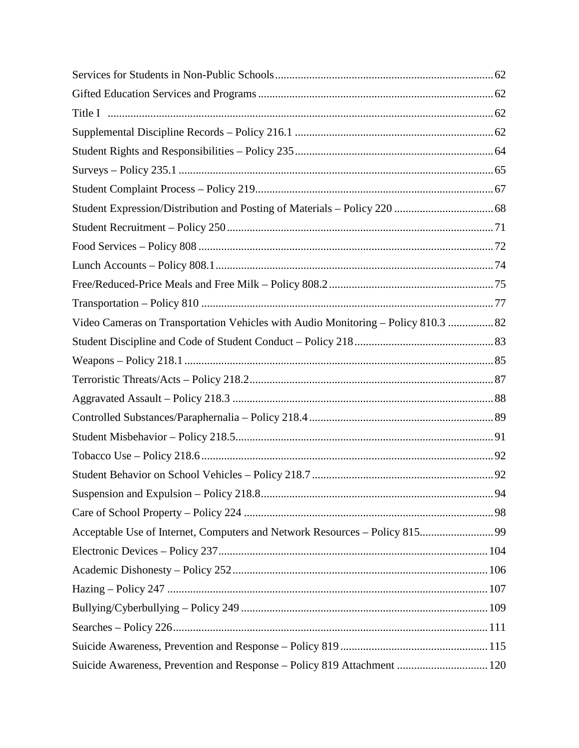| | |
|---|---|
| Services for Students in Non-Public Schools | 62 |
| Gifted Education Services and Programs | 62 |
| Title I | 62 |
| Supplemental Discipline Records – Policy 216.1 | 62 |
| Student Rights and Responsibilities – Policy 235 | 64 |
| Surveys – Policy 235.1 | 65 |
| Student Complaint Process – Policy 219 | 67 |
| Student Expression/Distribution and Posting of Materials – Policy 220 | 68 |
| Student Recruitment – Policy 250 | 71 |
| Food Services – Policy 808 | 72 |
| Lunch Accounts – Policy 808.1 | 74 |
| Free/Reduced-Price Meals and Free Milk – Policy 808.2 | 75 |
| Transportation – Policy 810 | 77 |
| Video Cameras on Transportation Vehicles with Audio Monitoring – Policy 810.3 | 82 |
| Student Discipline and Code of Student Conduct – Policy 218 | 83 |
| Weapons – Policy 218.1 | 85 |
| Terroristic Threats/Acts – Policy 218.2 | 87 |
| Aggravated Assault – Policy 218.3 | 88 |
| Controlled Substances/Paraphernalia – Policy 218.4 | 89 |
| Student Misbehavior – Policy 218.5 | 91 |
| Tobacco Use – Policy 218.6 | 92 |
| Student Behavior on School Vehicles – Policy 218.7 | 92 |
| Suspension and Expulsion – Policy 218.8 | 94 |
| Care of School Property – Policy 224 | 98 |
| Acceptable Use of Internet, Computers and Network Resources – Policy 815 | 99 |
| Electronic Devices – Policy 237 | 104 |
| Academic Dishonesty – Policy 252 | 106 |
| Hazing – Policy 247 | 107 |
| Bullying/Cyberbullying – Policy 249 | 109 |
| Searches – Policy 226 | 111 |
| Suicide Awareness, Prevention and Response – Policy 819 | 115 |
| Suicide Awareness, Prevention and Response – Policy 819 Attachment | 120 |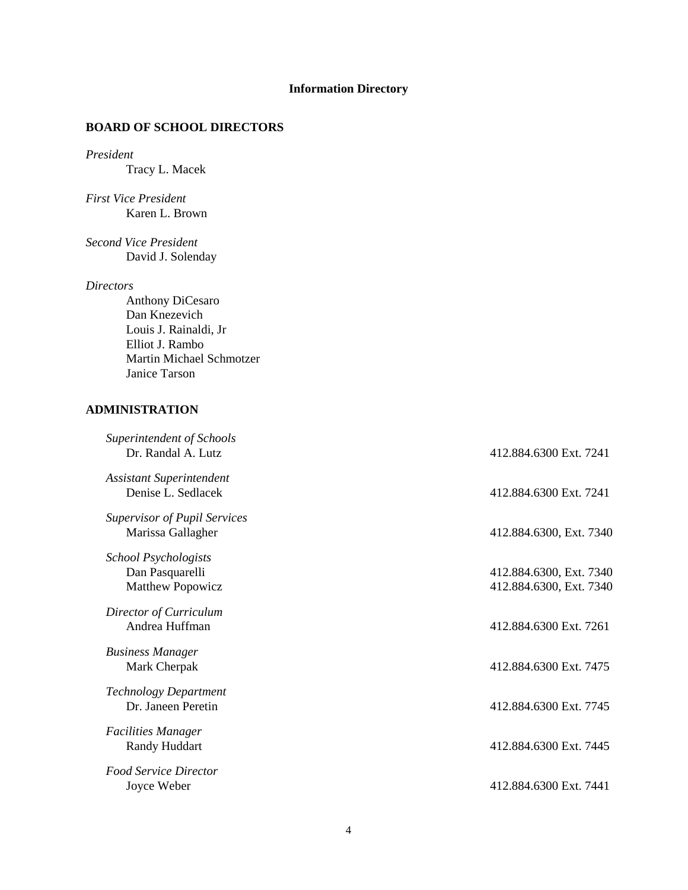## Information Directory

### BOARD OF SCHOOL DIRECTORS

*President*
Tracy L. Macek

*First Vice President*
Karen L. Brown

*Second Vice President*
David J. Solenday

*Directors*
Anthony DiCesaro
Dan Knezevich
Louis J. Rainaldi, Jr
Elliot J. Rambo
Martin Michael Schmotzer
Janice Tarson

### ADMINISTRATION

*Superintendent of Schools*
Dr. Randal A. Lutz — 412.884.6300 Ext. 7241

*Assistant Superintendent*
Denise L. Sedlacek — 412.884.6300 Ext. 7241

*Supervisor of Pupil Services*
Marissa Gallagher — 412.884.6300, Ext. 7340

*School Psychologists*
Dan Pasquarelli — 412.884.6300, Ext. 7340
Matthew Popowicz — 412.884.6300, Ext. 7340

*Director of Curriculum*
Andrea Huffman — 412.884.6300 Ext. 7261

*Business Manager*
Mark Cherpak — 412.884.6300 Ext. 7475

*Technology Department*
Dr. Janeen Peretin — 412.884.6300 Ext. 7745

*Facilities Manager*
Randy Huddart — 412.884.6300 Ext. 7445

*Food Service Director*
Joyce Weber — 412.884.6300 Ext. 7441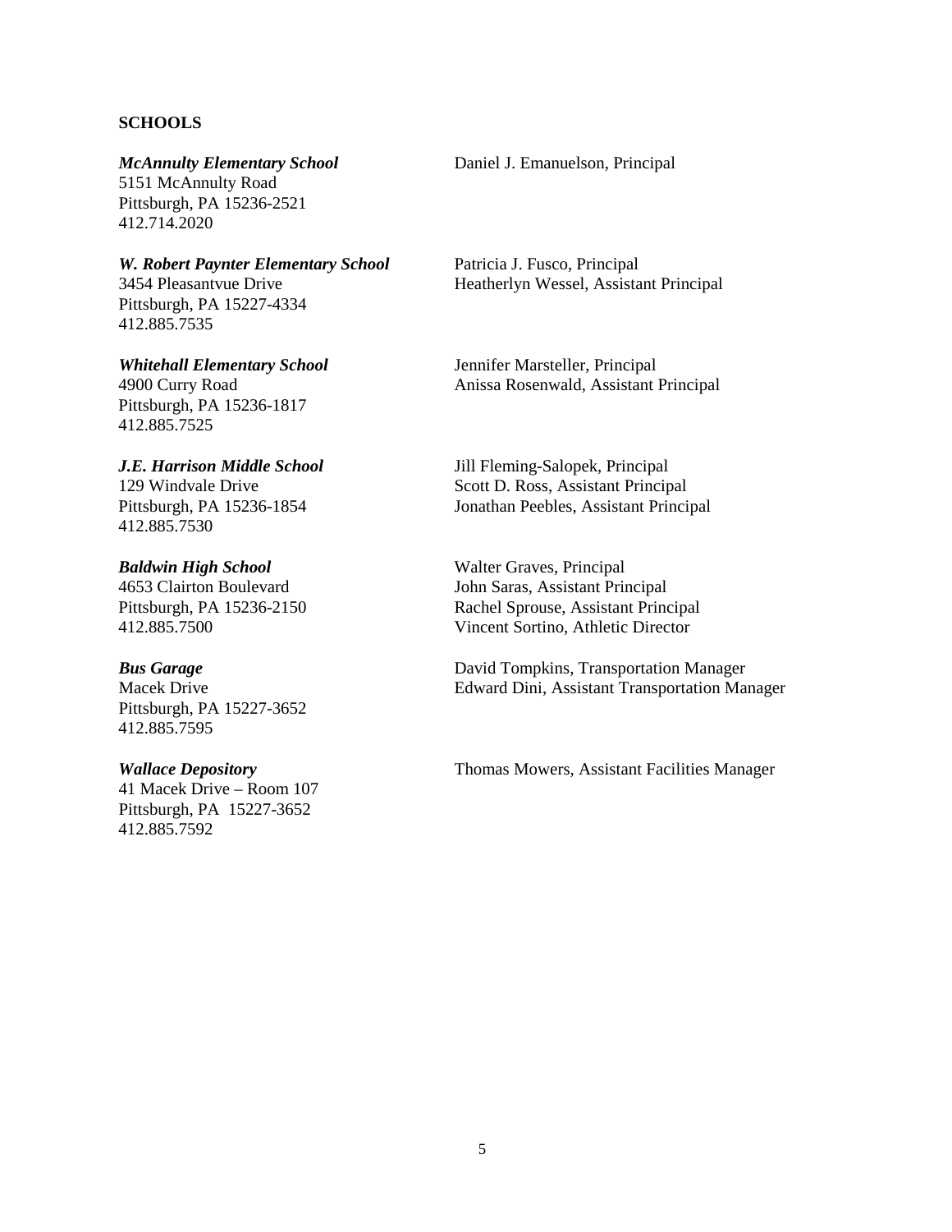**SCHOOLS**

***McAnnulty Elementary School***
5151 McAnnulty Road
Pittsburgh, PA 15236-2521
412.714.2020

Daniel J. Emanuelson, Principal

***W. Robert Paynter Elementary School***
3454 Pleasantvue Drive
Pittsburgh, PA 15227-4334
412.885.7535

Patricia J. Fusco, Principal
Heatherlyn Wessel, Assistant Principal

***Whitehall Elementary School***
4900 Curry Road
Pittsburgh, PA 15236-1817
412.885.7525

Jennifer Marsteller, Principal
Anissa Rosenwald, Assistant Principal

***J.E. Harrison Middle School***
129 Windvale Drive
Pittsburgh, PA 15236-1854
412.885.7530

Jill Fleming-Salopek, Principal
Scott D. Ross, Assistant Principal
Jonathan Peebles, Assistant Principal

***Baldwin High School***
4653 Clairton Boulevard
Pittsburgh, PA 15236-2150
412.885.7500

Walter Graves, Principal
John Saras, Assistant Principal
Rachel Sprouse, Assistant Principal
Vincent Sortino, Athletic Director

***Bus Garage***
Macek Drive
Pittsburgh, PA 15227-3652
412.885.7595

David Tompkins, Transportation Manager
Edward Dini, Assistant Transportation Manager

***Wallace Depository***
41 Macek Drive – Room 107
Pittsburgh, PA 15227-3652
412.885.7592

Thomas Mowers, Assistant Facilities Manager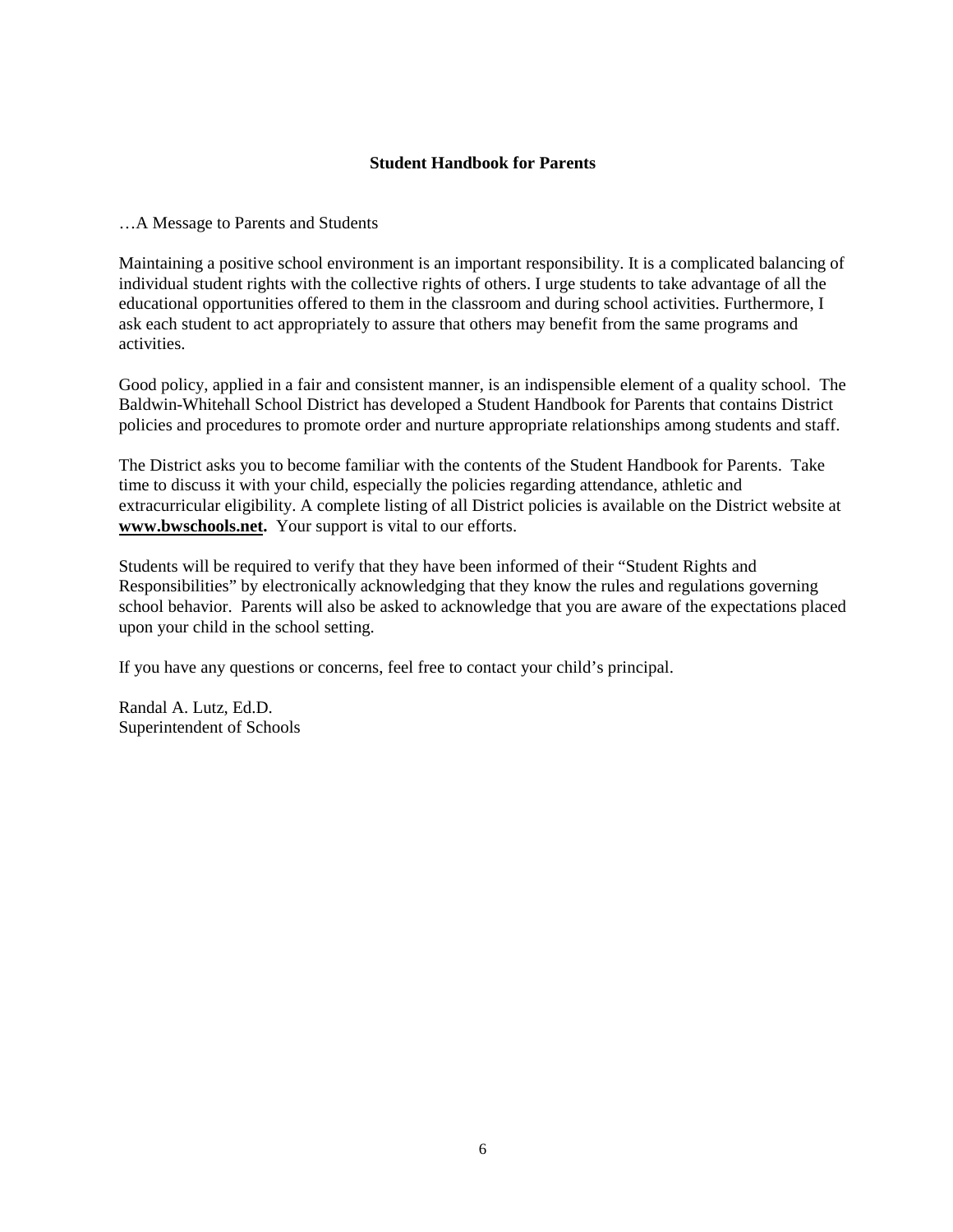## Student Handbook for Parents

…A Message to Parents and Students

Maintaining a positive school environment is an important responsibility. It is a complicated balancing of individual student rights with the collective rights of others. I urge students to take advantage of all the educational opportunities offered to them in the classroom and during school activities. Furthermore, I ask each student to act appropriately to assure that others may benefit from the same programs and activities.

Good policy, applied in a fair and consistent manner, is an indispensible element of a quality school. The Baldwin-Whitehall School District has developed a Student Handbook for Parents that contains District policies and procedures to promote order and nurture appropriate relationships among students and staff.

The District asks you to become familiar with the contents of the Student Handbook for Parents. Take time to discuss it with your child, especially the policies regarding attendance, athletic and extracurricular eligibility. A complete listing of all District policies is available on the District website at **www.bwschools.net.** Your support is vital to our efforts.

Students will be required to verify that they have been informed of their "Student Rights and Responsibilities" by electronically acknowledging that they know the rules and regulations governing school behavior. Parents will also be asked to acknowledge that you are aware of the expectations placed upon your child in the school setting.

If you have any questions or concerns, feel free to contact your child's principal.

Randal A. Lutz, Ed.D.
Superintendent of Schools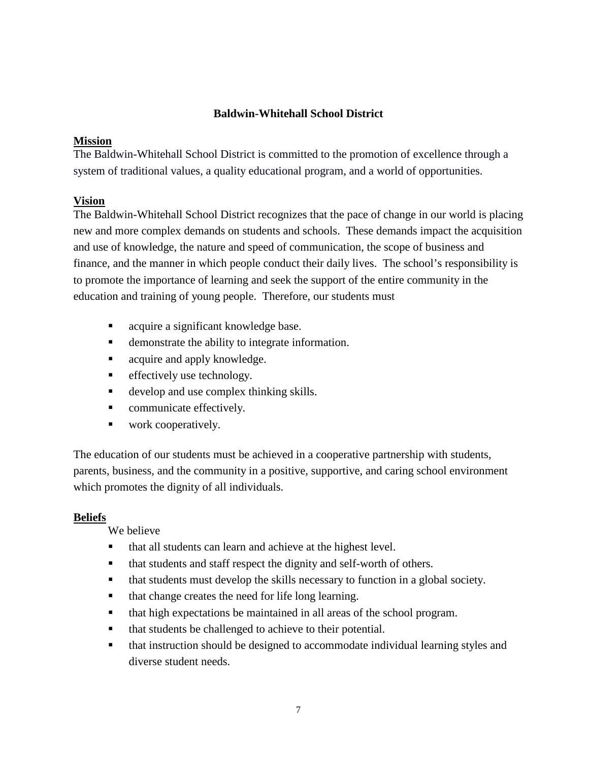## Baldwin-Whitehall School District

**Mission**

The Baldwin-Whitehall School District is committed to the promotion of excellence through a system of traditional values, a quality educational program, and a world of opportunities.

**Vision**

The Baldwin-Whitehall School District recognizes that the pace of change in our world is placing new and more complex demands on students and schools. These demands impact the acquisition and use of knowledge, the nature and speed of communication, the scope of business and finance, and the manner in which people conduct their daily lives. The school's responsibility is to promote the importance of learning and seek the support of the entire community in the education and training of young people. Therefore, our students must

- acquire a significant knowledge base.
- demonstrate the ability to integrate information.
- acquire and apply knowledge.
- effectively use technology.
- develop and use complex thinking skills.
- communicate effectively.
- work cooperatively.

The education of our students must be achieved in a cooperative partnership with students, parents, business, and the community in a positive, supportive, and caring school environment which promotes the dignity of all individuals.

**Beliefs**

We believe

- that all students can learn and achieve at the highest level.
- that students and staff respect the dignity and self-worth of others.
- that students must develop the skills necessary to function in a global society.
- that change creates the need for life long learning.
- that high expectations be maintained in all areas of the school program.
- that students be challenged to achieve to their potential.
- that instruction should be designed to accommodate individual learning styles and diverse student needs.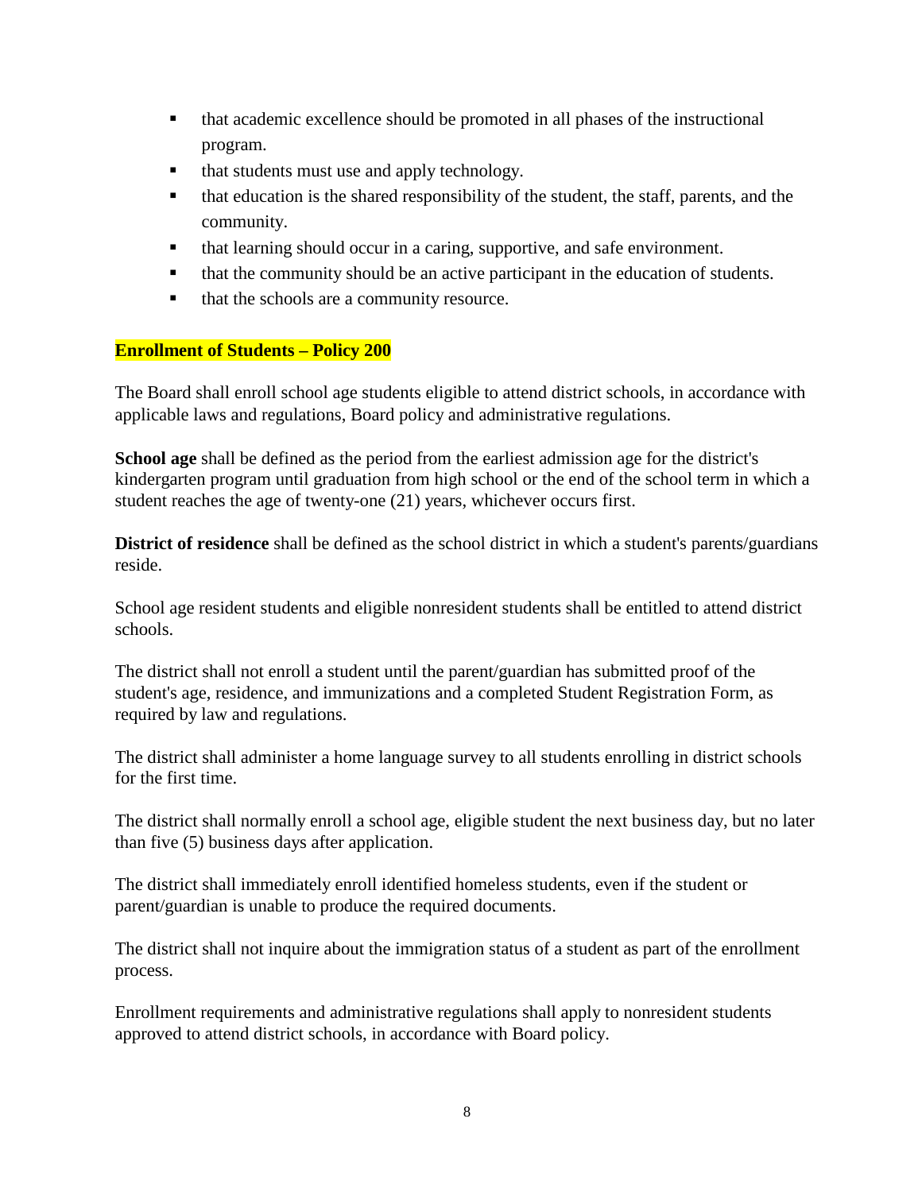- that academic excellence should be promoted in all phases of the instructional program.
- that students must use and apply technology.
- that education is the shared responsibility of the student, the staff, parents, and the community.
- that learning should occur in a caring, supportive, and safe environment.
- that the community should be an active participant in the education of students.
- that the schools are a community resource.

## Enrollment of Students – Policy 200

The Board shall enroll school age students eligible to attend district schools, in accordance with applicable laws and regulations, Board policy and administrative regulations.

**School age** shall be defined as the period from the earliest admission age for the district's kindergarten program until graduation from high school or the end of the school term in which a student reaches the age of twenty-one (21) years, whichever occurs first.

**District of residence** shall be defined as the school district in which a student's parents/guardians reside.

School age resident students and eligible nonresident students shall be entitled to attend district schools.

The district shall not enroll a student until the parent/guardian has submitted proof of the student's age, residence, and immunizations and a completed Student Registration Form, as required by law and regulations.

The district shall administer a home language survey to all students enrolling in district schools for the first time.

The district shall normally enroll a school age, eligible student the next business day, but no later than five (5) business days after application.

The district shall immediately enroll identified homeless students, even if the student or parent/guardian is unable to produce the required documents.

The district shall not inquire about the immigration status of a student as part of the enrollment process.

Enrollment requirements and administrative regulations shall apply to nonresident students approved to attend district schools, in accordance with Board policy.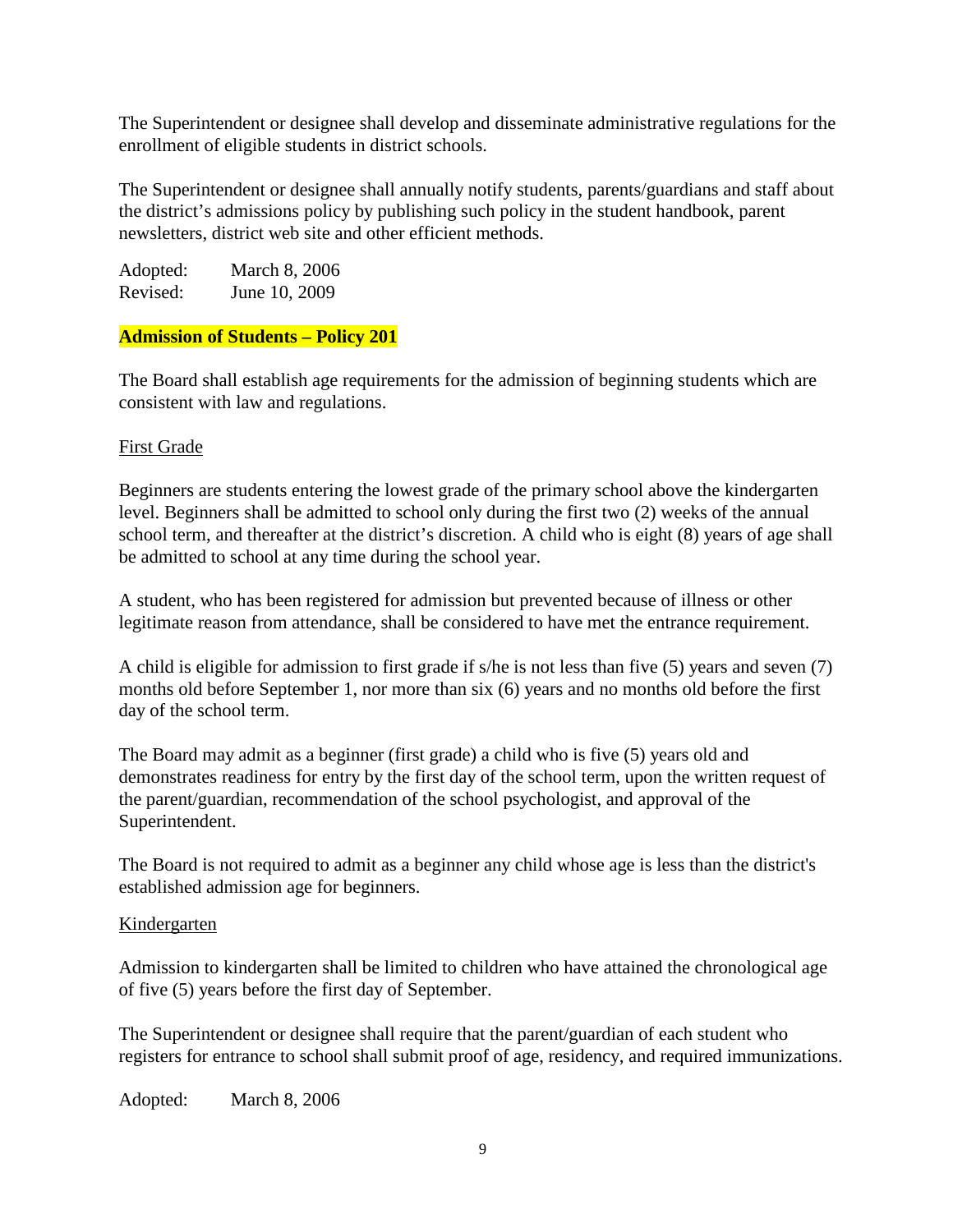The Superintendent or designee shall develop and disseminate administrative regulations for the enrollment of eligible students in district schools.

The Superintendent or designee shall annually notify students, parents/guardians and staff about the district's admissions policy by publishing such policy in the student handbook, parent newsletters, district web site and other efficient methods.

Adopted: March 8, 2006
Revised: June 10, 2009

## Admission of Students – Policy 201

The Board shall establish age requirements for the admission of beginning students which are consistent with law and regulations.

### First Grade

Beginners are students entering the lowest grade of the primary school above the kindergarten level. Beginners shall be admitted to school only during the first two (2) weeks of the annual school term, and thereafter at the district's discretion. A child who is eight (8) years of age shall be admitted to school at any time during the school year.

A student, who has been registered for admission but prevented because of illness or other legitimate reason from attendance, shall be considered to have met the entrance requirement.

A child is eligible for admission to first grade if s/he is not less than five (5) years and seven (7) months old before September 1, nor more than six (6) years and no months old before the first day of the school term.

The Board may admit as a beginner (first grade) a child who is five (5) years old and demonstrates readiness for entry by the first day of the school term, upon the written request of the parent/guardian, recommendation of the school psychologist, and approval of the Superintendent.

The Board is not required to admit as a beginner any child whose age is less than the district's established admission age for beginners.

### Kindergarten

Admission to kindergarten shall be limited to children who have attained the chronological age of five (5) years before the first day of September.

The Superintendent or designee shall require that the parent/guardian of each student who registers for entrance to school shall submit proof of age, residency, and required immunizations.

Adopted: March 8, 2006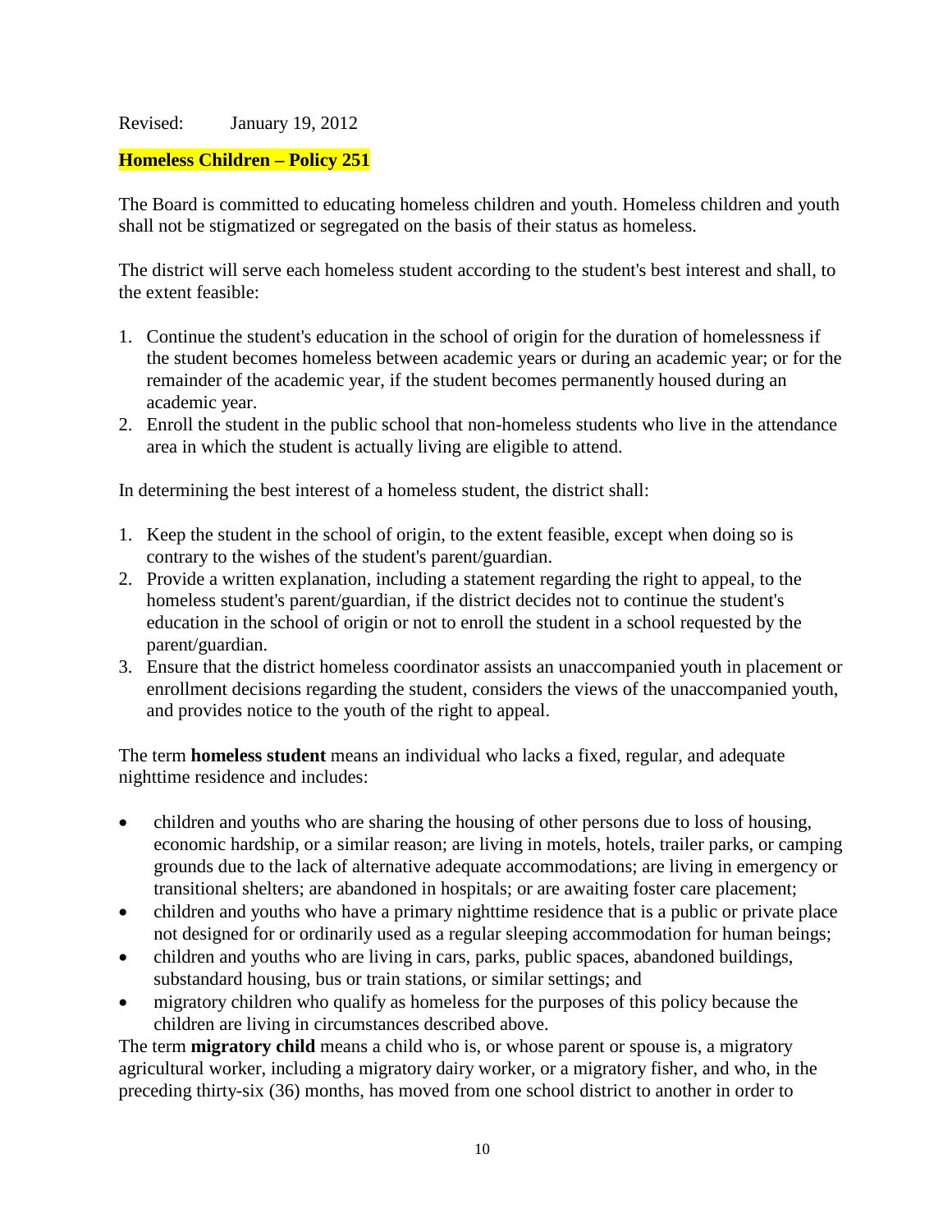Revised: January 19, 2012

## Homeless Children – Policy 251

The Board is committed to educating homeless children and youth. Homeless children and youth shall not be stigmatized or segregated on the basis of their status as homeless.

The district will serve each homeless student according to the student's best interest and shall, to the extent feasible:

1. Continue the student's education in the school of origin for the duration of homelessness if the student becomes homeless between academic years or during an academic year; or for the remainder of the academic year, if the student becomes permanently housed during an academic year.
2. Enroll the student in the public school that non-homeless students who live in the attendance area in which the student is actually living are eligible to attend.

In determining the best interest of a homeless student, the district shall:

1. Keep the student in the school of origin, to the extent feasible, except when doing so is contrary to the wishes of the student's parent/guardian.
2. Provide a written explanation, including a statement regarding the right to appeal, to the homeless student's parent/guardian, if the district decides not to continue the student's education in the school of origin or not to enroll the student in a school requested by the parent/guardian.
3. Ensure that the district homeless coordinator assists an unaccompanied youth in placement or enrollment decisions regarding the student, considers the views of the unaccompanied youth, and provides notice to the youth of the right to appeal.

The term **homeless student** means an individual who lacks a fixed, regular, and adequate nighttime residence and includes:

- children and youths who are sharing the housing of other persons due to loss of housing, economic hardship, or a similar reason; are living in motels, hotels, trailer parks, or camping grounds due to the lack of alternative adequate accommodations; are living in emergency or transitional shelters; are abandoned in hospitals; or are awaiting foster care placement;
- children and youths who have a primary nighttime residence that is a public or private place not designed for or ordinarily used as a regular sleeping accommodation for human beings;
- children and youths who are living in cars, parks, public spaces, abandoned buildings, substandard housing, bus or train stations, or similar settings; and
- migratory children who qualify as homeless for the purposes of this policy because the children are living in circumstances described above.

The term **migratory child** means a child who is, or whose parent or spouse is, a migratory agricultural worker, including a migratory dairy worker, or a migratory fisher, and who, in the preceding thirty-six (36) months, has moved from one school district to another in order to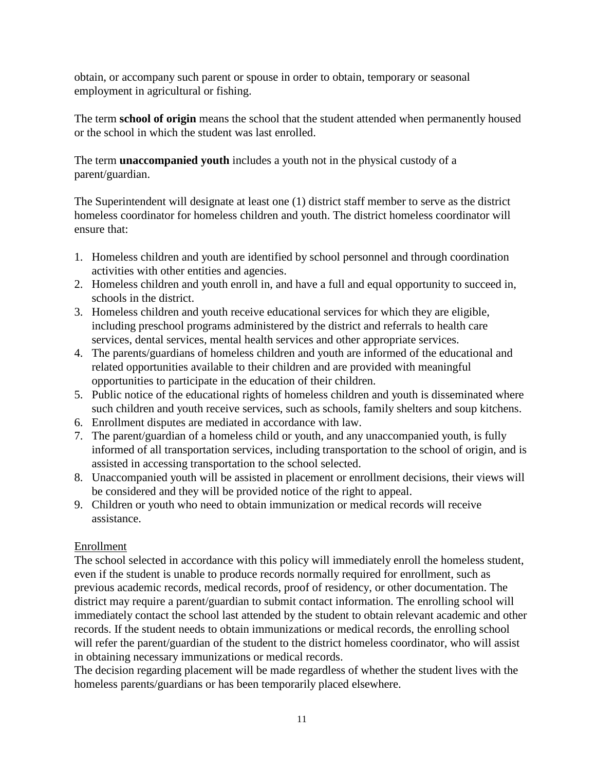obtain, or accompany such parent or spouse in order to obtain, temporary or seasonal employment in agricultural or fishing.

The term **school of origin** means the school that the student attended when permanently housed or the school in which the student was last enrolled.

The term **unaccompanied youth** includes a youth not in the physical custody of a parent/guardian.

The Superintendent will designate at least one (1) district staff member to serve as the district homeless coordinator for homeless children and youth. The district homeless coordinator will ensure that:

1. Homeless children and youth are identified by school personnel and through coordination activities with other entities and agencies.
2. Homeless children and youth enroll in, and have a full and equal opportunity to succeed in, schools in the district.
3. Homeless children and youth receive educational services for which they are eligible, including preschool programs administered by the district and referrals to health care services, dental services, mental health services and other appropriate services.
4. The parents/guardians of homeless children and youth are informed of the educational and related opportunities available to their children and are provided with meaningful opportunities to participate in the education of their children.
5. Public notice of the educational rights of homeless children and youth is disseminated where such children and youth receive services, such as schools, family shelters and soup kitchens.
6. Enrollment disputes are mediated in accordance with law.
7. The parent/guardian of a homeless child or youth, and any unaccompanied youth, is fully informed of all transportation services, including transportation to the school of origin, and is assisted in accessing transportation to the school selected.
8. Unaccompanied youth will be assisted in placement or enrollment decisions, their views will be considered and they will be provided notice of the right to appeal.
9. Children or youth who need to obtain immunization or medical records will receive assistance.

<u>Enrollment</u>

The school selected in accordance with this policy will immediately enroll the homeless student, even if the student is unable to produce records normally required for enrollment, such as previous academic records, medical records, proof of residency, or other documentation. The district may require a parent/guardian to submit contact information. The enrolling school will immediately contact the school last attended by the student to obtain relevant academic and other records. If the student needs to obtain immunizations or medical records, the enrolling school will refer the parent/guardian of the student to the district homeless coordinator, who will assist in obtaining necessary immunizations or medical records.

The decision regarding placement will be made regardless of whether the student lives with the homeless parents/guardians or has been temporarily placed elsewhere.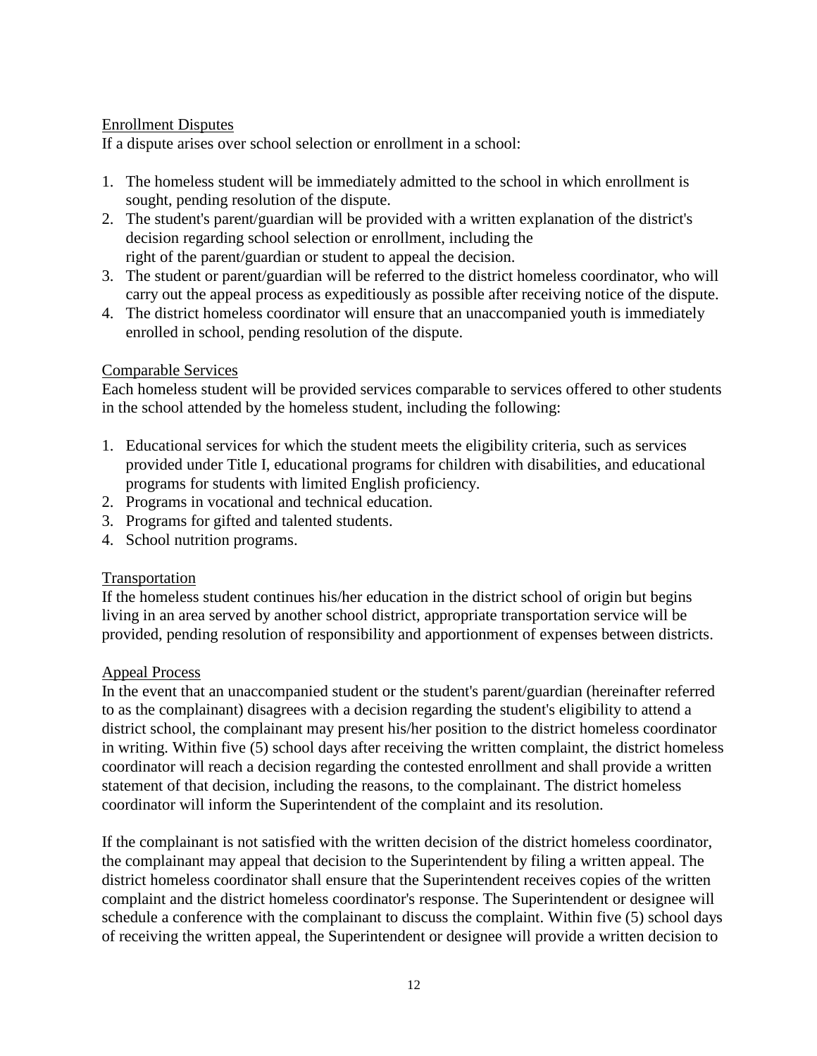Enrollment Disputes

If a dispute arises over school selection or enrollment in a school:

1. The homeless student will be immediately admitted to the school in which enrollment is sought, pending resolution of the dispute.
2. The student's parent/guardian will be provided with a written explanation of the district's decision regarding school selection or enrollment, including the right of the parent/guardian or student to appeal the decision.
3. The student or parent/guardian will be referred to the district homeless coordinator, who will carry out the appeal process as expeditiously as possible after receiving notice of the dispute.
4. The district homeless coordinator will ensure that an unaccompanied youth is immediately enrolled in school, pending resolution of the dispute.

Comparable Services

Each homeless student will be provided services comparable to services offered to other students in the school attended by the homeless student, including the following:

1. Educational services for which the student meets the eligibility criteria, such as services provided under Title I, educational programs for children with disabilities, and educational programs for students with limited English proficiency.
2. Programs in vocational and technical education.
3. Programs for gifted and talented students.
4. School nutrition programs.

Transportation

If the homeless student continues his/her education in the district school of origin but begins living in an area served by another school district, appropriate transportation service will be provided, pending resolution of responsibility and apportionment of expenses between districts.

Appeal Process

In the event that an unaccompanied student or the student's parent/guardian (hereinafter referred to as the complainant) disagrees with a decision regarding the student's eligibility to attend a district school, the complainant may present his/her position to the district homeless coordinator in writing. Within five (5) school days after receiving the written complaint, the district homeless coordinator will reach a decision regarding the contested enrollment and shall provide a written statement of that decision, including the reasons, to the complainant. The district homeless coordinator will inform the Superintendent of the complaint and its resolution.

If the complainant is not satisfied with the written decision of the district homeless coordinator, the complainant may appeal that decision to the Superintendent by filing a written appeal. The district homeless coordinator shall ensure that the Superintendent receives copies of the written complaint and the district homeless coordinator's response. The Superintendent or designee will schedule a conference with the complainant to discuss the complaint. Within five (5) school days of receiving the written appeal, the Superintendent or designee will provide a written decision to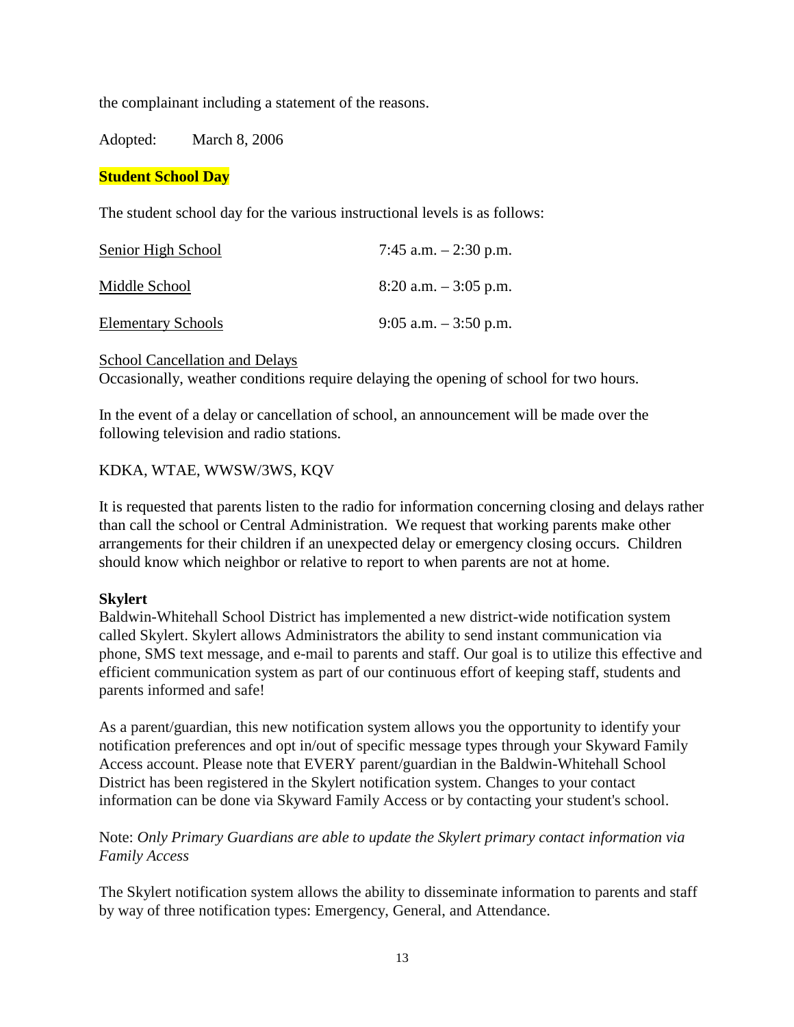the complainant including a statement of the reasons.

Adopted: March 8, 2006

## Student School Day

The student school day for the various instructional levels is as follows:

| | |
|---|---|
| Senior High School | 7:45 a.m. – 2:30 p.m. |
| Middle School | 8:20 a.m. – 3:05 p.m. |
| Elementary Schools | 9:05 a.m. – 3:50 p.m. |

School Cancellation and Delays
Occasionally, weather conditions require delaying the opening of school for two hours.

In the event of a delay or cancellation of school, an announcement will be made over the following television and radio stations.

KDKA, WTAE, WWSW/3WS, KQV

It is requested that parents listen to the radio for information concerning closing and delays rather than call the school or Central Administration. We request that working parents make other arrangements for their children if an unexpected delay or emergency closing occurs. Children should know which neighbor or relative to report to when parents are not at home.

**Skylert**
Baldwin-Whitehall School District has implemented a new district-wide notification system called Skylert. Skylert allows Administrators the ability to send instant communication via phone, SMS text message, and e-mail to parents and staff. Our goal is to utilize this effective and efficient communication system as part of our continuous effort of keeping staff, students and parents informed and safe!

As a parent/guardian, this new notification system allows you the opportunity to identify your notification preferences and opt in/out of specific message types through your Skyward Family Access account. Please note that EVERY parent/guardian in the Baldwin-Whitehall School District has been registered in the Skylert notification system. Changes to your contact information can be done via Skyward Family Access or by contacting your student's school.

Note: *Only Primary Guardians are able to update the Skylert primary contact information via Family Access*

The Skylert notification system allows the ability to disseminate information to parents and staff by way of three notification types: Emergency, General, and Attendance.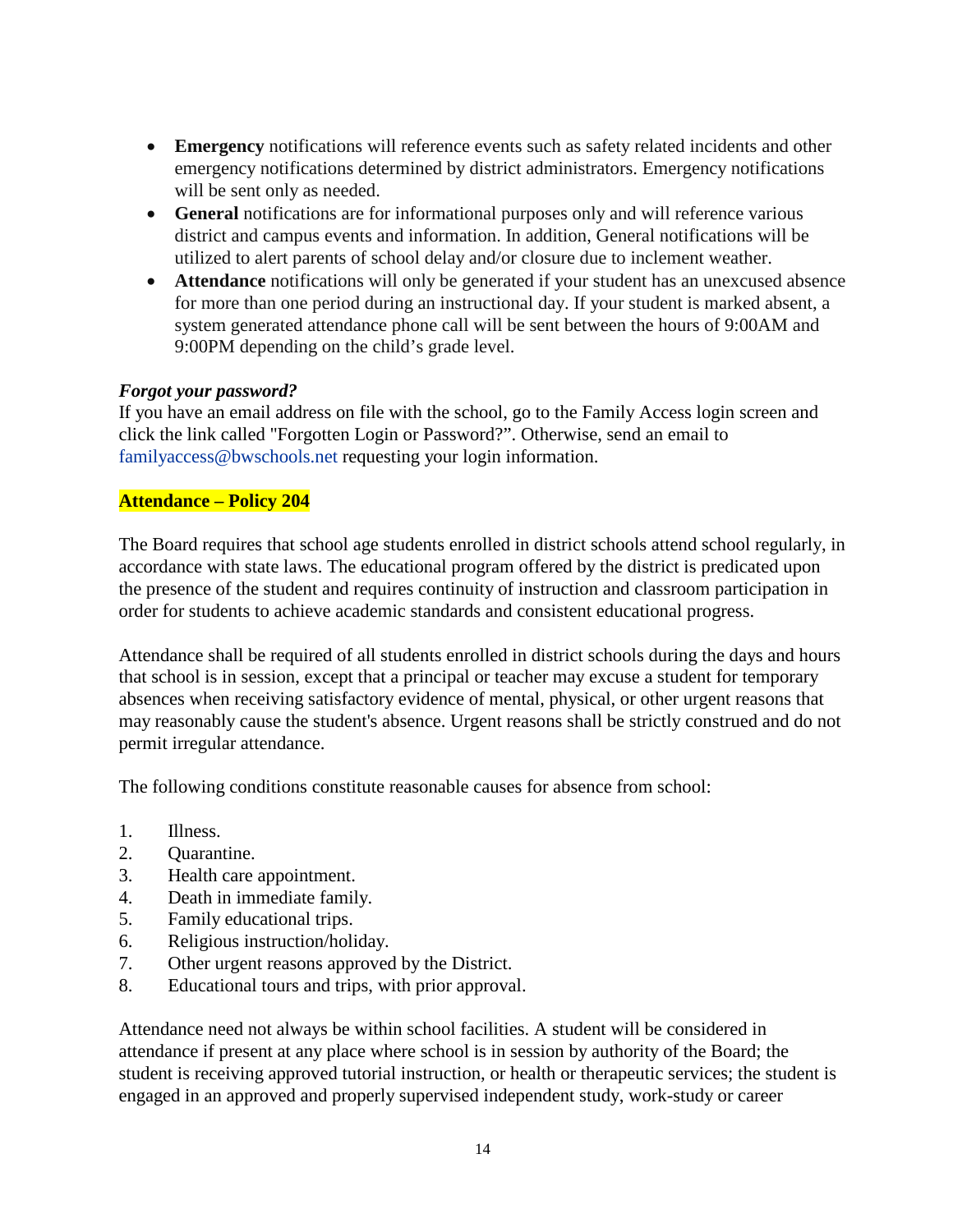- **Emergency** notifications will reference events such as safety related incidents and other emergency notifications determined by district administrators. Emergency notifications will be sent only as needed.
- **General** notifications are for informational purposes only and will reference various district and campus events and information. In addition, General notifications will be utilized to alert parents of school delay and/or closure due to inclement weather.
- **Attendance** notifications will only be generated if your student has an unexcused absence for more than one period during an instructional day. If your student is marked absent, a system generated attendance phone call will be sent between the hours of 9:00AM and 9:00PM depending on the child's grade level.

***Forgot your password?***

If you have an email address on file with the school, go to the Family Access login screen and click the link called "Forgotten Login or Password?". Otherwise, send an email to familyaccess@bwschools.net requesting your login information.

## Attendance – Policy 204

The Board requires that school age students enrolled in district schools attend school regularly, in accordance with state laws. The educational program offered by the district is predicated upon the presence of the student and requires continuity of instruction and classroom participation in order for students to achieve academic standards and consistent educational progress.

Attendance shall be required of all students enrolled in district schools during the days and hours that school is in session, except that a principal or teacher may excuse a student for temporary absences when receiving satisfactory evidence of mental, physical, or other urgent reasons that may reasonably cause the student's absence. Urgent reasons shall be strictly construed and do not permit irregular attendance.

The following conditions constitute reasonable causes for absence from school:

1. Illness.
2. Quarantine.
3. Health care appointment.
4. Death in immediate family.
5. Family educational trips.
6. Religious instruction/holiday.
7. Other urgent reasons approved by the District.
8. Educational tours and trips, with prior approval.

Attendance need not always be within school facilities. A student will be considered in attendance if present at any place where school is in session by authority of the Board; the student is receiving approved tutorial instruction, or health or therapeutic services; the student is engaged in an approved and properly supervised independent study, work-study or career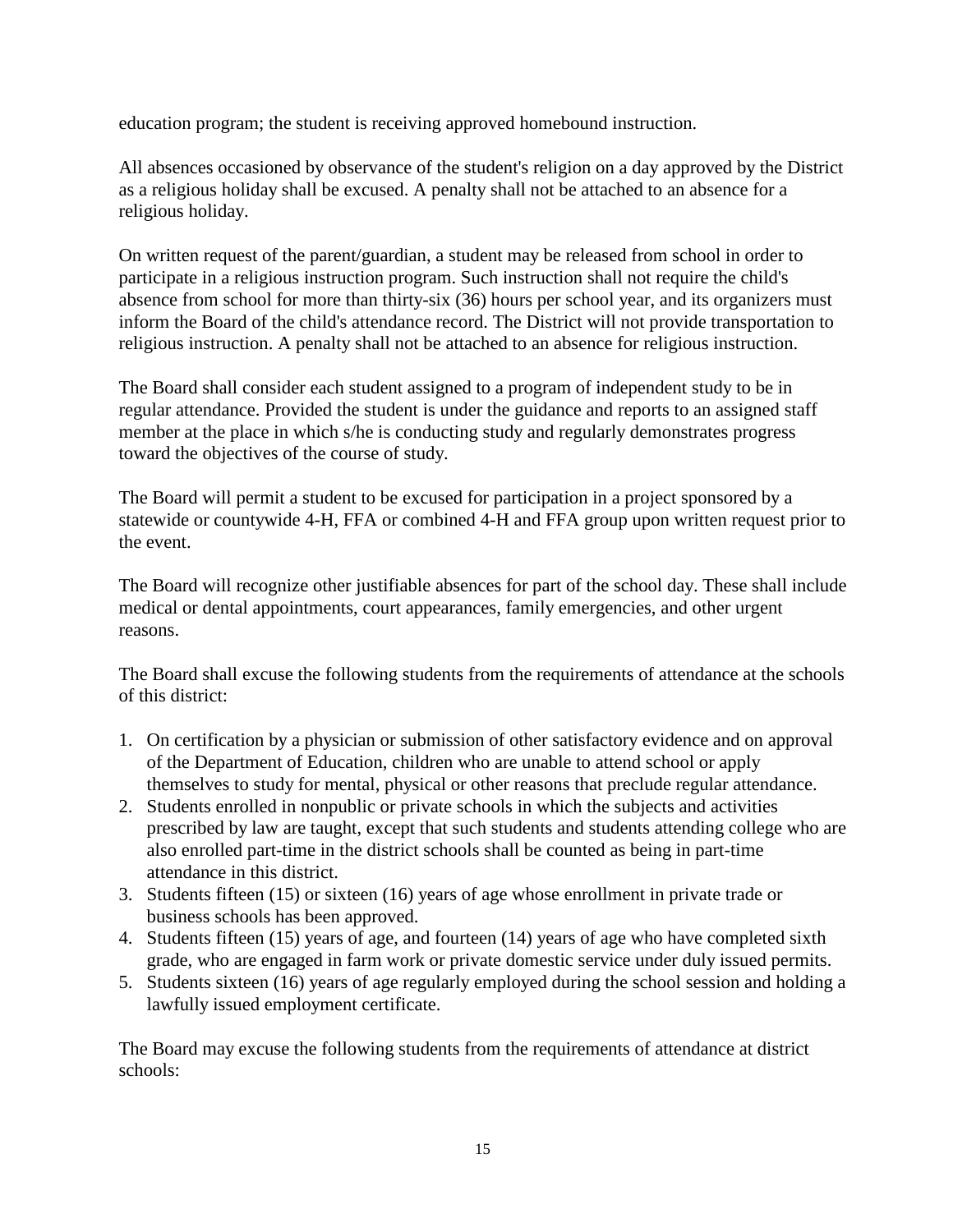education program; the student is receiving approved homebound instruction.

All absences occasioned by observance of the student's religion on a day approved by the District as a religious holiday shall be excused. A penalty shall not be attached to an absence for a religious holiday.

On written request of the parent/guardian, a student may be released from school in order to participate in a religious instruction program. Such instruction shall not require the child's absence from school for more than thirty-six (36) hours per school year, and its organizers must inform the Board of the child's attendance record. The District will not provide transportation to religious instruction. A penalty shall not be attached to an absence for religious instruction.

The Board shall consider each student assigned to a program of independent study to be in regular attendance. Provided the student is under the guidance and reports to an assigned staff member at the place in which s/he is conducting study and regularly demonstrates progress toward the objectives of the course of study.

The Board will permit a student to be excused for participation in a project sponsored by a statewide or countywide 4-H, FFA or combined 4-H and FFA group upon written request prior to the event.

The Board will recognize other justifiable absences for part of the school day. These shall include medical or dental appointments, court appearances, family emergencies, and other urgent reasons.

The Board shall excuse the following students from the requirements of attendance at the schools of this district:

1. On certification by a physician or submission of other satisfactory evidence and on approval of the Department of Education, children who are unable to attend school or apply themselves to study for mental, physical or other reasons that preclude regular attendance.
2. Students enrolled in nonpublic or private schools in which the subjects and activities prescribed by law are taught, except that such students and students attending college who are also enrolled part-time in the district schools shall be counted as being in part-time attendance in this district.
3. Students fifteen (15) or sixteen (16) years of age whose enrollment in private trade or business schools has been approved.
4. Students fifteen (15) years of age, and fourteen (14) years of age who have completed sixth grade, who are engaged in farm work or private domestic service under duly issued permits.
5. Students sixteen (16) years of age regularly employed during the school session and holding a lawfully issued employment certificate.

The Board may excuse the following students from the requirements of attendance at district schools: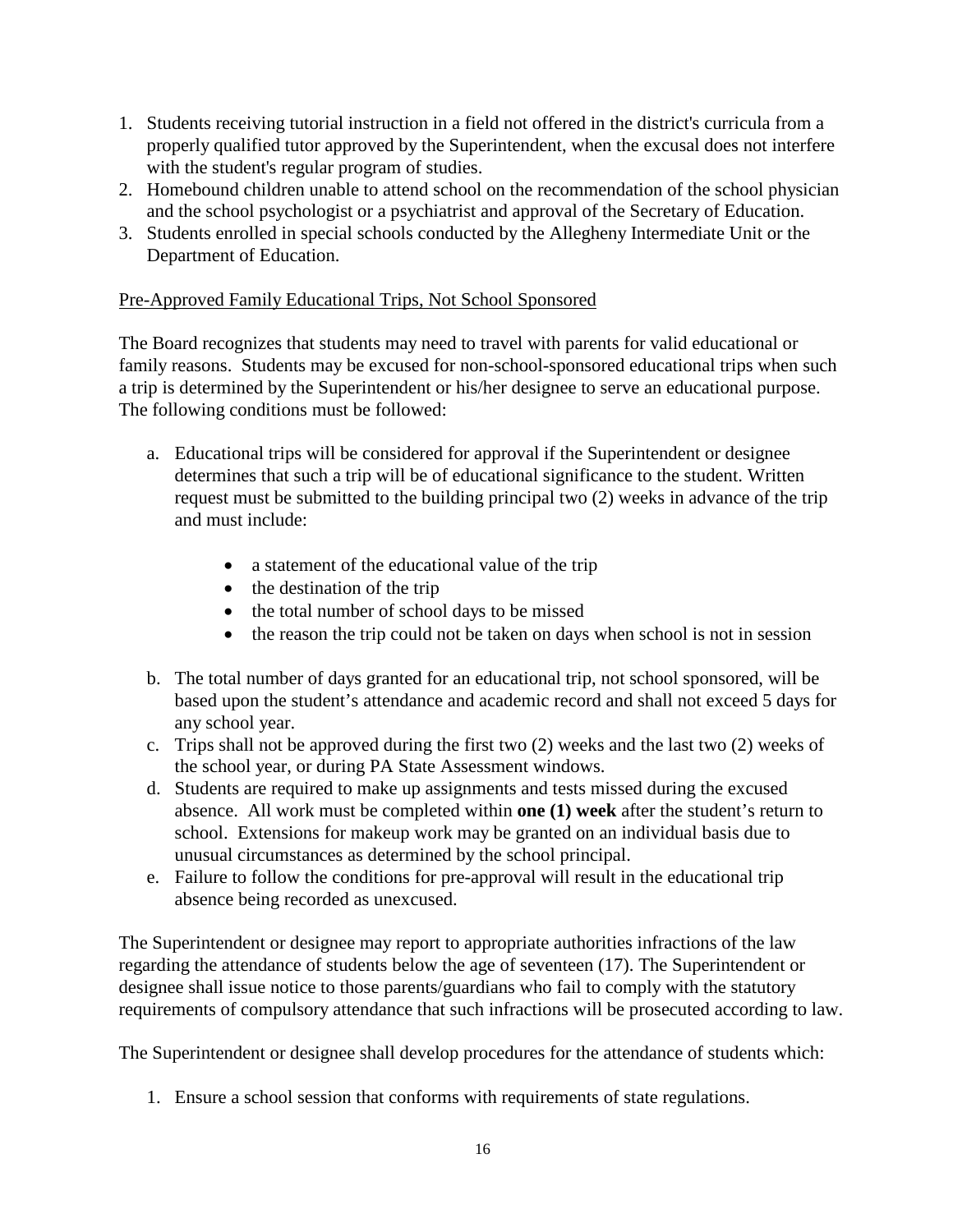1. Students receiving tutorial instruction in a field not offered in the district's curricula from a properly qualified tutor approved by the Superintendent, when the excusal does not interfere with the student's regular program of studies.
2. Homebound children unable to attend school on the recommendation of the school physician and the school psychologist or a psychiatrist and approval of the Secretary of Education.
3. Students enrolled in special schools conducted by the Allegheny Intermediate Unit or the Department of Education.

<u>Pre-Approved Family Educational Trips, Not School Sponsored</u>

The Board recognizes that students may need to travel with parents for valid educational or family reasons. Students may be excused for non-school-sponsored educational trips when such a trip is determined by the Superintendent or his/her designee to serve an educational purpose. The following conditions must be followed:

a. Educational trips will be considered for approval if the Superintendent or designee determines that such a trip will be of educational significance to the student. Written request must be submitted to the building principal two (2) weeks in advance of the trip and must include:
    - a statement of the educational value of the trip
    - the destination of the trip
    - the total number of school days to be missed
    - the reason the trip could not be taken on days when school is not in session
b. The total number of days granted for an educational trip, not school sponsored, will be based upon the student's attendance and academic record and shall not exceed 5 days for any school year.
c. Trips shall not be approved during the first two (2) weeks and the last two (2) weeks of the school year, or during PA State Assessment windows.
d. Students are required to make up assignments and tests missed during the excused absence. All work must be completed within **one (1) week** after the student's return to school. Extensions for makeup work may be granted on an individual basis due to unusual circumstances as determined by the school principal.
e. Failure to follow the conditions for pre-approval will result in the educational trip absence being recorded as unexcused.

The Superintendent or designee may report to appropriate authorities infractions of the law regarding the attendance of students below the age of seventeen (17). The Superintendent or designee shall issue notice to those parents/guardians who fail to comply with the statutory requirements of compulsory attendance that such infractions will be prosecuted according to law.

The Superintendent or designee shall develop procedures for the attendance of students which:

1. Ensure a school session that conforms with requirements of state regulations.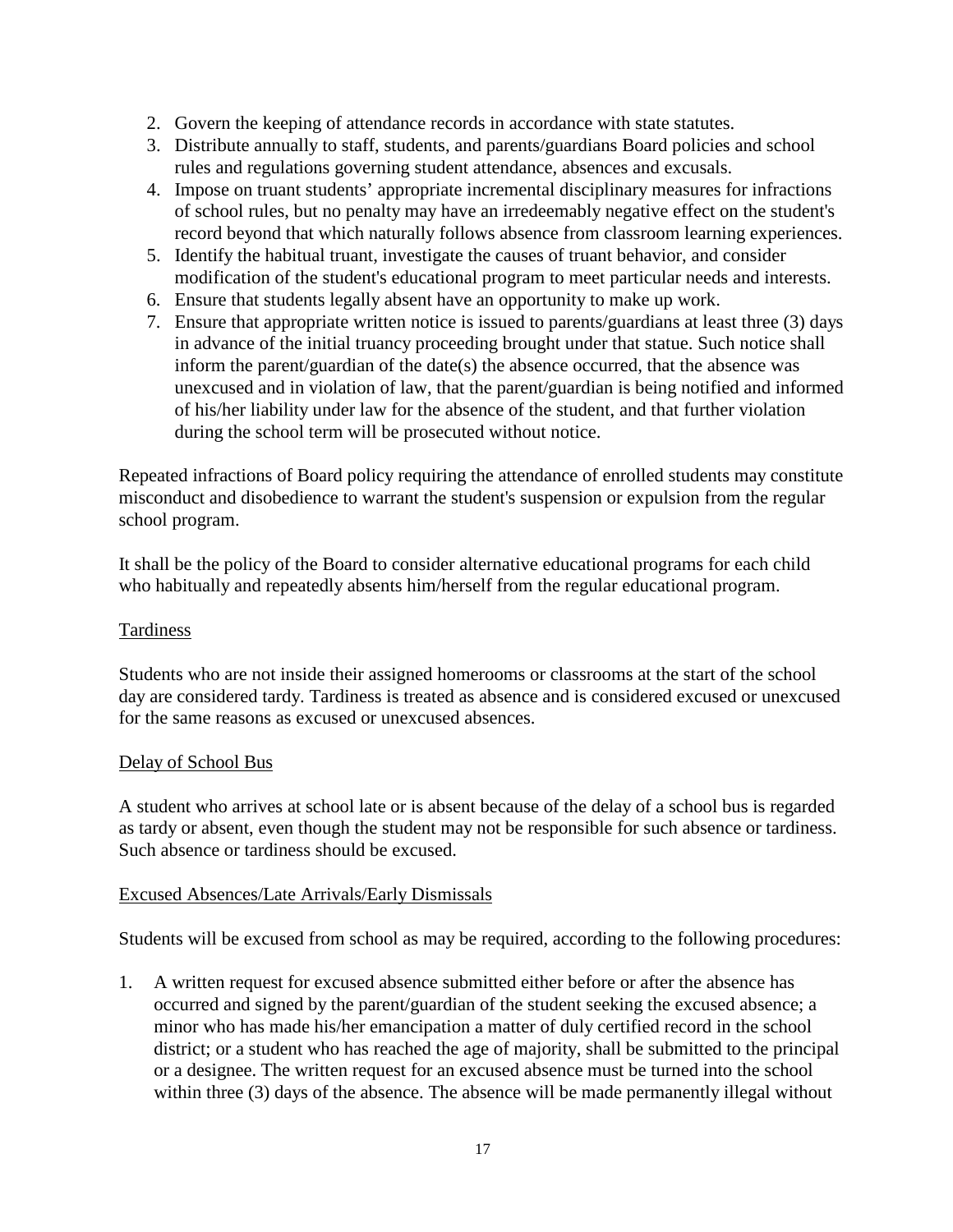2. Govern the keeping of attendance records in accordance with state statutes.
3. Distribute annually to staff, students, and parents/guardians Board policies and school rules and regulations governing student attendance, absences and excusals.
4. Impose on truant students' appropriate incremental disciplinary measures for infractions of school rules, but no penalty may have an irredeemably negative effect on the student's record beyond that which naturally follows absence from classroom learning experiences.
5. Identify the habitual truant, investigate the causes of truant behavior, and consider modification of the student's educational program to meet particular needs and interests.
6. Ensure that students legally absent have an opportunity to make up work.
7. Ensure that appropriate written notice is issued to parents/guardians at least three (3) days in advance of the initial truancy proceeding brought under that statue. Such notice shall inform the parent/guardian of the date(s) the absence occurred, that the absence was unexcused and in violation of law, that the parent/guardian is being notified and informed of his/her liability under law for the absence of the student, and that further violation during the school term will be prosecuted without notice.

Repeated infractions of Board policy requiring the attendance of enrolled students may constitute misconduct and disobedience to warrant the student's suspension or expulsion from the regular school program.

It shall be the policy of the Board to consider alternative educational programs for each child who habitually and repeatedly absents him/herself from the regular educational program.

Tardiness

Students who are not inside their assigned homerooms or classrooms at the start of the school day are considered tardy. Tardiness is treated as absence and is considered excused or unexcused for the same reasons as excused or unexcused absences.

Delay of School Bus

A student who arrives at school late or is absent because of the delay of a school bus is regarded as tardy or absent, even though the student may not be responsible for such absence or tardiness. Such absence or tardiness should be excused.

Excused Absences/Late Arrivals/Early Dismissals

Students will be excused from school as may be required, according to the following procedures:

1. A written request for excused absence submitted either before or after the absence has occurred and signed by the parent/guardian of the student seeking the excused absence; a minor who has made his/her emancipation a matter of duly certified record in the school district; or a student who has reached the age of majority, shall be submitted to the principal or a designee. The written request for an excused absence must be turned into the school within three (3) days of the absence. The absence will be made permanently illegal without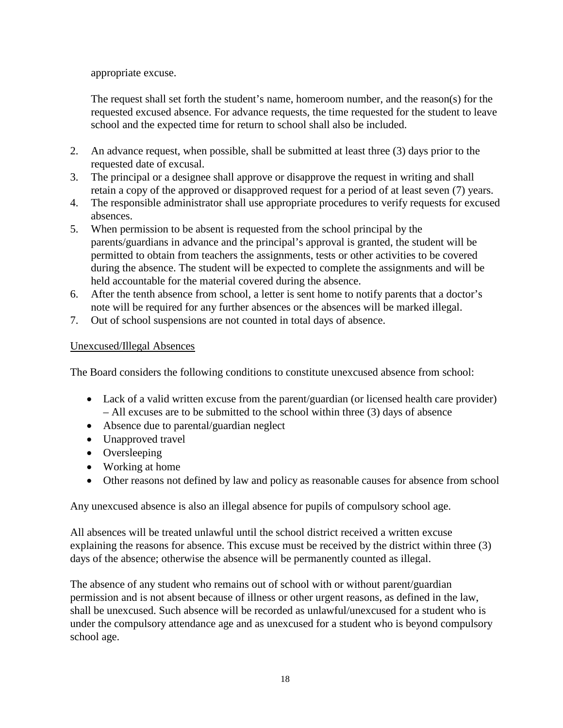appropriate excuse.

The request shall set forth the student's name, homeroom number, and the reason(s) for the requested excused absence. For advance requests, the time requested for the student to leave school and the expected time for return to school shall also be included.

2. An advance request, when possible, shall be submitted at least three (3) days prior to the requested date of excusal.
3. The principal or a designee shall approve or disapprove the request in writing and shall retain a copy of the approved or disapproved request for a period of at least seven (7) years.
4. The responsible administrator shall use appropriate procedures to verify requests for excused absences.
5. When permission to be absent is requested from the school principal by the parents/guardians in advance and the principal's approval is granted, the student will be permitted to obtain from teachers the assignments, tests or other activities to be covered during the absence. The student will be expected to complete the assignments and will be held accountable for the material covered during the absence.
6. After the tenth absence from school, a letter is sent home to notify parents that a doctor's note will be required for any further absences or the absences will be marked illegal.
7. Out of school suspensions are not counted in total days of absence.

<u>Unexcused/Illegal Absences</u>

The Board considers the following conditions to constitute unexcused absence from school:

- Lack of a valid written excuse from the parent/guardian (or licensed health care provider) – All excuses are to be submitted to the school within three (3) days of absence
- Absence due to parental/guardian neglect
- Unapproved travel
- Oversleeping
- Working at home
- Other reasons not defined by law and policy as reasonable causes for absence from school

Any unexcused absence is also an illegal absence for pupils of compulsory school age.

All absences will be treated unlawful until the school district received a written excuse explaining the reasons for absence. This excuse must be received by the district within three (3) days of the absence; otherwise the absence will be permanently counted as illegal.

The absence of any student who remains out of school with or without parent/guardian permission and is not absent because of illness or other urgent reasons, as defined in the law, shall be unexcused. Such absence will be recorded as unlawful/unexcused for a student who is under the compulsory attendance age and as unexcused for a student who is beyond compulsory school age.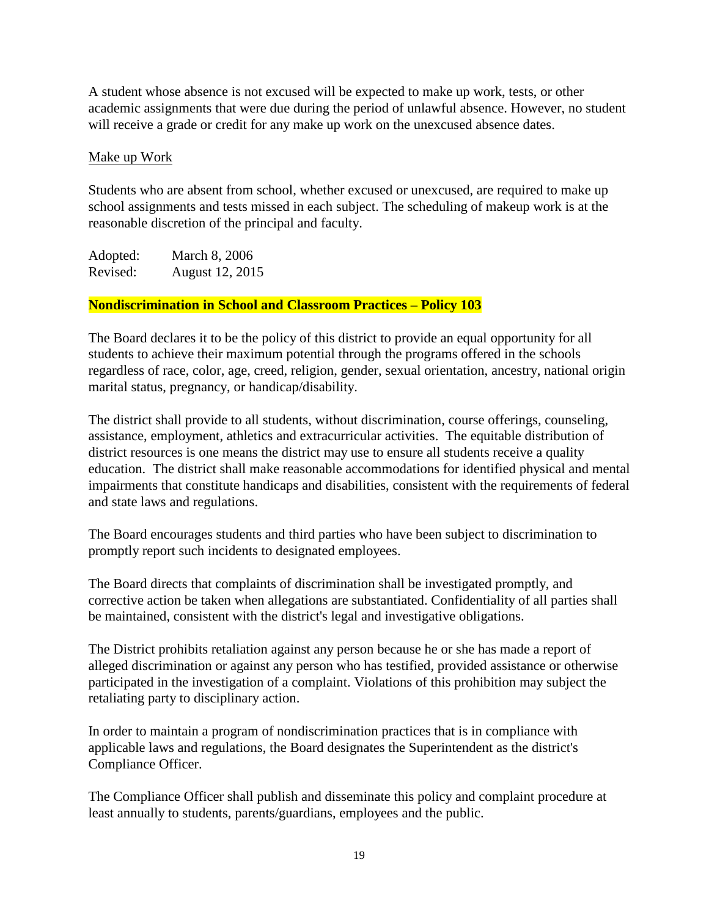A student whose absence is not excused will be expected to make up work, tests, or other academic assignments that were due during the period of unlawful absence. However, no student will receive a grade or credit for any make up work on the unexcused absence dates.

Make up Work

Students who are absent from school, whether excused or unexcused, are required to make up school assignments and tests missed in each subject. The scheduling of makeup work is at the reasonable discretion of the principal and faculty.

Adopted: March 8, 2006
Revised: August 12, 2015

## Nondiscrimination in School and Classroom Practices – Policy 103

The Board declares it to be the policy of this district to provide an equal opportunity for all students to achieve their maximum potential through the programs offered in the schools regardless of race, color, age, creed, religion, gender, sexual orientation, ancestry, national origin marital status, pregnancy, or handicap/disability.

The district shall provide to all students, without discrimination, course offerings, counseling, assistance, employment, athletics and extracurricular activities. The equitable distribution of district resources is one means the district may use to ensure all students receive a quality education. The district shall make reasonable accommodations for identified physical and mental impairments that constitute handicaps and disabilities, consistent with the requirements of federal and state laws and regulations.

The Board encourages students and third parties who have been subject to discrimination to promptly report such incidents to designated employees.

The Board directs that complaints of discrimination shall be investigated promptly, and corrective action be taken when allegations are substantiated. Confidentiality of all parties shall be maintained, consistent with the district's legal and investigative obligations.

The District prohibits retaliation against any person because he or she has made a report of alleged discrimination or against any person who has testified, provided assistance or otherwise participated in the investigation of a complaint. Violations of this prohibition may subject the retaliating party to disciplinary action.

In order to maintain a program of nondiscrimination practices that is in compliance with applicable laws and regulations, the Board designates the Superintendent as the district's Compliance Officer.

The Compliance Officer shall publish and disseminate this policy and complaint procedure at least annually to students, parents/guardians, employees and the public.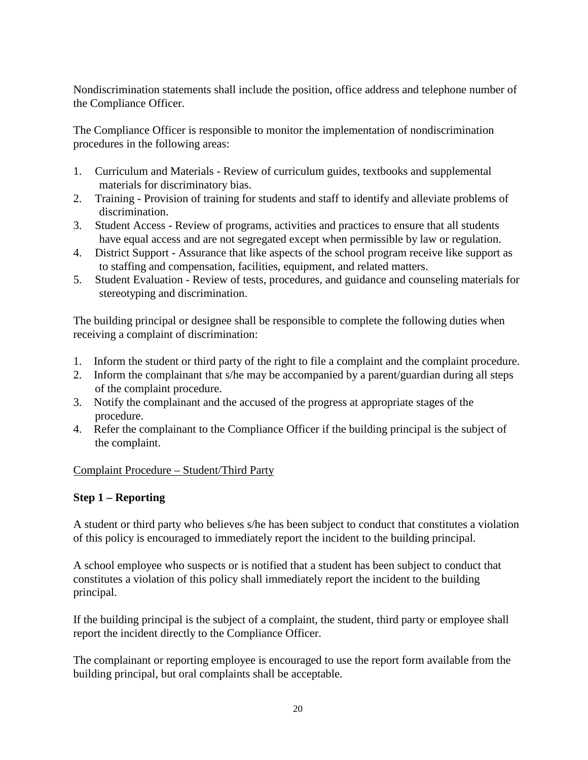Nondiscrimination statements shall include the position, office address and telephone number of the Compliance Officer.

The Compliance Officer is responsible to monitor the implementation of nondiscrimination procedures in the following areas:

1. Curriculum and Materials - Review of curriculum guides, textbooks and supplemental materials for discriminatory bias.
2. Training - Provision of training for students and staff to identify and alleviate problems of discrimination.
3. Student Access - Review of programs, activities and practices to ensure that all students have equal access and are not segregated except when permissible by law or regulation.
4. District Support - Assurance that like aspects of the school program receive like support as to staffing and compensation, facilities, equipment, and related matters.
5. Student Evaluation - Review of tests, procedures, and guidance and counseling materials for stereotyping and discrimination.

The building principal or designee shall be responsible to complete the following duties when receiving a complaint of discrimination:

1. Inform the student or third party of the right to file a complaint and the complaint procedure.
2. Inform the complainant that s/he may be accompanied by a parent/guardian during all steps of the complaint procedure.
3. Notify the complainant and the accused of the progress at appropriate stages of the procedure.
4. Refer the complainant to the Compliance Officer if the building principal is the subject of the complaint.

Complaint Procedure – Student/Third Party

**Step 1 – Reporting**

A student or third party who believes s/he has been subject to conduct that constitutes a violation of this policy is encouraged to immediately report the incident to the building principal.

A school employee who suspects or is notified that a student has been subject to conduct that constitutes a violation of this policy shall immediately report the incident to the building principal.

If the building principal is the subject of a complaint, the student, third party or employee shall report the incident directly to the Compliance Officer.

The complainant or reporting employee is encouraged to use the report form available from the building principal, but oral complaints shall be acceptable.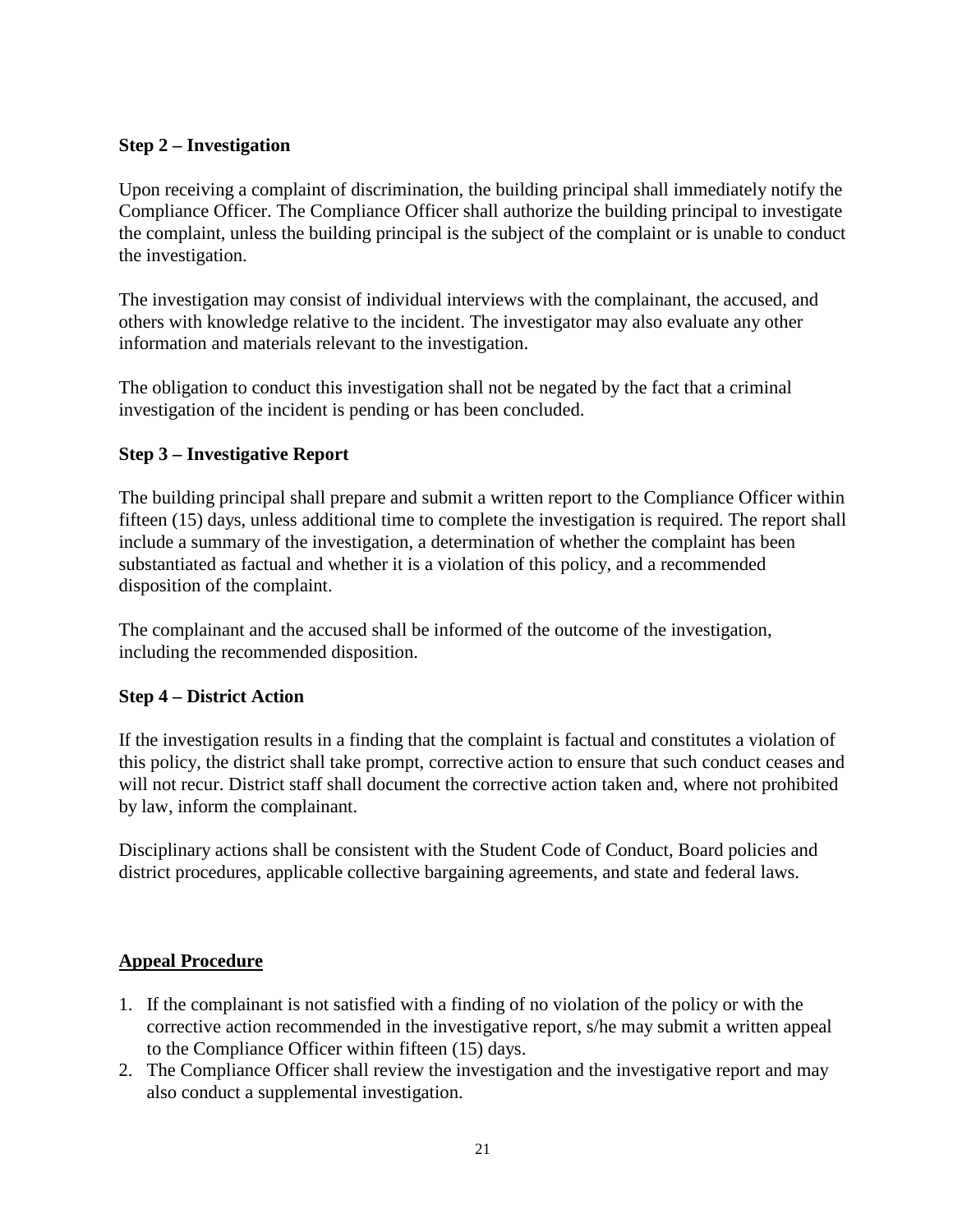**Step 2 – Investigation**

Upon receiving a complaint of discrimination, the building principal shall immediately notify the Compliance Officer. The Compliance Officer shall authorize the building principal to investigate the complaint, unless the building principal is the subject of the complaint or is unable to conduct the investigation.

The investigation may consist of individual interviews with the complainant, the accused, and others with knowledge relative to the incident. The investigator may also evaluate any other information and materials relevant to the investigation.

The obligation to conduct this investigation shall not be negated by the fact that a criminal investigation of the incident is pending or has been concluded.

**Step 3 – Investigative Report**

The building principal shall prepare and submit a written report to the Compliance Officer within fifteen (15) days, unless additional time to complete the investigation is required. The report shall include a summary of the investigation, a determination of whether the complaint has been substantiated as factual and whether it is a violation of this policy, and a recommended disposition of the complaint.

The complainant and the accused shall be informed of the outcome of the investigation, including the recommended disposition.

**Step 4 – District Action**

If the investigation results in a finding that the complaint is factual and constitutes a violation of this policy, the district shall take prompt, corrective action to ensure that such conduct ceases and will not recur. District staff shall document the corrective action taken and, where not prohibited by law, inform the complainant.

Disciplinary actions shall be consistent with the Student Code of Conduct, Board policies and district procedures, applicable collective bargaining agreements, and state and federal laws.

**Appeal Procedure**

1. If the complainant is not satisfied with a finding of no violation of the policy or with the corrective action recommended in the investigative report, s/he may submit a written appeal to the Compliance Officer within fifteen (15) days.
2. The Compliance Officer shall review the investigation and the investigative report and may also conduct a supplemental investigation.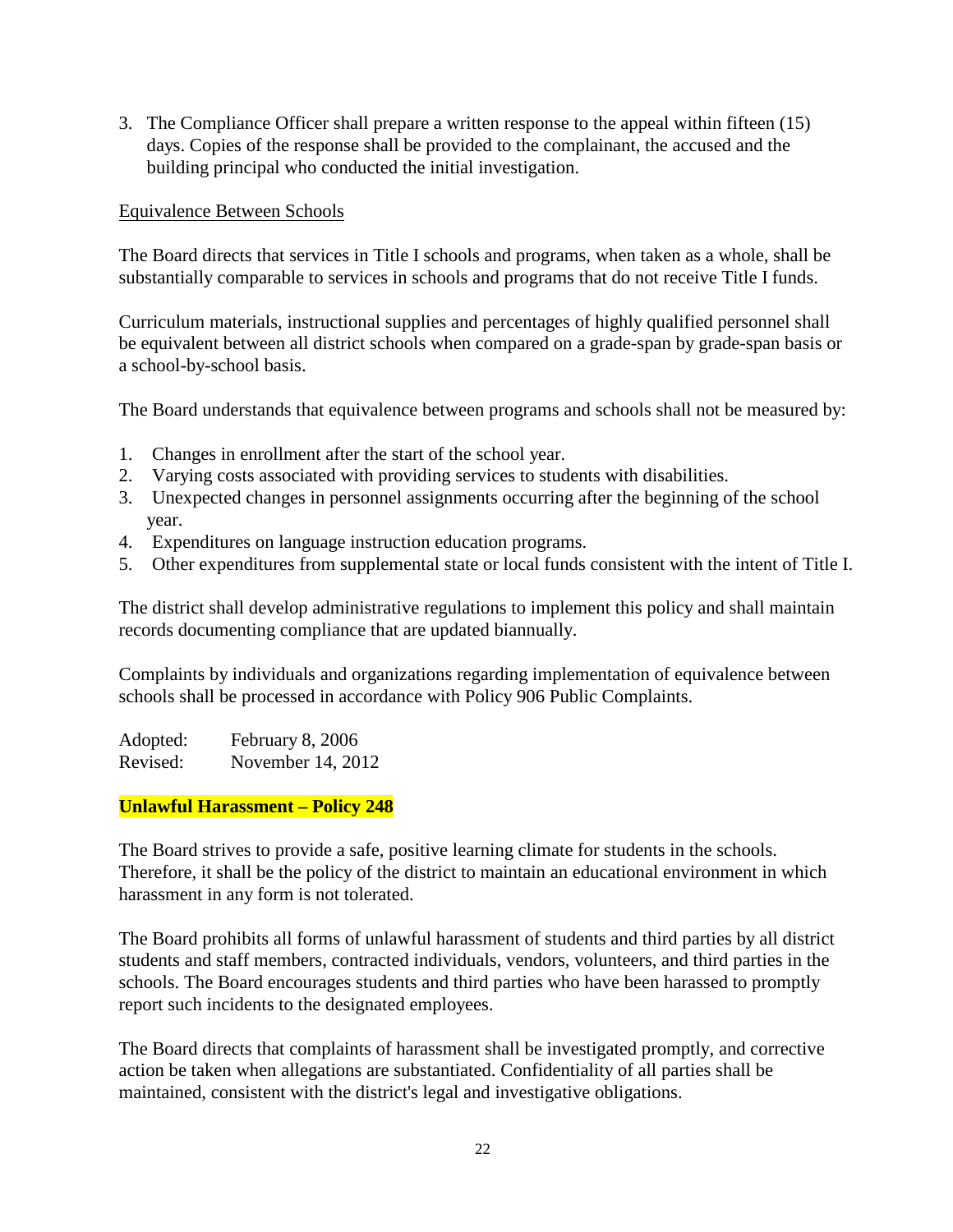3. The Compliance Officer shall prepare a written response to the appeal within fifteen (15) days. Copies of the response shall be provided to the complainant, the accused and the building principal who conducted the initial investigation.

Equivalence Between Schools

The Board directs that services in Title I schools and programs, when taken as a whole, shall be substantially comparable to services in schools and programs that do not receive Title I funds.

Curriculum materials, instructional supplies and percentages of highly qualified personnel shall be equivalent between all district schools when compared on a grade-span by grade-span basis or a school-by-school basis.

The Board understands that equivalence between programs and schools shall not be measured by:

1. Changes in enrollment after the start of the school year.
2. Varying costs associated with providing services to students with disabilities.
3. Unexpected changes in personnel assignments occurring after the beginning of the school year.
4. Expenditures on language instruction education programs.
5. Other expenditures from supplemental state or local funds consistent with the intent of Title I.

The district shall develop administrative regulations to implement this policy and shall maintain records documenting compliance that are updated biannually.

Complaints by individuals and organizations regarding implementation of equivalence between schools shall be processed in accordance with Policy 906 Public Complaints.

Adopted: February 8, 2006
Revised: November 14, 2012

## Unlawful Harassment – Policy 248

The Board strives to provide a safe, positive learning climate for students in the schools. Therefore, it shall be the policy of the district to maintain an educational environment in which harassment in any form is not tolerated.

The Board prohibits all forms of unlawful harassment of students and third parties by all district students and staff members, contracted individuals, vendors, volunteers, and third parties in the schools. The Board encourages students and third parties who have been harassed to promptly report such incidents to the designated employees.

The Board directs that complaints of harassment shall be investigated promptly, and corrective action be taken when allegations are substantiated. Confidentiality of all parties shall be maintained, consistent with the district's legal and investigative obligations.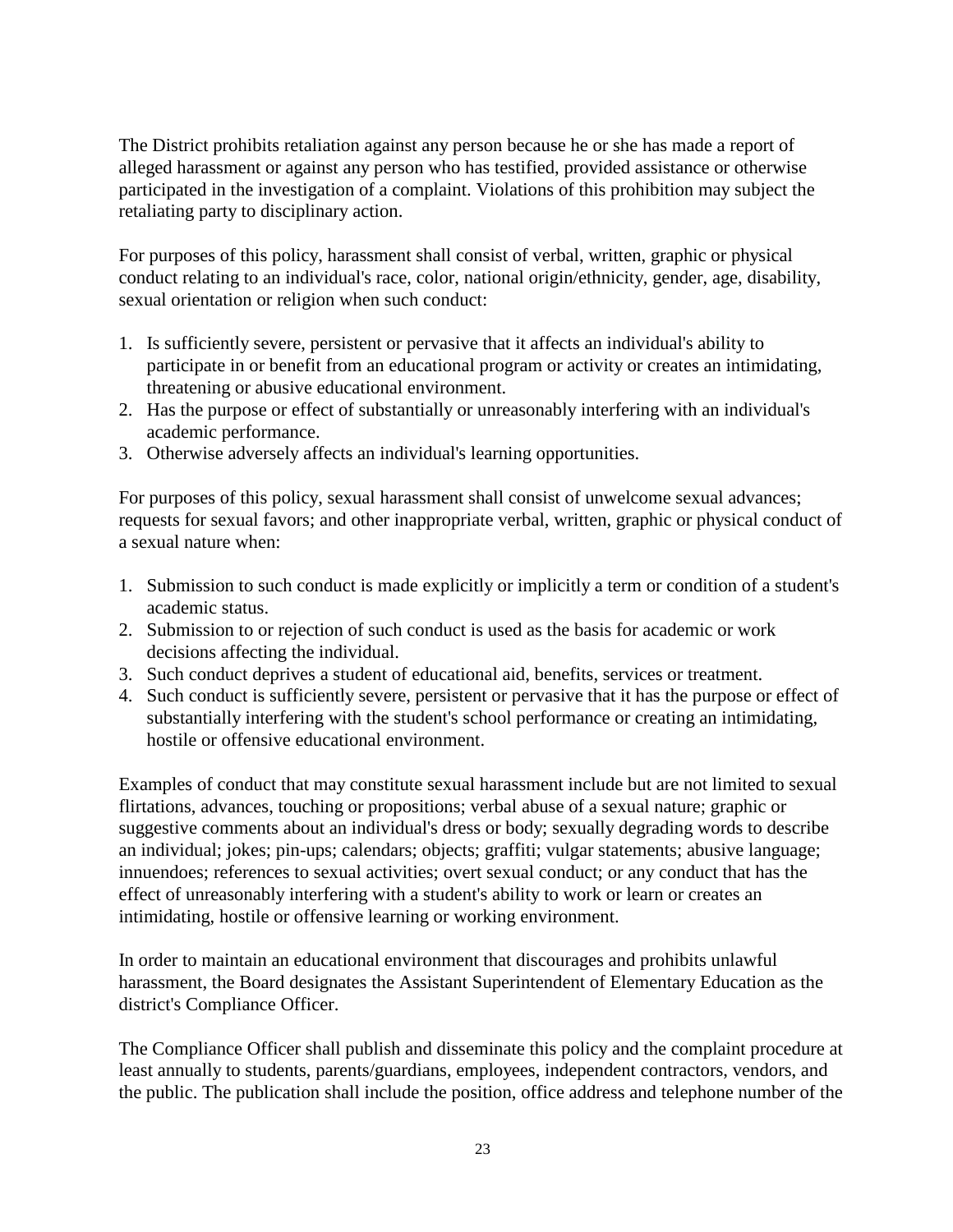The District prohibits retaliation against any person because he or she has made a report of alleged harassment or against any person who has testified, provided assistance or otherwise participated in the investigation of a complaint. Violations of this prohibition may subject the retaliating party to disciplinary action.

For purposes of this policy, harassment shall consist of verbal, written, graphic or physical conduct relating to an individual's race, color, national origin/ethnicity, gender, age, disability, sexual orientation or religion when such conduct:

1. Is sufficiently severe, persistent or pervasive that it affects an individual's ability to participate in or benefit from an educational program or activity or creates an intimidating, threatening or abusive educational environment.
2. Has the purpose or effect of substantially or unreasonably interfering with an individual's academic performance.
3. Otherwise adversely affects an individual's learning opportunities.

For purposes of this policy, sexual harassment shall consist of unwelcome sexual advances; requests for sexual favors; and other inappropriate verbal, written, graphic or physical conduct of a sexual nature when:

1. Submission to such conduct is made explicitly or implicitly a term or condition of a student's academic status.
2. Submission to or rejection of such conduct is used as the basis for academic or work decisions affecting the individual.
3. Such conduct deprives a student of educational aid, benefits, services or treatment.
4. Such conduct is sufficiently severe, persistent or pervasive that it has the purpose or effect of substantially interfering with the student's school performance or creating an intimidating, hostile or offensive educational environment.

Examples of conduct that may constitute sexual harassment include but are not limited to sexual flirtations, advances, touching or propositions; verbal abuse of a sexual nature; graphic or suggestive comments about an individual's dress or body; sexually degrading words to describe an individual; jokes; pin-ups; calendars; objects; graffiti; vulgar statements; abusive language; innuendoes; references to sexual activities; overt sexual conduct; or any conduct that has the effect of unreasonably interfering with a student's ability to work or learn or creates an intimidating, hostile or offensive learning or working environment.

In order to maintain an educational environment that discourages and prohibits unlawful harassment, the Board designates the Assistant Superintendent of Elementary Education as the district's Compliance Officer.

The Compliance Officer shall publish and disseminate this policy and the complaint procedure at least annually to students, parents/guardians, employees, independent contractors, vendors, and the public. The publication shall include the position, office address and telephone number of the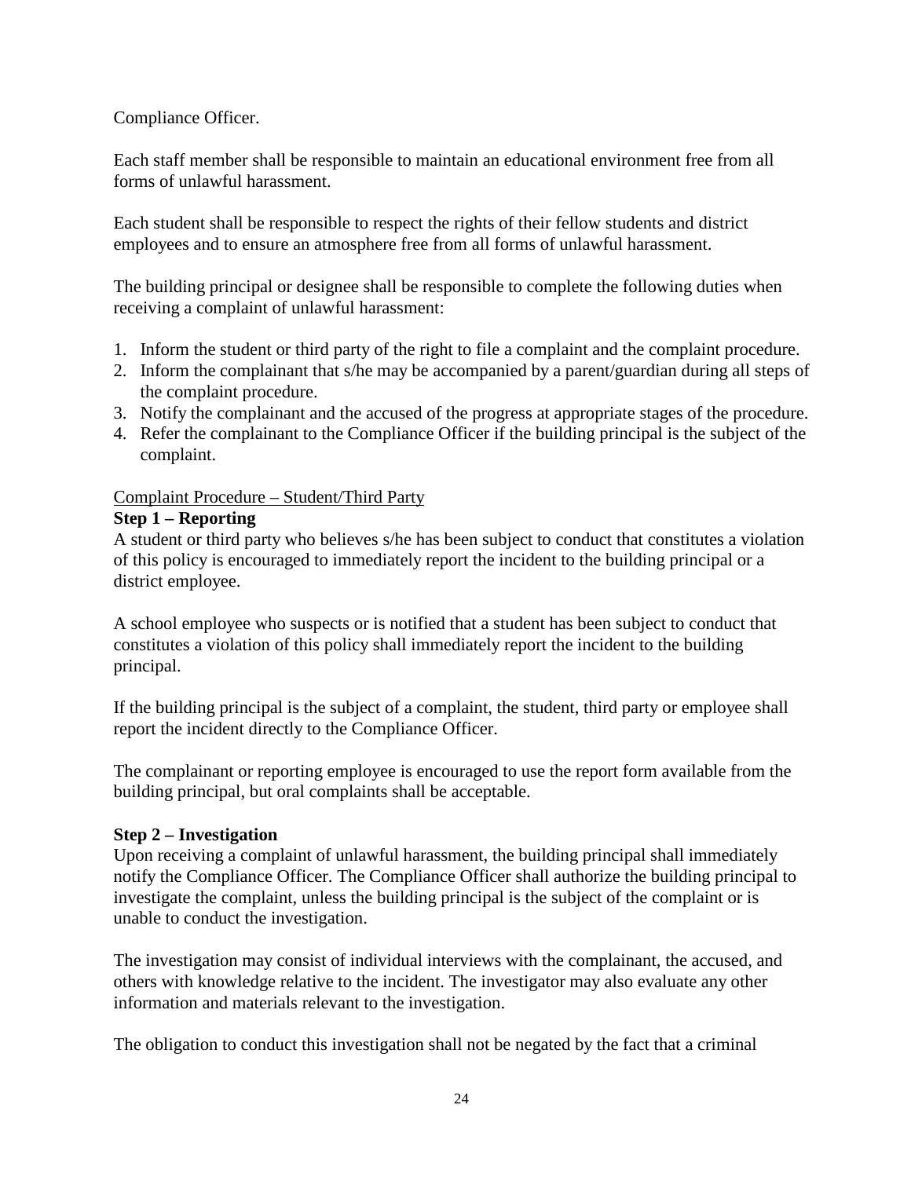Compliance Officer.

Each staff member shall be responsible to maintain an educational environment free from all forms of unlawful harassment.

Each student shall be responsible to respect the rights of their fellow students and district employees and to ensure an atmosphere free from all forms of unlawful harassment.

The building principal or designee shall be responsible to complete the following duties when receiving a complaint of unlawful harassment:

1. Inform the student or third party of the right to file a complaint and the complaint procedure.
2. Inform the complainant that s/he may be accompanied by a parent/guardian during all steps of the complaint procedure.
3. Notify the complainant and the accused of the progress at appropriate stages of the procedure.
4. Refer the complainant to the Compliance Officer if the building principal is the subject of the complaint.

<u>Complaint Procedure – Student/Third Party</u>

**Step 1 – Reporting**

A student or third party who believes s/he has been subject to conduct that constitutes a violation of this policy is encouraged to immediately report the incident to the building principal or a district employee.

A school employee who suspects or is notified that a student has been subject to conduct that constitutes a violation of this policy shall immediately report the incident to the building principal.

If the building principal is the subject of a complaint, the student, third party or employee shall report the incident directly to the Compliance Officer.

The complainant or reporting employee is encouraged to use the report form available from the building principal, but oral complaints shall be acceptable.

**Step 2 – Investigation**

Upon receiving a complaint of unlawful harassment, the building principal shall immediately notify the Compliance Officer. The Compliance Officer shall authorize the building principal to investigate the complaint, unless the building principal is the subject of the complaint or is unable to conduct the investigation.

The investigation may consist of individual interviews with the complainant, the accused, and others with knowledge relative to the incident. The investigator may also evaluate any other information and materials relevant to the investigation.

The obligation to conduct this investigation shall not be negated by the fact that a criminal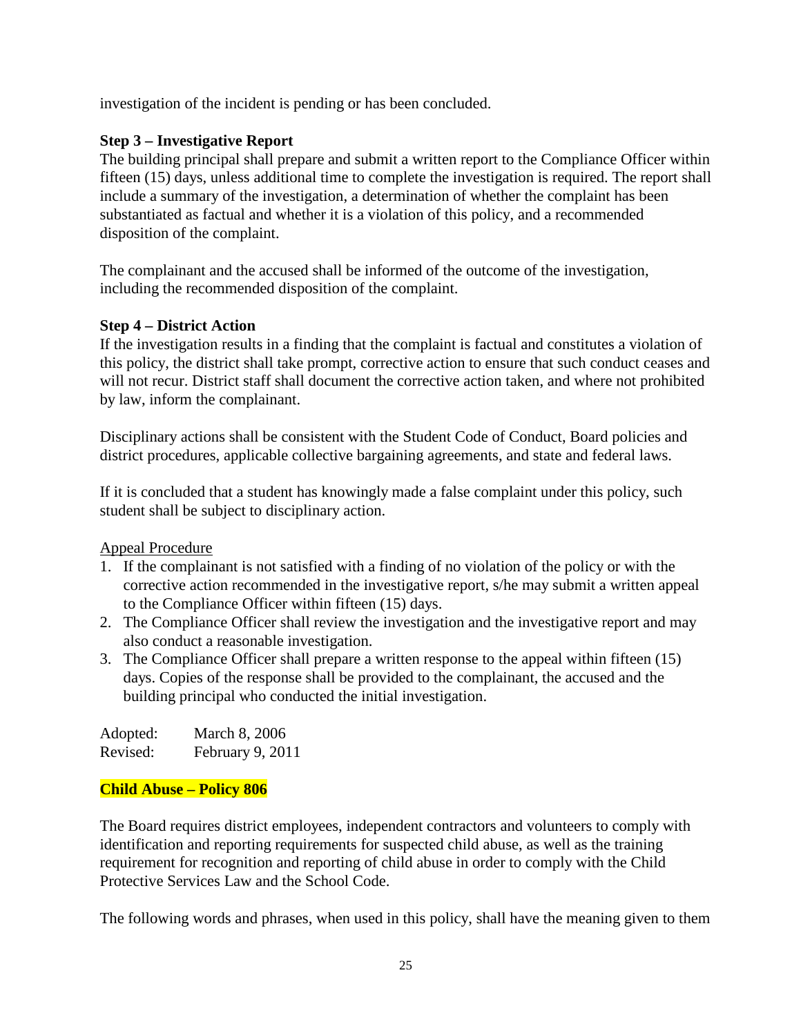investigation of the incident is pending or has been concluded.

**Step 3 – Investigative Report**

The building principal shall prepare and submit a written report to the Compliance Officer within fifteen (15) days, unless additional time to complete the investigation is required. The report shall include a summary of the investigation, a determination of whether the complaint has been substantiated as factual and whether it is a violation of this policy, and a recommended disposition of the complaint.

The complainant and the accused shall be informed of the outcome of the investigation, including the recommended disposition of the complaint.

**Step 4 – District Action**

If the investigation results in a finding that the complaint is factual and constitutes a violation of this policy, the district shall take prompt, corrective action to ensure that such conduct ceases and will not recur. District staff shall document the corrective action taken, and where not prohibited by law, inform the complainant.

Disciplinary actions shall be consistent with the Student Code of Conduct, Board policies and district procedures, applicable collective bargaining agreements, and state and federal laws.

If it is concluded that a student has knowingly made a false complaint under this policy, such student shall be subject to disciplinary action.

Appeal Procedure

1. If the complainant is not satisfied with a finding of no violation of the policy or with the corrective action recommended in the investigative report, s/he may submit a written appeal to the Compliance Officer within fifteen (15) days.
2. The Compliance Officer shall review the investigation and the investigative report and may also conduct a reasonable investigation.
3. The Compliance Officer shall prepare a written response to the appeal within fifteen (15) days. Copies of the response shall be provided to the complainant, the accused and the building principal who conducted the initial investigation.

Adopted: March 8, 2006
Revised: February 9, 2011

**Child Abuse – Policy 806**

The Board requires district employees, independent contractors and volunteers to comply with identification and reporting requirements for suspected child abuse, as well as the training requirement for recognition and reporting of child abuse in order to comply with the Child Protective Services Law and the School Code.

The following words and phrases, when used in this policy, shall have the meaning given to them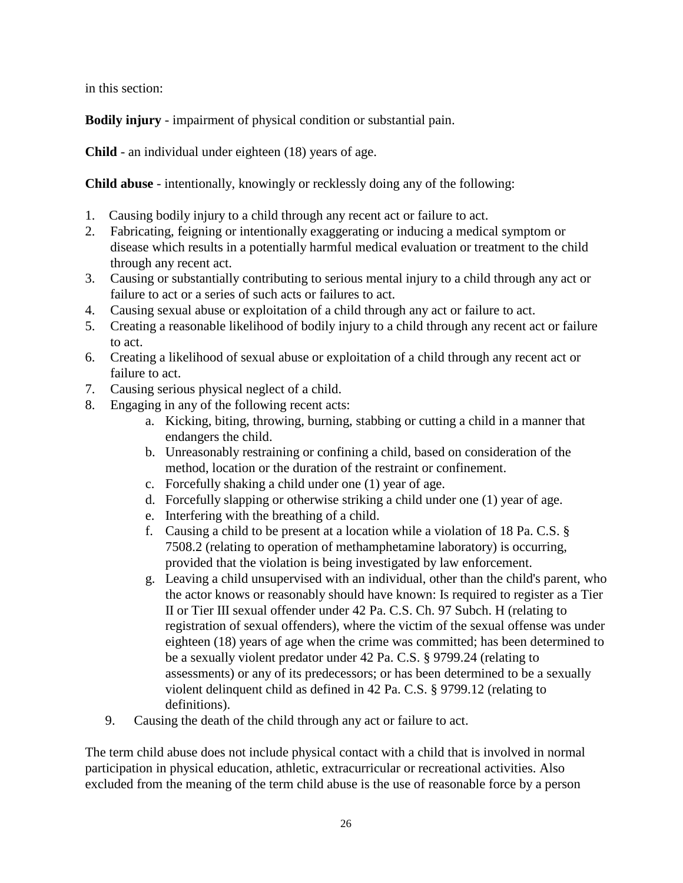in this section:

**Bodily injury** - impairment of physical condition or substantial pain.

**Child** - an individual under eighteen (18) years of age.

**Child abuse** - intentionally, knowingly or recklessly doing any of the following:

1. Causing bodily injury to a child through any recent act or failure to act.
2. Fabricating, feigning or intentionally exaggerating or inducing a medical symptom or disease which results in a potentially harmful medical evaluation or treatment to the child through any recent act.
3. Causing or substantially contributing to serious mental injury to a child through any act or failure to act or a series of such acts or failures to act.
4. Causing sexual abuse or exploitation of a child through any act or failure to act.
5. Creating a reasonable likelihood of bodily injury to a child through any recent act or failure to act.
6. Creating a likelihood of sexual abuse or exploitation of a child through any recent act or failure to act.
7. Causing serious physical neglect of a child.
8. Engaging in any of the following recent acts:
    a. Kicking, biting, throwing, burning, stabbing or cutting a child in a manner that endangers the child.
    b. Unreasonably restraining or confining a child, based on consideration of the method, location or the duration of the restraint or confinement.
    c. Forcefully shaking a child under one (1) year of age.
    d. Forcefully slapping or otherwise striking a child under one (1) year of age.
    e. Interfering with the breathing of a child.
    f. Causing a child to be present at a location while a violation of 18 Pa. C.S. § 7508.2 (relating to operation of methamphetamine laboratory) is occurring, provided that the violation is being investigated by law enforcement.
    g. Leaving a child unsupervised with an individual, other than the child's parent, who the actor knows or reasonably should have known: Is required to register as a Tier II or Tier III sexual offender under 42 Pa. C.S. Ch. 97 Subch. H (relating to registration of sexual offenders), where the victim of the sexual offense was under eighteen (18) years of age when the crime was committed; has been determined to be a sexually violent predator under 42 Pa. C.S. § 9799.24 (relating to assessments) or any of its predecessors; or has been determined to be a sexually violent delinquent child as defined in 42 Pa. C.S. § 9799.12 (relating to definitions).
9. Causing the death of the child through any act or failure to act.

The term child abuse does not include physical contact with a child that is involved in normal participation in physical education, athletic, extracurricular or recreational activities. Also excluded from the meaning of the term child abuse is the use of reasonable force by a person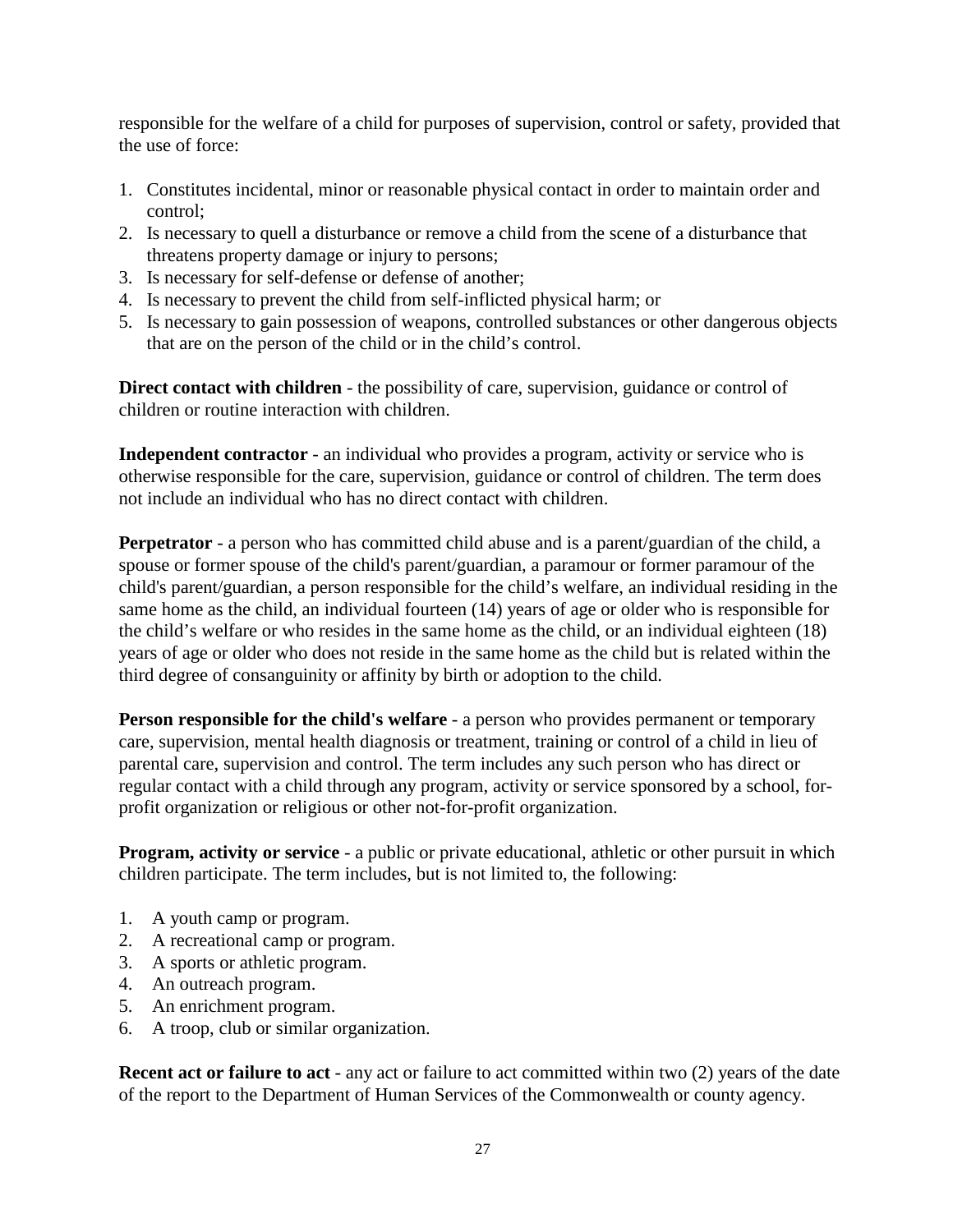responsible for the welfare of a child for purposes of supervision, control or safety, provided that the use of force:

1. Constitutes incidental, minor or reasonable physical contact in order to maintain order and control;
2. Is necessary to quell a disturbance or remove a child from the scene of a disturbance that threatens property damage or injury to persons;
3. Is necessary for self-defense or defense of another;
4. Is necessary to prevent the child from self-inflicted physical harm; or
5. Is necessary to gain possession of weapons, controlled substances or other dangerous objects that are on the person of the child or in the child's control.

**Direct contact with children** - the possibility of care, supervision, guidance or control of children or routine interaction with children.

**Independent contractor** - an individual who provides a program, activity or service who is otherwise responsible for the care, supervision, guidance or control of children. The term does not include an individual who has no direct contact with children.

**Perpetrator** - a person who has committed child abuse and is a parent/guardian of the child, a spouse or former spouse of the child's parent/guardian, a paramour or former paramour of the child's parent/guardian, a person responsible for the child's welfare, an individual residing in the same home as the child, an individual fourteen (14) years of age or older who is responsible for the child's welfare or who resides in the same home as the child, or an individual eighteen (18) years of age or older who does not reside in the same home as the child but is related within the third degree of consanguinity or affinity by birth or adoption to the child.

**Person responsible for the child's welfare** - a person who provides permanent or temporary care, supervision, mental health diagnosis or treatment, training or control of a child in lieu of parental care, supervision and control. The term includes any such person who has direct or regular contact with a child through any program, activity or service sponsored by a school, for-profit organization or religious or other not-for-profit organization.

**Program, activity or service** - a public or private educational, athletic or other pursuit in which children participate. The term includes, but is not limited to, the following:

1. A youth camp or program.
2. A recreational camp or program.
3. A sports or athletic program.
4. An outreach program.
5. An enrichment program.
6. A troop, club or similar organization.

**Recent act or failure to act** - any act or failure to act committed within two (2) years of the date of the report to the Department of Human Services of the Commonwealth or county agency.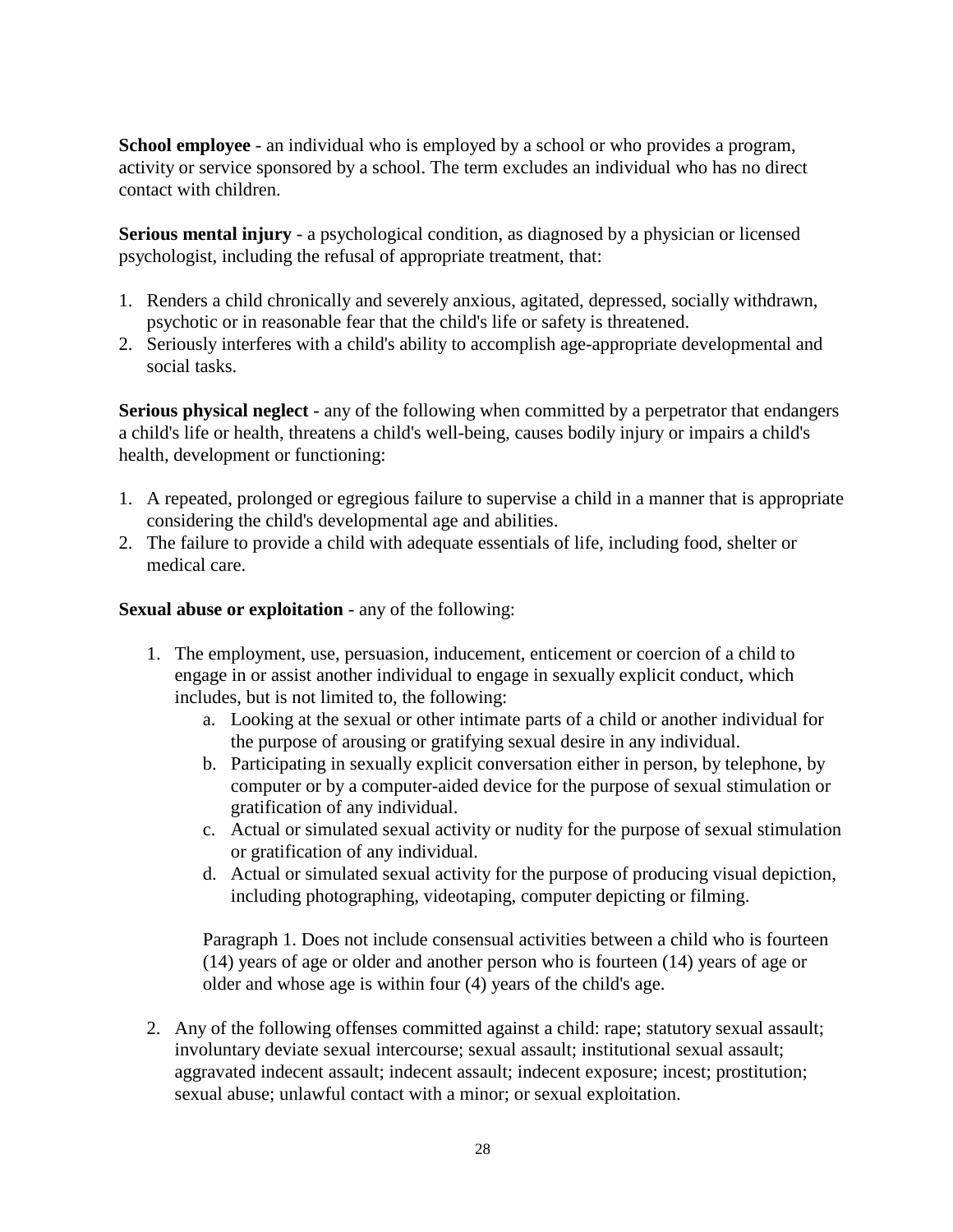**School employee** - an individual who is employed by a school or who provides a program, activity or service sponsored by a school. The term excludes an individual who has no direct contact with children.

**Serious mental injury** - a psychological condition, as diagnosed by a physician or licensed psychologist, including the refusal of appropriate treatment, that:

1. Renders a child chronically and severely anxious, agitated, depressed, socially withdrawn, psychotic or in reasonable fear that the child's life or safety is threatened.
2. Seriously interferes with a child's ability to accomplish age-appropriate developmental and social tasks.

**Serious physical neglect** - any of the following when committed by a perpetrator that endangers a child's life or health, threatens a child's well-being, causes bodily injury or impairs a child's health, development or functioning:

1. A repeated, prolonged or egregious failure to supervise a child in a manner that is appropriate considering the child's developmental age and abilities.
2. The failure to provide a child with adequate essentials of life, including food, shelter or medical care.

**Sexual abuse or exploitation** - any of the following:

1. The employment, use, persuasion, inducement, enticement or coercion of a child to engage in or assist another individual to engage in sexually explicit conduct, which includes, but is not limited to, the following:
   a. Looking at the sexual or other intimate parts of a child or another individual for the purpose of arousing or gratifying sexual desire in any individual.
   b. Participating in sexually explicit conversation either in person, by telephone, by computer or by a computer-aided device for the purpose of sexual stimulation or gratification of any individual.
   c. Actual or simulated sexual activity or nudity for the purpose of sexual stimulation or gratification of any individual.
   d. Actual or simulated sexual activity for the purpose of producing visual depiction, including photographing, videotaping, computer depicting or filming.

   Paragraph 1. Does not include consensual activities between a child who is fourteen (14) years of age or older and another person who is fourteen (14) years of age or older and whose age is within four (4) years of the child's age.

2. Any of the following offenses committed against a child: rape; statutory sexual assault; involuntary deviate sexual intercourse; sexual assault; institutional sexual assault; aggravated indecent assault; indecent assault; indecent exposure; incest; prostitution; sexual abuse; unlawful contact with a minor; or sexual exploitation.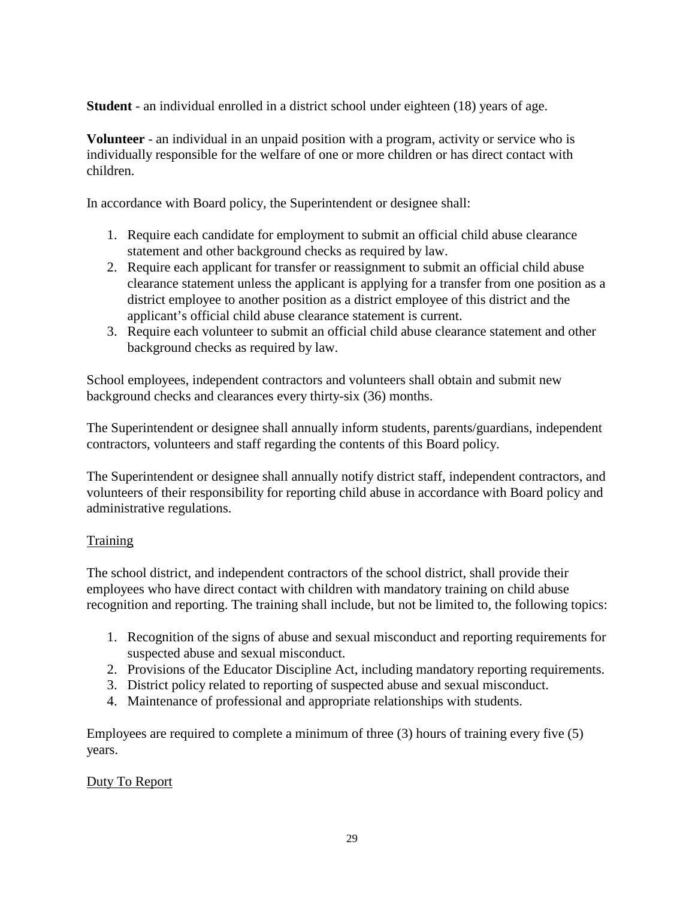**Student** - an individual enrolled in a district school under eighteen (18) years of age.

**Volunteer** - an individual in an unpaid position with a program, activity or service who is individually responsible for the welfare of one or more children or has direct contact with children.

In accordance with Board policy, the Superintendent or designee shall:

1. Require each candidate for employment to submit an official child abuse clearance statement and other background checks as required by law.
2. Require each applicant for transfer or reassignment to submit an official child abuse clearance statement unless the applicant is applying for a transfer from one position as a district employee to another position as a district employee of this district and the applicant's official child abuse clearance statement is current.
3. Require each volunteer to submit an official child abuse clearance statement and other background checks as required by law.

School employees, independent contractors and volunteers shall obtain and submit new background checks and clearances every thirty-six (36) months.

The Superintendent or designee shall annually inform students, parents/guardians, independent contractors, volunteers and staff regarding the contents of this Board policy.

The Superintendent or designee shall annually notify district staff, independent contractors, and volunteers of their responsibility for reporting child abuse in accordance with Board policy and administrative regulations.

Training

The school district, and independent contractors of the school district, shall provide their employees who have direct contact with children with mandatory training on child abuse recognition and reporting. The training shall include, but not be limited to, the following topics:

1. Recognition of the signs of abuse and sexual misconduct and reporting requirements for suspected abuse and sexual misconduct.
2. Provisions of the Educator Discipline Act, including mandatory reporting requirements.
3. District policy related to reporting of suspected abuse and sexual misconduct.
4. Maintenance of professional and appropriate relationships with students.

Employees are required to complete a minimum of three (3) hours of training every five (5) years.

Duty To Report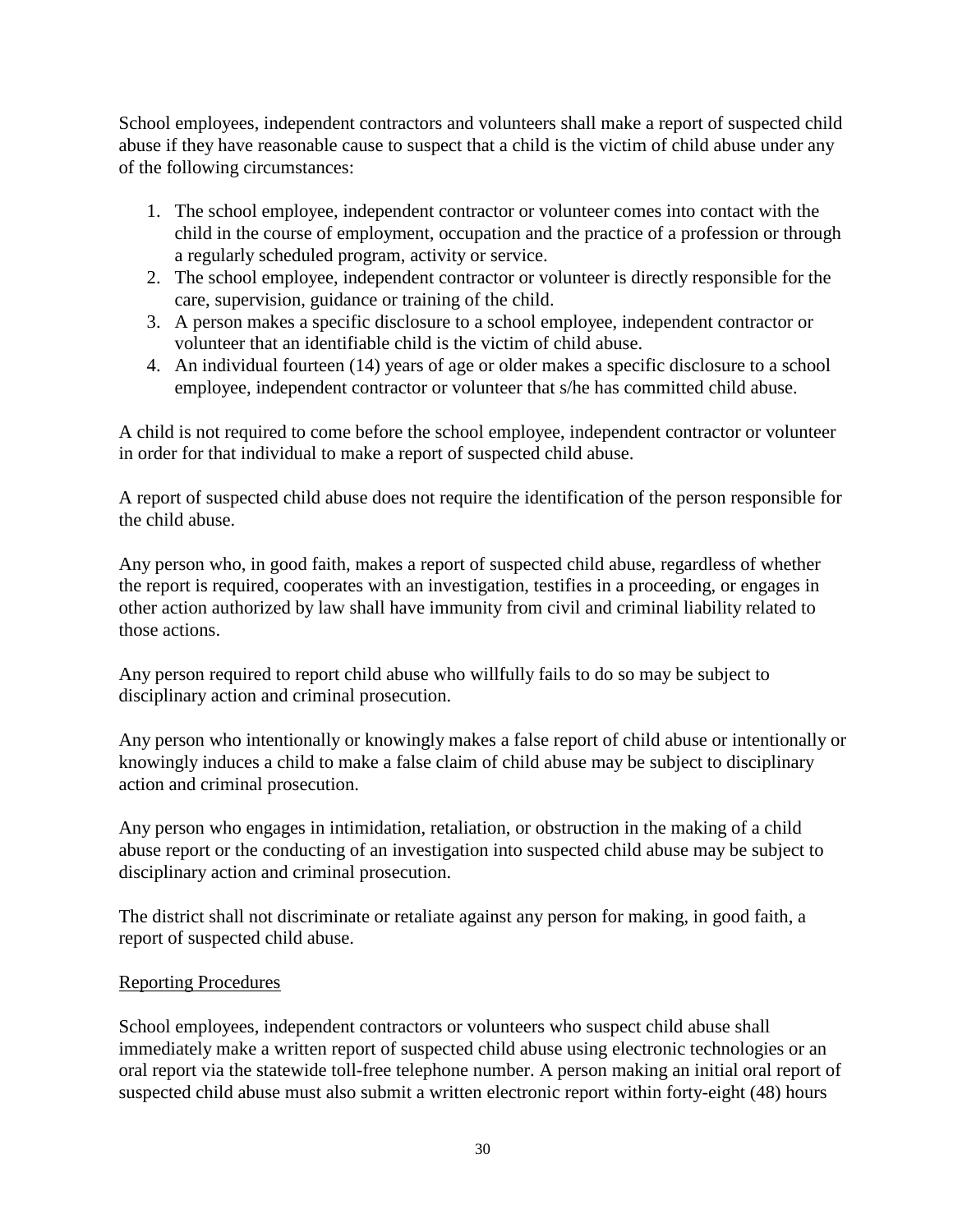School employees, independent contractors and volunteers shall make a report of suspected child abuse if they have reasonable cause to suspect that a child is the victim of child abuse under any of the following circumstances:

1. The school employee, independent contractor or volunteer comes into contact with the child in the course of employment, occupation and the practice of a profession or through a regularly scheduled program, activity or service.
2. The school employee, independent contractor or volunteer is directly responsible for the care, supervision, guidance or training of the child.
3. A person makes a specific disclosure to a school employee, independent contractor or volunteer that an identifiable child is the victim of child abuse.
4. An individual fourteen (14) years of age or older makes a specific disclosure to a school employee, independent contractor or volunteer that s/he has committed child abuse.

A child is not required to come before the school employee, independent contractor or volunteer in order for that individual to make a report of suspected child abuse.

A report of suspected child abuse does not require the identification of the person responsible for the child abuse.

Any person who, in good faith, makes a report of suspected child abuse, regardless of whether the report is required, cooperates with an investigation, testifies in a proceeding, or engages in other action authorized by law shall have immunity from civil and criminal liability related to those actions.

Any person required to report child abuse who willfully fails to do so may be subject to disciplinary action and criminal prosecution.

Any person who intentionally or knowingly makes a false report of child abuse or intentionally or knowingly induces a child to make a false claim of child abuse may be subject to disciplinary action and criminal prosecution.

Any person who engages in intimidation, retaliation, or obstruction in the making of a child abuse report or the conducting of an investigation into suspected child abuse may be subject to disciplinary action and criminal prosecution.

The district shall not discriminate or retaliate against any person for making, in good faith, a report of suspected child abuse.

Reporting Procedures

School employees, independent contractors or volunteers who suspect child abuse shall immediately make a written report of suspected child abuse using electronic technologies or an oral report via the statewide toll-free telephone number. A person making an initial oral report of suspected child abuse must also submit a written electronic report within forty-eight (48) hours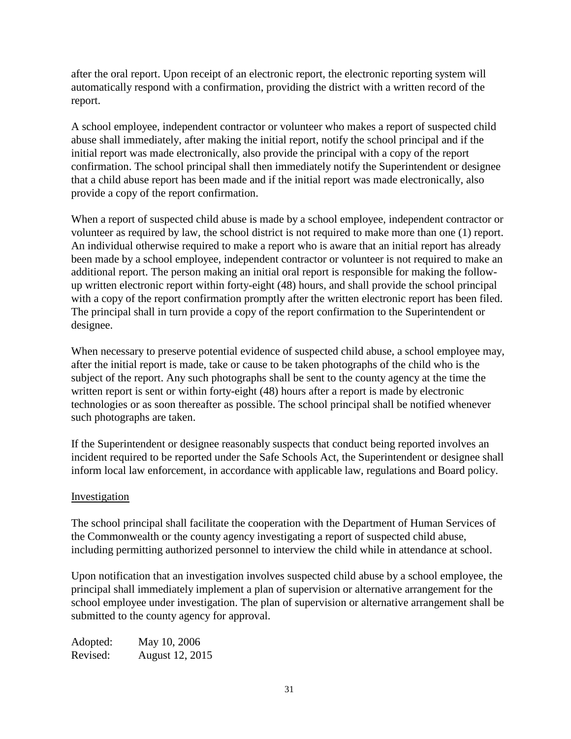after the oral report. Upon receipt of an electronic report, the electronic reporting system will automatically respond with a confirmation, providing the district with a written record of the report.

A school employee, independent contractor or volunteer who makes a report of suspected child abuse shall immediately, after making the initial report, notify the school principal and if the initial report was made electronically, also provide the principal with a copy of the report confirmation. The school principal shall then immediately notify the Superintendent or designee that a child abuse report has been made and if the initial report was made electronically, also provide a copy of the report confirmation.

When a report of suspected child abuse is made by a school employee, independent contractor or volunteer as required by law, the school district is not required to make more than one (1) report. An individual otherwise required to make a report who is aware that an initial report has already been made by a school employee, independent contractor or volunteer is not required to make an additional report. The person making an initial oral report is responsible for making the follow-up written electronic report within forty-eight (48) hours, and shall provide the school principal with a copy of the report confirmation promptly after the written electronic report has been filed. The principal shall in turn provide a copy of the report confirmation to the Superintendent or designee.

When necessary to preserve potential evidence of suspected child abuse, a school employee may, after the initial report is made, take or cause to be taken photographs of the child who is the subject of the report. Any such photographs shall be sent to the county agency at the time the written report is sent or within forty-eight (48) hours after a report is made by electronic technologies or as soon thereafter as possible. The school principal shall be notified whenever such photographs are taken.

If the Superintendent or designee reasonably suspects that conduct being reported involves an incident required to be reported under the Safe Schools Act, the Superintendent or designee shall inform local law enforcement, in accordance with applicable law, regulations and Board policy.

Investigation

The school principal shall facilitate the cooperation with the Department of Human Services of the Commonwealth or the county agency investigating a report of suspected child abuse, including permitting authorized personnel to interview the child while in attendance at school.

Upon notification that an investigation involves suspected child abuse by a school employee, the principal shall immediately implement a plan of supervision or alternative arrangement for the school employee under investigation. The plan of supervision or alternative arrangement shall be submitted to the county agency for approval.

Adopted: May 10, 2006
Revised: August 12, 2015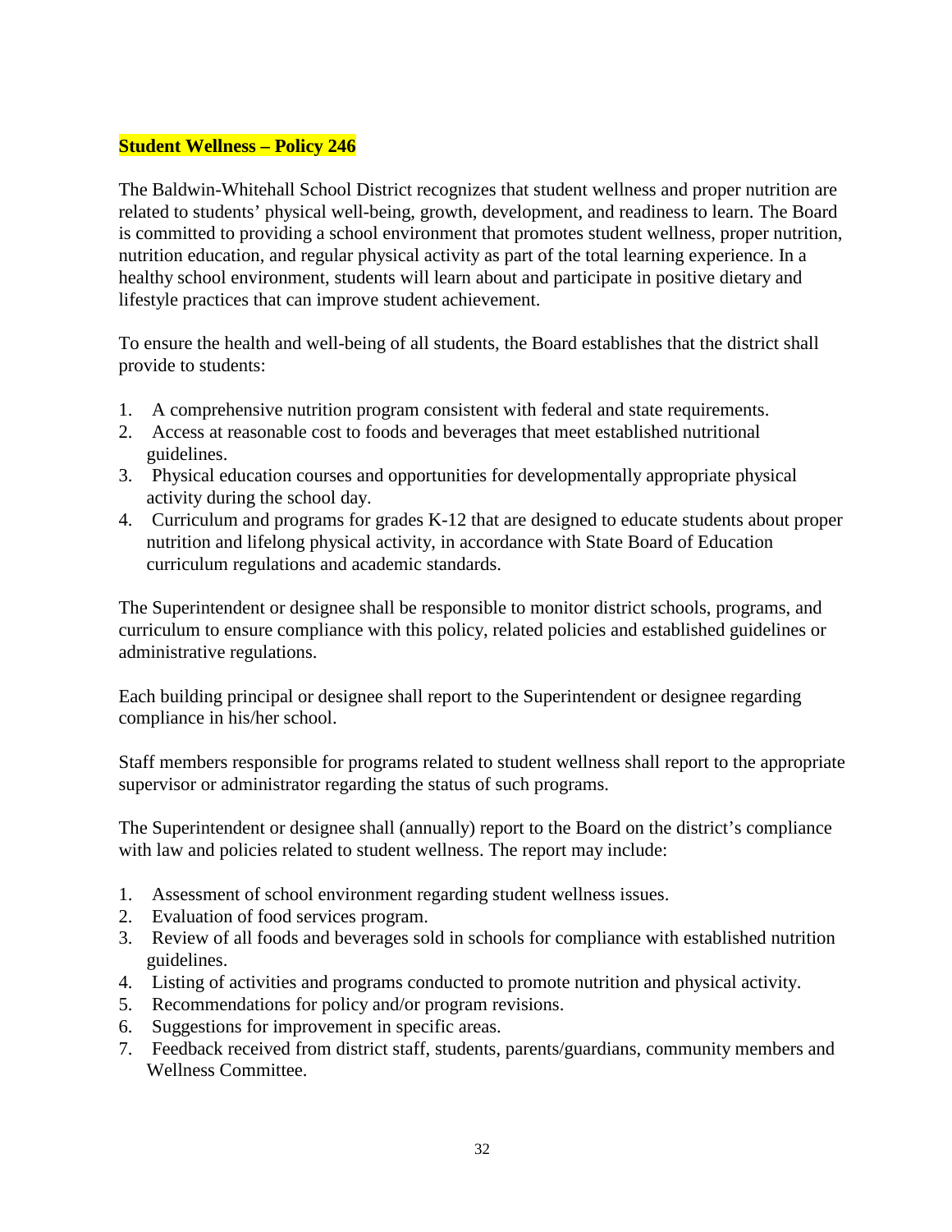**Student Wellness – Policy 246**

The Baldwin-Whitehall School District recognizes that student wellness and proper nutrition are related to students' physical well-being, growth, development, and readiness to learn. The Board is committed to providing a school environment that promotes student wellness, proper nutrition, nutrition education, and regular physical activity as part of the total learning experience. In a healthy school environment, students will learn about and participate in positive dietary and lifestyle practices that can improve student achievement.

To ensure the health and well-being of all students, the Board establishes that the district shall provide to students:

1. A comprehensive nutrition program consistent with federal and state requirements.
2. Access at reasonable cost to foods and beverages that meet established nutritional guidelines.
3. Physical education courses and opportunities for developmentally appropriate physical activity during the school day.
4. Curriculum and programs for grades K-12 that are designed to educate students about proper nutrition and lifelong physical activity, in accordance with State Board of Education curriculum regulations and academic standards.

The Superintendent or designee shall be responsible to monitor district schools, programs, and curriculum to ensure compliance with this policy, related policies and established guidelines or administrative regulations.

Each building principal or designee shall report to the Superintendent or designee regarding compliance in his/her school.

Staff members responsible for programs related to student wellness shall report to the appropriate supervisor or administrator regarding the status of such programs.

The Superintendent or designee shall (annually) report to the Board on the district's compliance with law and policies related to student wellness. The report may include:

1. Assessment of school environment regarding student wellness issues.
2. Evaluation of food services program.
3. Review of all foods and beverages sold in schools for compliance with established nutrition guidelines.
4. Listing of activities and programs conducted to promote nutrition and physical activity.
5. Recommendations for policy and/or program revisions.
6. Suggestions for improvement in specific areas.
7. Feedback received from district staff, students, parents/guardians, community members and Wellness Committee.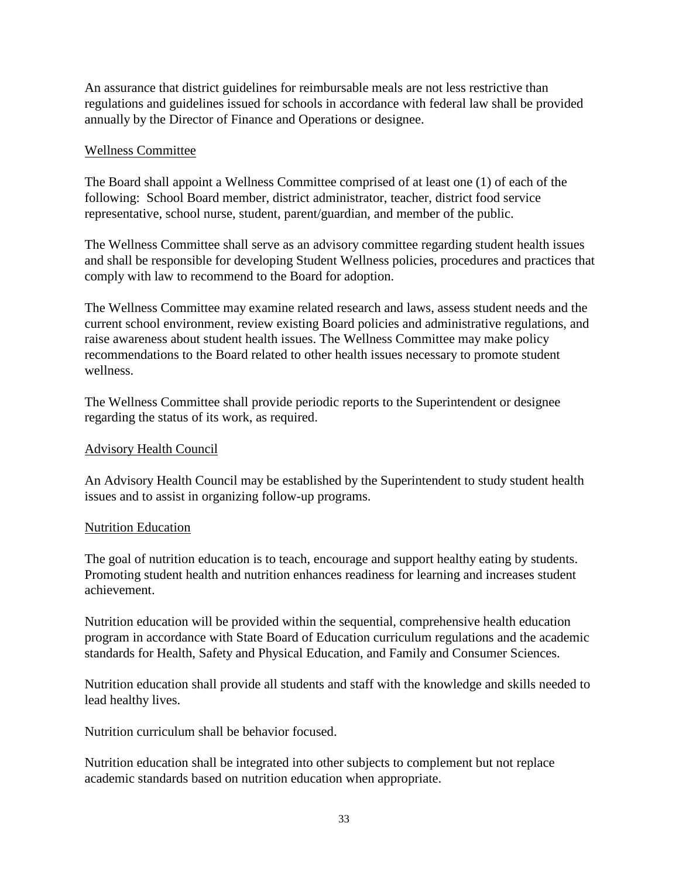An assurance that district guidelines for reimbursable meals are not less restrictive than regulations and guidelines issued for schools in accordance with federal law shall be provided annually by the Director of Finance and Operations or designee.

## Wellness Committee

The Board shall appoint a Wellness Committee comprised of at least one (1) of each of the following: School Board member, district administrator, teacher, district food service representative, school nurse, student, parent/guardian, and member of the public.

The Wellness Committee shall serve as an advisory committee regarding student health issues and shall be responsible for developing Student Wellness policies, procedures and practices that comply with law to recommend to the Board for adoption.

The Wellness Committee may examine related research and laws, assess student needs and the current school environment, review existing Board policies and administrative regulations, and raise awareness about student health issues. The Wellness Committee may make policy recommendations to the Board related to other health issues necessary to promote student wellness.

The Wellness Committee shall provide periodic reports to the Superintendent or designee regarding the status of its work, as required.

## Advisory Health Council

An Advisory Health Council may be established by the Superintendent to study student health issues and to assist in organizing follow-up programs.

## Nutrition Education

The goal of nutrition education is to teach, encourage and support healthy eating by students. Promoting student health and nutrition enhances readiness for learning and increases student achievement.

Nutrition education will be provided within the sequential, comprehensive health education program in accordance with State Board of Education curriculum regulations and the academic standards for Health, Safety and Physical Education, and Family and Consumer Sciences.

Nutrition education shall provide all students and staff with the knowledge and skills needed to lead healthy lives.

Nutrition curriculum shall be behavior focused.

Nutrition education shall be integrated into other subjects to complement but not replace academic standards based on nutrition education when appropriate.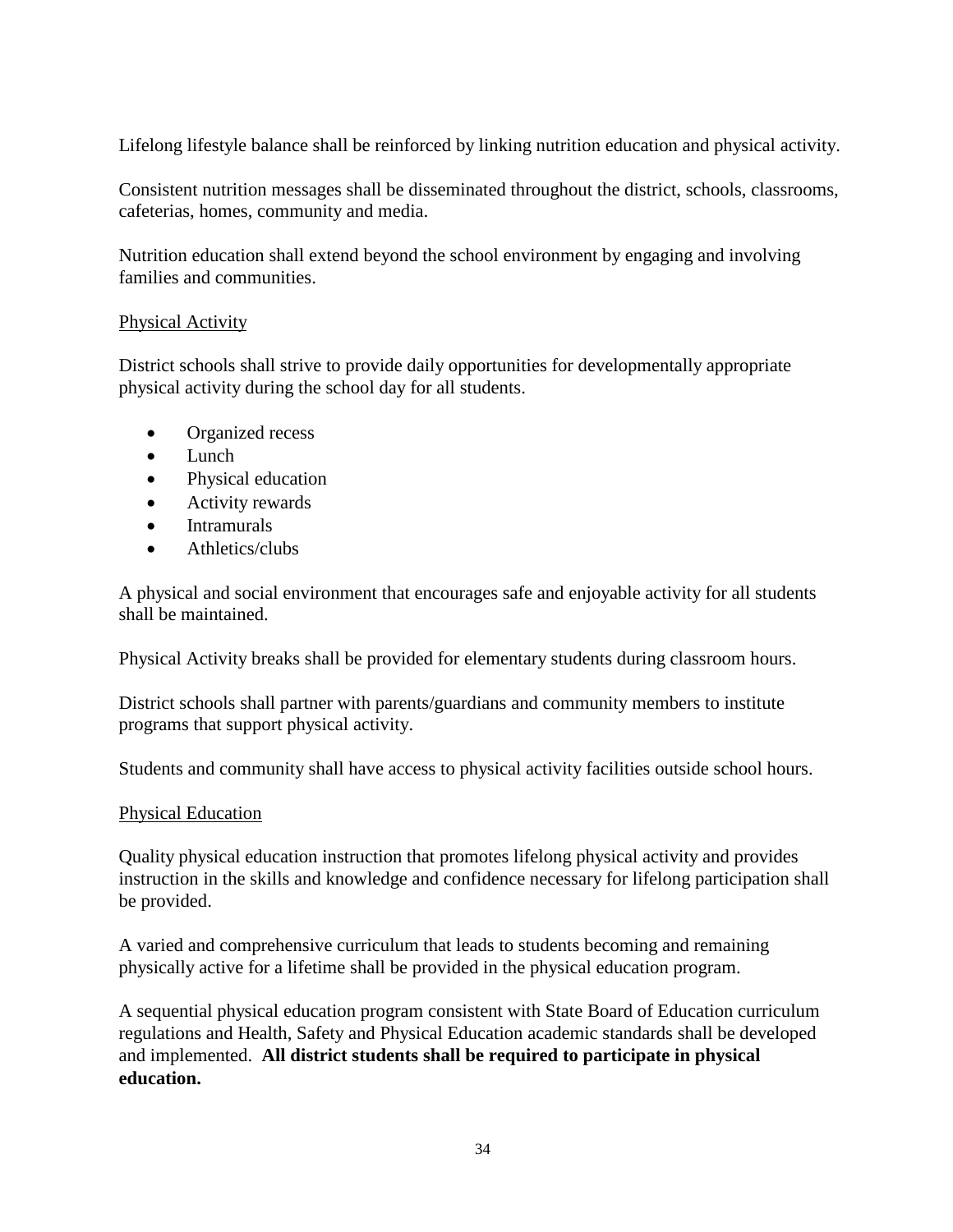Lifelong lifestyle balance shall be reinforced by linking nutrition education and physical activity.

Consistent nutrition messages shall be disseminated throughout the district, schools, classrooms, cafeterias, homes, community and media.

Nutrition education shall extend beyond the school environment by engaging and involving families and communities.

Physical Activity

District schools shall strive to provide daily opportunities for developmentally appropriate physical activity during the school day for all students.

- Organized recess
- Lunch
- Physical education
- Activity rewards
- Intramurals
- Athletics/clubs

A physical and social environment that encourages safe and enjoyable activity for all students shall be maintained.

Physical Activity breaks shall be provided for elementary students during classroom hours.

District schools shall partner with parents/guardians and community members to institute programs that support physical activity.

Students and community shall have access to physical activity facilities outside school hours.

Physical Education

Quality physical education instruction that promotes lifelong physical activity and provides instruction in the skills and knowledge and confidence necessary for lifelong participation shall be provided.

A varied and comprehensive curriculum that leads to students becoming and remaining physically active for a lifetime shall be provided in the physical education program.

A sequential physical education program consistent with State Board of Education curriculum regulations and Health, Safety and Physical Education academic standards shall be developed and implemented. **All district students shall be required to participate in physical education.**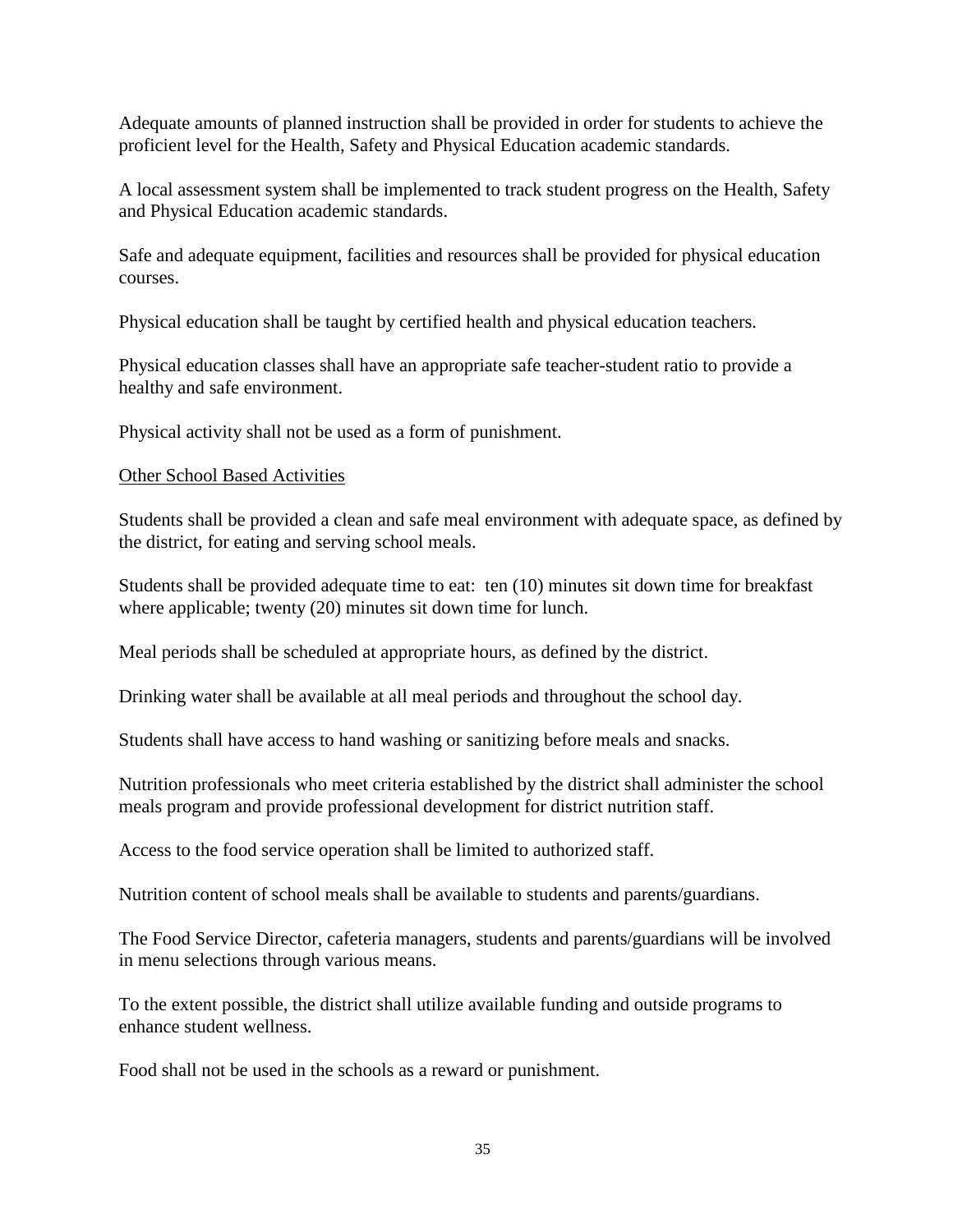Adequate amounts of planned instruction shall be provided in order for students to achieve the proficient level for the Health, Safety and Physical Education academic standards.

A local assessment system shall be implemented to track student progress on the Health, Safety and Physical Education academic standards.

Safe and adequate equipment, facilities and resources shall be provided for physical education courses.

Physical education shall be taught by certified health and physical education teachers.

Physical education classes shall have an appropriate safe teacher-student ratio to provide a healthy and safe environment.

Physical activity shall not be used as a form of punishment.

<u>Other School Based Activities</u>

Students shall be provided a clean and safe meal environment with adequate space, as defined by the district, for eating and serving school meals.

Students shall be provided adequate time to eat: ten (10) minutes sit down time for breakfast where applicable; twenty (20) minutes sit down time for lunch.

Meal periods shall be scheduled at appropriate hours, as defined by the district.

Drinking water shall be available at all meal periods and throughout the school day.

Students shall have access to hand washing or sanitizing before meals and snacks.

Nutrition professionals who meet criteria established by the district shall administer the school meals program and provide professional development for district nutrition staff.

Access to the food service operation shall be limited to authorized staff.

Nutrition content of school meals shall be available to students and parents/guardians.

The Food Service Director, cafeteria managers, students and parents/guardians will be involved in menu selections through various means.

To the extent possible, the district shall utilize available funding and outside programs to enhance student wellness.

Food shall not be used in the schools as a reward or punishment.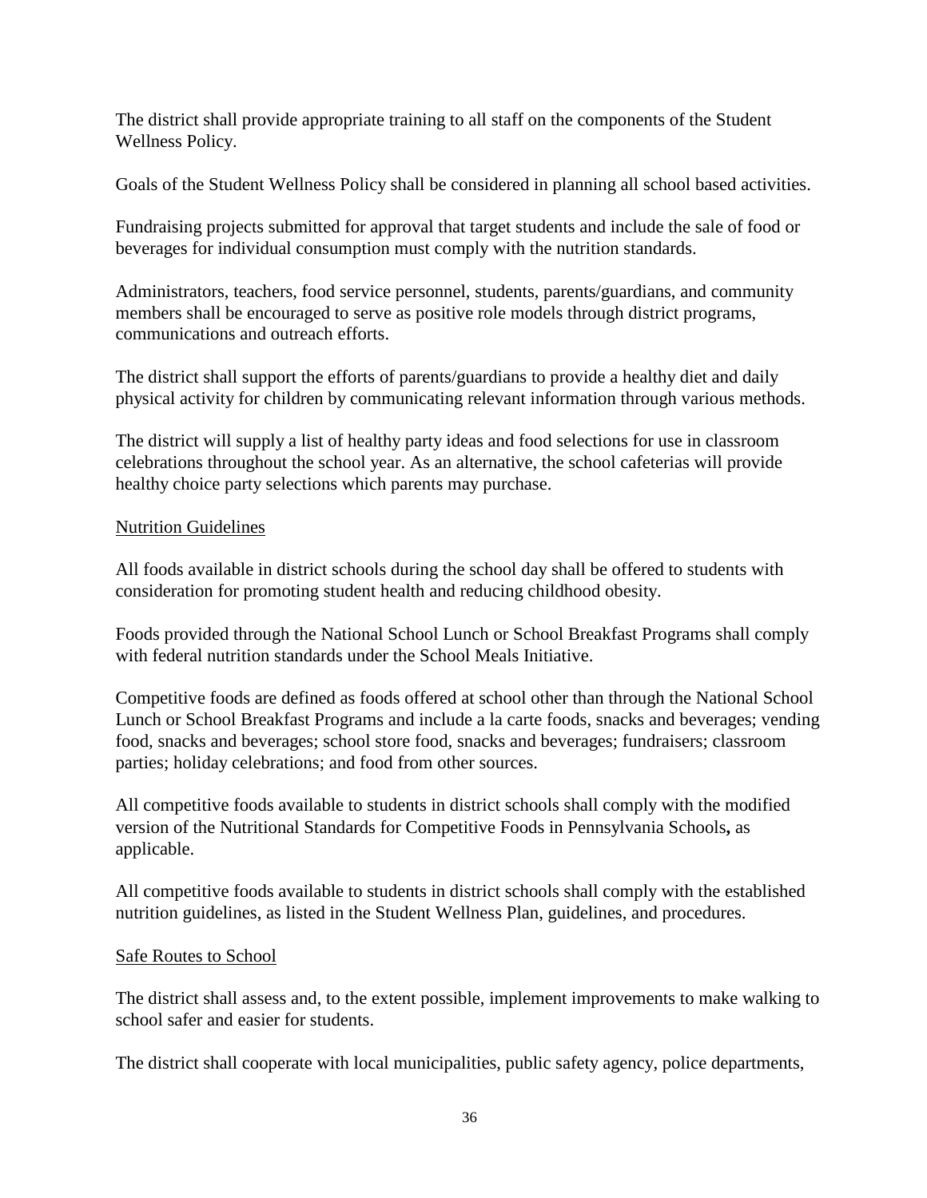The district shall provide appropriate training to all staff on the components of the Student Wellness Policy.

Goals of the Student Wellness Policy shall be considered in planning all school based activities.

Fundraising projects submitted for approval that target students and include the sale of food or beverages for individual consumption must comply with the nutrition standards.

Administrators, teachers, food service personnel, students, parents/guardians, and community members shall be encouraged to serve as positive role models through district programs, communications and outreach efforts.

The district shall support the efforts of parents/guardians to provide a healthy diet and daily physical activity for children by communicating relevant information through various methods.

The district will supply a list of healthy party ideas and food selections for use in classroom celebrations throughout the school year. As an alternative, the school cafeterias will provide healthy choice party selections which parents may purchase.

<u>Nutrition Guidelines</u>

All foods available in district schools during the school day shall be offered to students with consideration for promoting student health and reducing childhood obesity.

Foods provided through the National School Lunch or School Breakfast Programs shall comply with federal nutrition standards under the School Meals Initiative.

Competitive foods are defined as foods offered at school other than through the National School Lunch or School Breakfast Programs and include a la carte foods, snacks and beverages; vending food, snacks and beverages; school store food, snacks and beverages; fundraisers; classroom parties; holiday celebrations; and food from other sources.

All competitive foods available to students in district schools shall comply with the modified version of the Nutritional Standards for Competitive Foods in Pennsylvania Schools**,** as applicable.

All competitive foods available to students in district schools shall comply with the established nutrition guidelines, as listed in the Student Wellness Plan, guidelines, and procedures.

<u>Safe Routes to School</u>

The district shall assess and, to the extent possible, implement improvements to make walking to school safer and easier for students.

The district shall cooperate with local municipalities, public safety agency, police departments,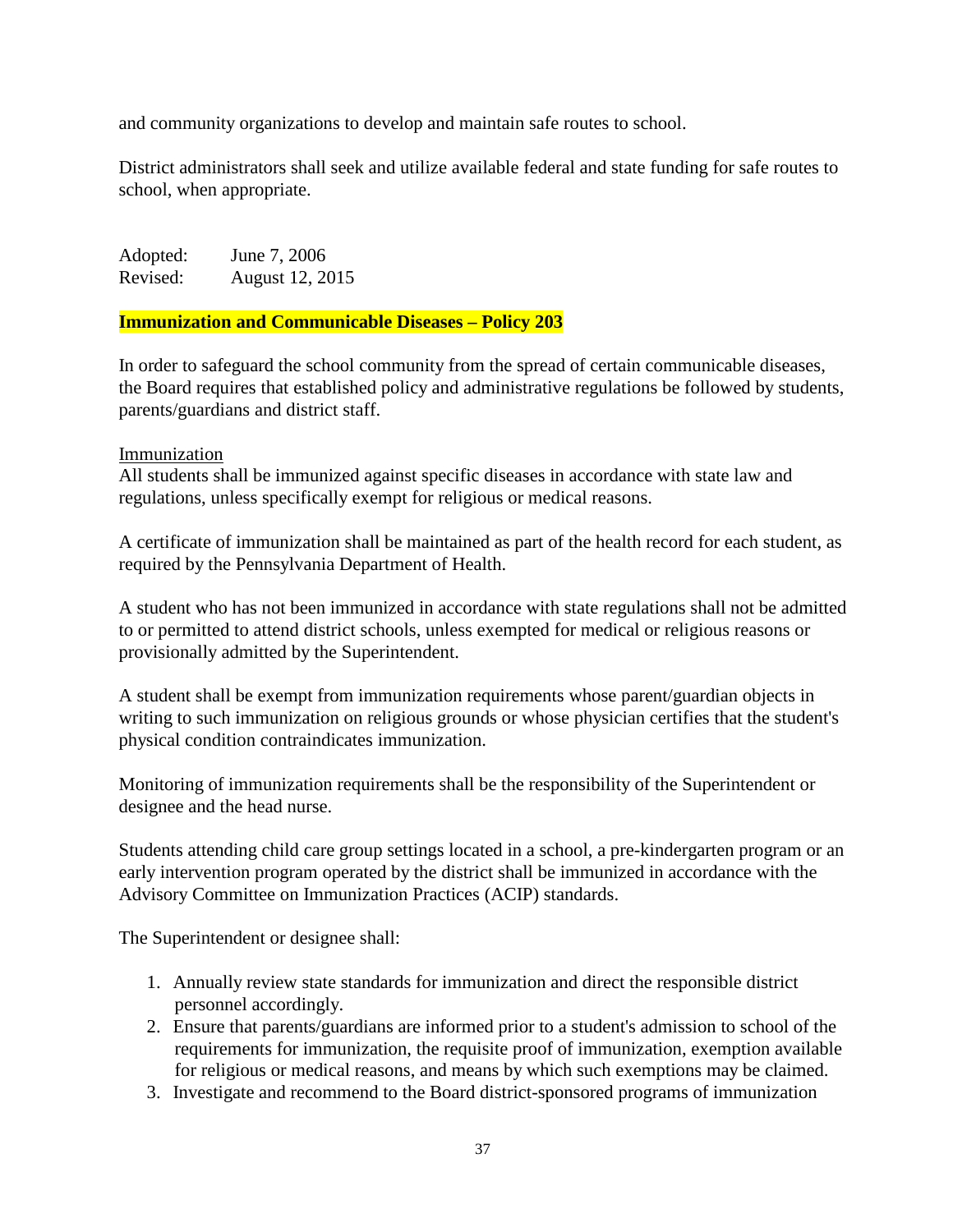and community organizations to develop and maintain safe routes to school.

District administrators shall seek and utilize available federal and state funding for safe routes to school, when appropriate.

Adopted: June 7, 2006
Revised: August 12, 2015

## Immunization and Communicable Diseases – Policy 203

In order to safeguard the school community from the spread of certain communicable diseases, the Board requires that established policy and administrative regulations be followed by students, parents/guardians and district staff.

### Immunization

All students shall be immunized against specific diseases in accordance with state law and regulations, unless specifically exempt for religious or medical reasons.

A certificate of immunization shall be maintained as part of the health record for each student, as required by the Pennsylvania Department of Health.

A student who has not been immunized in accordance with state regulations shall not be admitted to or permitted to attend district schools, unless exempted for medical or religious reasons or provisionally admitted by the Superintendent.

A student shall be exempt from immunization requirements whose parent/guardian objects in writing to such immunization on religious grounds or whose physician certifies that the student's physical condition contraindicates immunization.

Monitoring of immunization requirements shall be the responsibility of the Superintendent or designee and the head nurse.

Students attending child care group settings located in a school, a pre-kindergarten program or an early intervention program operated by the district shall be immunized in accordance with the Advisory Committee on Immunization Practices (ACIP) standards.

The Superintendent or designee shall:

1. Annually review state standards for immunization and direct the responsible district personnel accordingly.
2. Ensure that parents/guardians are informed prior to a student's admission to school of the requirements for immunization, the requisite proof of immunization, exemption available for religious or medical reasons, and means by which such exemptions may be claimed.
3. Investigate and recommend to the Board district-sponsored programs of immunization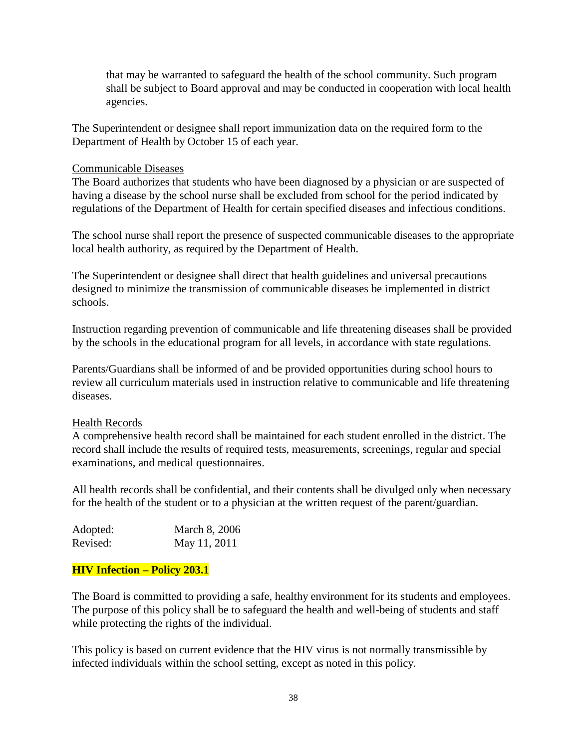that may be warranted to safeguard the health of the school community. Such program shall be subject to Board approval and may be conducted in cooperation with local health agencies.

The Superintendent or designee shall report immunization data on the required form to the Department of Health by October 15 of each year.

Communicable Diseases

The Board authorizes that students who have been diagnosed by a physician or are suspected of having a disease by the school nurse shall be excluded from school for the period indicated by regulations of the Department of Health for certain specified diseases and infectious conditions.

The school nurse shall report the presence of suspected communicable diseases to the appropriate local health authority, as required by the Department of Health.

The Superintendent or designee shall direct that health guidelines and universal precautions designed to minimize the transmission of communicable diseases be implemented in district schools.

Instruction regarding prevention of communicable and life threatening diseases shall be provided by the schools in the educational program for all levels, in accordance with state regulations.

Parents/Guardians shall be informed of and be provided opportunities during school hours to review all curriculum materials used in instruction relative to communicable and life threatening diseases.

Health Records

A comprehensive health record shall be maintained for each student enrolled in the district. The record shall include the results of required tests, measurements, screenings, regular and special examinations, and medical questionnaires.

All health records shall be confidential, and their contents shall be divulged only when necessary for the health of the student or to a physician at the written request of the parent/guardian.

Adopted: March 8, 2006
Revised: May 11, 2011

**HIV Infection – Policy 203.1**

The Board is committed to providing a safe, healthy environment for its students and employees. The purpose of this policy shall be to safeguard the health and well-being of students and staff while protecting the rights of the individual.

This policy is based on current evidence that the HIV virus is not normally transmissible by infected individuals within the school setting, except as noted in this policy.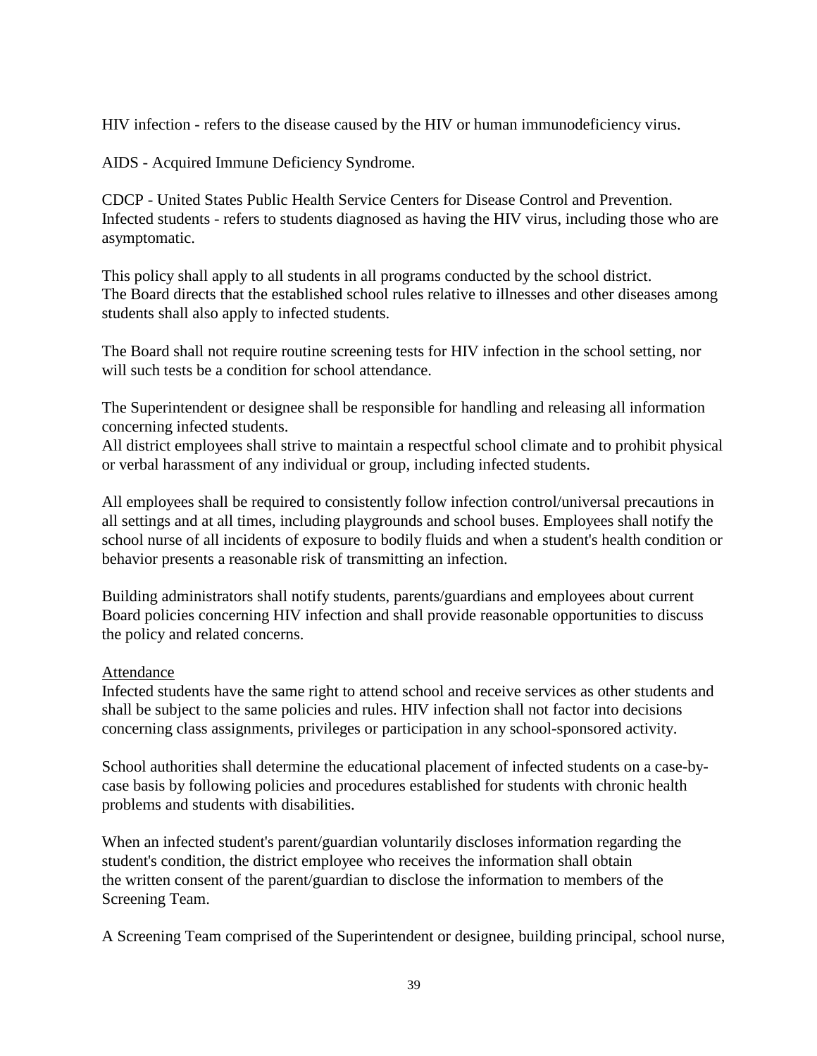HIV infection - refers to the disease caused by the HIV or human immunodeficiency virus.

AIDS - Acquired Immune Deficiency Syndrome.

CDCP - United States Public Health Service Centers for Disease Control and Prevention.
Infected students - refers to students diagnosed as having the HIV virus, including those who are asymptomatic.

This policy shall apply to all students in all programs conducted by the school district.
The Board directs that the established school rules relative to illnesses and other diseases among students shall also apply to infected students.

The Board shall not require routine screening tests for HIV infection in the school setting, nor will such tests be a condition for school attendance.

The Superintendent or designee shall be responsible for handling and releasing all information concerning infected students.
All district employees shall strive to maintain a respectful school climate and to prohibit physical or verbal harassment of any individual or group, including infected students.

All employees shall be required to consistently follow infection control/universal precautions in all settings and at all times, including playgrounds and school buses. Employees shall notify the school nurse of all incidents of exposure to bodily fluids and when a student's health condition or behavior presents a reasonable risk of transmitting an infection.

Building administrators shall notify students, parents/guardians and employees about current Board policies concerning HIV infection and shall provide reasonable opportunities to discuss the policy and related concerns.

<u>Attendance</u>
Infected students have the same right to attend school and receive services as other students and shall be subject to the same policies and rules. HIV infection shall not factor into decisions concerning class assignments, privileges or participation in any school-sponsored activity.

School authorities shall determine the educational placement of infected students on a case-by-case basis by following policies and procedures established for students with chronic health problems and students with disabilities.

When an infected student's parent/guardian voluntarily discloses information regarding the student's condition, the district employee who receives the information shall obtain the written consent of the parent/guardian to disclose the information to members of the Screening Team.

A Screening Team comprised of the Superintendent or designee, building principal, school nurse,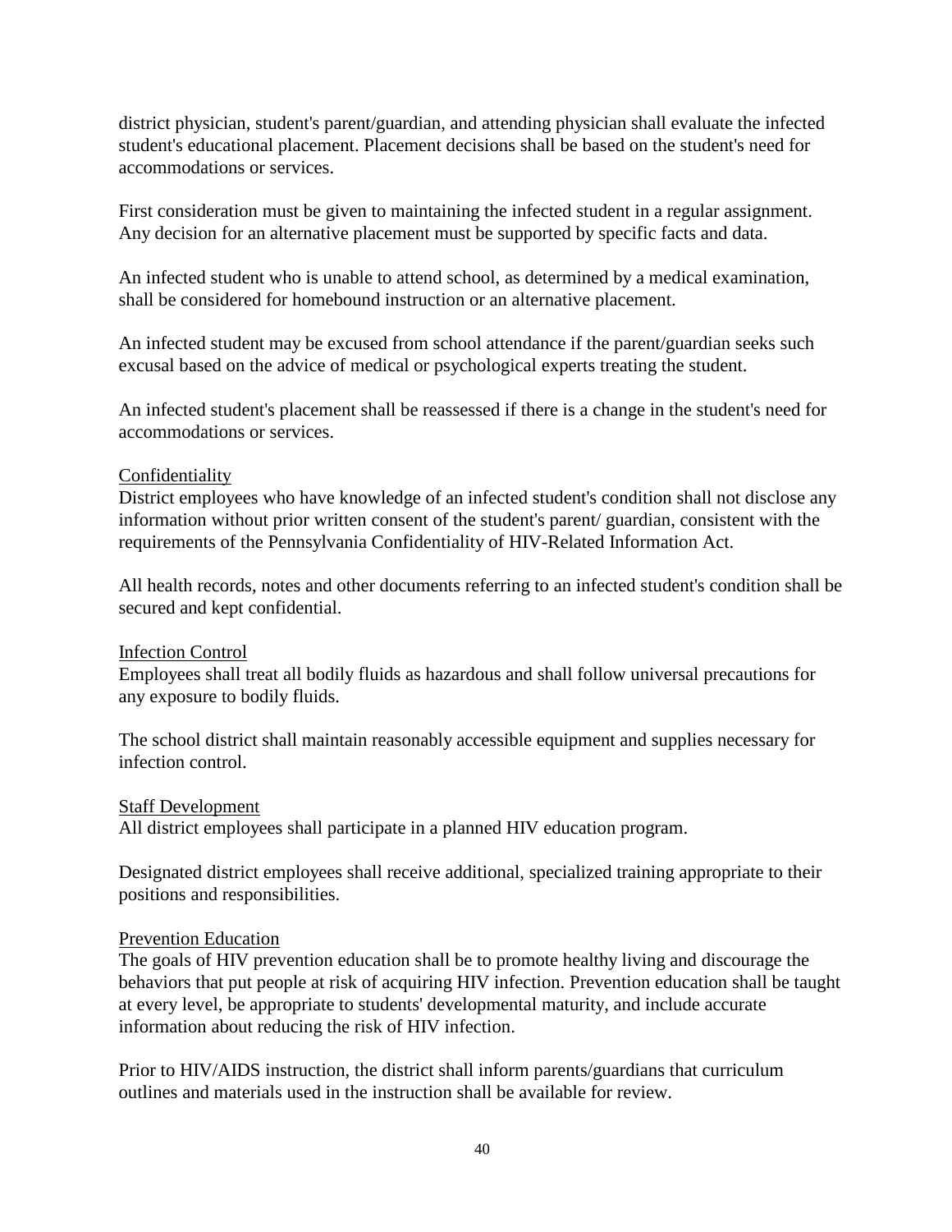district physician, student's parent/guardian, and attending physician shall evaluate the infected student's educational placement. Placement decisions shall be based on the student's need for accommodations or services.

First consideration must be given to maintaining the infected student in a regular assignment. Any decision for an alternative placement must be supported by specific facts and data.

An infected student who is unable to attend school, as determined by a medical examination, shall be considered for homebound instruction or an alternative placement.

An infected student may be excused from school attendance if the parent/guardian seeks such excusal based on the advice of medical or psychological experts treating the student.

An infected student's placement shall be reassessed if there is a change in the student's need for accommodations or services.

<u>Confidentiality</u>

District employees who have knowledge of an infected student's condition shall not disclose any information without prior written consent of the student's parent/ guardian, consistent with the requirements of the Pennsylvania Confidentiality of HIV-Related Information Act.

All health records, notes and other documents referring to an infected student's condition shall be secured and kept confidential.

<u>Infection Control</u>

Employees shall treat all bodily fluids as hazardous and shall follow universal precautions for any exposure to bodily fluids.

The school district shall maintain reasonably accessible equipment and supplies necessary for infection control.

<u>Staff Development</u>

All district employees shall participate in a planned HIV education program.

Designated district employees shall receive additional, specialized training appropriate to their positions and responsibilities.

<u>Prevention Education</u>

The goals of HIV prevention education shall be to promote healthy living and discourage the behaviors that put people at risk of acquiring HIV infection. Prevention education shall be taught at every level, be appropriate to students' developmental maturity, and include accurate information about reducing the risk of HIV infection.

Prior to HIV/AIDS instruction, the district shall inform parents/guardians that curriculum outlines and materials used in the instruction shall be available for review.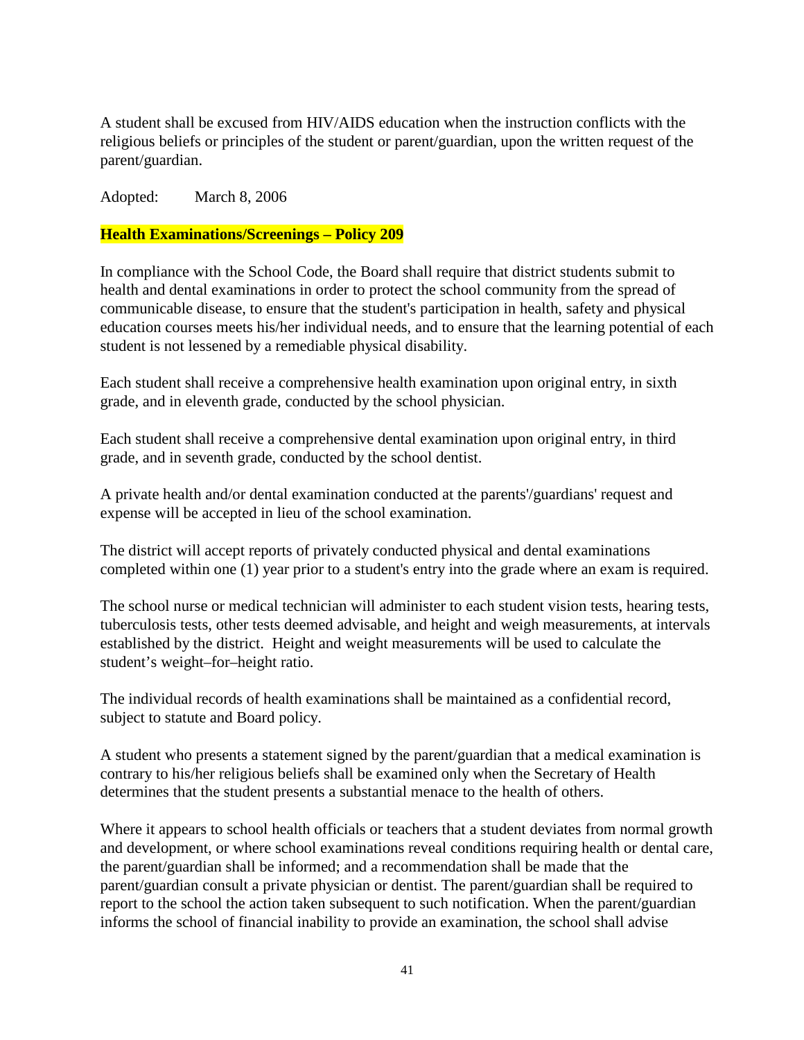A student shall be excused from HIV/AIDS education when the instruction conflicts with the religious beliefs or principles of the student or parent/guardian, upon the written request of the parent/guardian.

Adopted: March 8, 2006

## **Health Examinations/Screenings – Policy 209**

In compliance with the School Code, the Board shall require that district students submit to health and dental examinations in order to protect the school community from the spread of communicable disease, to ensure that the student's participation in health, safety and physical education courses meets his/her individual needs, and to ensure that the learning potential of each student is not lessened by a remediable physical disability.

Each student shall receive a comprehensive health examination upon original entry, in sixth grade, and in eleventh grade, conducted by the school physician.

Each student shall receive a comprehensive dental examination upon original entry, in third grade, and in seventh grade, conducted by the school dentist.

A private health and/or dental examination conducted at the parents'/guardians' request and expense will be accepted in lieu of the school examination.

The district will accept reports of privately conducted physical and dental examinations completed within one (1) year prior to a student's entry into the grade where an exam is required.

The school nurse or medical technician will administer to each student vision tests, hearing tests, tuberculosis tests, other tests deemed advisable, and height and weigh measurements, at intervals established by the district. Height and weight measurements will be used to calculate the student's weight–for–height ratio.

The individual records of health examinations shall be maintained as a confidential record, subject to statute and Board policy.

A student who presents a statement signed by the parent/guardian that a medical examination is contrary to his/her religious beliefs shall be examined only when the Secretary of Health determines that the student presents a substantial menace to the health of others.

Where it appears to school health officials or teachers that a student deviates from normal growth and development, or where school examinations reveal conditions requiring health or dental care, the parent/guardian shall be informed; and a recommendation shall be made that the parent/guardian consult a private physician or dentist. The parent/guardian shall be required to report to the school the action taken subsequent to such notification. When the parent/guardian informs the school of financial inability to provide an examination, the school shall advise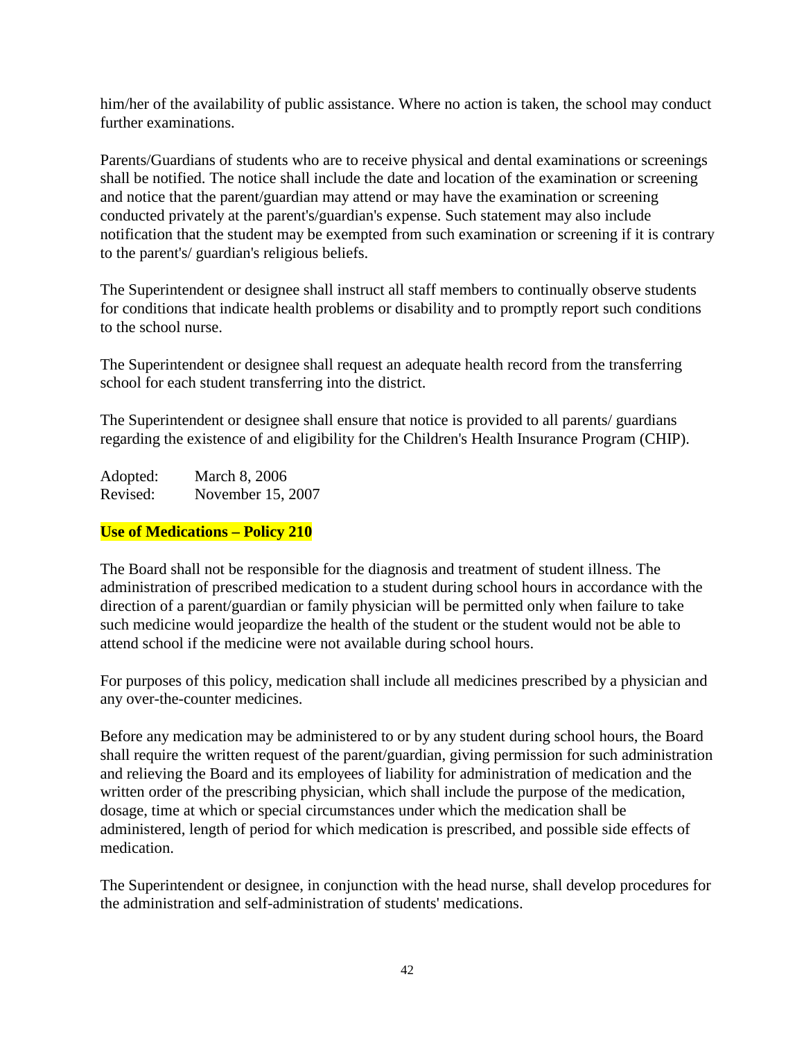him/her of the availability of public assistance. Where no action is taken, the school may conduct further examinations.

Parents/Guardians of students who are to receive physical and dental examinations or screenings shall be notified. The notice shall include the date and location of the examination or screening and notice that the parent/guardian may attend or may have the examination or screening conducted privately at the parent's/guardian's expense. Such statement may also include notification that the student may be exempted from such examination or screening if it is contrary to the parent's/ guardian's religious beliefs.

The Superintendent or designee shall instruct all staff members to continually observe students for conditions that indicate health problems or disability and to promptly report such conditions to the school nurse.

The Superintendent or designee shall request an adequate health record from the transferring school for each student transferring into the district.

The Superintendent or designee shall ensure that notice is provided to all parents/ guardians regarding the existence of and eligibility for the Children's Health Insurance Program (CHIP).

Adopted: March 8, 2006
Revised: November 15, 2007

## **Use of Medications – Policy 210**

The Board shall not be responsible for the diagnosis and treatment of student illness. The administration of prescribed medication to a student during school hours in accordance with the direction of a parent/guardian or family physician will be permitted only when failure to take such medicine would jeopardize the health of the student or the student would not be able to attend school if the medicine were not available during school hours.

For purposes of this policy, medication shall include all medicines prescribed by a physician and any over-the-counter medicines.

Before any medication may be administered to or by any student during school hours, the Board shall require the written request of the parent/guardian, giving permission for such administration and relieving the Board and its employees of liability for administration of medication and the written order of the prescribing physician, which shall include the purpose of the medication, dosage, time at which or special circumstances under which the medication shall be administered, length of period for which medication is prescribed, and possible side effects of medication.

The Superintendent or designee, in conjunction with the head nurse, shall develop procedures for the administration and self-administration of students' medications.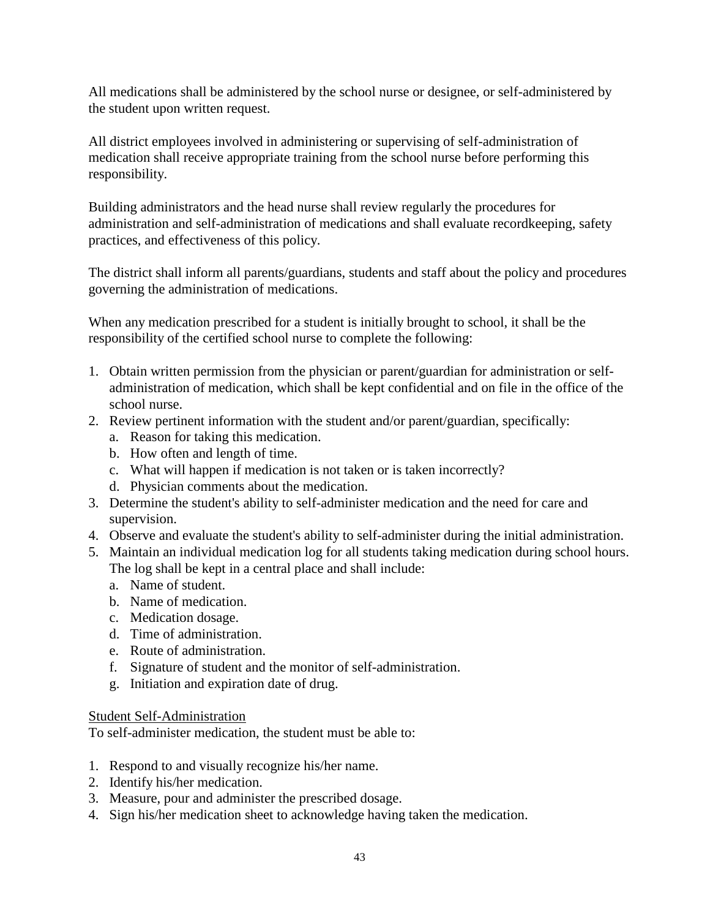All medications shall be administered by the school nurse or designee, or self-administered by the student upon written request.

All district employees involved in administering or supervising of self-administration of medication shall receive appropriate training from the school nurse before performing this responsibility.

Building administrators and the head nurse shall review regularly the procedures for administration and self-administration of medications and shall evaluate recordkeeping, safety practices, and effectiveness of this policy.

The district shall inform all parents/guardians, students and staff about the policy and procedures governing the administration of medications.

When any medication prescribed for a student is initially brought to school, it shall be the responsibility of the certified school nurse to complete the following:

1. Obtain written permission from the physician or parent/guardian for administration or self-administration of medication, which shall be kept confidential and on file in the office of the school nurse.
2. Review pertinent information with the student and/or parent/guardian, specifically:
   a. Reason for taking this medication.
   b. How often and length of time.
   c. What will happen if medication is not taken or is taken incorrectly?
   d. Physician comments about the medication.
3. Determine the student's ability to self-administer medication and the need for care and supervision.
4. Observe and evaluate the student's ability to self-administer during the initial administration.
5. Maintain an individual medication log for all students taking medication during school hours. The log shall be kept in a central place and shall include:
   a. Name of student.
   b. Name of medication.
   c. Medication dosage.
   d. Time of administration.
   e. Route of administration.
   f. Signature of student and the monitor of self-administration.
   g. Initiation and expiration date of drug.

<u>Student Self-Administration</u>
To self-administer medication, the student must be able to:

1. Respond to and visually recognize his/her name.
2. Identify his/her medication.
3. Measure, pour and administer the prescribed dosage.
4. Sign his/her medication sheet to acknowledge having taken the medication.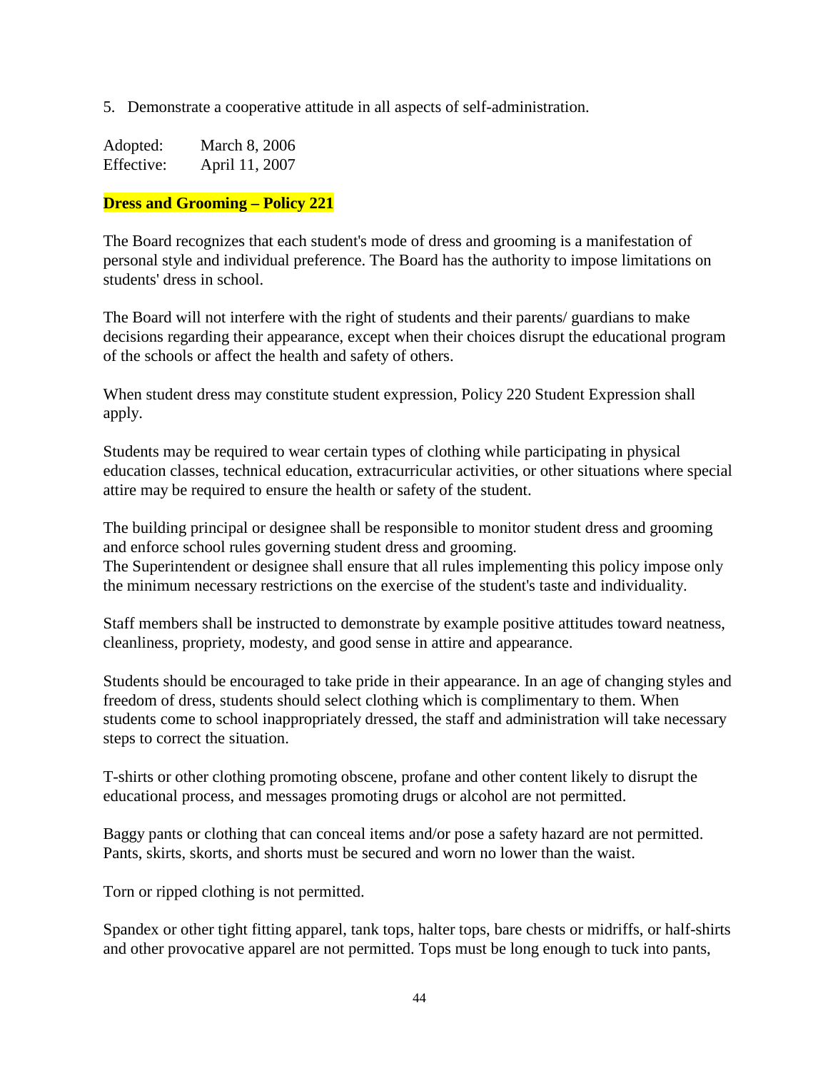5. Demonstrate a cooperative attitude in all aspects of self-administration.

Adopted: March 8, 2006
Effective: April 11, 2007

## Dress and Grooming – Policy 221

The Board recognizes that each student's mode of dress and grooming is a manifestation of personal style and individual preference. The Board has the authority to impose limitations on students' dress in school.

The Board will not interfere with the right of students and their parents/ guardians to make decisions regarding their appearance, except when their choices disrupt the educational program of the schools or affect the health and safety of others.

When student dress may constitute student expression, Policy 220 Student Expression shall apply.

Students may be required to wear certain types of clothing while participating in physical education classes, technical education, extracurricular activities, or other situations where special attire may be required to ensure the health or safety of the student.

The building principal or designee shall be responsible to monitor student dress and grooming and enforce school rules governing student dress and grooming.
The Superintendent or designee shall ensure that all rules implementing this policy impose only the minimum necessary restrictions on the exercise of the student's taste and individuality.

Staff members shall be instructed to demonstrate by example positive attitudes toward neatness, cleanliness, propriety, modesty, and good sense in attire and appearance.

Students should be encouraged to take pride in their appearance. In an age of changing styles and freedom of dress, students should select clothing which is complimentary to them. When students come to school inappropriately dressed, the staff and administration will take necessary steps to correct the situation.

T-shirts or other clothing promoting obscene, profane and other content likely to disrupt the educational process, and messages promoting drugs or alcohol are not permitted.

Baggy pants or clothing that can conceal items and/or pose a safety hazard are not permitted. Pants, skirts, skorts, and shorts must be secured and worn no lower than the waist.

Torn or ripped clothing is not permitted.

Spandex or other tight fitting apparel, tank tops, halter tops, bare chests or midriffs, or half-shirts and other provocative apparel are not permitted. Tops must be long enough to tuck into pants,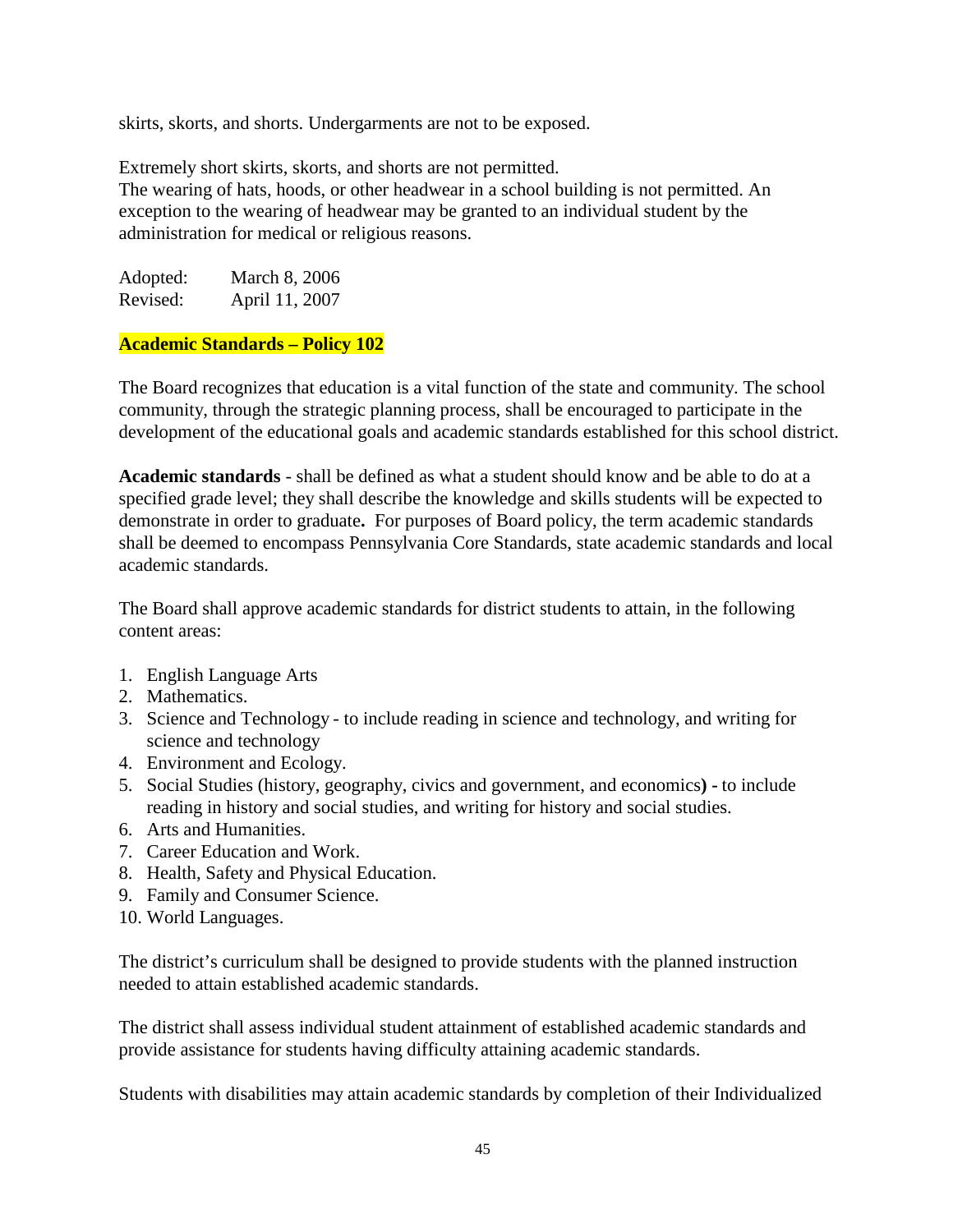skirts, skorts, and shorts. Undergarments are not to be exposed.

Extremely short skirts, skorts, and shorts are not permitted.
The wearing of hats, hoods, or other headwear in a school building is not permitted. An exception to the wearing of headwear may be granted to an individual student by the administration for medical or religious reasons.

Adopted: March 8, 2006
Revised: April 11, 2007

## Academic Standards – Policy 102

The Board recognizes that education is a vital function of the state and community. The school community, through the strategic planning process, shall be encouraged to participate in the development of the educational goals and academic standards established for this school district.

**Academic standards** - shall be defined as what a student should know and be able to do at a specified grade level; they shall describe the knowledge and skills students will be expected to demonstrate in order to graduate**.** For purposes of Board policy, the term academic standards shall be deemed to encompass Pennsylvania Core Standards, state academic standards and local academic standards.

The Board shall approve academic standards for district students to attain, in the following content areas:

1. English Language Arts
2. Mathematics.
3. Science and Technology - to include reading in science and technology, and writing for science and technology
4. Environment and Ecology.
5. Social Studies (history, geography, civics and government, and economics**)** - to include reading in history and social studies, and writing for history and social studies.
6. Arts and Humanities.
7. Career Education and Work.
8. Health, Safety and Physical Education.
9. Family and Consumer Science.
10. World Languages.

The district's curriculum shall be designed to provide students with the planned instruction needed to attain established academic standards.

The district shall assess individual student attainment of established academic standards and provide assistance for students having difficulty attaining academic standards.

Students with disabilities may attain academic standards by completion of their Individualized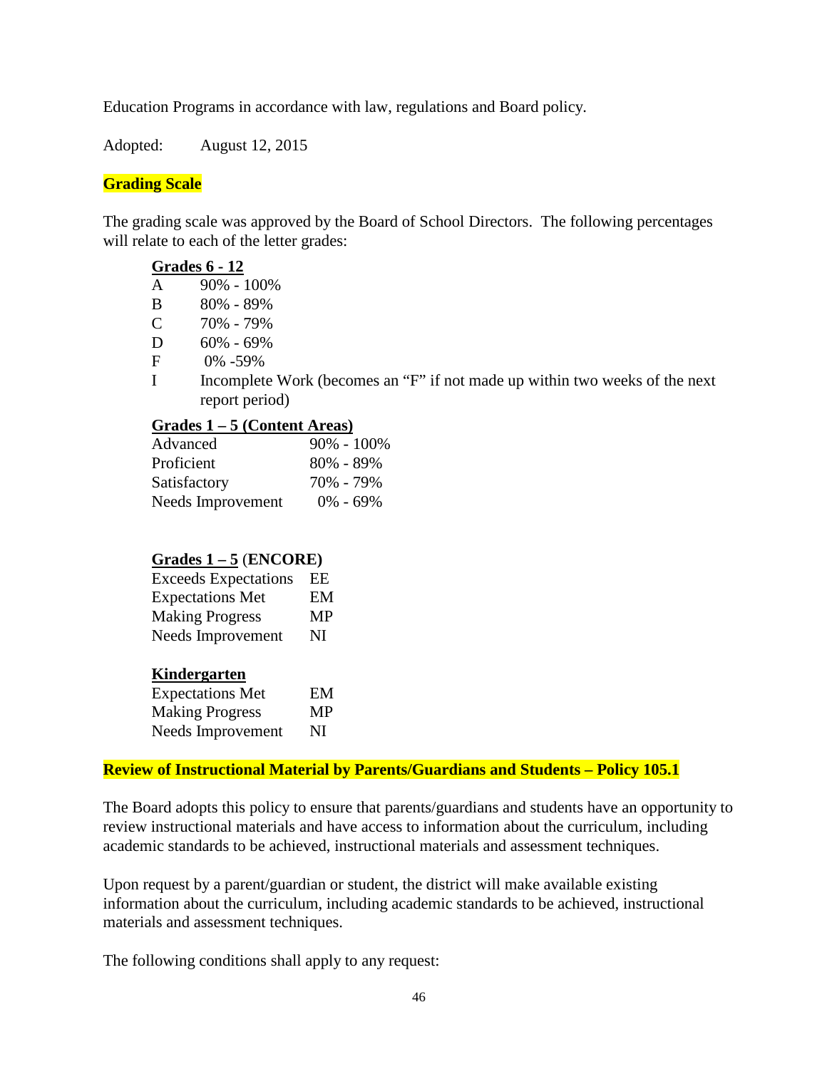Education Programs in accordance with law, regulations and Board policy.

Adopted: August 12, 2015

## Grading Scale

The grading scale was approved by the Board of School Directors. The following percentages will relate to each of the letter grades:

**Grades 6 - 12**

| | |
|---|---|
| A | 90% - 100% |
| B | 80% - 89% |
| C | 70% - 79% |
| D | 60% - 69% |
| F | 0% -59% |
| I | Incomplete Work (becomes an "F" if not made up within two weeks of the next report period) |

**Grades 1 – 5 (Content Areas)**

| | |
|---|---|
| Advanced | 90% - 100% |
| Proficient | 80% - 89% |
| Satisfactory | 70% - 79% |
| Needs Improvement | 0% - 69% |

**Grades 1 – 5 (ENCORE)**

| | |
|---|---|
| Exceeds Expectations | EE |
| Expectations Met | EM |
| Making Progress | MP |
| Needs Improvement | NI |

**Kindergarten**

| | |
|---|---|
| Expectations Met | EM |
| Making Progress | MP |
| Needs Improvement | NI |

## Review of Instructional Material by Parents/Guardians and Students – Policy 105.1

The Board adopts this policy to ensure that parents/guardians and students have an opportunity to review instructional materials and have access to information about the curriculum, including academic standards to be achieved, instructional materials and assessment techniques.

Upon request by a parent/guardian or student, the district will make available existing information about the curriculum, including academic standards to be achieved, instructional materials and assessment techniques.

The following conditions shall apply to any request: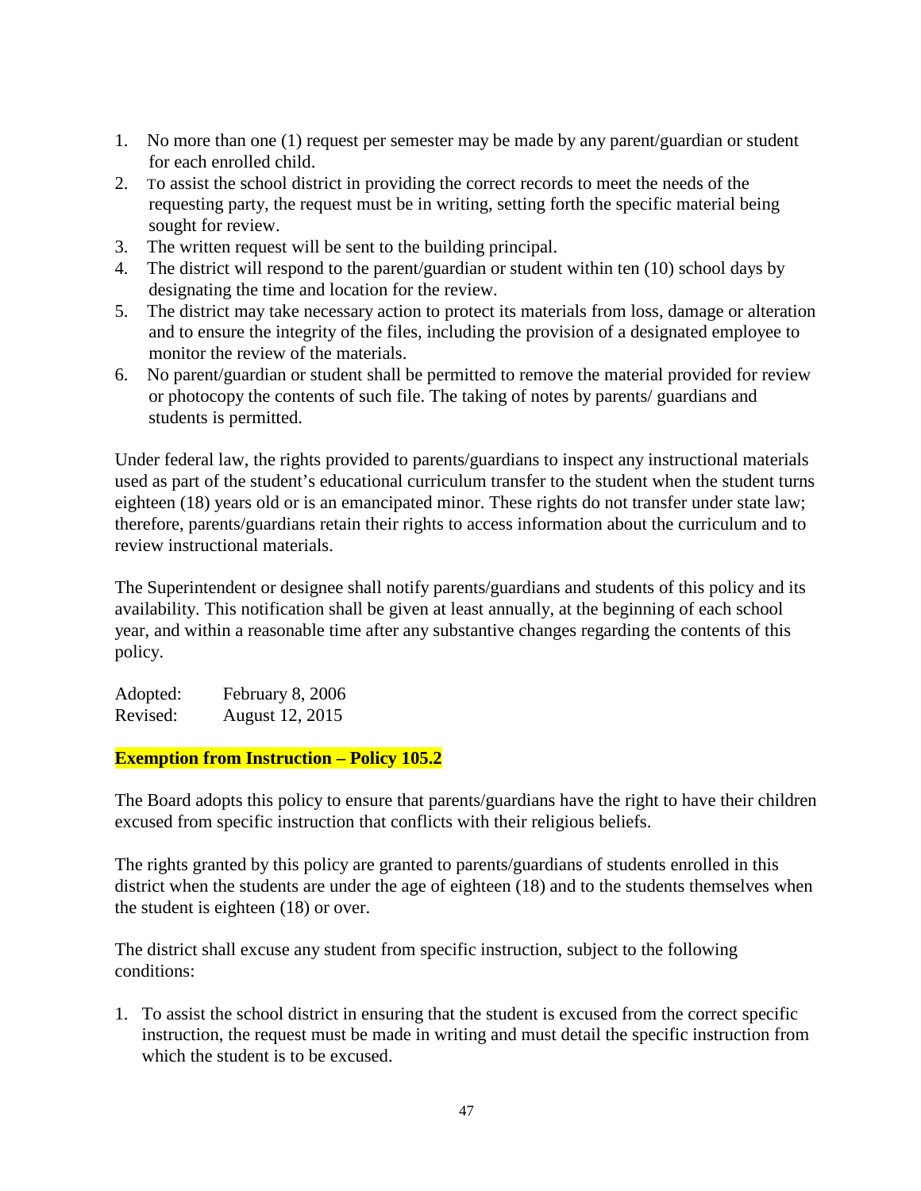1. No more than one (1) request per semester may be made by any parent/guardian or student for each enrolled child.
2. To assist the school district in providing the correct records to meet the needs of the requesting party, the request must be in writing, setting forth the specific material being sought for review.
3. The written request will be sent to the building principal.
4. The district will respond to the parent/guardian or student within ten (10) school days by designating the time and location for the review.
5. The district may take necessary action to protect its materials from loss, damage or alteration and to ensure the integrity of the files, including the provision of a designated employee to monitor the review of the materials.
6. No parent/guardian or student shall be permitted to remove the material provided for review or photocopy the contents of such file. The taking of notes by parents/ guardians and students is permitted.

Under federal law, the rights provided to parents/guardians to inspect any instructional materials used as part of the student's educational curriculum transfer to the student when the student turns eighteen (18) years old or is an emancipated minor. These rights do not transfer under state law; therefore, parents/guardians retain their rights to access information about the curriculum and to review instructional materials.

The Superintendent or designee shall notify parents/guardians and students of this policy and its availability. This notification shall be given at least annually, at the beginning of each school year, and within a reasonable time after any substantive changes regarding the contents of this policy.

Adopted: February 8, 2006
Revised: August 12, 2015

**Exemption from Instruction – Policy 105.2**

The Board adopts this policy to ensure that parents/guardians have the right to have their children excused from specific instruction that conflicts with their religious beliefs.

The rights granted by this policy are granted to parents/guardians of students enrolled in this district when the students are under the age of eighteen (18) and to the students themselves when the student is eighteen (18) or over.

The district shall excuse any student from specific instruction, subject to the following conditions:

1. To assist the school district in ensuring that the student is excused from the correct specific instruction, the request must be made in writing and must detail the specific instruction from which the student is to be excused.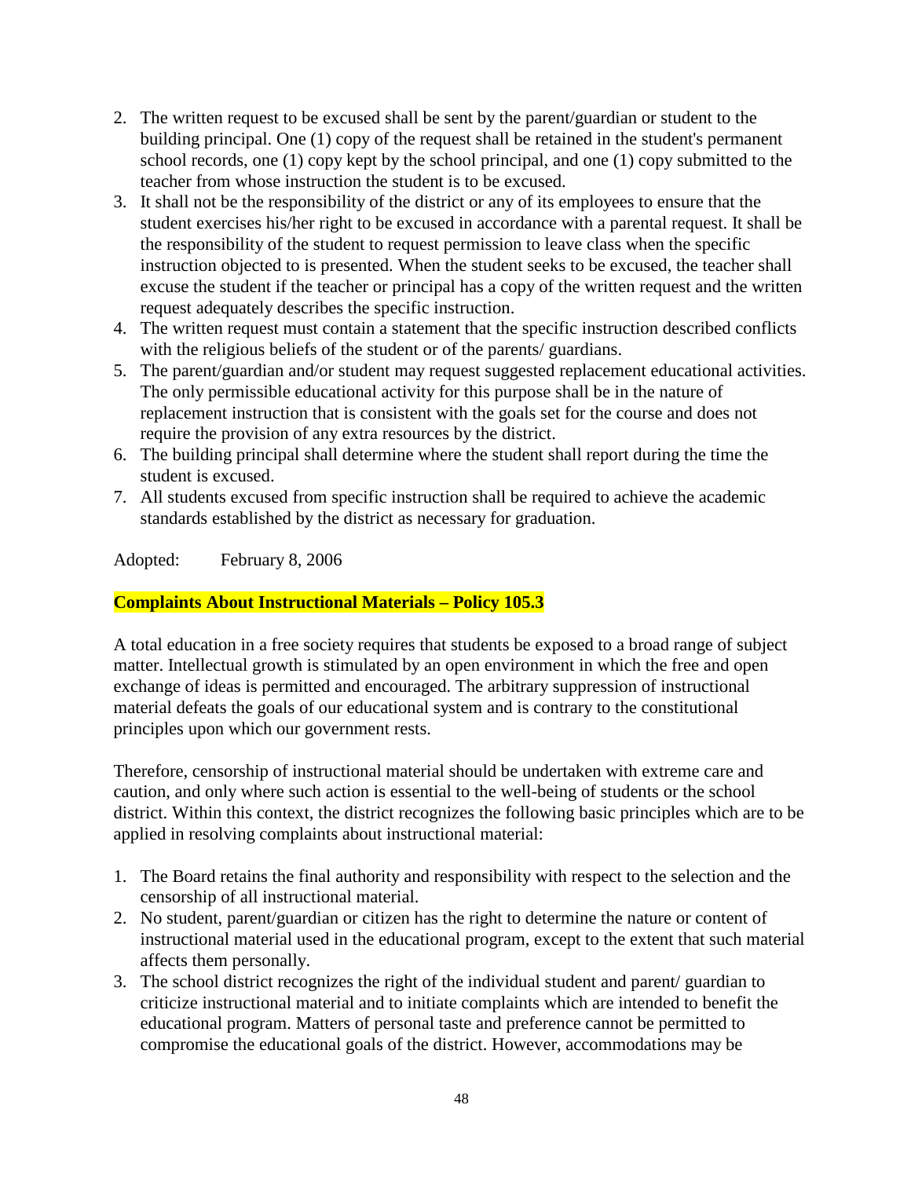2. The written request to be excused shall be sent by the parent/guardian or student to the building principal. One (1) copy of the request shall be retained in the student's permanent school records, one (1) copy kept by the school principal, and one (1) copy submitted to the teacher from whose instruction the student is to be excused.
3. It shall not be the responsibility of the district or any of its employees to ensure that the student exercises his/her right to be excused in accordance with a parental request. It shall be the responsibility of the student to request permission to leave class when the specific instruction objected to is presented. When the student seeks to be excused, the teacher shall excuse the student if the teacher or principal has a copy of the written request and the written request adequately describes the specific instruction.
4. The written request must contain a statement that the specific instruction described conflicts with the religious beliefs of the student or of the parents/ guardians.
5. The parent/guardian and/or student may request suggested replacement educational activities. The only permissible educational activity for this purpose shall be in the nature of replacement instruction that is consistent with the goals set for the course and does not require the provision of any extra resources by the district.
6. The building principal shall determine where the student shall report during the time the student is excused.
7. All students excused from specific instruction shall be required to achieve the academic standards established by the district as necessary for graduation.

Adopted: February 8, 2006

**Complaints About Instructional Materials – Policy 105.3**

A total education in a free society requires that students be exposed to a broad range of subject matter. Intellectual growth is stimulated by an open environment in which the free and open exchange of ideas is permitted and encouraged. The arbitrary suppression of instructional material defeats the goals of our educational system and is contrary to the constitutional principles upon which our government rests.

Therefore, censorship of instructional material should be undertaken with extreme care and caution, and only where such action is essential to the well-being of students or the school district. Within this context, the district recognizes the following basic principles which are to be applied in resolving complaints about instructional material:

1. The Board retains the final authority and responsibility with respect to the selection and the censorship of all instructional material.
2. No student, parent/guardian or citizen has the right to determine the nature or content of instructional material used in the educational program, except to the extent that such material affects them personally.
3. The school district recognizes the right of the individual student and parent/ guardian to criticize instructional material and to initiate complaints which are intended to benefit the educational program. Matters of personal taste and preference cannot be permitted to compromise the educational goals of the district. However, accommodations may be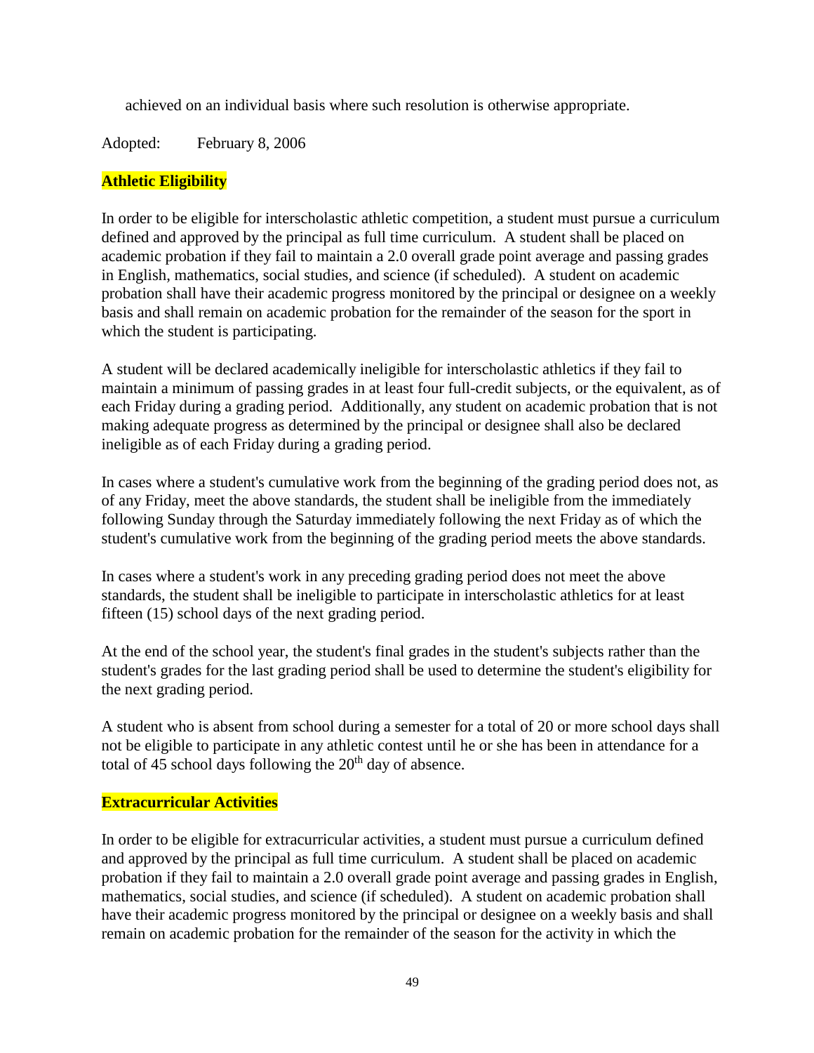achieved on an individual basis where such resolution is otherwise appropriate.

Adopted: February 8, 2006

**Athletic Eligibility**

In order to be eligible for interscholastic athletic competition, a student must pursue a curriculum defined and approved by the principal as full time curriculum. A student shall be placed on academic probation if they fail to maintain a 2.0 overall grade point average and passing grades in English, mathematics, social studies, and science (if scheduled). A student on academic probation shall have their academic progress monitored by the principal or designee on a weekly basis and shall remain on academic probation for the remainder of the season for the sport in which the student is participating.

A student will be declared academically ineligible for interscholastic athletics if they fail to maintain a minimum of passing grades in at least four full-credit subjects, or the equivalent, as of each Friday during a grading period. Additionally, any student on academic probation that is not making adequate progress as determined by the principal or designee shall also be declared ineligible as of each Friday during a grading period.

In cases where a student's cumulative work from the beginning of the grading period does not, as of any Friday, meet the above standards, the student shall be ineligible from the immediately following Sunday through the Saturday immediately following the next Friday as of which the student's cumulative work from the beginning of the grading period meets the above standards.

In cases where a student's work in any preceding grading period does not meet the above standards, the student shall be ineligible to participate in interscholastic athletics for at least fifteen (15) school days of the next grading period.

At the end of the school year, the student's final grades in the student's subjects rather than the student's grades for the last grading period shall be used to determine the student's eligibility for the next grading period.

A student who is absent from school during a semester for a total of 20 or more school days shall not be eligible to participate in any athletic contest until he or she has been in attendance for a total of 45 school days following the 20th day of absence.

**Extracurricular Activities**

In order to be eligible for extracurricular activities, a student must pursue a curriculum defined and approved by the principal as full time curriculum. A student shall be placed on academic probation if they fail to maintain a 2.0 overall grade point average and passing grades in English, mathematics, social studies, and science (if scheduled). A student on academic probation shall have their academic progress monitored by the principal or designee on a weekly basis and shall remain on academic probation for the remainder of the season for the activity in which the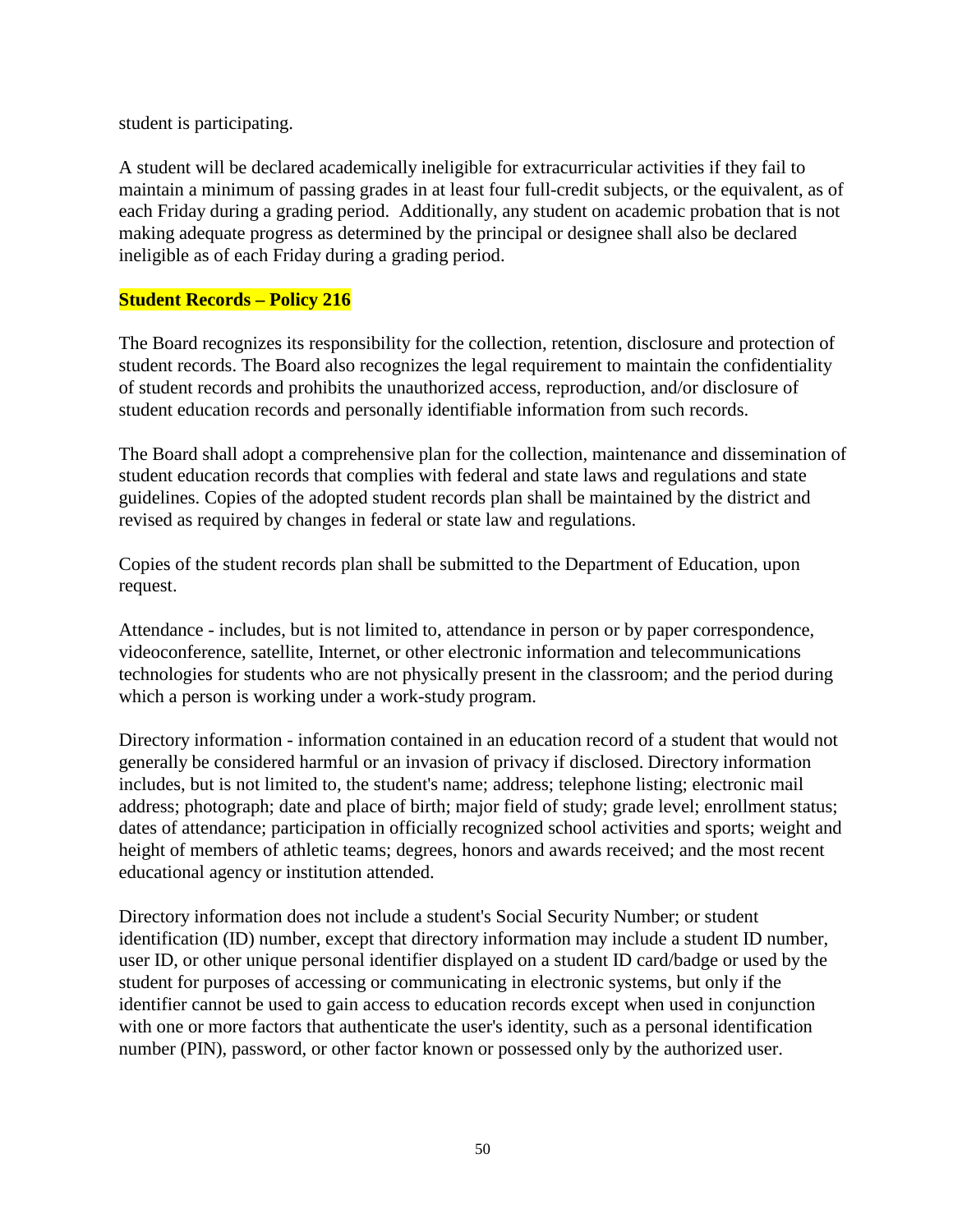student is participating.

A student will be declared academically ineligible for extracurricular activities if they fail to maintain a minimum of passing grades in at least four full-credit subjects, or the equivalent, as of each Friday during a grading period. Additionally, any student on academic probation that is not making adequate progress as determined by the principal or designee shall also be declared ineligible as of each Friday during a grading period.

**Student Records – Policy 216**

The Board recognizes its responsibility for the collection, retention, disclosure and protection of student records. The Board also recognizes the legal requirement to maintain the confidentiality of student records and prohibits the unauthorized access, reproduction, and/or disclosure of student education records and personally identifiable information from such records.

The Board shall adopt a comprehensive plan for the collection, maintenance and dissemination of student education records that complies with federal and state laws and regulations and state guidelines. Copies of the adopted student records plan shall be maintained by the district and revised as required by changes in federal or state law and regulations.

Copies of the student records plan shall be submitted to the Department of Education, upon request.

Attendance - includes, but is not limited to, attendance in person or by paper correspondence, videoconference, satellite, Internet, or other electronic information and telecommunications technologies for students who are not physically present in the classroom; and the period during which a person is working under a work-study program.

Directory information - information contained in an education record of a student that would not generally be considered harmful or an invasion of privacy if disclosed. Directory information includes, but is not limited to, the student's name; address; telephone listing; electronic mail address; photograph; date and place of birth; major field of study; grade level; enrollment status; dates of attendance; participation in officially recognized school activities and sports; weight and height of members of athletic teams; degrees, honors and awards received; and the most recent educational agency or institution attended.

Directory information does not include a student's Social Security Number; or student identification (ID) number, except that directory information may include a student ID number, user ID, or other unique personal identifier displayed on a student ID card/badge or used by the student for purposes of accessing or communicating in electronic systems, but only if the identifier cannot be used to gain access to education records except when used in conjunction with one or more factors that authenticate the user's identity, such as a personal identification number (PIN), password, or other factor known or possessed only by the authorized user.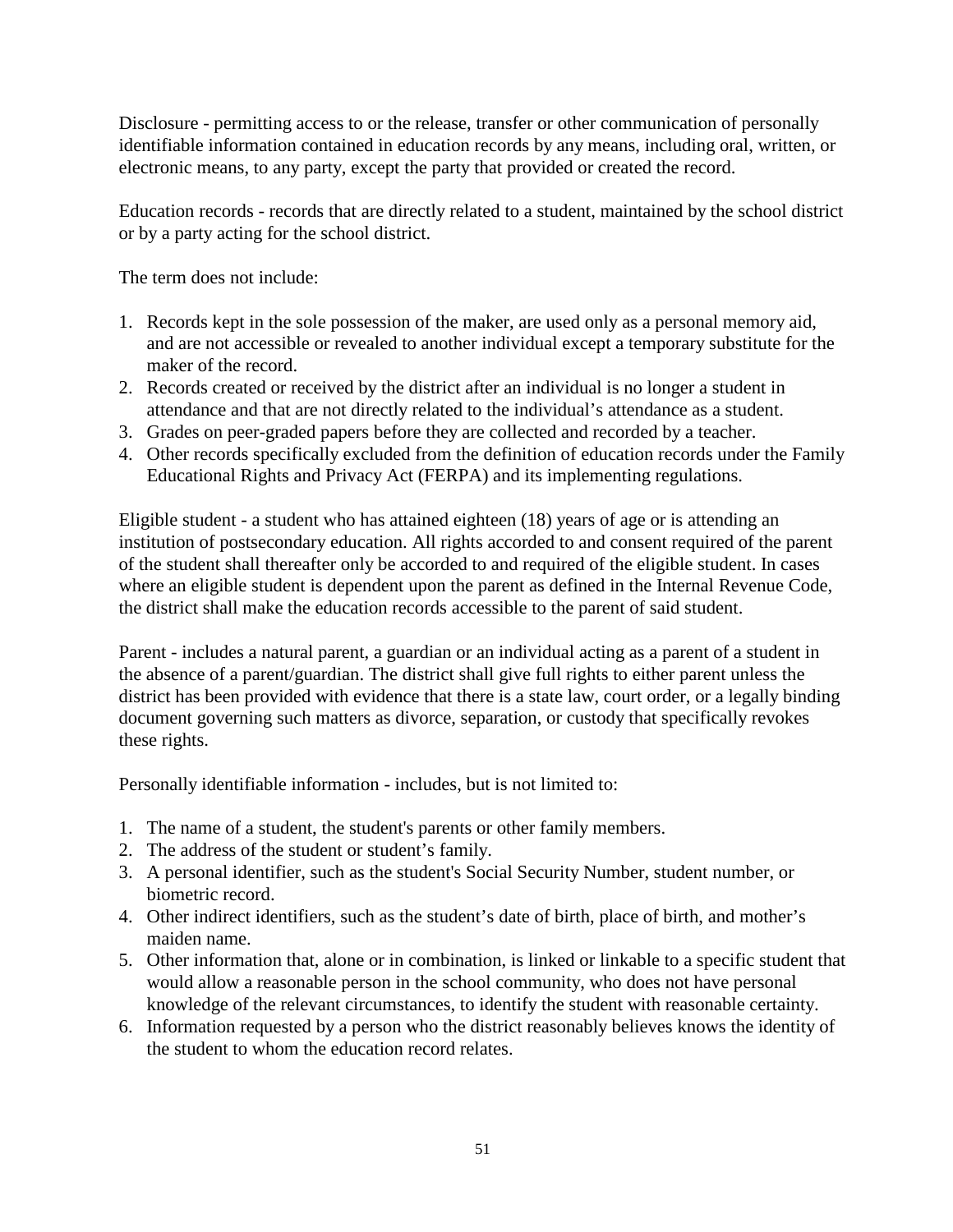Disclosure - permitting access to or the release, transfer or other communication of personally identifiable information contained in education records by any means, including oral, written, or electronic means, to any party, except the party that provided or created the record.

Education records - records that are directly related to a student, maintained by the school district or by a party acting for the school district.

The term does not include:

1. Records kept in the sole possession of the maker, are used only as a personal memory aid, and are not accessible or revealed to another individual except a temporary substitute for the maker of the record.
2. Records created or received by the district after an individual is no longer a student in attendance and that are not directly related to the individual's attendance as a student.
3. Grades on peer-graded papers before they are collected and recorded by a teacher.
4. Other records specifically excluded from the definition of education records under the Family Educational Rights and Privacy Act (FERPA) and its implementing regulations.

Eligible student - a student who has attained eighteen (18) years of age or is attending an institution of postsecondary education. All rights accorded to and consent required of the parent of the student shall thereafter only be accorded to and required of the eligible student. In cases where an eligible student is dependent upon the parent as defined in the Internal Revenue Code, the district shall make the education records accessible to the parent of said student.

Parent - includes a natural parent, a guardian or an individual acting as a parent of a student in the absence of a parent/guardian. The district shall give full rights to either parent unless the district has been provided with evidence that there is a state law, court order, or a legally binding document governing such matters as divorce, separation, or custody that specifically revokes these rights.

Personally identifiable information - includes, but is not limited to:

1. The name of a student, the student's parents or other family members.
2. The address of the student or student's family.
3. A personal identifier, such as the student's Social Security Number, student number, or biometric record.
4. Other indirect identifiers, such as the student's date of birth, place of birth, and mother's maiden name.
5. Other information that, alone or in combination, is linked or linkable to a specific student that would allow a reasonable person in the school community, who does not have personal knowledge of the relevant circumstances, to identify the student with reasonable certainty.
6. Information requested by a person who the district reasonably believes knows the identity of the student to whom the education record relates.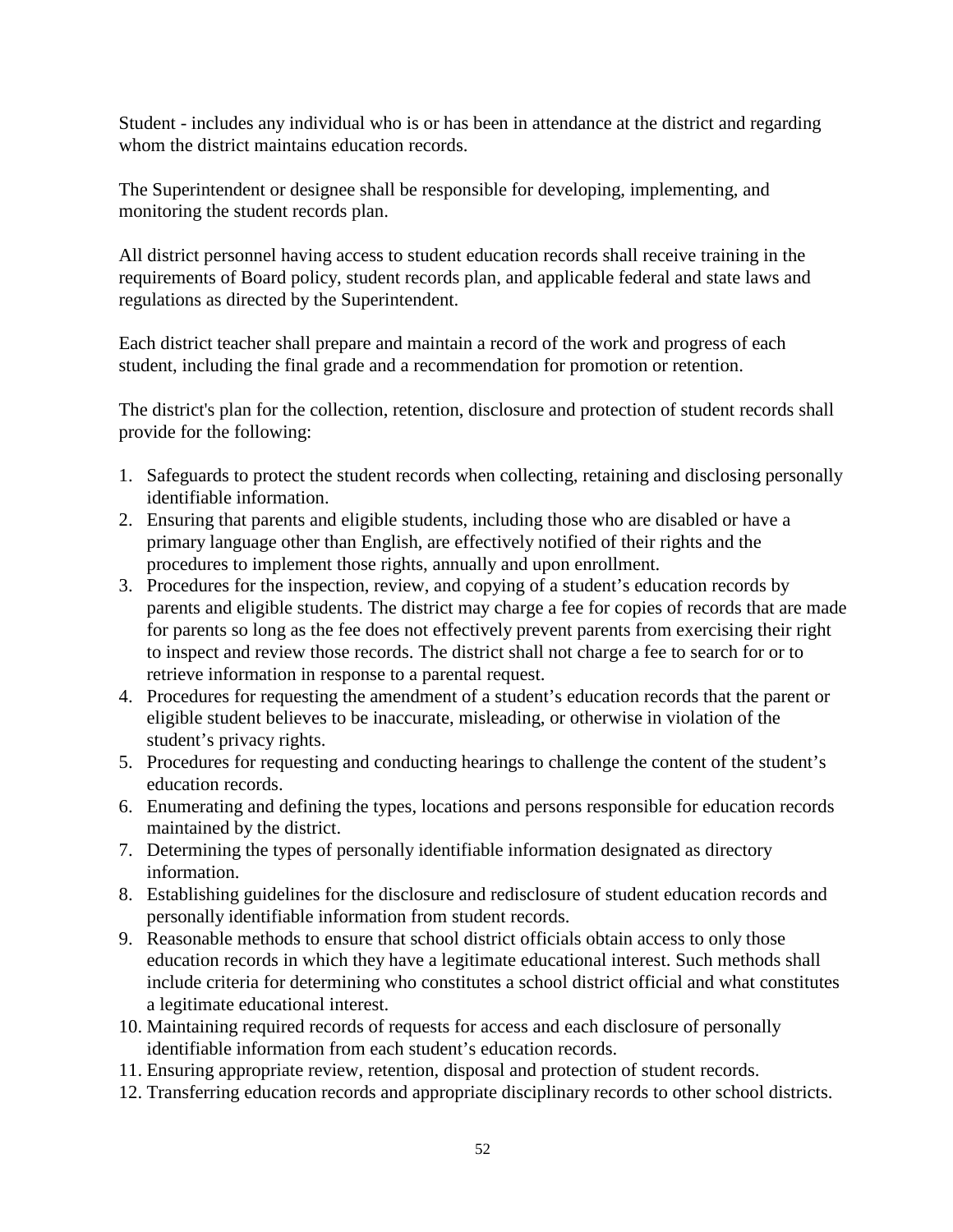Student - includes any individual who is or has been in attendance at the district and regarding whom the district maintains education records.

The Superintendent or designee shall be responsible for developing, implementing, and monitoring the student records plan.

All district personnel having access to student education records shall receive training in the requirements of Board policy, student records plan, and applicable federal and state laws and regulations as directed by the Superintendent.

Each district teacher shall prepare and maintain a record of the work and progress of each student, including the final grade and a recommendation for promotion or retention.

The district's plan for the collection, retention, disclosure and protection of student records shall provide for the following:

1. Safeguards to protect the student records when collecting, retaining and disclosing personally identifiable information.
2. Ensuring that parents and eligible students, including those who are disabled or have a primary language other than English, are effectively notified of their rights and the procedures to implement those rights, annually and upon enrollment.
3. Procedures for the inspection, review, and copying of a student's education records by parents and eligible students. The district may charge a fee for copies of records that are made for parents so long as the fee does not effectively prevent parents from exercising their right to inspect and review those records. The district shall not charge a fee to search for or to retrieve information in response to a parental request.
4. Procedures for requesting the amendment of a student's education records that the parent or eligible student believes to be inaccurate, misleading, or otherwise in violation of the student's privacy rights.
5. Procedures for requesting and conducting hearings to challenge the content of the student's education records.
6. Enumerating and defining the types, locations and persons responsible for education records maintained by the district.
7. Determining the types of personally identifiable information designated as directory information.
8. Establishing guidelines for the disclosure and redisclosure of student education records and personally identifiable information from student records.
9. Reasonable methods to ensure that school district officials obtain access to only those education records in which they have a legitimate educational interest. Such methods shall include criteria for determining who constitutes a school district official and what constitutes a legitimate educational interest.
10. Maintaining required records of requests for access and each disclosure of personally identifiable information from each student's education records.
11. Ensuring appropriate review, retention, disposal and protection of student records.
12. Transferring education records and appropriate disciplinary records to other school districts.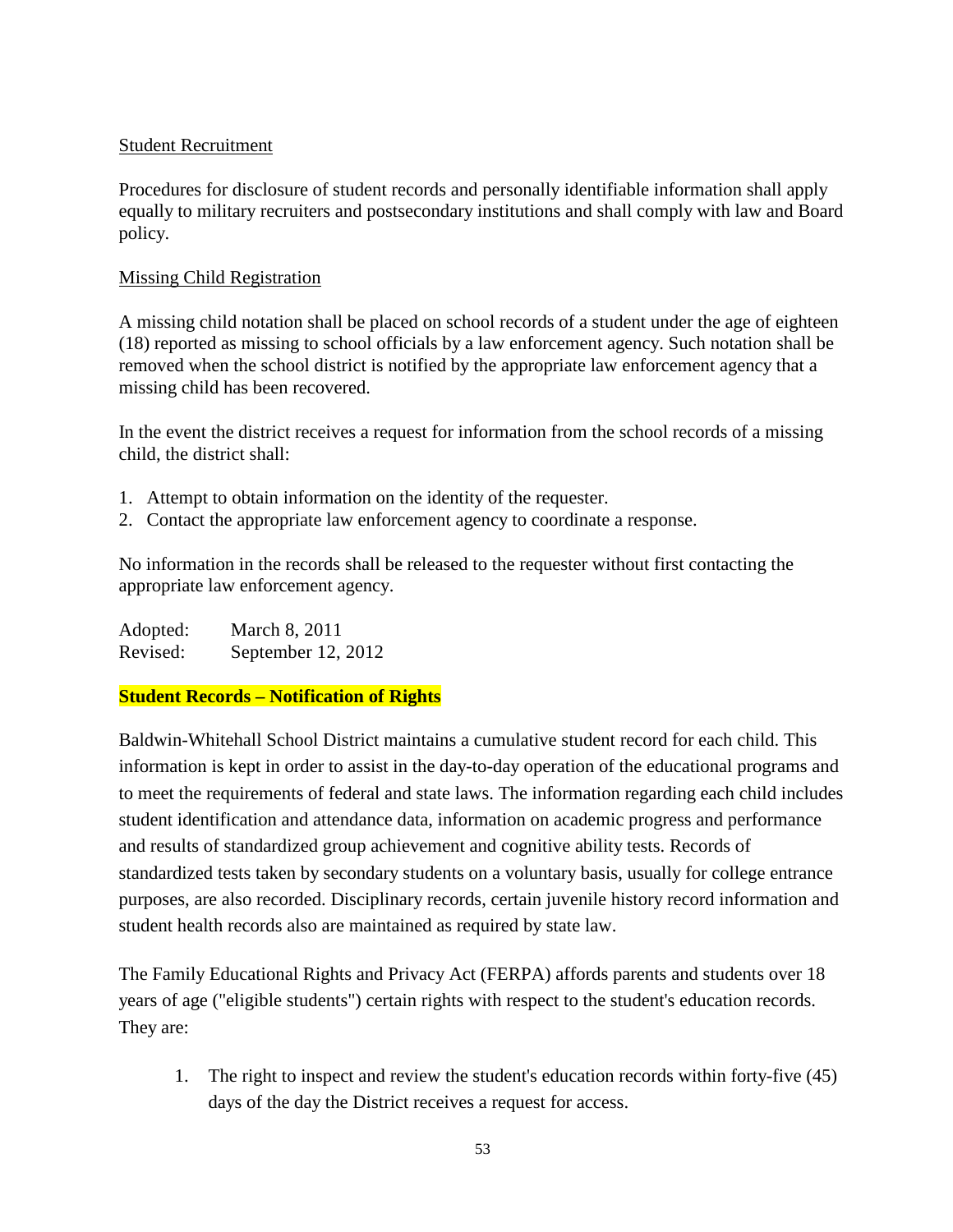<u>Student Recruitment</u>

Procedures for disclosure of student records and personally identifiable information shall apply equally to military recruiters and postsecondary institutions and shall comply with law and Board policy.

<u>Missing Child Registration</u>

A missing child notation shall be placed on school records of a student under the age of eighteen (18) reported as missing to school officials by a law enforcement agency. Such notation shall be removed when the school district is notified by the appropriate law enforcement agency that a missing child has been recovered.

In the event the district receives a request for information from the school records of a missing child, the district shall:

1. Attempt to obtain information on the identity of the requester.
2. Contact the appropriate law enforcement agency to coordinate a response.

No information in the records shall be released to the requester without first contacting the appropriate law enforcement agency.

Adopted: March 8, 2011
Revised: September 12, 2012

**Student Records – Notification of Rights**

Baldwin-Whitehall School District maintains a cumulative student record for each child. This information is kept in order to assist in the day-to-day operation of the educational programs and to meet the requirements of federal and state laws. The information regarding each child includes student identification and attendance data, information on academic progress and performance and results of standardized group achievement and cognitive ability tests. Records of standardized tests taken by secondary students on a voluntary basis, usually for college entrance purposes, are also recorded. Disciplinary records, certain juvenile history record information and student health records also are maintained as required by state law.

The Family Educational Rights and Privacy Act (FERPA) affords parents and students over 18 years of age ("eligible students") certain rights with respect to the student's education records. They are:

1. The right to inspect and review the student's education records within forty-five (45) days of the day the District receives a request for access.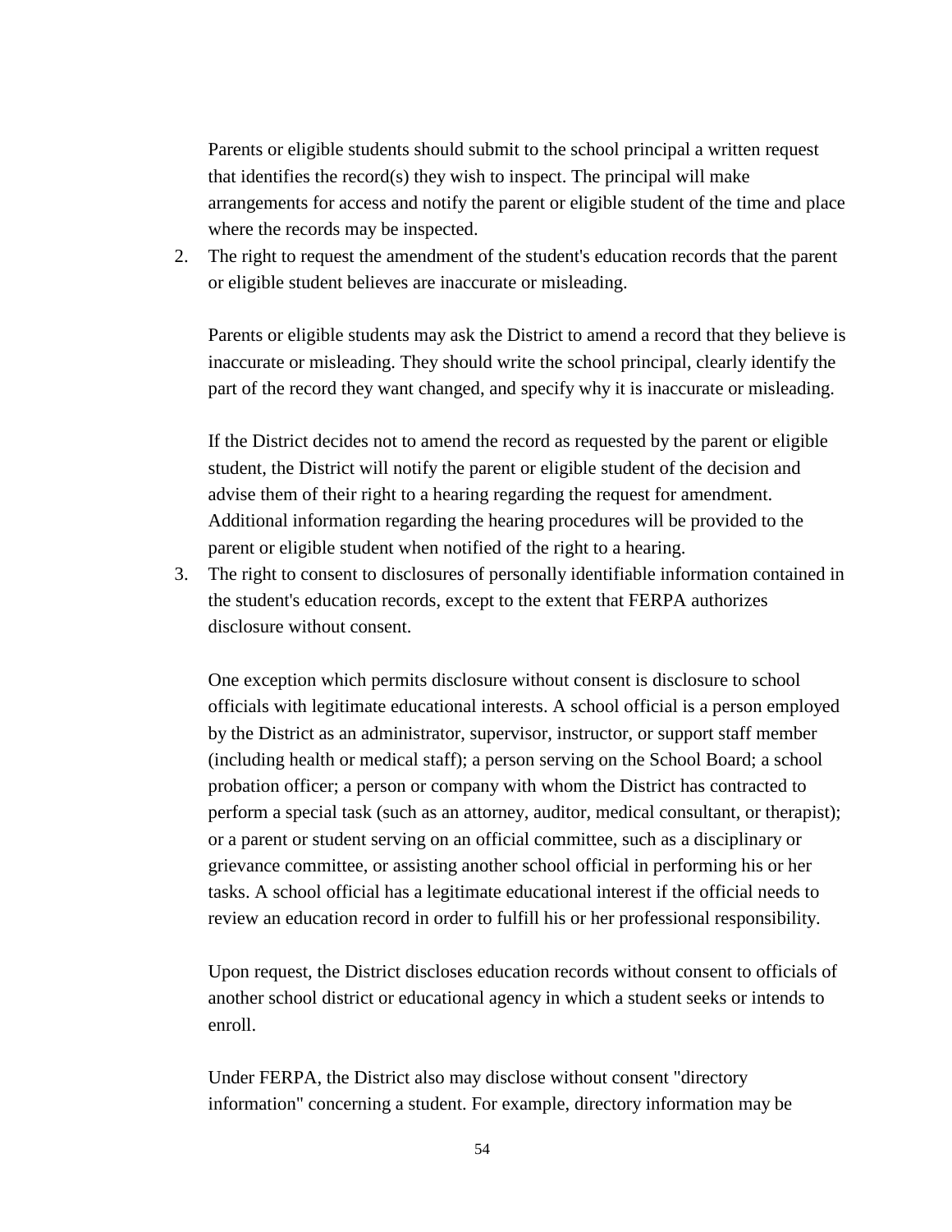Parents or eligible students should submit to the school principal a written request that identifies the record(s) they wish to inspect. The principal will make arrangements for access and notify the parent or eligible student of the time and place where the records may be inspected.

2. The right to request the amendment of the student's education records that the parent or eligible student believes are inaccurate or misleading.

   Parents or eligible students may ask the District to amend a record that they believe is inaccurate or misleading. They should write the school principal, clearly identify the part of the record they want changed, and specify why it is inaccurate or misleading.

   If the District decides not to amend the record as requested by the parent or eligible student, the District will notify the parent or eligible student of the decision and advise them of their right to a hearing regarding the request for amendment. Additional information regarding the hearing procedures will be provided to the parent or eligible student when notified of the right to a hearing.

3. The right to consent to disclosures of personally identifiable information contained in the student's education records, except to the extent that FERPA authorizes disclosure without consent.

   One exception which permits disclosure without consent is disclosure to school officials with legitimate educational interests. A school official is a person employed by the District as an administrator, supervisor, instructor, or support staff member (including health or medical staff); a person serving on the School Board; a school probation officer; a person or company with whom the District has contracted to perform a special task (such as an attorney, auditor, medical consultant, or therapist); or a parent or student serving on an official committee, such as a disciplinary or grievance committee, or assisting another school official in performing his or her tasks. A school official has a legitimate educational interest if the official needs to review an education record in order to fulfill his or her professional responsibility.

   Upon request, the District discloses education records without consent to officials of another school district or educational agency in which a student seeks or intends to enroll.

   Under FERPA, the District also may disclose without consent "directory information" concerning a student. For example, directory information may be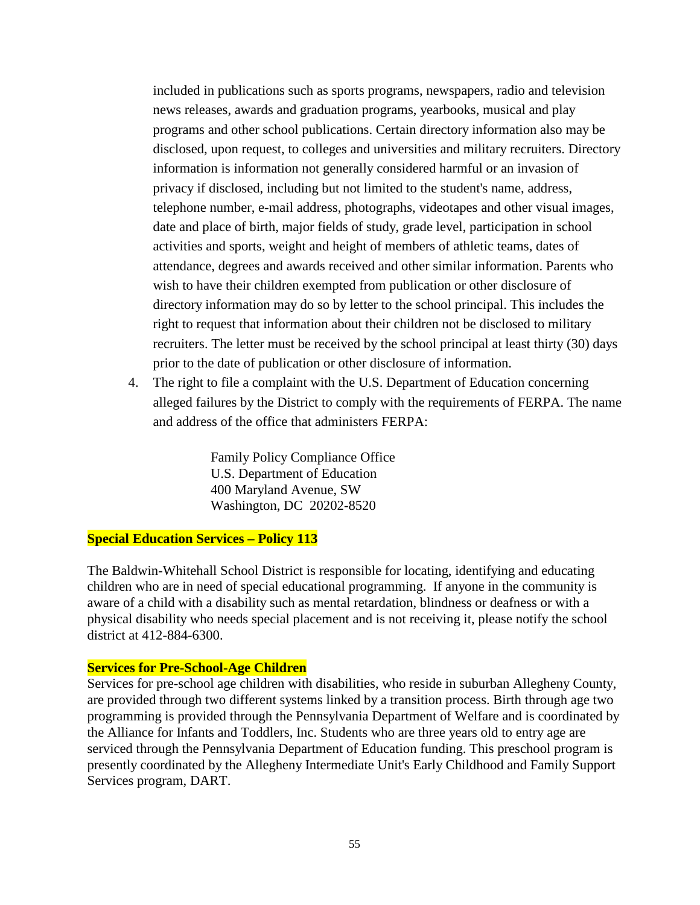included in publications such as sports programs, newspapers, radio and television news releases, awards and graduation programs, yearbooks, musical and play programs and other school publications. Certain directory information also may be disclosed, upon request, to colleges and universities and military recruiters. Directory information is information not generally considered harmful or an invasion of privacy if disclosed, including but not limited to the student's name, address, telephone number, e-mail address, photographs, videotapes and other visual images, date and place of birth, major fields of study, grade level, participation in school activities and sports, weight and height of members of athletic teams, dates of attendance, degrees and awards received and other similar information. Parents who wish to have their children exempted from publication or other disclosure of directory information may do so by letter to the school principal. This includes the right to request that information about their children not be disclosed to military recruiters. The letter must be received by the school principal at least thirty (30) days prior to the date of publication or other disclosure of information.

4. The right to file a complaint with the U.S. Department of Education concerning alleged failures by the District to comply with the requirements of FERPA. The name and address of the office that administers FERPA:

   Family Policy Compliance Office
   U.S. Department of Education
   400 Maryland Avenue, SW
   Washington, DC 20202-8520

**Special Education Services – Policy 113**

The Baldwin-Whitehall School District is responsible for locating, identifying and educating children who are in need of special educational programming. If anyone in the community is aware of a child with a disability such as mental retardation, blindness or deafness or with a physical disability who needs special placement and is not receiving it, please notify the school district at 412-884-6300.

**Services for Pre-School-Age Children**

Services for pre-school age children with disabilities, who reside in suburban Allegheny County, are provided through two different systems linked by a transition process. Birth through age two programming is provided through the Pennsylvania Department of Welfare and is coordinated by the Alliance for Infants and Toddlers, Inc. Students who are three years old to entry age are serviced through the Pennsylvania Department of Education funding. This preschool program is presently coordinated by the Allegheny Intermediate Unit's Early Childhood and Family Support Services program, DART.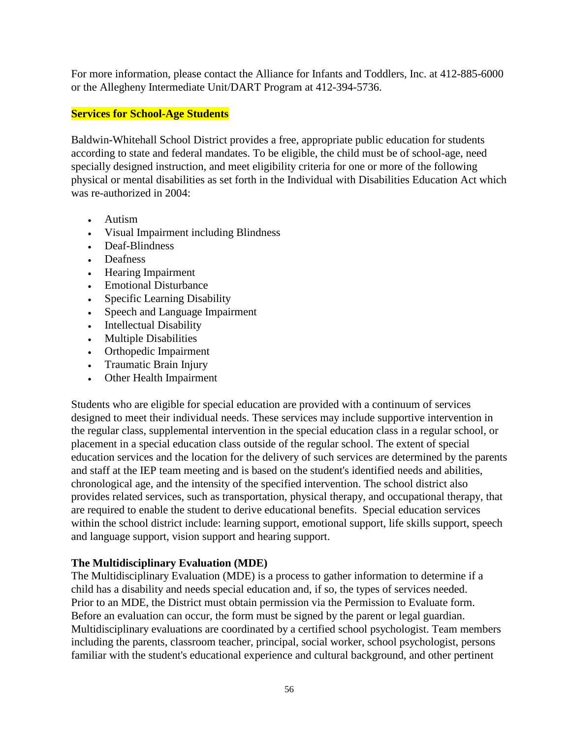For more information, please contact the Alliance for Infants and Toddlers, Inc. at 412-885-6000 or the Allegheny Intermediate Unit/DART Program at 412-394-5736.

## Services for School-Age Students

Baldwin-Whitehall School District provides a free, appropriate public education for students according to state and federal mandates. To be eligible, the child must be of school-age, need specially designed instruction, and meet eligibility criteria for one or more of the following physical or mental disabilities as set forth in the Individual with Disabilities Education Act which was re-authorized in 2004:

- Autism
- Visual Impairment including Blindness
- Deaf-Blindness
- Deafness
- Hearing Impairment
- Emotional Disturbance
- Specific Learning Disability
- Speech and Language Impairment
- Intellectual Disability
- Multiple Disabilities
- Orthopedic Impairment
- Traumatic Brain Injury
- Other Health Impairment

Students who are eligible for special education are provided with a continuum of services designed to meet their individual needs. These services may include supportive intervention in the regular class, supplemental intervention in the special education class in a regular school, or placement in a special education class outside of the regular school. The extent of special education services and the location for the delivery of such services are determined by the parents and staff at the IEP team meeting and is based on the student's identified needs and abilities, chronological age, and the intensity of the specified intervention. The school district also provides related services, such as transportation, physical therapy, and occupational therapy, that are required to enable the student to derive educational benefits. Special education services within the school district include: learning support, emotional support, life skills support, speech and language support, vision support and hearing support.

### The Multidisciplinary Evaluation (MDE)

The Multidisciplinary Evaluation (MDE) is a process to gather information to determine if a child has a disability and needs special education and, if so, the types of services needed. Prior to an MDE, the District must obtain permission via the Permission to Evaluate form. Before an evaluation can occur, the form must be signed by the parent or legal guardian. Multidisciplinary evaluations are coordinated by a certified school psychologist. Team members including the parents, classroom teacher, principal, social worker, school psychologist, persons familiar with the student's educational experience and cultural background, and other pertinent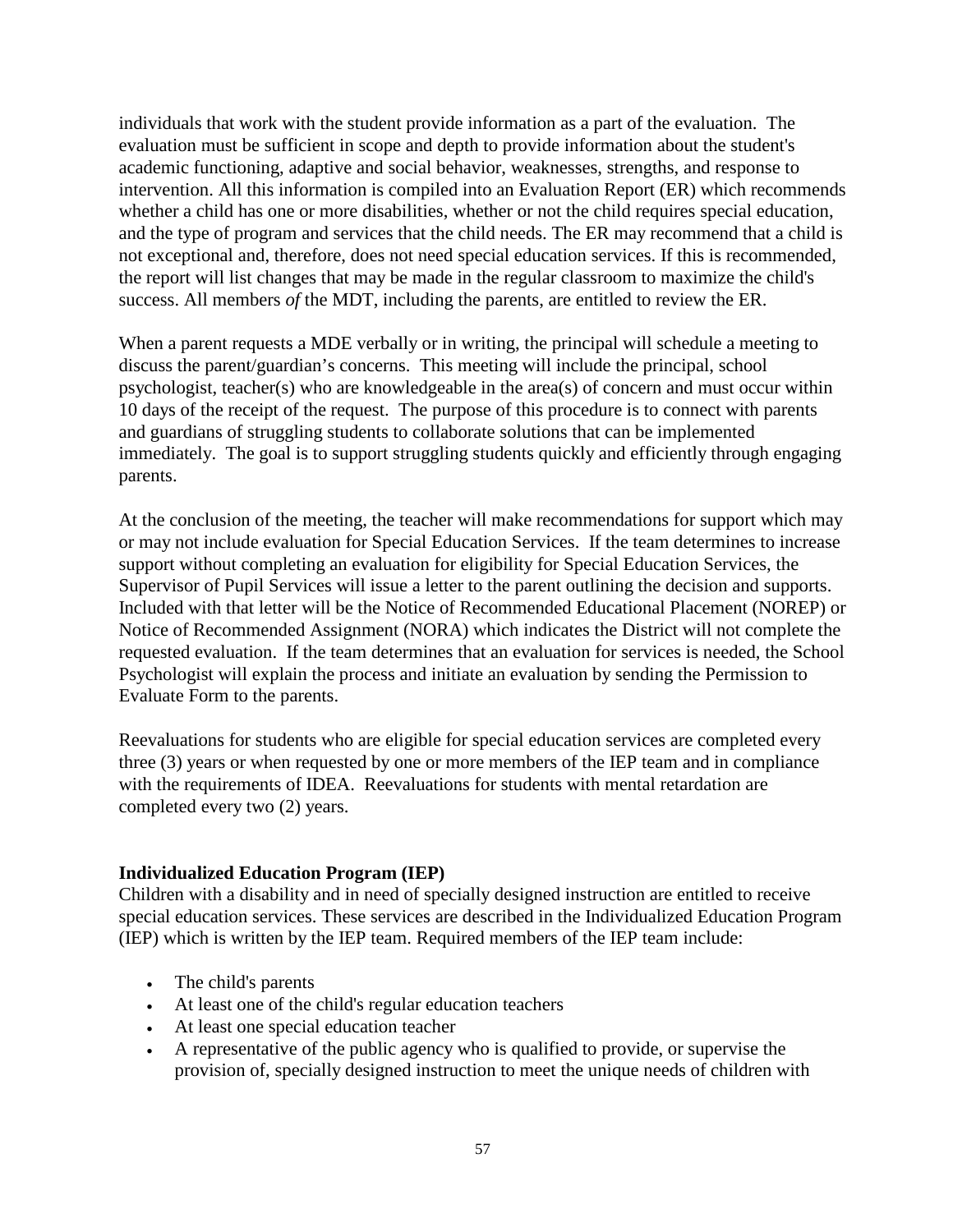individuals that work with the student provide information as a part of the evaluation. The evaluation must be sufficient in scope and depth to provide information about the student's academic functioning, adaptive and social behavior, weaknesses, strengths, and response to intervention. All this information is compiled into an Evaluation Report (ER) which recommends whether a child has one or more disabilities, whether or not the child requires special education, and the type of program and services that the child needs. The ER may recommend that a child is not exceptional and, therefore, does not need special education services. If this is recommended, the report will list changes that may be made in the regular classroom to maximize the child's success. All members *of* the MDT, including the parents, are entitled to review the ER.

When a parent requests a MDE verbally or in writing, the principal will schedule a meeting to discuss the parent/guardian's concerns. This meeting will include the principal, school psychologist, teacher(s) who are knowledgeable in the area(s) of concern and must occur within 10 days of the receipt of the request. The purpose of this procedure is to connect with parents and guardians of struggling students to collaborate solutions that can be implemented immediately. The goal is to support struggling students quickly and efficiently through engaging parents.

At the conclusion of the meeting, the teacher will make recommendations for support which may or may not include evaluation for Special Education Services. If the team determines to increase support without completing an evaluation for eligibility for Special Education Services, the Supervisor of Pupil Services will issue a letter to the parent outlining the decision and supports. Included with that letter will be the Notice of Recommended Educational Placement (NOREP) or Notice of Recommended Assignment (NORA) which indicates the District will not complete the requested evaluation. If the team determines that an evaluation for services is needed, the School Psychologist will explain the process and initiate an evaluation by sending the Permission to Evaluate Form to the parents.

Reevaluations for students who are eligible for special education services are completed every three (3) years or when requested by one or more members of the IEP team and in compliance with the requirements of IDEA. Reevaluations for students with mental retardation are completed every two (2) years.

**Individualized Education Program (IEP)**

Children with a disability and in need of specially designed instruction are entitled to receive special education services. These services are described in the Individualized Education Program (IEP) which is written by the IEP team. Required members of the IEP team include:

- The child's parents
- At least one of the child's regular education teachers
- At least one special education teacher
- A representative of the public agency who is qualified to provide, or supervise the provision of, specially designed instruction to meet the unique needs of children with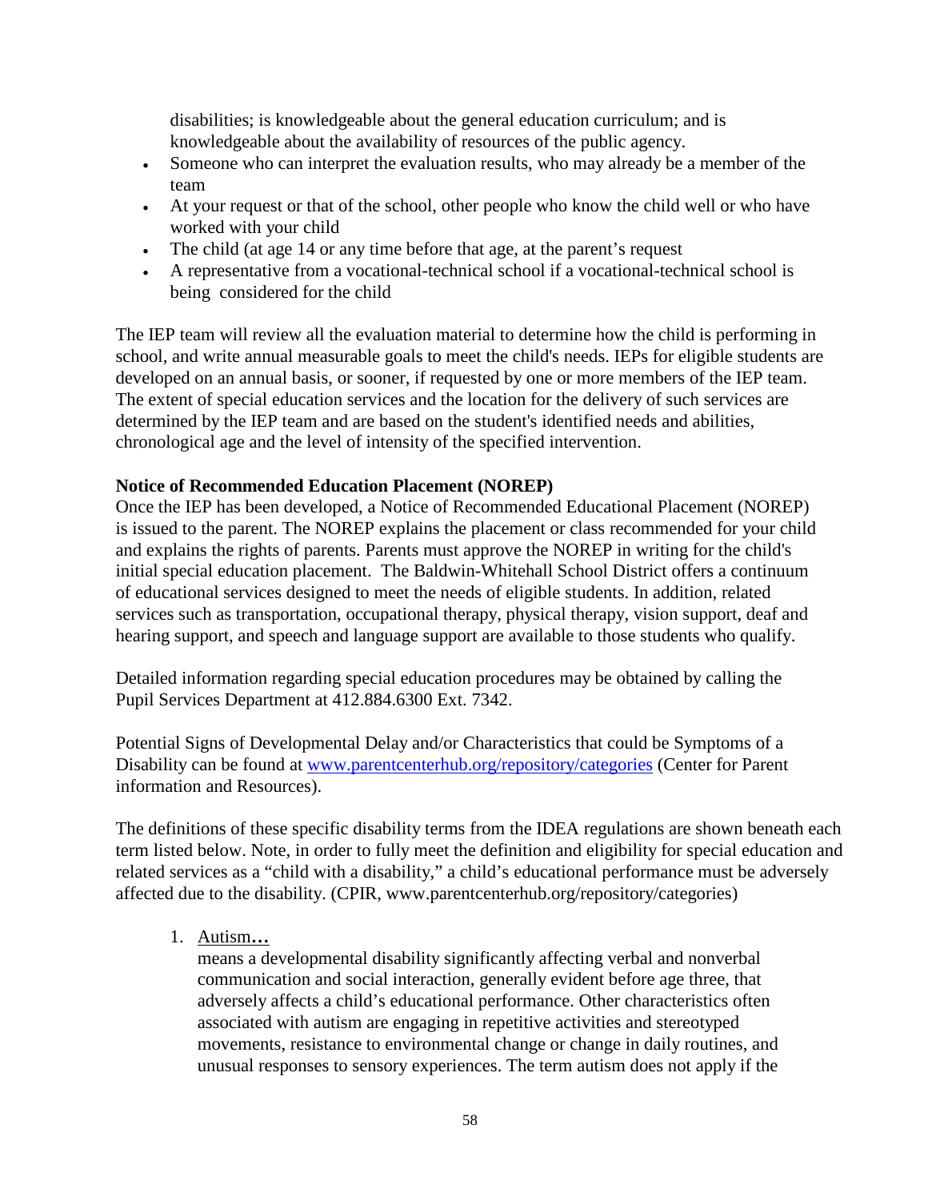disabilities; is knowledgeable about the general education curriculum; and is knowledgeable about the availability of resources of the public agency.

- Someone who can interpret the evaluation results, who may already be a member of the team
- At your request or that of the school, other people who know the child well or who have worked with your child
- The child (at age 14 or any time before that age, at the parent's request
- A representative from a vocational-technical school if a vocational-technical school is being considered for the child

The IEP team will review all the evaluation material to determine how the child is performing in school, and write annual measurable goals to meet the child's needs. IEPs for eligible students are developed on an annual basis, or sooner, if requested by one or more members of the IEP team. The extent of special education services and the location for the delivery of such services are determined by the IEP team and are based on the student's identified needs and abilities, chronological age and the level of intensity of the specified intervention.

**Notice of Recommended Education Placement (NOREP)**
Once the IEP has been developed, a Notice of Recommended Educational Placement (NOREP) is issued to the parent. The NOREP explains the placement or class recommended for your child and explains the rights of parents. Parents must approve the NOREP in writing for the child's initial special education placement. The Baldwin-Whitehall School District offers a continuum of educational services designed to meet the needs of eligible students. In addition, related services such as transportation, occupational therapy, physical therapy, vision support, deaf and hearing support, and speech and language support are available to those students who qualify.

Detailed information regarding special education procedures may be obtained by calling the Pupil Services Department at 412.884.6300 Ext. 7342.

Potential Signs of Developmental Delay and/or Characteristics that could be Symptoms of a Disability can be found at [www.parentcenterhub.org/repository/categories](www.parentcenterhub.org/repository/categories) (Center for Parent information and Resources).

The definitions of these specific disability terms from the IDEA regulations are shown beneath each term listed below. Note, in order to fully meet the definition and eligibility for special education and related services as a "child with a disability," a child's educational performance must be adversely affected due to the disability. (CPIR, www.parentcenterhub.org/repository/categories)

1. <u>Autism</u>**…**
   means a developmental disability significantly affecting verbal and nonverbal communication and social interaction, generally evident before age three, that adversely affects a child's educational performance. Other characteristics often associated with autism are engaging in repetitive activities and stereotyped movements, resistance to environmental change or change in daily routines, and unusual responses to sensory experiences. The term autism does not apply if the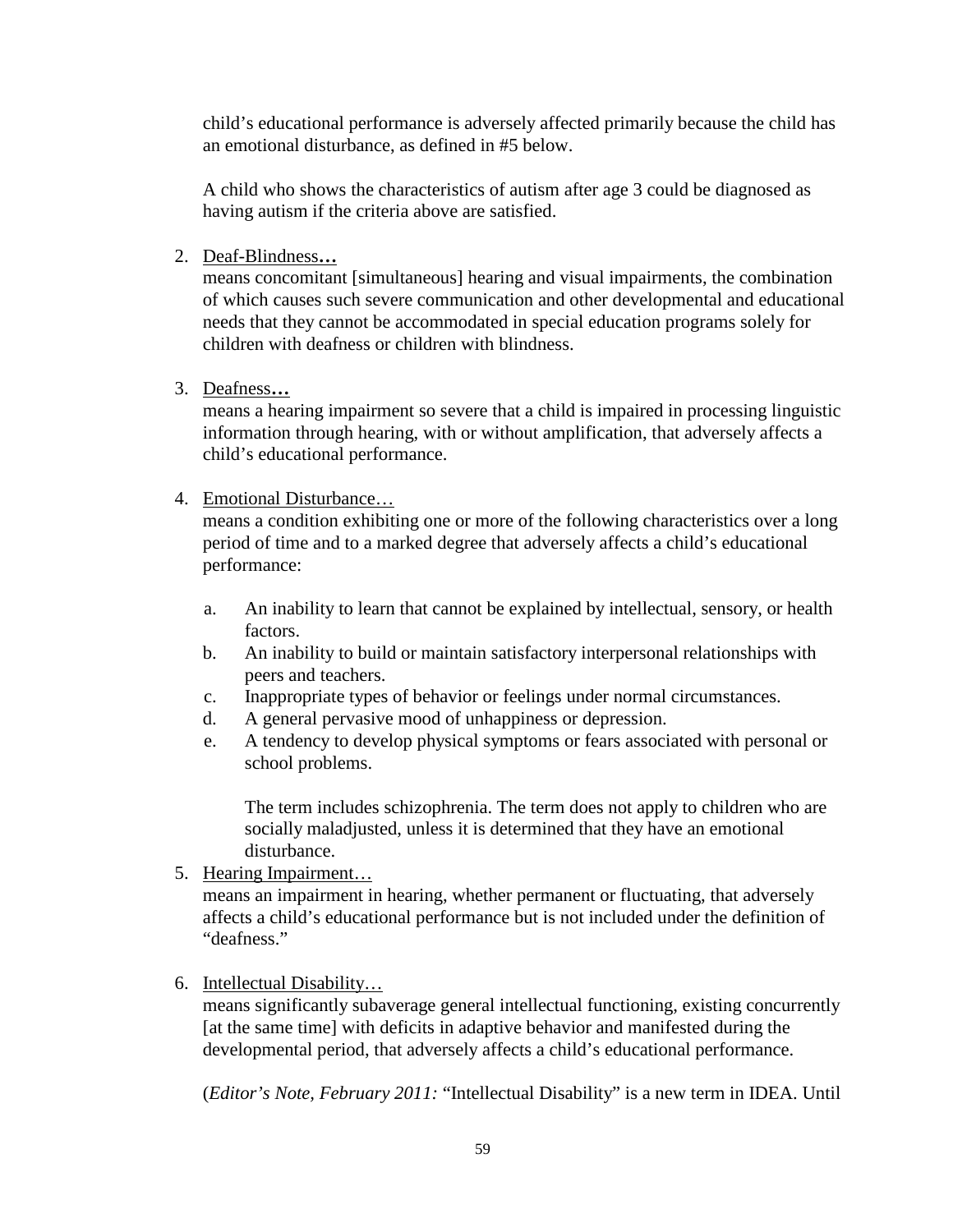child's educational performance is adversely affected primarily because the child has an emotional disturbance, as defined in #5 below.

A child who shows the characteristics of autism after age 3 could be diagnosed as having autism if the criteria above are satisfied.

2. <u>Deaf-Blindness</u>**…**
   means concomitant [simultaneous] hearing and visual impairments, the combination of which causes such severe communication and other developmental and educational needs that they cannot be accommodated in special education programs solely for children with deafness or children with blindness.

3. <u>Deafness</u>**…**
   means a hearing impairment so severe that a child is impaired in processing linguistic information through hearing, with or without amplification, that adversely affects a child's educational performance.

4. <u>Emotional Disturbance…</u>
   means a condition exhibiting one or more of the following characteristics over a long period of time and to a marked degree that adversely affects a child's educational performance:

   a. An inability to learn that cannot be explained by intellectual, sensory, or health factors.
   b. An inability to build or maintain satisfactory interpersonal relationships with peers and teachers.
   c. Inappropriate types of behavior or feelings under normal circumstances.
   d. A general pervasive mood of unhappiness or depression.
   e. A tendency to develop physical symptoms or fears associated with personal or school problems.

   The term includes schizophrenia. The term does not apply to children who are socially maladjusted, unless it is determined that they have an emotional disturbance.

5. <u>Hearing Impairment…</u>
   means an impairment in hearing, whether permanent or fluctuating, that adversely affects a child's educational performance but is not included under the definition of "deafness."

6. <u>Intellectual Disability…</u>
   means significantly subaverage general intellectual functioning, existing concurrently [at the same time] with deficits in adaptive behavior and manifested during the developmental period, that adversely affects a child's educational performance.

   (*Editor's Note, February 2011:* "Intellectual Disability" is a new term in IDEA. Until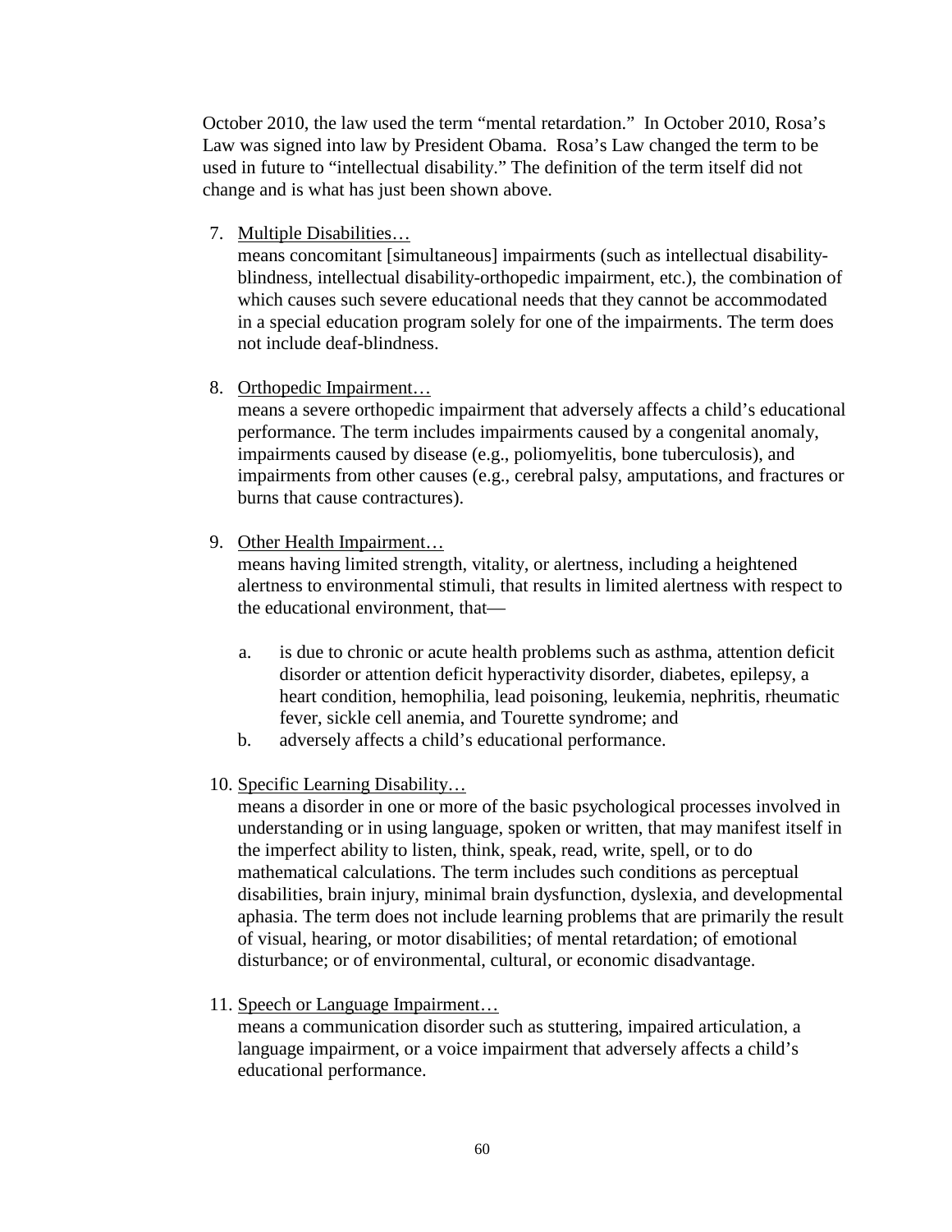October 2010, the law used the term “mental retardation.” In October 2010, Rosa’s Law was signed into law by President Obama. Rosa’s Law changed the term to be used in future to “intellectual disability.” The definition of the term itself did not change and is what has just been shown above.

7. Multiple Disabilities…
   means concomitant [simultaneous] impairments (such as intellectual disability-blindness, intellectual disability-orthopedic impairment, etc.), the combination of which causes such severe educational needs that they cannot be accommodated in a special education program solely for one of the impairments. The term does not include deaf-blindness.

8. Orthopedic Impairment…
   means a severe orthopedic impairment that adversely affects a child’s educational performance. The term includes impairments caused by a congenital anomaly, impairments caused by disease (e.g., poliomyelitis, bone tuberculosis), and impairments from other causes (e.g., cerebral palsy, amputations, and fractures or burns that cause contractures).

9. Other Health Impairment…
   means having limited strength, vitality, or alertness, including a heightened alertness to environmental stimuli, that results in limited alertness with respect to the educational environment, that—

   a. is due to chronic or acute health problems such as asthma, attention deficit disorder or attention deficit hyperactivity disorder, diabetes, epilepsy, a heart condition, hemophilia, lead poisoning, leukemia, nephritis, rheumatic fever, sickle cell anemia, and Tourette syndrome; and
   b. adversely affects a child’s educational performance.

10. Specific Learning Disability…
    means a disorder in one or more of the basic psychological processes involved in understanding or in using language, spoken or written, that may manifest itself in the imperfect ability to listen, think, speak, read, write, spell, or to do mathematical calculations. The term includes such conditions as perceptual disabilities, brain injury, minimal brain dysfunction, dyslexia, and developmental aphasia. The term does not include learning problems that are primarily the result of visual, hearing, or motor disabilities; of mental retardation; of emotional disturbance; or of environmental, cultural, or economic disadvantage.

11. Speech or Language Impairment…
    means a communication disorder such as stuttering, impaired articulation, a language impairment, or a voice impairment that adversely affects a child’s educational performance.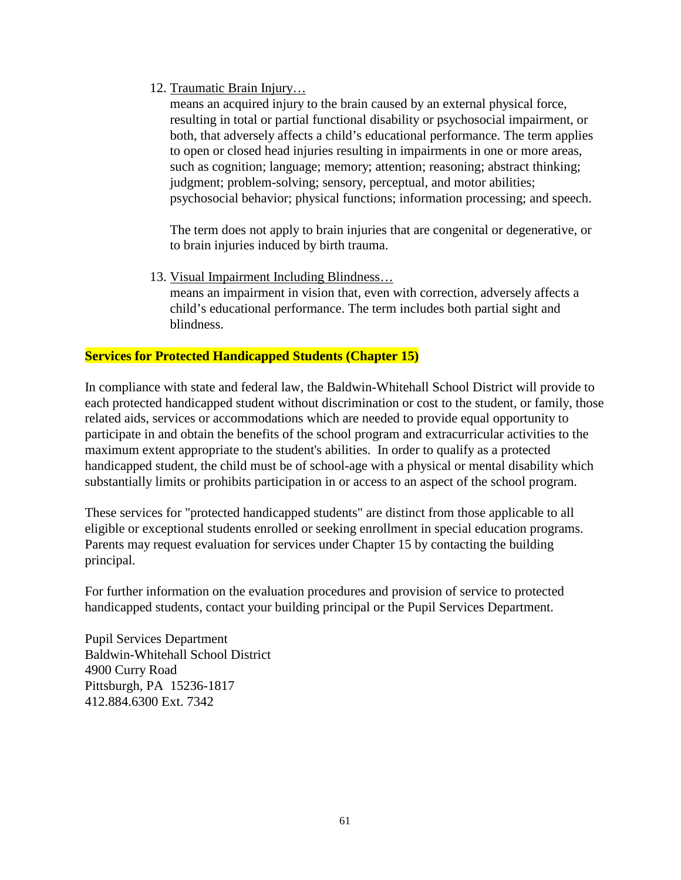12. Traumatic Brain Injury…

    means an acquired injury to the brain caused by an external physical force, resulting in total or partial functional disability or psychosocial impairment, or both, that adversely affects a child's educational performance. The term applies to open or closed head injuries resulting in impairments in one or more areas, such as cognition; language; memory; attention; reasoning; abstract thinking; judgment; problem-solving; sensory, perceptual, and motor abilities; psychosocial behavior; physical functions; information processing; and speech.

    The term does not apply to brain injuries that are congenital or degenerative, or to brain injuries induced by birth trauma.

13. Visual Impairment Including Blindness…

    means an impairment in vision that, even with correction, adversely affects a child's educational performance. The term includes both partial sight and blindness.

**Services for Protected Handicapped Students (Chapter 15)**

In compliance with state and federal law, the Baldwin-Whitehall School District will provide to each protected handicapped student without discrimination or cost to the student, or family, those related aids, services or accommodations which are needed to provide equal opportunity to participate in and obtain the benefits of the school program and extracurricular activities to the maximum extent appropriate to the student's abilities. In order to qualify as a protected handicapped student, the child must be of school-age with a physical or mental disability which substantially limits or prohibits participation in or access to an aspect of the school program.

These services for "protected handicapped students" are distinct from those applicable to all eligible or exceptional students enrolled or seeking enrollment in special education programs. Parents may request evaluation for services under Chapter 15 by contacting the building principal.

For further information on the evaluation procedures and provision of service to protected handicapped students, contact your building principal or the Pupil Services Department.

Pupil Services Department
Baldwin-Whitehall School District
4900 Curry Road
Pittsburgh, PA 15236-1817
412.884.6300 Ext. 7342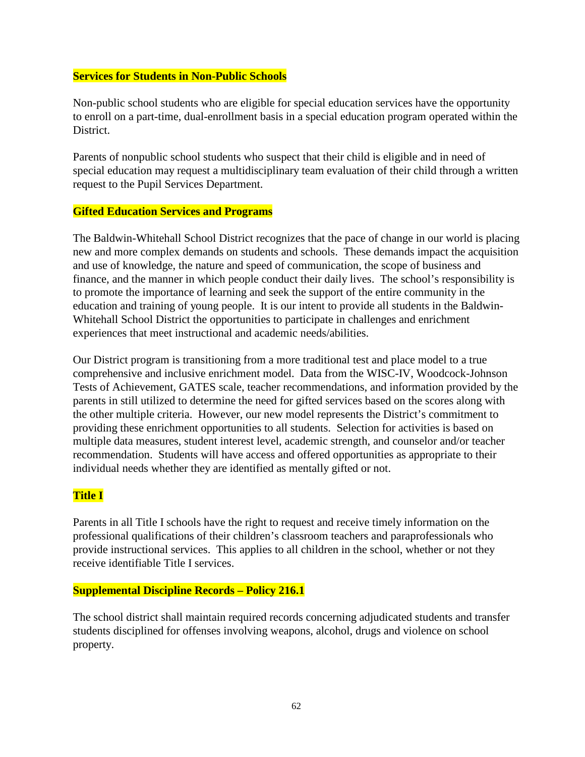**Services for Students in Non-Public Schools**

Non-public school students who are eligible for special education services have the opportunity to enroll on a part-time, dual-enrollment basis in a special education program operated within the District.

Parents of nonpublic school students who suspect that their child is eligible and in need of special education may request a multidisciplinary team evaluation of their child through a written request to the Pupil Services Department.

**Gifted Education Services and Programs**

The Baldwin-Whitehall School District recognizes that the pace of change in our world is placing new and more complex demands on students and schools. These demands impact the acquisition and use of knowledge, the nature and speed of communication, the scope of business and finance, and the manner in which people conduct their daily lives. The school's responsibility is to promote the importance of learning and seek the support of the entire community in the education and training of young people. It is our intent to provide all students in the Baldwin-Whitehall School District the opportunities to participate in challenges and enrichment experiences that meet instructional and academic needs/abilities.

Our District program is transitioning from a more traditional test and place model to a true comprehensive and inclusive enrichment model. Data from the WISC-IV, Woodcock-Johnson Tests of Achievement, GATES scale, teacher recommendations, and information provided by the parents in still utilized to determine the need for gifted services based on the scores along with the other multiple criteria. However, our new model represents the District's commitment to providing these enrichment opportunities to all students. Selection for activities is based on multiple data measures, student interest level, academic strength, and counselor and/or teacher recommendation. Students will have access and offered opportunities as appropriate to their individual needs whether they are identified as mentally gifted or not.

**Title I**

Parents in all Title I schools have the right to request and receive timely information on the professional qualifications of their children's classroom teachers and paraprofessionals who provide instructional services. This applies to all children in the school, whether or not they receive identifiable Title I services.

**Supplemental Discipline Records – Policy 216.1**

The school district shall maintain required records concerning adjudicated students and transfer students disciplined for offenses involving weapons, alcohol, drugs and violence on school property.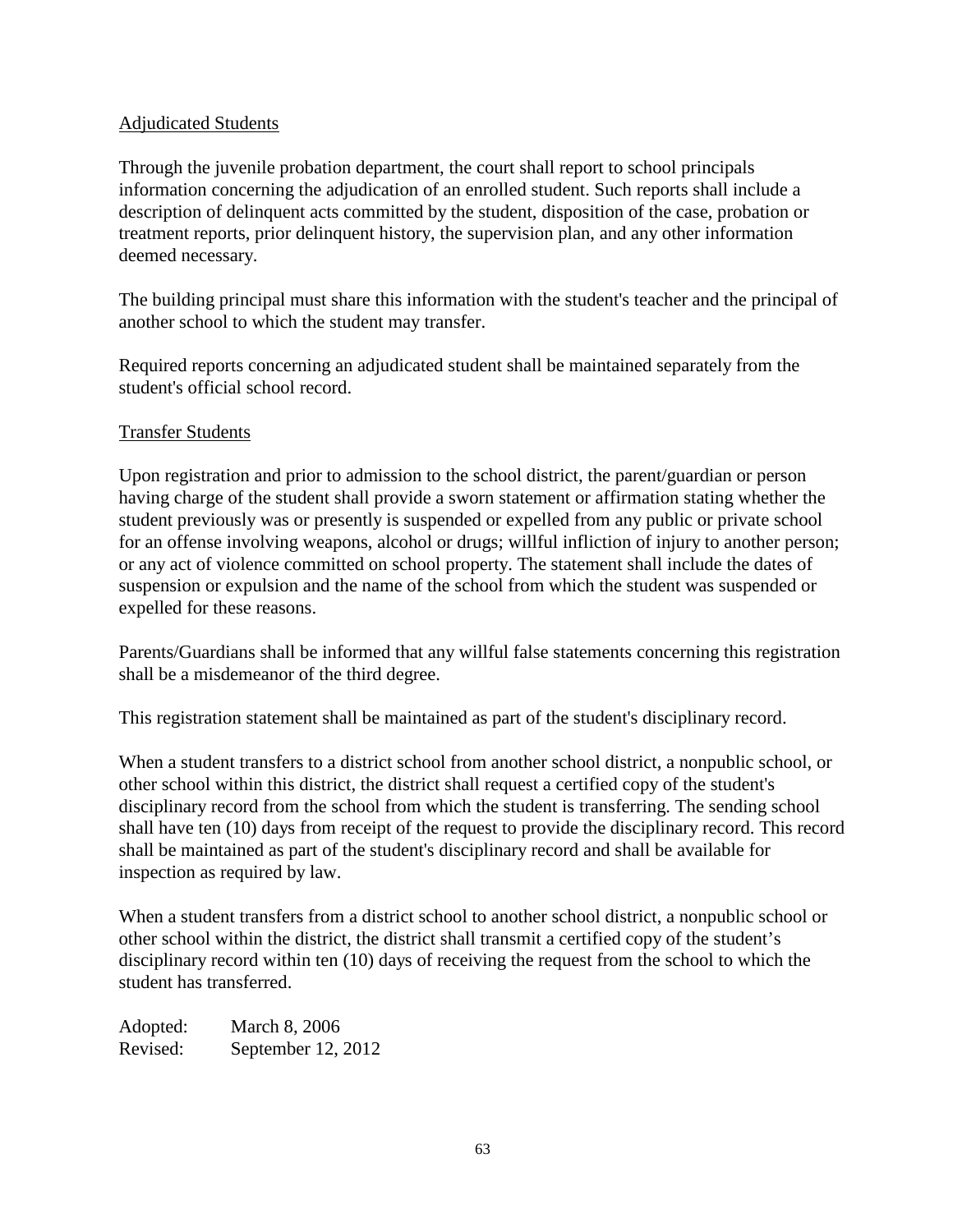Adjudicated Students

Through the juvenile probation department, the court shall report to school principals information concerning the adjudication of an enrolled student. Such reports shall include a description of delinquent acts committed by the student, disposition of the case, probation or treatment reports, prior delinquent history, the supervision plan, and any other information deemed necessary.

The building principal must share this information with the student's teacher and the principal of another school to which the student may transfer.

Required reports concerning an adjudicated student shall be maintained separately from the student's official school record.

Transfer Students

Upon registration and prior to admission to the school district, the parent/guardian or person having charge of the student shall provide a sworn statement or affirmation stating whether the student previously was or presently is suspended or expelled from any public or private school for an offense involving weapons, alcohol or drugs; willful infliction of injury to another person; or any act of violence committed on school property. The statement shall include the dates of suspension or expulsion and the name of the school from which the student was suspended or expelled for these reasons.

Parents/Guardians shall be informed that any willful false statements concerning this registration shall be a misdemeanor of the third degree.

This registration statement shall be maintained as part of the student's disciplinary record.

When a student transfers to a district school from another school district, a nonpublic school, or other school within this district, the district shall request a certified copy of the student's disciplinary record from the school from which the student is transferring. The sending school shall have ten (10) days from receipt of the request to provide the disciplinary record. This record shall be maintained as part of the student's disciplinary record and shall be available for inspection as required by law.

When a student transfers from a district school to another school district, a nonpublic school or other school within the district, the district shall transmit a certified copy of the student's disciplinary record within ten (10) days of receiving the request from the school to which the student has transferred.

Adopted: March 8, 2006
Revised: September 12, 2012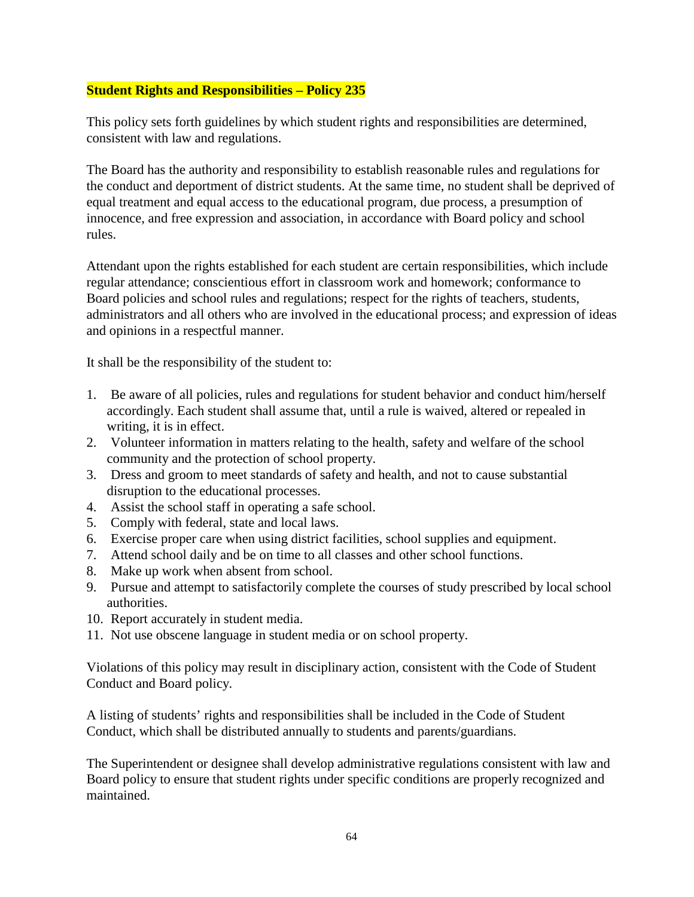**Student Rights and Responsibilities – Policy 235**

This policy sets forth guidelines by which student rights and responsibilities are determined, consistent with law and regulations.

The Board has the authority and responsibility to establish reasonable rules and regulations for the conduct and deportment of district students. At the same time, no student shall be deprived of equal treatment and equal access to the educational program, due process, a presumption of innocence, and free expression and association, in accordance with Board policy and school rules.

Attendant upon the rights established for each student are certain responsibilities, which include regular attendance; conscientious effort in classroom work and homework; conformance to Board policies and school rules and regulations; respect for the rights of teachers, students, administrators and all others who are involved in the educational process; and expression of ideas and opinions in a respectful manner.

It shall be the responsibility of the student to:

1. Be aware of all policies, rules and regulations for student behavior and conduct him/herself accordingly. Each student shall assume that, until a rule is waived, altered or repealed in writing, it is in effect.
2. Volunteer information in matters relating to the health, safety and welfare of the school community and the protection of school property.
3. Dress and groom to meet standards of safety and health, and not to cause substantial disruption to the educational processes.
4. Assist the school staff in operating a safe school.
5. Comply with federal, state and local laws.
6. Exercise proper care when using district facilities, school supplies and equipment.
7. Attend school daily and be on time to all classes and other school functions.
8. Make up work when absent from school.
9. Pursue and attempt to satisfactorily complete the courses of study prescribed by local school authorities.
10. Report accurately in student media.
11. Not use obscene language in student media or on school property.

Violations of this policy may result in disciplinary action, consistent with the Code of Student Conduct and Board policy.

A listing of students' rights and responsibilities shall be included in the Code of Student Conduct, which shall be distributed annually to students and parents/guardians.

The Superintendent or designee shall develop administrative regulations consistent with law and Board policy to ensure that student rights under specific conditions are properly recognized and maintained.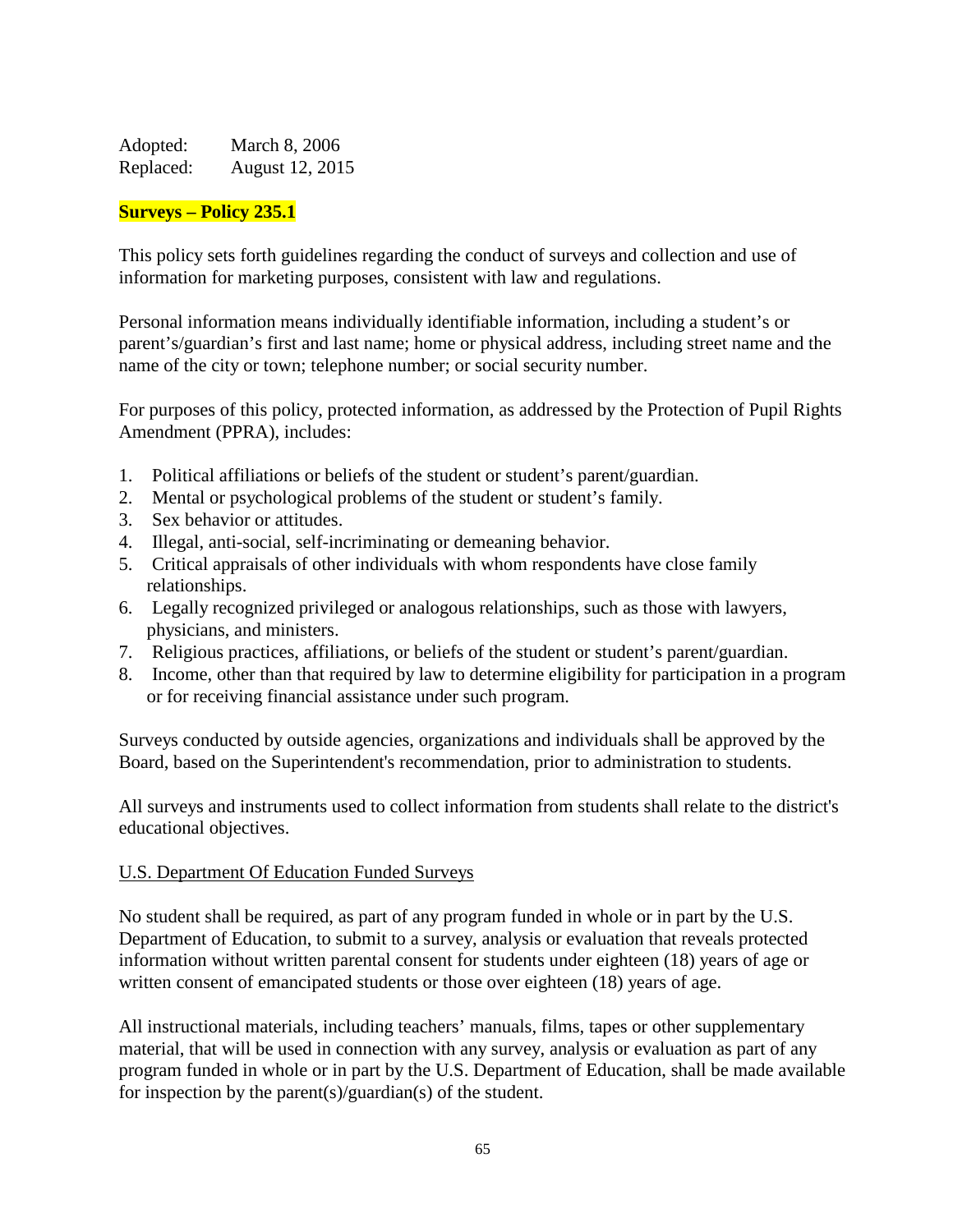Adopted: March 8, 2006
Replaced: August 12, 2015

## **Surveys – Policy 235.1**

This policy sets forth guidelines regarding the conduct of surveys and collection and use of information for marketing purposes, consistent with law and regulations.

Personal information means individually identifiable information, including a student's or parent's/guardian's first and last name; home or physical address, including street name and the name of the city or town; telephone number; or social security number.

For purposes of this policy, protected information, as addressed by the Protection of Pupil Rights Amendment (PPRA), includes:

1. Political affiliations or beliefs of the student or student's parent/guardian.
2. Mental or psychological problems of the student or student's family.
3. Sex behavior or attitudes.
4. Illegal, anti-social, self-incriminating or demeaning behavior.
5. Critical appraisals of other individuals with whom respondents have close family relationships.
6. Legally recognized privileged or analogous relationships, such as those with lawyers, physicians, and ministers.
7. Religious practices, affiliations, or beliefs of the student or student's parent/guardian.
8. Income, other than that required by law to determine eligibility for participation in a program or for receiving financial assistance under such program.

Surveys conducted by outside agencies, organizations and individuals shall be approved by the Board, based on the Superintendent's recommendation, prior to administration to students.

All surveys and instruments used to collect information from students shall relate to the district's educational objectives.

### U.S. Department Of Education Funded Surveys

No student shall be required, as part of any program funded in whole or in part by the U.S. Department of Education, to submit to a survey, analysis or evaluation that reveals protected information without written parental consent for students under eighteen (18) years of age or written consent of emancipated students or those over eighteen (18) years of age.

All instructional materials, including teachers' manuals, films, tapes or other supplementary material, that will be used in connection with any survey, analysis or evaluation as part of any program funded in whole or in part by the U.S. Department of Education, shall be made available for inspection by the parent(s)/guardian(s) of the student.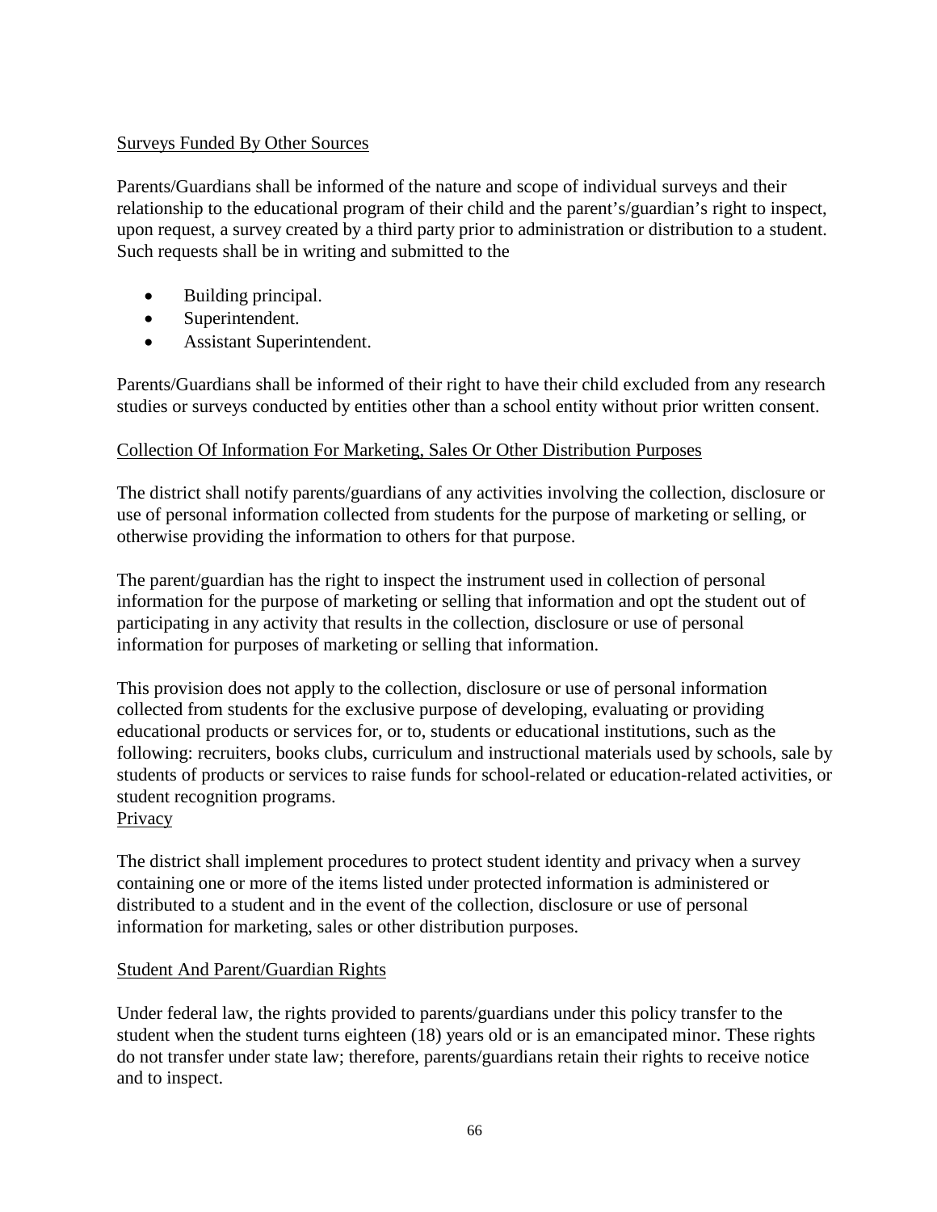## Surveys Funded By Other Sources

Parents/Guardians shall be informed of the nature and scope of individual surveys and their relationship to the educational program of their child and the parent's/guardian's right to inspect, upon request, a survey created by a third party prior to administration or distribution to a student. Such requests shall be in writing and submitted to the

- Building principal.
- Superintendent.
- Assistant Superintendent.

Parents/Guardians shall be informed of their right to have their child excluded from any research studies or surveys conducted by entities other than a school entity without prior written consent.

## Collection Of Information For Marketing, Sales Or Other Distribution Purposes

The district shall notify parents/guardians of any activities involving the collection, disclosure or use of personal information collected from students for the purpose of marketing or selling, or otherwise providing the information to others for that purpose.

The parent/guardian has the right to inspect the instrument used in collection of personal information for the purpose of marketing or selling that information and opt the student out of participating in any activity that results in the collection, disclosure or use of personal information for purposes of marketing or selling that information.

This provision does not apply to the collection, disclosure or use of personal information collected from students for the exclusive purpose of developing, evaluating or providing educational products or services for, or to, students or educational institutions, such as the following: recruiters, books clubs, curriculum and instructional materials used by schools, sale by students of products or services to raise funds for school-related or education-related activities, or student recognition programs.

## Privacy

The district shall implement procedures to protect student identity and privacy when a survey containing one or more of the items listed under protected information is administered or distributed to a student and in the event of the collection, disclosure or use of personal information for marketing, sales or other distribution purposes.

## Student And Parent/Guardian Rights

Under federal law, the rights provided to parents/guardians under this policy transfer to the student when the student turns eighteen (18) years old or is an emancipated minor. These rights do not transfer under state law; therefore, parents/guardians retain their rights to receive notice and to inspect.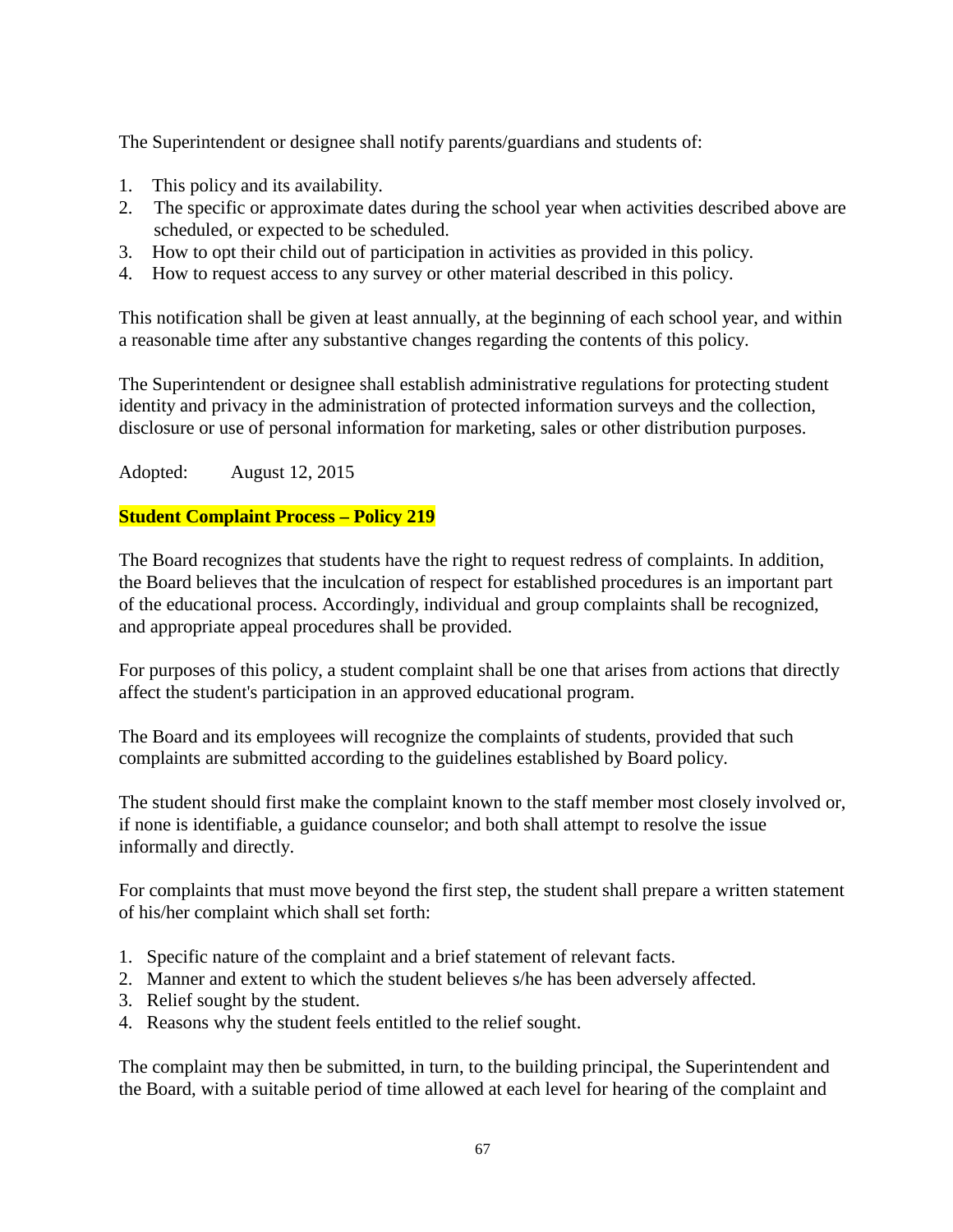The Superintendent or designee shall notify parents/guardians and students of:

1. This policy and its availability.
2. The specific or approximate dates during the school year when activities described above are scheduled, or expected to be scheduled.
3. How to opt their child out of participation in activities as provided in this policy.
4. How to request access to any survey or other material described in this policy.

This notification shall be given at least annually, at the beginning of each school year, and within a reasonable time after any substantive changes regarding the contents of this policy.

The Superintendent or designee shall establish administrative regulations for protecting student identity and privacy in the administration of protected information surveys and the collection, disclosure or use of personal information for marketing, sales or other distribution purposes.

Adopted: August 12, 2015

**Student Complaint Process – Policy 219**

The Board recognizes that students have the right to request redress of complaints. In addition, the Board believes that the inculcation of respect for established procedures is an important part of the educational process. Accordingly, individual and group complaints shall be recognized, and appropriate appeal procedures shall be provided.

For purposes of this policy, a student complaint shall be one that arises from actions that directly affect the student's participation in an approved educational program.

The Board and its employees will recognize the complaints of students, provided that such complaints are submitted according to the guidelines established by Board policy.

The student should first make the complaint known to the staff member most closely involved or, if none is identifiable, a guidance counselor; and both shall attempt to resolve the issue informally and directly.

For complaints that must move beyond the first step, the student shall prepare a written statement of his/her complaint which shall set forth:

1. Specific nature of the complaint and a brief statement of relevant facts.
2. Manner and extent to which the student believes s/he has been adversely affected.
3. Relief sought by the student.
4. Reasons why the student feels entitled to the relief sought.

The complaint may then be submitted, in turn, to the building principal, the Superintendent and the Board, with a suitable period of time allowed at each level for hearing of the complaint and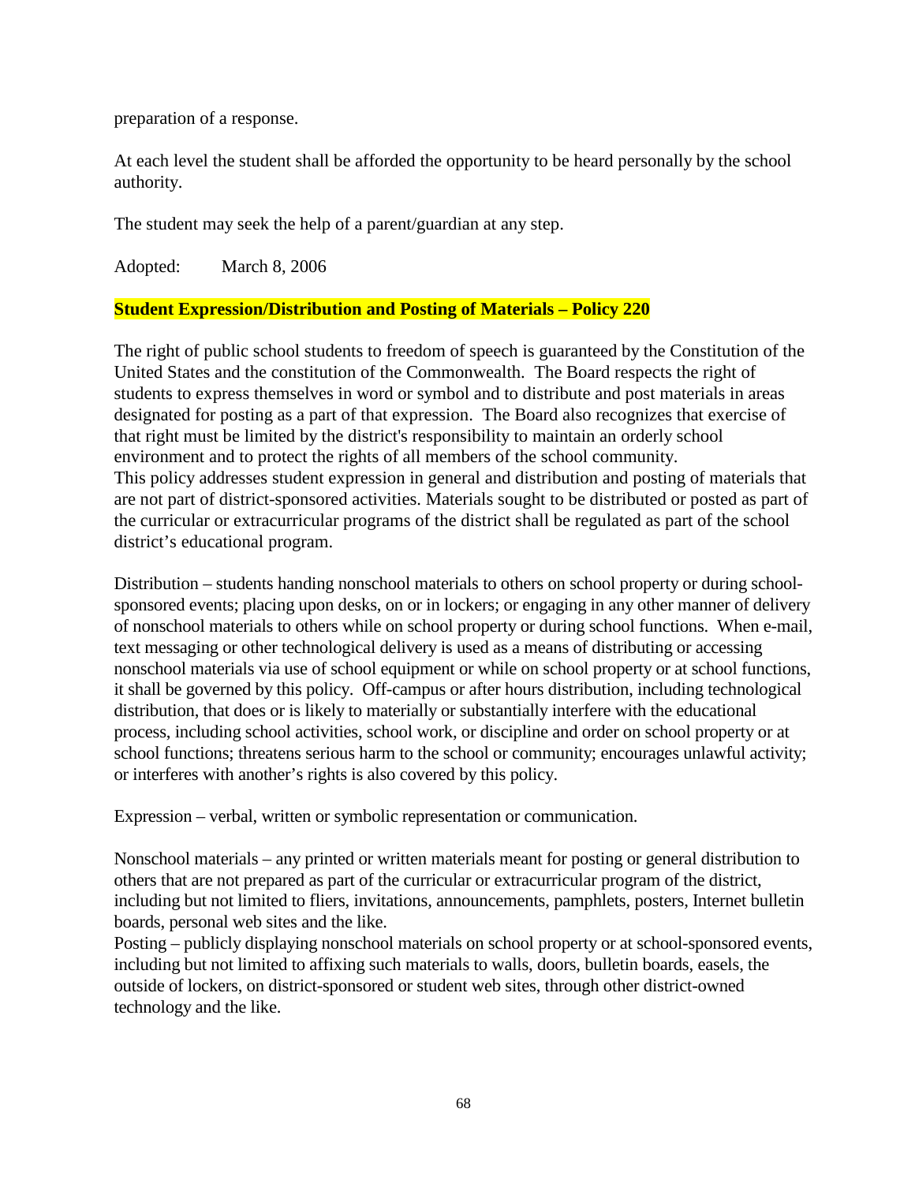preparation of a response.

At each level the student shall be afforded the opportunity to be heard personally by the school authority.

The student may seek the help of a parent/guardian at any step.

Adopted: March 8, 2006

## Student Expression/Distribution and Posting of Materials – Policy 220

The right of public school students to freedom of speech is guaranteed by the Constitution of the United States and the constitution of the Commonwealth. The Board respects the right of students to express themselves in word or symbol and to distribute and post materials in areas designated for posting as a part of that expression. The Board also recognizes that exercise of that right must be limited by the district's responsibility to maintain an orderly school environment and to protect the rights of all members of the school community.
This policy addresses student expression in general and distribution and posting of materials that are not part of district-sponsored activities. Materials sought to be distributed or posted as part of the curricular or extracurricular programs of the district shall be regulated as part of the school district's educational program.

Distribution – students handing nonschool materials to others on school property or during school-sponsored events; placing upon desks, on or in lockers; or engaging in any other manner of delivery of nonschool materials to others while on school property or during school functions. When e-mail, text messaging or other technological delivery is used as a means of distributing or accessing nonschool materials via use of school equipment or while on school property or at school functions, it shall be governed by this policy. Off-campus or after hours distribution, including technological distribution, that does or is likely to materially or substantially interfere with the educational process, including school activities, school work, or discipline and order on school property or at school functions; threatens serious harm to the school or community; encourages unlawful activity; or interferes with another's rights is also covered by this policy.

Expression – verbal, written or symbolic representation or communication.

Nonschool materials – any printed or written materials meant for posting or general distribution to others that are not prepared as part of the curricular or extracurricular program of the district, including but not limited to fliers, invitations, announcements, pamphlets, posters, Internet bulletin boards, personal web sites and the like.
Posting – publicly displaying nonschool materials on school property or at school-sponsored events, including but not limited to affixing such materials to walls, doors, bulletin boards, easels, the outside of lockers, on district-sponsored or student web sites, through other district-owned technology and the like.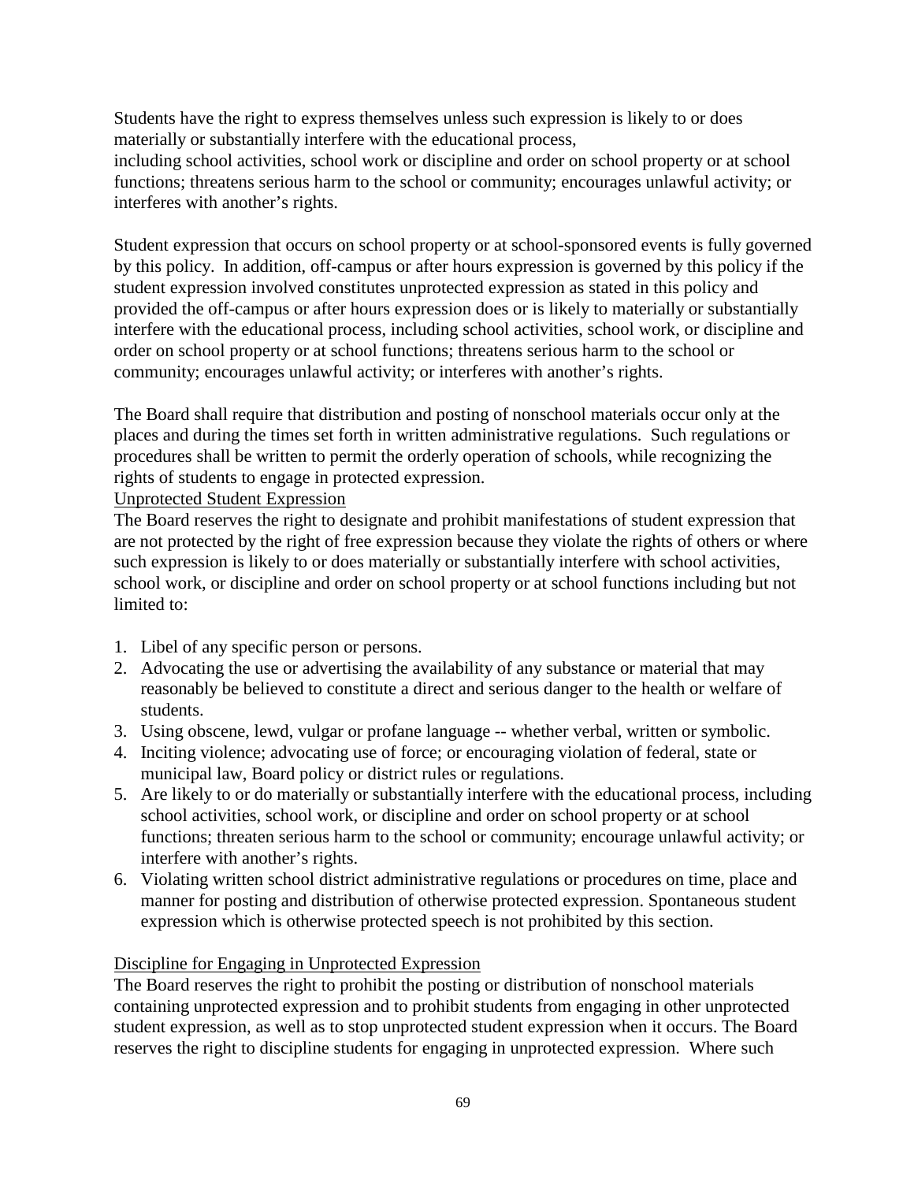Students have the right to express themselves unless such expression is likely to or does materially or substantially interfere with the educational process, including school activities, school work or discipline and order on school property or at school functions; threatens serious harm to the school or community; encourages unlawful activity; or interferes with another's rights.

Student expression that occurs on school property or at school-sponsored events is fully governed by this policy. In addition, off-campus or after hours expression is governed by this policy if the student expression involved constitutes unprotected expression as stated in this policy and provided the off-campus or after hours expression does or is likely to materially or substantially interfere with the educational process, including school activities, school work, or discipline and order on school property or at school functions; threatens serious harm to the school or community; encourages unlawful activity; or interferes with another's rights.

The Board shall require that distribution and posting of nonschool materials occur only at the places and during the times set forth in written administrative regulations. Such regulations or procedures shall be written to permit the orderly operation of schools, while recognizing the rights of students to engage in protected expression.

Unprotected Student Expression

The Board reserves the right to designate and prohibit manifestations of student expression that are not protected by the right of free expression because they violate the rights of others or where such expression is likely to or does materially or substantially interfere with school activities, school work, or discipline and order on school property or at school functions including but not limited to:

1. Libel of any specific person or persons.
2. Advocating the use or advertising the availability of any substance or material that may reasonably be believed to constitute a direct and serious danger to the health or welfare of students.
3. Using obscene, lewd, vulgar or profane language -- whether verbal, written or symbolic.
4. Inciting violence; advocating use of force; or encouraging violation of federal, state or municipal law, Board policy or district rules or regulations.
5. Are likely to or do materially or substantially interfere with the educational process, including school activities, school work, or discipline and order on school property or at school functions; threaten serious harm to the school or community; encourage unlawful activity; or interfere with another's rights.
6. Violating written school district administrative regulations or procedures on time, place and manner for posting and distribution of otherwise protected expression. Spontaneous student expression which is otherwise protected speech is not prohibited by this section.

Discipline for Engaging in Unprotected Expression

The Board reserves the right to prohibit the posting or distribution of nonschool materials containing unprotected expression and to prohibit students from engaging in other unprotected student expression, as well as to stop unprotected student expression when it occurs. The Board reserves the right to discipline students for engaging in unprotected expression. Where such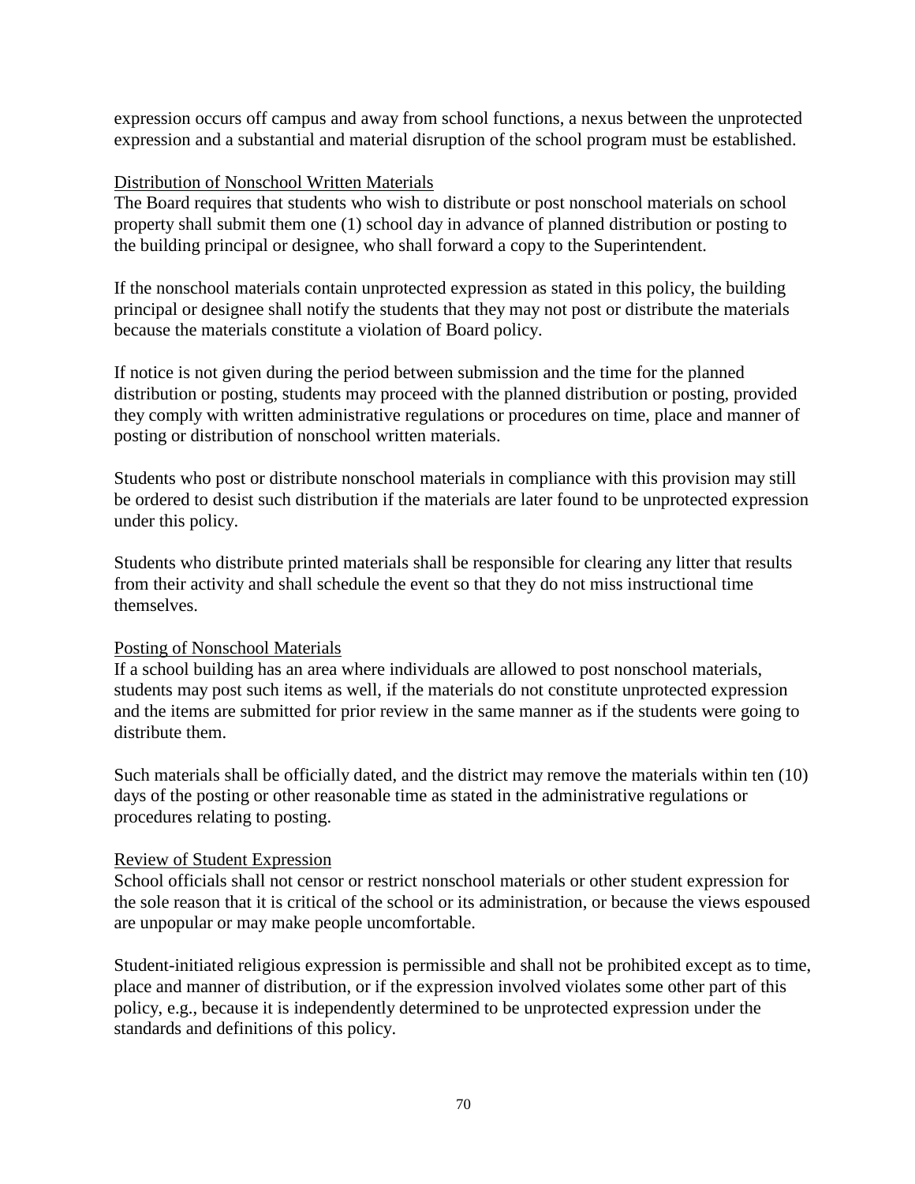expression occurs off campus and away from school functions, a nexus between the unprotected expression and a substantial and material disruption of the school program must be established.

<u>Distribution of Nonschool Written Materials</u>

The Board requires that students who wish to distribute or post nonschool materials on school property shall submit them one (1) school day in advance of planned distribution or posting to the building principal or designee, who shall forward a copy to the Superintendent.

If the nonschool materials contain unprotected expression as stated in this policy, the building principal or designee shall notify the students that they may not post or distribute the materials because the materials constitute a violation of Board policy.

If notice is not given during the period between submission and the time for the planned distribution or posting, students may proceed with the planned distribution or posting, provided they comply with written administrative regulations or procedures on time, place and manner of posting or distribution of nonschool written materials.

Students who post or distribute nonschool materials in compliance with this provision may still be ordered to desist such distribution if the materials are later found to be unprotected expression under this policy.

Students who distribute printed materials shall be responsible for clearing any litter that results from their activity and shall schedule the event so that they do not miss instructional time themselves.

<u>Posting of Nonschool Materials</u>

If a school building has an area where individuals are allowed to post nonschool materials, students may post such items as well, if the materials do not constitute unprotected expression and the items are submitted for prior review in the same manner as if the students were going to distribute them.

Such materials shall be officially dated, and the district may remove the materials within ten (10) days of the posting or other reasonable time as stated in the administrative regulations or procedures relating to posting.

<u>Review of Student Expression</u>

School officials shall not censor or restrict nonschool materials or other student expression for the sole reason that it is critical of the school or its administration, or because the views espoused are unpopular or may make people uncomfortable.

Student-initiated religious expression is permissible and shall not be prohibited except as to time, place and manner of distribution, or if the expression involved violates some other part of this policy, e.g., because it is independently determined to be unprotected expression under the standards and definitions of this policy.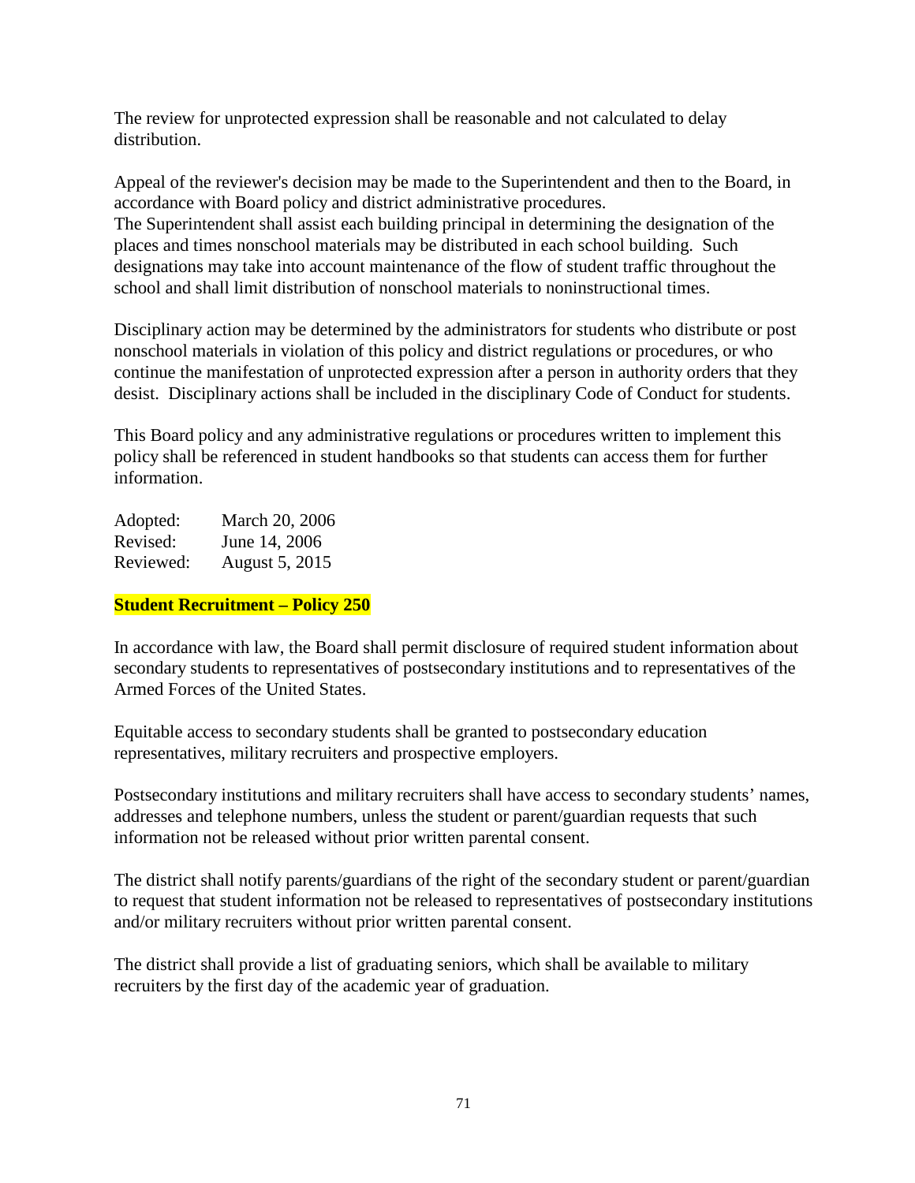The review for unprotected expression shall be reasonable and not calculated to delay distribution.

Appeal of the reviewer's decision may be made to the Superintendent and then to the Board, in accordance with Board policy and district administrative procedures.
The Superintendent shall assist each building principal in determining the designation of the places and times nonschool materials may be distributed in each school building. Such designations may take into account maintenance of the flow of student traffic throughout the school and shall limit distribution of nonschool materials to noninstructional times.

Disciplinary action may be determined by the administrators for students who distribute or post nonschool materials in violation of this policy and district regulations or procedures, or who continue the manifestation of unprotected expression after a person in authority orders that they desist. Disciplinary actions shall be included in the disciplinary Code of Conduct for students.

This Board policy and any administrative regulations or procedures written to implement this policy shall be referenced in student handbooks so that students can access them for further information.

| | |
|---|---|
| Adopted: | March 20, 2006 |
| Revised: | June 14, 2006 |
| Reviewed: | August 5, 2015 |

**Student Recruitment – Policy 250**

In accordance with law, the Board shall permit disclosure of required student information about secondary students to representatives of postsecondary institutions and to representatives of the Armed Forces of the United States.

Equitable access to secondary students shall be granted to postsecondary education representatives, military recruiters and prospective employers.

Postsecondary institutions and military recruiters shall have access to secondary students' names, addresses and telephone numbers, unless the student or parent/guardian requests that such information not be released without prior written parental consent.

The district shall notify parents/guardians of the right of the secondary student or parent/guardian to request that student information not be released to representatives of postsecondary institutions and/or military recruiters without prior written parental consent.

The district shall provide a list of graduating seniors, which shall be available to military recruiters by the first day of the academic year of graduation.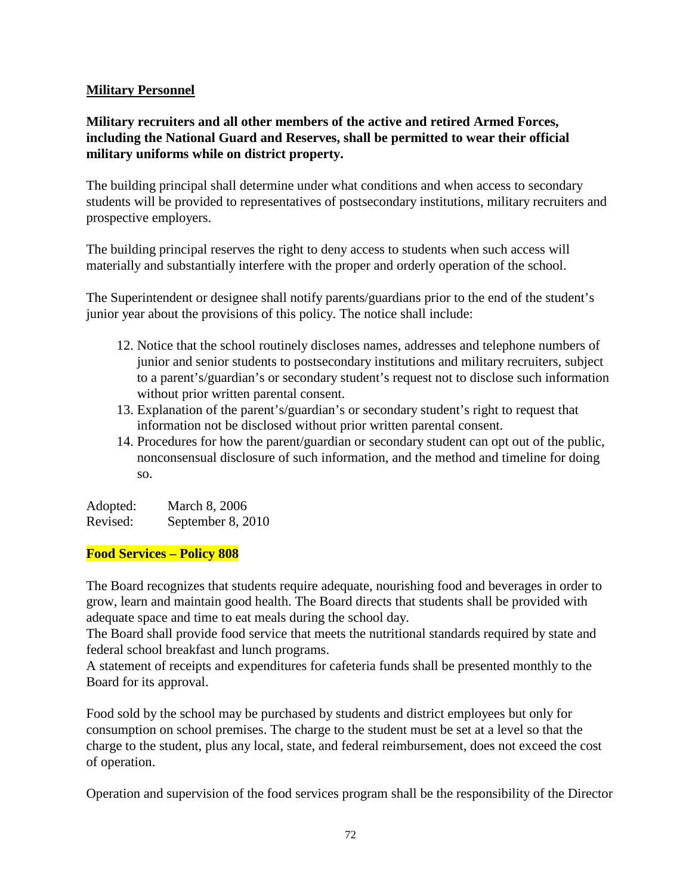**Military Personnel**

**Military recruiters and all other members of the active and retired Armed Forces, including the National Guard and Reserves, shall be permitted to wear their official military uniforms while on district property.**

The building principal shall determine under what conditions and when access to secondary students will be provided to representatives of postsecondary institutions, military recruiters and prospective employers.

The building principal reserves the right to deny access to students when such access will materially and substantially interfere with the proper and orderly operation of the school.

The Superintendent or designee shall notify parents/guardians prior to the end of the student's junior year about the provisions of this policy. The notice shall include:

12. Notice that the school routinely discloses names, addresses and telephone numbers of junior and senior students to postsecondary institutions and military recruiters, subject to a parent's/guardian's or secondary student's request not to disclose such information without prior written parental consent.
13. Explanation of the parent's/guardian's or secondary student's right to request that information not be disclosed without prior written parental consent.
14. Procedures for how the parent/guardian or secondary student can opt out of the public, nonconsensual disclosure of such information, and the method and timeline for doing so.

Adopted: March 8, 2006
Revised: September 8, 2010

**Food Services – Policy 808**

The Board recognizes that students require adequate, nourishing food and beverages in order to grow, learn and maintain good health. The Board directs that students shall be provided with adequate space and time to eat meals during the school day.
The Board shall provide food service that meets the nutritional standards required by state and federal school breakfast and lunch programs.
A statement of receipts and expenditures for cafeteria funds shall be presented monthly to the Board for its approval.

Food sold by the school may be purchased by students and district employees but only for consumption on school premises. The charge to the student must be set at a level so that the charge to the student, plus any local, state, and federal reimbursement, does not exceed the cost of operation.

Operation and supervision of the food services program shall be the responsibility of the Director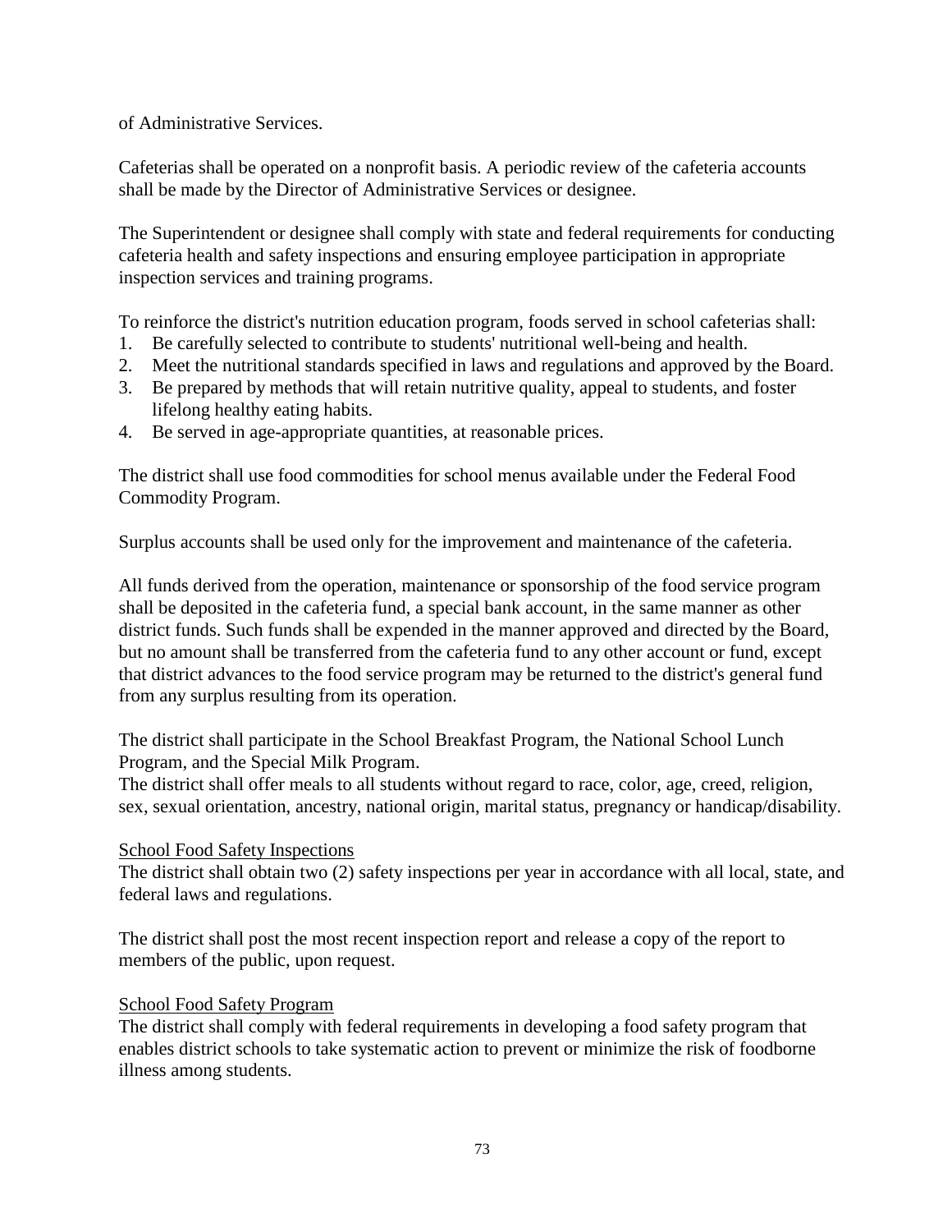of Administrative Services.

Cafeterias shall be operated on a nonprofit basis. A periodic review of the cafeteria accounts shall be made by the Director of Administrative Services or designee.

The Superintendent or designee shall comply with state and federal requirements for conducting cafeteria health and safety inspections and ensuring employee participation in appropriate inspection services and training programs.

To reinforce the district's nutrition education program, foods served in school cafeterias shall:

1. Be carefully selected to contribute to students' nutritional well-being and health.
2. Meet the nutritional standards specified in laws and regulations and approved by the Board.
3. Be prepared by methods that will retain nutritive quality, appeal to students, and foster lifelong healthy eating habits.
4. Be served in age-appropriate quantities, at reasonable prices.

The district shall use food commodities for school menus available under the Federal Food Commodity Program.

Surplus accounts shall be used only for the improvement and maintenance of the cafeteria.

All funds derived from the operation, maintenance or sponsorship of the food service program shall be deposited in the cafeteria fund, a special bank account, in the same manner as other district funds. Such funds shall be expended in the manner approved and directed by the Board, but no amount shall be transferred from the cafeteria fund to any other account or fund, except that district advances to the food service program may be returned to the district's general fund from any surplus resulting from its operation.

The district shall participate in the School Breakfast Program, the National School Lunch Program, and the Special Milk Program.
The district shall offer meals to all students without regard to race, color, age, creed, religion, sex, sexual orientation, ancestry, national origin, marital status, pregnancy or handicap/disability.

School Food Safety Inspections
The district shall obtain two (2) safety inspections per year in accordance with all local, state, and federal laws and regulations.

The district shall post the most recent inspection report and release a copy of the report to members of the public, upon request.

School Food Safety Program
The district shall comply with federal requirements in developing a food safety program that enables district schools to take systematic action to prevent or minimize the risk of foodborne illness among students.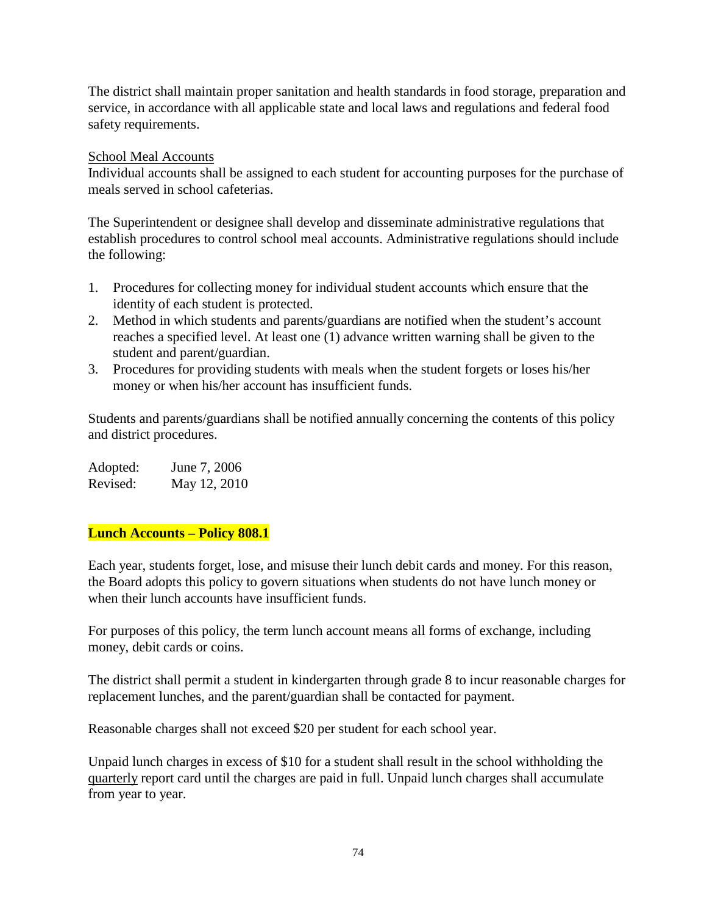The district shall maintain proper sanitation and health standards in food storage, preparation and service, in accordance with all applicable state and local laws and regulations and federal food safety requirements.

<u>School Meal Accounts</u>
Individual accounts shall be assigned to each student for accounting purposes for the purchase of meals served in school cafeterias.

The Superintendent or designee shall develop and disseminate administrative regulations that establish procedures to control school meal accounts. Administrative regulations should include the following:

1. Procedures for collecting money for individual student accounts which ensure that the identity of each student is protected.
2. Method in which students and parents/guardians are notified when the student's account reaches a specified level. At least one (1) advance written warning shall be given to the student and parent/guardian.
3. Procedures for providing students with meals when the student forgets or loses his/her money or when his/her account has insufficient funds.

Students and parents/guardians shall be notified annually concerning the contents of this policy and district procedures.

Adopted: June 7, 2006
Revised: May 12, 2010

**Lunch Accounts – Policy 808.1**

Each year, students forget, lose, and misuse their lunch debit cards and money. For this reason, the Board adopts this policy to govern situations when students do not have lunch money or when their lunch accounts have insufficient funds.

For purposes of this policy, the term lunch account means all forms of exchange, including money, debit cards or coins.

The district shall permit a student in kindergarten through grade 8 to incur reasonable charges for replacement lunches, and the parent/guardian shall be contacted for payment.

Reasonable charges shall not exceed $20 per student for each school year.

Unpaid lunch charges in excess of $10 for a student shall result in the school withholding the <u>quarterly</u> report card until the charges are paid in full. Unpaid lunch charges shall accumulate from year to year.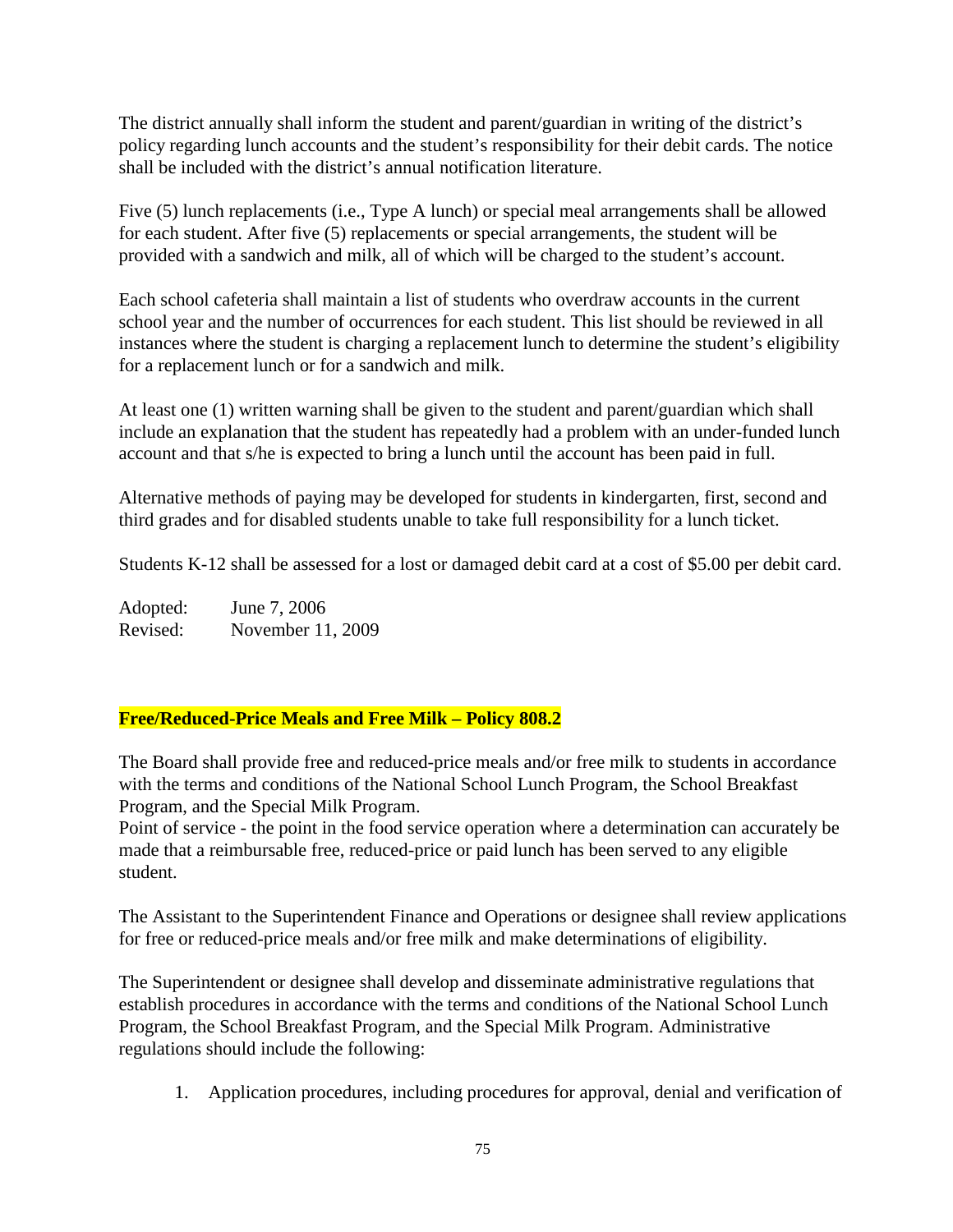The district annually shall inform the student and parent/guardian in writing of the district's policy regarding lunch accounts and the student's responsibility for their debit cards. The notice shall be included with the district's annual notification literature.

Five (5) lunch replacements (i.e., Type A lunch) or special meal arrangements shall be allowed for each student. After five (5) replacements or special arrangements, the student will be provided with a sandwich and milk, all of which will be charged to the student's account.

Each school cafeteria shall maintain a list of students who overdraw accounts in the current school year and the number of occurrences for each student. This list should be reviewed in all instances where the student is charging a replacement lunch to determine the student's eligibility for a replacement lunch or for a sandwich and milk.

At least one (1) written warning shall be given to the student and parent/guardian which shall include an explanation that the student has repeatedly had a problem with an under-funded lunch account and that s/he is expected to bring a lunch until the account has been paid in full.

Alternative methods of paying may be developed for students in kindergarten, first, second and third grades and for disabled students unable to take full responsibility for a lunch ticket.

Students K-12 shall be assessed for a lost or damaged debit card at a cost of $5.00 per debit card.

Adopted: June 7, 2006
Revised: November 11, 2009

**Free/Reduced-Price Meals and Free Milk – Policy 808.2**

The Board shall provide free and reduced-price meals and/or free milk to students in accordance with the terms and conditions of the National School Lunch Program, the School Breakfast Program, and the Special Milk Program.
Point of service - the point in the food service operation where a determination can accurately be made that a reimbursable free, reduced-price or paid lunch has been served to any eligible student.

The Assistant to the Superintendent Finance and Operations or designee shall review applications for free or reduced-price meals and/or free milk and make determinations of eligibility.

The Superintendent or designee shall develop and disseminate administrative regulations that establish procedures in accordance with the terms and conditions of the National School Lunch Program, the School Breakfast Program, and the Special Milk Program. Administrative regulations should include the following:

1. Application procedures, including procedures for approval, denial and verification of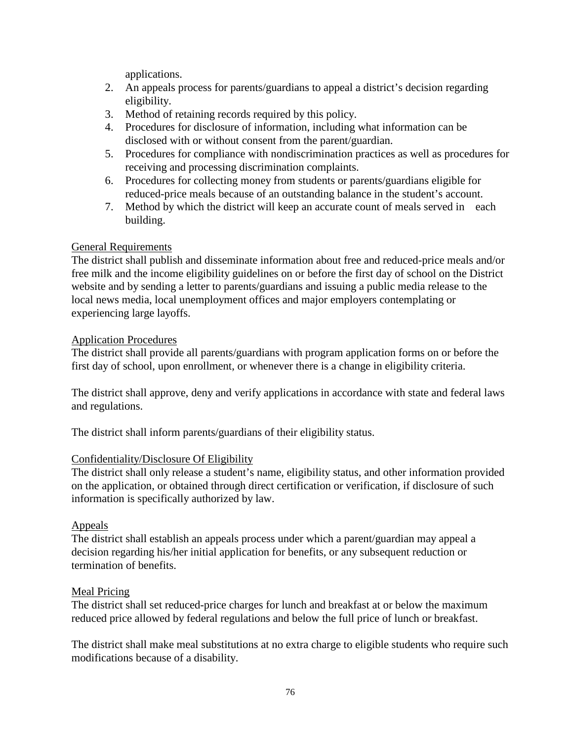applications.

2. An appeals process for parents/guardians to appeal a district's decision regarding eligibility.
3. Method of retaining records required by this policy.
4. Procedures for disclosure of information, including what information can be disclosed with or without consent from the parent/guardian.
5. Procedures for compliance with nondiscrimination practices as well as procedures for receiving and processing discrimination complaints.
6. Procedures for collecting money from students or parents/guardians eligible for reduced-price meals because of an outstanding balance in the student's account.
7. Method by which the district will keep an accurate count of meals served in each building.

<u>General Requirements</u>

The district shall publish and disseminate information about free and reduced-price meals and/or free milk and the income eligibility guidelines on or before the first day of school on the District website and by sending a letter to parents/guardians and issuing a public media release to the local news media, local unemployment offices and major employers contemplating or experiencing large layoffs.

<u>Application Procedures</u>

The district shall provide all parents/guardians with program application forms on or before the first day of school, upon enrollment, or whenever there is a change in eligibility criteria.

The district shall approve, deny and verify applications in accordance with state and federal laws and regulations.

The district shall inform parents/guardians of their eligibility status.

<u>Confidentiality/Disclosure Of Eligibility</u>

The district shall only release a student's name, eligibility status, and other information provided on the application, or obtained through direct certification or verification, if disclosure of such information is specifically authorized by law.

<u>Appeals</u>

The district shall establish an appeals process under which a parent/guardian may appeal a decision regarding his/her initial application for benefits, or any subsequent reduction or termination of benefits.

<u>Meal Pricing</u>

The district shall set reduced-price charges for lunch and breakfast at or below the maximum reduced price allowed by federal regulations and below the full price of lunch or breakfast.

The district shall make meal substitutions at no extra charge to eligible students who require such modifications because of a disability.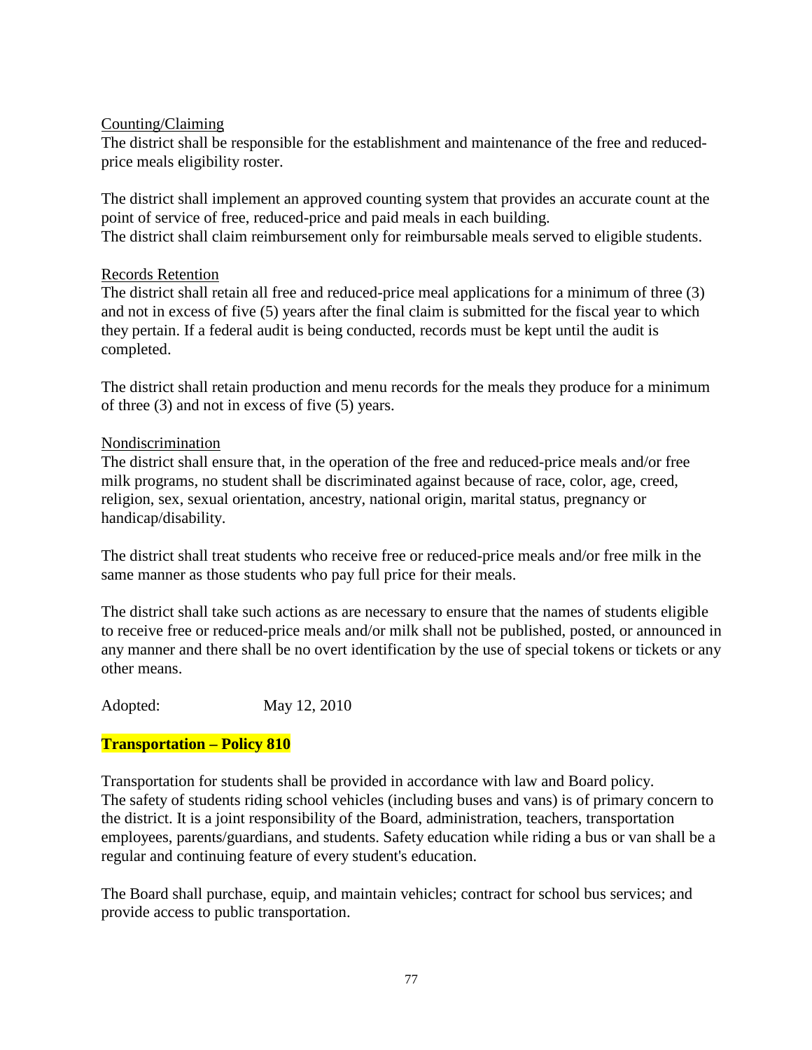Counting/Claiming

The district shall be responsible for the establishment and maintenance of the free and reduced-price meals eligibility roster.

The district shall implement an approved counting system that provides an accurate count at the point of service of free, reduced-price and paid meals in each building.
The district shall claim reimbursement only for reimbursable meals served to eligible students.

Records Retention

The district shall retain all free and reduced-price meal applications for a minimum of three (3) and not in excess of five (5) years after the final claim is submitted for the fiscal year to which they pertain. If a federal audit is being conducted, records must be kept until the audit is completed.

The district shall retain production and menu records for the meals they produce for a minimum of three (3) and not in excess of five (5) years.

Nondiscrimination

The district shall ensure that, in the operation of the free and reduced-price meals and/or free milk programs, no student shall be discriminated against because of race, color, age, creed, religion, sex, sexual orientation, ancestry, national origin, marital status, pregnancy or handicap/disability.

The district shall treat students who receive free or reduced-price meals and/or free milk in the same manner as those students who pay full price for their meals.

The district shall take such actions as are necessary to ensure that the names of students eligible to receive free or reduced-price meals and/or milk shall not be published, posted, or announced in any manner and there shall be no overt identification by the use of special tokens or tickets or any other means.

Adopted: May 12, 2010

**Transportation – Policy 810**

Transportation for students shall be provided in accordance with law and Board policy.
The safety of students riding school vehicles (including buses and vans) is of primary concern to the district. It is a joint responsibility of the Board, administration, teachers, transportation employees, parents/guardians, and students. Safety education while riding a bus or van shall be a regular and continuing feature of every student's education.

The Board shall purchase, equip, and maintain vehicles; contract for school bus services; and provide access to public transportation.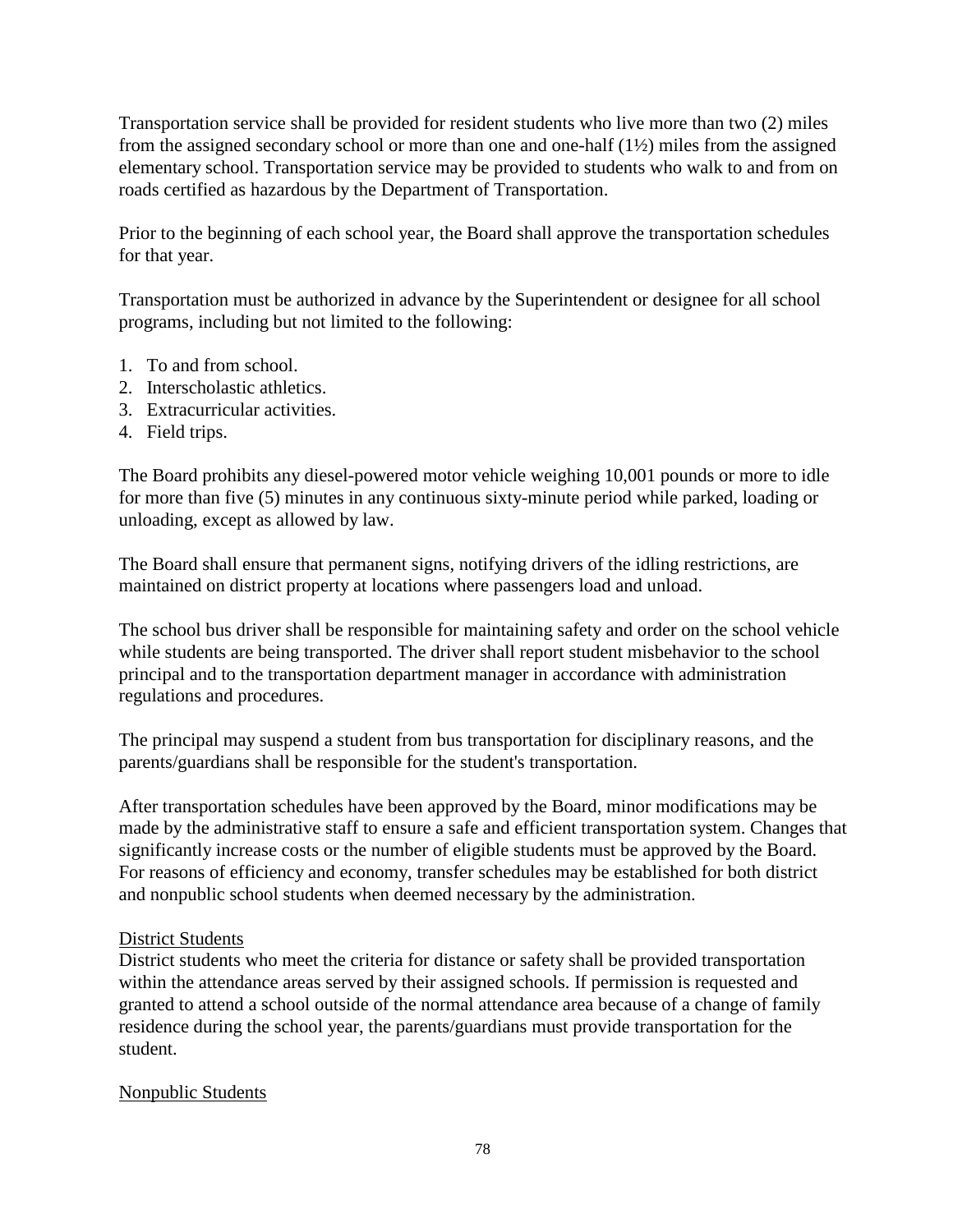Transportation service shall be provided for resident students who live more than two (2) miles from the assigned secondary school or more than one and one-half (1½) miles from the assigned elementary school. Transportation service may be provided to students who walk to and from on roads certified as hazardous by the Department of Transportation.

Prior to the beginning of each school year, the Board shall approve the transportation schedules for that year.

Transportation must be authorized in advance by the Superintendent or designee for all school programs, including but not limited to the following:

1. To and from school.
2. Interscholastic athletics.
3. Extracurricular activities.
4. Field trips.

The Board prohibits any diesel-powered motor vehicle weighing 10,001 pounds or more to idle for more than five (5) minutes in any continuous sixty-minute period while parked, loading or unloading, except as allowed by law.

The Board shall ensure that permanent signs, notifying drivers of the idling restrictions, are maintained on district property at locations where passengers load and unload.

The school bus driver shall be responsible for maintaining safety and order on the school vehicle while students are being transported. The driver shall report student misbehavior to the school principal and to the transportation department manager in accordance with administration regulations and procedures.

The principal may suspend a student from bus transportation for disciplinary reasons, and the parents/guardians shall be responsible for the student's transportation.

After transportation schedules have been approved by the Board, minor modifications may be made by the administrative staff to ensure a safe and efficient transportation system. Changes that significantly increase costs or the number of eligible students must be approved by the Board. For reasons of efficiency and economy, transfer schedules may be established for both district and nonpublic school students when deemed necessary by the administration.

<u>District Students</u>

District students who meet the criteria for distance or safety shall be provided transportation within the attendance areas served by their assigned schools. If permission is requested and granted to attend a school outside of the normal attendance area because of a change of family residence during the school year, the parents/guardians must provide transportation for the student.

<u>Nonpublic Students</u>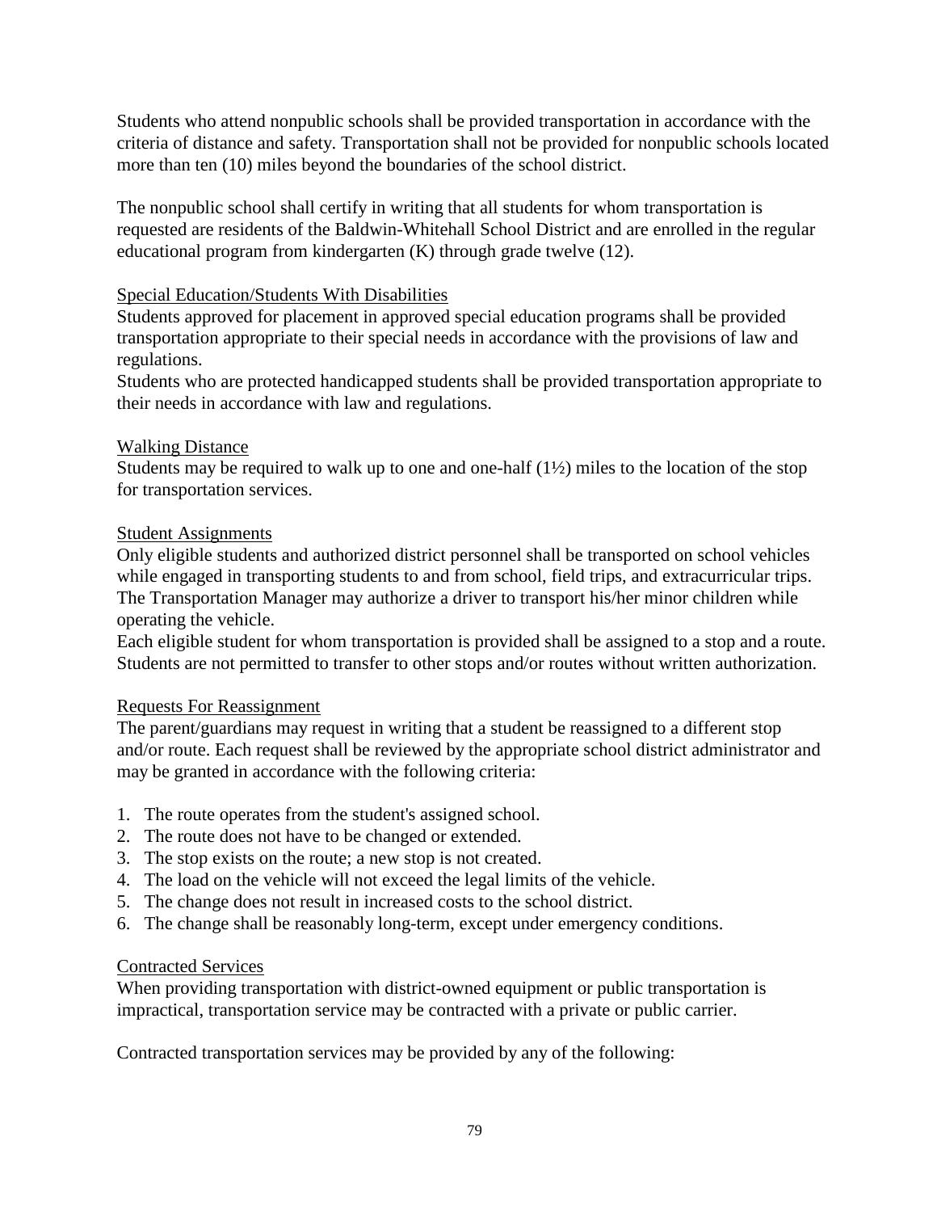Students who attend nonpublic schools shall be provided transportation in accordance with the criteria of distance and safety. Transportation shall not be provided for nonpublic schools located more than ten (10) miles beyond the boundaries of the school district.

The nonpublic school shall certify in writing that all students for whom transportation is requested are residents of the Baldwin-Whitehall School District and are enrolled in the regular educational program from kindergarten (K) through grade twelve (12).

<u>Special Education/Students With Disabilities</u>
Students approved for placement in approved special education programs shall be provided transportation appropriate to their special needs in accordance with the provisions of law and regulations.
Students who are protected handicapped students shall be provided transportation appropriate to their needs in accordance with law and regulations.

<u>Walking Distance</u>
Students may be required to walk up to one and one-half (1½) miles to the location of the stop for transportation services.

<u>Student Assignments</u>
Only eligible students and authorized district personnel shall be transported on school vehicles while engaged in transporting students to and from school, field trips, and extracurricular trips. The Transportation Manager may authorize a driver to transport his/her minor children while operating the vehicle.
Each eligible student for whom transportation is provided shall be assigned to a stop and a route. Students are not permitted to transfer to other stops and/or routes without written authorization.

<u>Requests For Reassignment</u>
The parent/guardians may request in writing that a student be reassigned to a different stop and/or route. Each request shall be reviewed by the appropriate school district administrator and may be granted in accordance with the following criteria:

1. The route operates from the student's assigned school.
2. The route does not have to be changed or extended.
3. The stop exists on the route; a new stop is not created.
4. The load on the vehicle will not exceed the legal limits of the vehicle.
5. The change does not result in increased costs to the school district.
6. The change shall be reasonably long-term, except under emergency conditions.

<u>Contracted Services</u>
When providing transportation with district-owned equipment or public transportation is impractical, transportation service may be contracted with a private or public carrier.

Contracted transportation services may be provided by any of the following: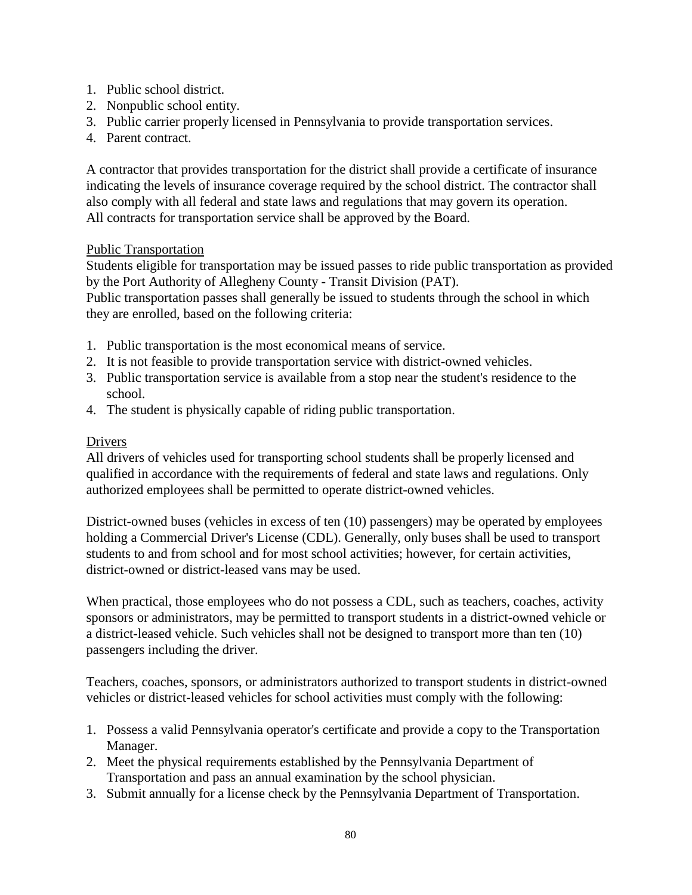1. Public school district.
2. Nonpublic school entity.
3. Public carrier properly licensed in Pennsylvania to provide transportation services.
4. Parent contract.

A contractor that provides transportation for the district shall provide a certificate of insurance indicating the levels of insurance coverage required by the school district. The contractor shall also comply with all federal and state laws and regulations that may govern its operation. All contracts for transportation service shall be approved by the Board.

<u>Public Transportation</u>

Students eligible for transportation may be issued passes to ride public transportation as provided by the Port Authority of Allegheny County - Transit Division (PAT).

Public transportation passes shall generally be issued to students through the school in which they are enrolled, based on the following criteria:

1. Public transportation is the most economical means of service.
2. It is not feasible to provide transportation service with district-owned vehicles.
3. Public transportation service is available from a stop near the student's residence to the school.
4. The student is physically capable of riding public transportation.

<u>Drivers</u>

All drivers of vehicles used for transporting school students shall be properly licensed and qualified in accordance with the requirements of federal and state laws and regulations. Only authorized employees shall be permitted to operate district-owned vehicles.

District-owned buses (vehicles in excess of ten (10) passengers) may be operated by employees holding a Commercial Driver's License (CDL). Generally, only buses shall be used to transport students to and from school and for most school activities; however, for certain activities, district-owned or district-leased vans may be used.

When practical, those employees who do not possess a CDL, such as teachers, coaches, activity sponsors or administrators, may be permitted to transport students in a district-owned vehicle or a district-leased vehicle. Such vehicles shall not be designed to transport more than ten (10) passengers including the driver.

Teachers, coaches, sponsors, or administrators authorized to transport students in district-owned vehicles or district-leased vehicles for school activities must comply with the following:

1. Possess a valid Pennsylvania operator's certificate and provide a copy to the Transportation Manager.
2. Meet the physical requirements established by the Pennsylvania Department of Transportation and pass an annual examination by the school physician.
3. Submit annually for a license check by the Pennsylvania Department of Transportation.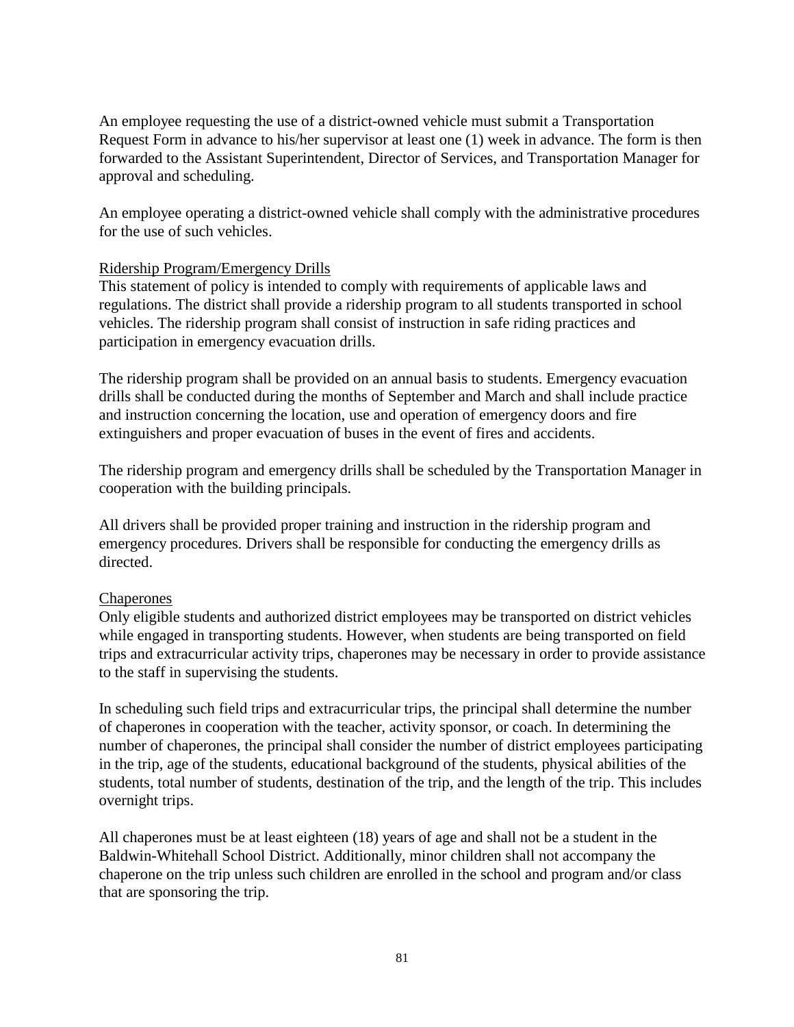An employee requesting the use of a district-owned vehicle must submit a Transportation Request Form in advance to his/her supervisor at least one (1) week in advance. The form is then forwarded to the Assistant Superintendent, Director of Services, and Transportation Manager for approval and scheduling.

An employee operating a district-owned vehicle shall comply with the administrative procedures for the use of such vehicles.

<u>Ridership Program/Emergency Drills</u>
This statement of policy is intended to comply with requirements of applicable laws and regulations. The district shall provide a ridership program to all students transported in school vehicles. The ridership program shall consist of instruction in safe riding practices and participation in emergency evacuation drills.

The ridership program shall be provided on an annual basis to students. Emergency evacuation drills shall be conducted during the months of September and March and shall include practice and instruction concerning the location, use and operation of emergency doors and fire extinguishers and proper evacuation of buses in the event of fires and accidents.

The ridership program and emergency drills shall be scheduled by the Transportation Manager in cooperation with the building principals.

All drivers shall be provided proper training and instruction in the ridership program and emergency procedures. Drivers shall be responsible for conducting the emergency drills as directed.

<u>Chaperones</u>
Only eligible students and authorized district employees may be transported on district vehicles while engaged in transporting students. However, when students are being transported on field trips and extracurricular activity trips, chaperones may be necessary in order to provide assistance to the staff in supervising the students.

In scheduling such field trips and extracurricular trips, the principal shall determine the number of chaperones in cooperation with the teacher, activity sponsor, or coach. In determining the number of chaperones, the principal shall consider the number of district employees participating in the trip, age of the students, educational background of the students, physical abilities of the students, total number of students, destination of the trip, and the length of the trip. This includes overnight trips.

All chaperones must be at least eighteen (18) years of age and shall not be a student in the Baldwin-Whitehall School District. Additionally, minor children shall not accompany the chaperone on the trip unless such children are enrolled in the school and program and/or class that are sponsoring the trip.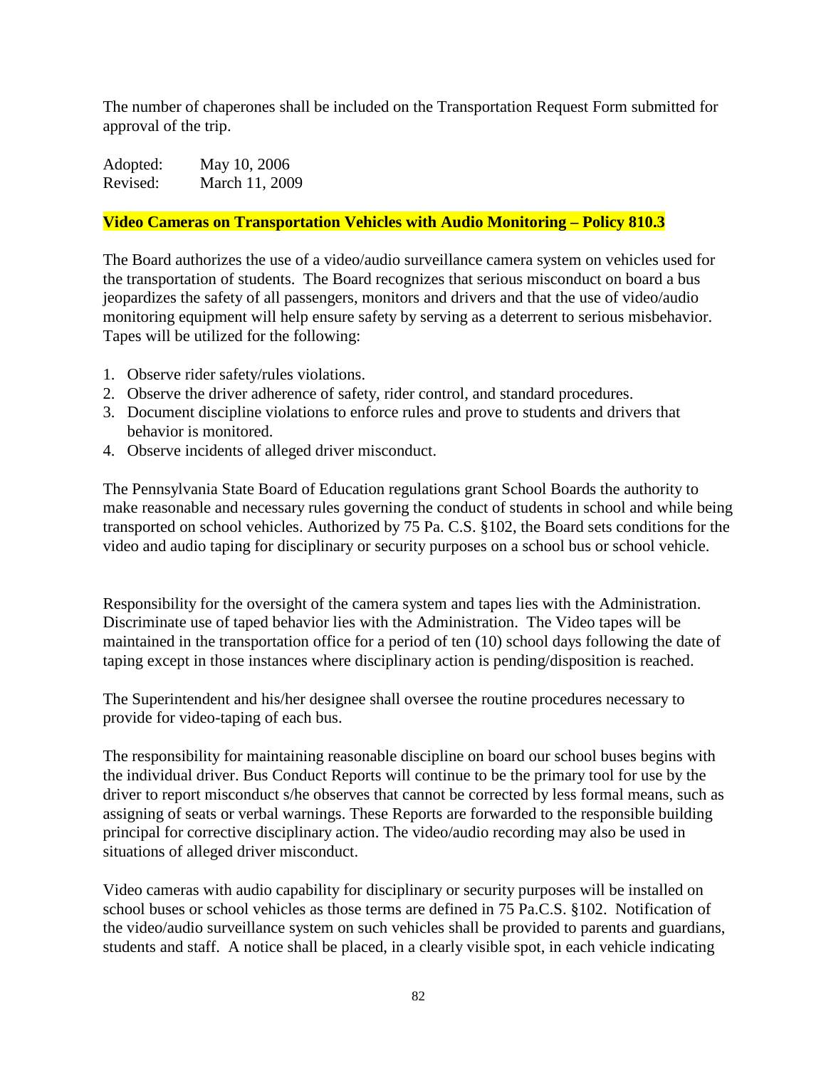The number of chaperones shall be included on the Transportation Request Form submitted for approval of the trip.

Adopted: May 10, 2006
Revised: March 11, 2009

**Video Cameras on Transportation Vehicles with Audio Monitoring – Policy 810.3**

The Board authorizes the use of a video/audio surveillance camera system on vehicles used for the transportation of students. The Board recognizes that serious misconduct on board a bus jeopardizes the safety of all passengers, monitors and drivers and that the use of video/audio monitoring equipment will help ensure safety by serving as a deterrent to serious misbehavior. Tapes will be utilized for the following:

1. Observe rider safety/rules violations.
2. Observe the driver adherence of safety, rider control, and standard procedures.
3. Document discipline violations to enforce rules and prove to students and drivers that behavior is monitored.
4. Observe incidents of alleged driver misconduct.

The Pennsylvania State Board of Education regulations grant School Boards the authority to make reasonable and necessary rules governing the conduct of students in school and while being transported on school vehicles. Authorized by 75 Pa. C.S. §102, the Board sets conditions for the video and audio taping for disciplinary or security purposes on a school bus or school vehicle.

Responsibility for the oversight of the camera system and tapes lies with the Administration. Discriminate use of taped behavior lies with the Administration. The Video tapes will be maintained in the transportation office for a period of ten (10) school days following the date of taping except in those instances where disciplinary action is pending/disposition is reached.

The Superintendent and his/her designee shall oversee the routine procedures necessary to provide for video-taping of each bus.

The responsibility for maintaining reasonable discipline on board our school buses begins with the individual driver. Bus Conduct Reports will continue to be the primary tool for use by the driver to report misconduct s/he observes that cannot be corrected by less formal means, such as assigning of seats or verbal warnings. These Reports are forwarded to the responsible building principal for corrective disciplinary action. The video/audio recording may also be used in situations of alleged driver misconduct.

Video cameras with audio capability for disciplinary or security purposes will be installed on school buses or school vehicles as those terms are defined in 75 Pa.C.S. §102. Notification of the video/audio surveillance system on such vehicles shall be provided to parents and guardians, students and staff. A notice shall be placed, in a clearly visible spot, in each vehicle indicating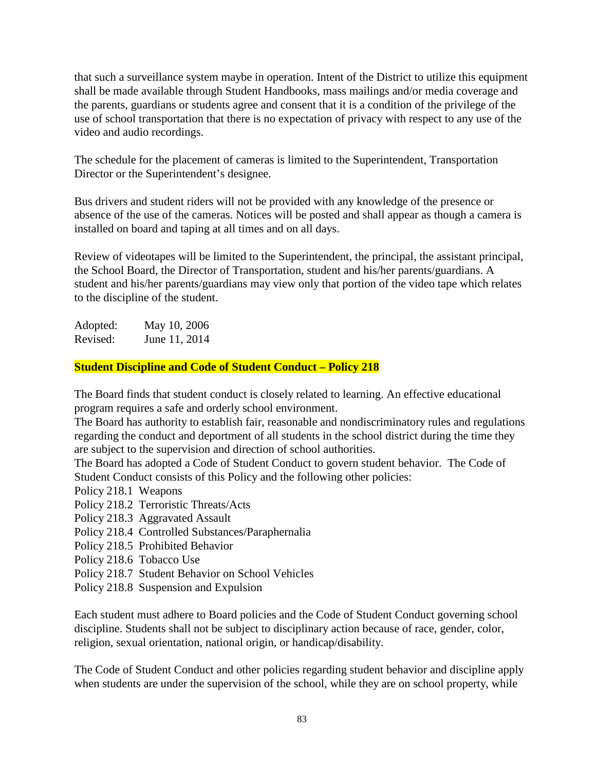that such a surveillance system maybe in operation. Intent of the District to utilize this equipment shall be made available through Student Handbooks, mass mailings and/or media coverage and the parents, guardians or students agree and consent that it is a condition of the privilege of the use of school transportation that there is no expectation of privacy with respect to any use of the video and audio recordings.

The schedule for the placement of cameras is limited to the Superintendent, Transportation Director or the Superintendent's designee.

Bus drivers and student riders will not be provided with any knowledge of the presence or absence of the use of the cameras. Notices will be posted and shall appear as though a camera is installed on board and taping at all times and on all days.

Review of videotapes will be limited to the Superintendent, the principal, the assistant principal, the School Board, the Director of Transportation, student and his/her parents/guardians. A student and his/her parents/guardians may view only that portion of the video tape which relates to the discipline of the student.

Adopted: May 10, 2006
Revised: June 11, 2014

## Student Discipline and Code of Student Conduct – Policy 218

The Board finds that student conduct is closely related to learning. An effective educational program requires a safe and orderly school environment.
The Board has authority to establish fair, reasonable and nondiscriminatory rules and regulations regarding the conduct and deportment of all students in the school district during the time they are subject to the supervision and direction of school authorities.
The Board has adopted a Code of Student Conduct to govern student behavior. The Code of Student Conduct consists of this Policy and the following other policies:

Policy 218.1 Weapons
Policy 218.2 Terroristic Threats/Acts
Policy 218.3 Aggravated Assault
Policy 218.4 Controlled Substances/Paraphernalia
Policy 218.5 Prohibited Behavior
Policy 218.6 Tobacco Use
Policy 218.7 Student Behavior on School Vehicles
Policy 218.8 Suspension and Expulsion

Each student must adhere to Board policies and the Code of Student Conduct governing school discipline. Students shall not be subject to disciplinary action because of race, gender, color, religion, sexual orientation, national origin, or handicap/disability.

The Code of Student Conduct and other policies regarding student behavior and discipline apply when students are under the supervision of the school, while they are on school property, while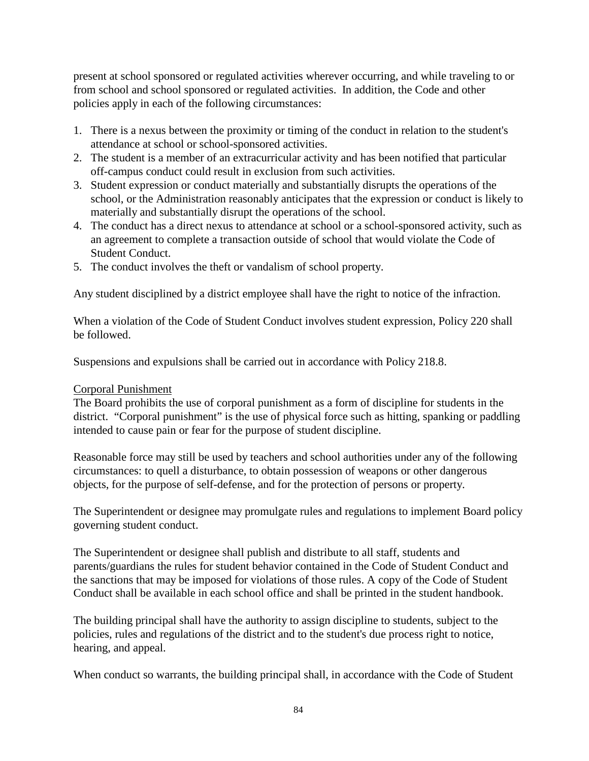present at school sponsored or regulated activities wherever occurring, and while traveling to or from school and school sponsored or regulated activities. In addition, the Code and other policies apply in each of the following circumstances:

1. There is a nexus between the proximity or timing of the conduct in relation to the student's attendance at school or school-sponsored activities.
2. The student is a member of an extracurricular activity and has been notified that particular off-campus conduct could result in exclusion from such activities.
3. Student expression or conduct materially and substantially disrupts the operations of the school, or the Administration reasonably anticipates that the expression or conduct is likely to materially and substantially disrupt the operations of the school.
4. The conduct has a direct nexus to attendance at school or a school-sponsored activity, such as an agreement to complete a transaction outside of school that would violate the Code of Student Conduct.
5. The conduct involves the theft or vandalism of school property.

Any student disciplined by a district employee shall have the right to notice of the infraction.

When a violation of the Code of Student Conduct involves student expression, Policy 220 shall be followed.

Suspensions and expulsions shall be carried out in accordance with Policy 218.8.

Corporal Punishment

The Board prohibits the use of corporal punishment as a form of discipline for students in the district. "Corporal punishment" is the use of physical force such as hitting, spanking or paddling intended to cause pain or fear for the purpose of student discipline.

Reasonable force may still be used by teachers and school authorities under any of the following circumstances: to quell a disturbance, to obtain possession of weapons or other dangerous objects, for the purpose of self-defense, and for the protection of persons or property.

The Superintendent or designee may promulgate rules and regulations to implement Board policy governing student conduct.

The Superintendent or designee shall publish and distribute to all staff, students and parents/guardians the rules for student behavior contained in the Code of Student Conduct and the sanctions that may be imposed for violations of those rules. A copy of the Code of Student Conduct shall be available in each school office and shall be printed in the student handbook.

The building principal shall have the authority to assign discipline to students, subject to the policies, rules and regulations of the district and to the student's due process right to notice, hearing, and appeal.

When conduct so warrants, the building principal shall, in accordance with the Code of Student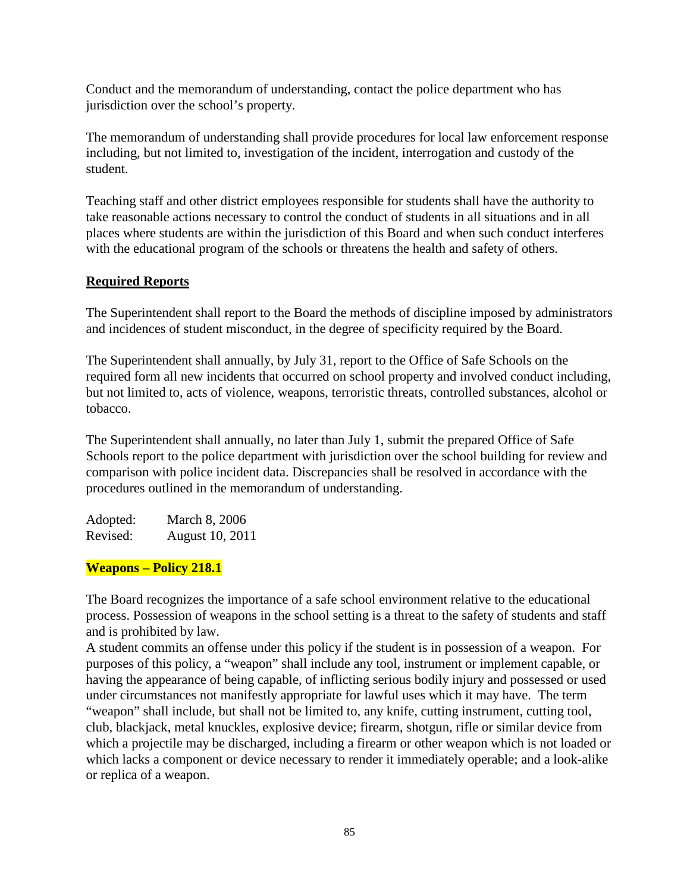Conduct and the memorandum of understanding, contact the police department who has jurisdiction over the school's property.

The memorandum of understanding shall provide procedures for local law enforcement response including, but not limited to, investigation of the incident, interrogation and custody of the student.

Teaching staff and other district employees responsible for students shall have the authority to take reasonable actions necessary to control the conduct of students in all situations and in all places where students are within the jurisdiction of this Board and when such conduct interferes with the educational program of the schools or threatens the health and safety of others.

**Required Reports**

The Superintendent shall report to the Board the methods of discipline imposed by administrators and incidences of student misconduct, in the degree of specificity required by the Board.

The Superintendent shall annually, by July 31, report to the Office of Safe Schools on the required form all new incidents that occurred on school property and involved conduct including, but not limited to, acts of violence, weapons, terroristic threats, controlled substances, alcohol or tobacco.

The Superintendent shall annually, no later than July 1, submit the prepared Office of Safe Schools report to the police department with jurisdiction over the school building for review and comparison with police incident data. Discrepancies shall be resolved in accordance with the procedures outlined in the memorandum of understanding.

Adopted: March 8, 2006
Revised: August 10, 2011

**Weapons – Policy 218.1**

The Board recognizes the importance of a safe school environment relative to the educational process. Possession of weapons in the school setting is a threat to the safety of students and staff and is prohibited by law.
A student commits an offense under this policy if the student is in possession of a weapon. For purposes of this policy, a "weapon" shall include any tool, instrument or implement capable, or having the appearance of being capable, of inflicting serious bodily injury and possessed or used under circumstances not manifestly appropriate for lawful uses which it may have. The term "weapon" shall include, but shall not be limited to, any knife, cutting instrument, cutting tool, club, blackjack, metal knuckles, explosive device; firearm, shotgun, rifle or similar device from which a projectile may be discharged, including a firearm or other weapon which is not loaded or which lacks a component or device necessary to render it immediately operable; and a look-alike or replica of a weapon.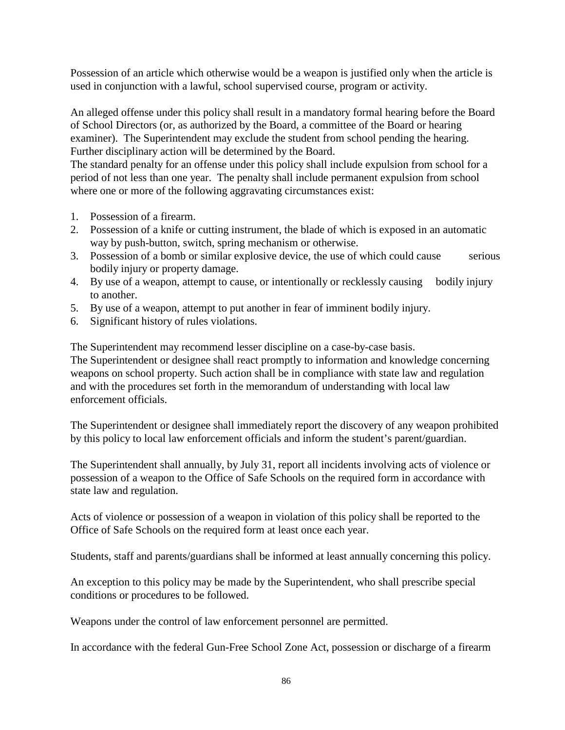Possession of an article which otherwise would be a weapon is justified only when the article is used in conjunction with a lawful, school supervised course, program or activity.

An alleged offense under this policy shall result in a mandatory formal hearing before the Board of School Directors (or, as authorized by the Board, a committee of the Board or hearing examiner). The Superintendent may exclude the student from school pending the hearing. Further disciplinary action will be determined by the Board.
The standard penalty for an offense under this policy shall include expulsion from school for a period of not less than one year. The penalty shall include permanent expulsion from school where one or more of the following aggravating circumstances exist:

1. Possession of a firearm.
2. Possession of a knife or cutting instrument, the blade of which is exposed in an automatic way by push-button, switch, spring mechanism or otherwise.
3. Possession of a bomb or similar explosive device, the use of which could cause serious bodily injury or property damage.
4. By use of a weapon, attempt to cause, or intentionally or recklessly causing bodily injury to another.
5. By use of a weapon, attempt to put another in fear of imminent bodily injury.
6. Significant history of rules violations.

The Superintendent may recommend lesser discipline on a case-by-case basis.
The Superintendent or designee shall react promptly to information and knowledge concerning weapons on school property. Such action shall be in compliance with state law and regulation and with the procedures set forth in the memorandum of understanding with local law enforcement officials.

The Superintendent or designee shall immediately report the discovery of any weapon prohibited by this policy to local law enforcement officials and inform the student's parent/guardian.

The Superintendent shall annually, by July 31, report all incidents involving acts of violence or possession of a weapon to the Office of Safe Schools on the required form in accordance with state law and regulation.

Acts of violence or possession of a weapon in violation of this policy shall be reported to the Office of Safe Schools on the required form at least once each year.

Students, staff and parents/guardians shall be informed at least annually concerning this policy.

An exception to this policy may be made by the Superintendent, who shall prescribe special conditions or procedures to be followed.

Weapons under the control of law enforcement personnel are permitted.

In accordance with the federal Gun-Free School Zone Act, possession or discharge of a firearm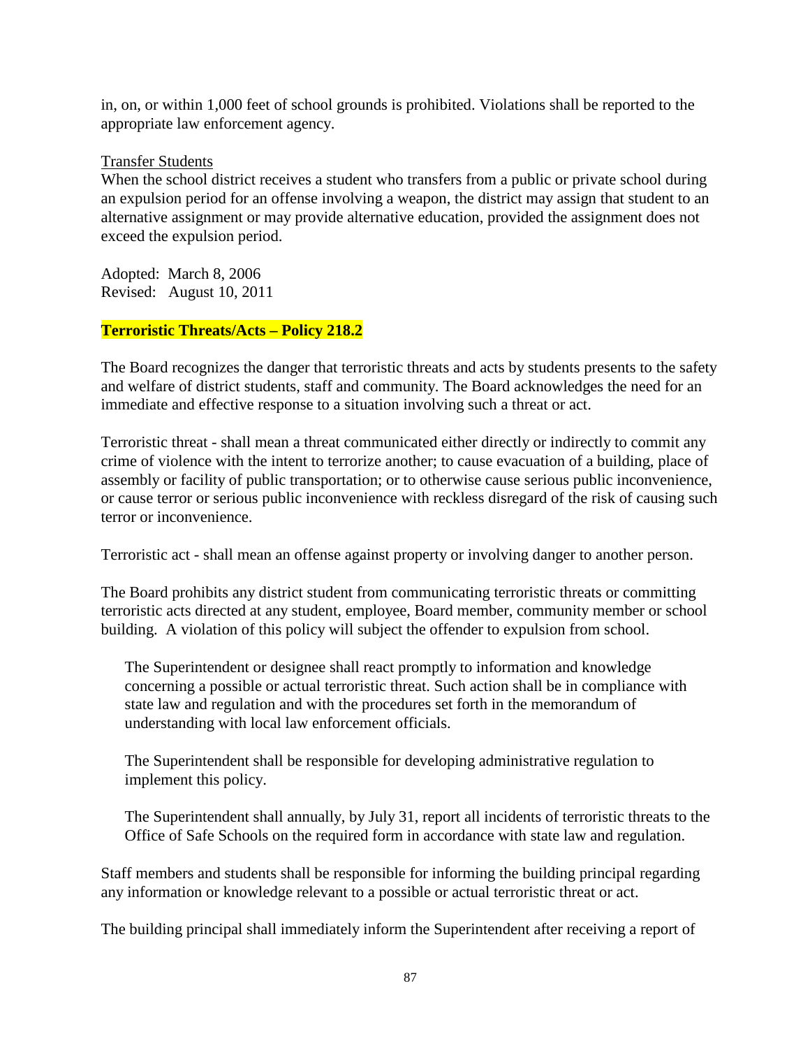in, on, or within 1,000 feet of school grounds is prohibited. Violations shall be reported to the appropriate law enforcement agency.

Transfer Students

When the school district receives a student who transfers from a public or private school during an expulsion period for an offense involving a weapon, the district may assign that student to an alternative assignment or may provide alternative education, provided the assignment does not exceed the expulsion period.

Adopted: March 8, 2006
Revised: August 10, 2011

**Terroristic Threats/Acts – Policy 218.2**

The Board recognizes the danger that terroristic threats and acts by students presents to the safety and welfare of district students, staff and community. The Board acknowledges the need for an immediate and effective response to a situation involving such a threat or act.

Terroristic threat - shall mean a threat communicated either directly or indirectly to commit any crime of violence with the intent to terrorize another; to cause evacuation of a building, place of assembly or facility of public transportation; or to otherwise cause serious public inconvenience, or cause terror or serious public inconvenience with reckless disregard of the risk of causing such terror or inconvenience.

Terroristic act - shall mean an offense against property or involving danger to another person.

The Board prohibits any district student from communicating terroristic threats or committing terroristic acts directed at any student, employee, Board member, community member or school building. A violation of this policy will subject the offender to expulsion from school.

The Superintendent or designee shall react promptly to information and knowledge concerning a possible or actual terroristic threat. Such action shall be in compliance with state law and regulation and with the procedures set forth in the memorandum of understanding with local law enforcement officials.

The Superintendent shall be responsible for developing administrative regulation to implement this policy.

The Superintendent shall annually, by July 31, report all incidents of terroristic threats to the Office of Safe Schools on the required form in accordance with state law and regulation.

Staff members and students shall be responsible for informing the building principal regarding any information or knowledge relevant to a possible or actual terroristic threat or act.

The building principal shall immediately inform the Superintendent after receiving a report of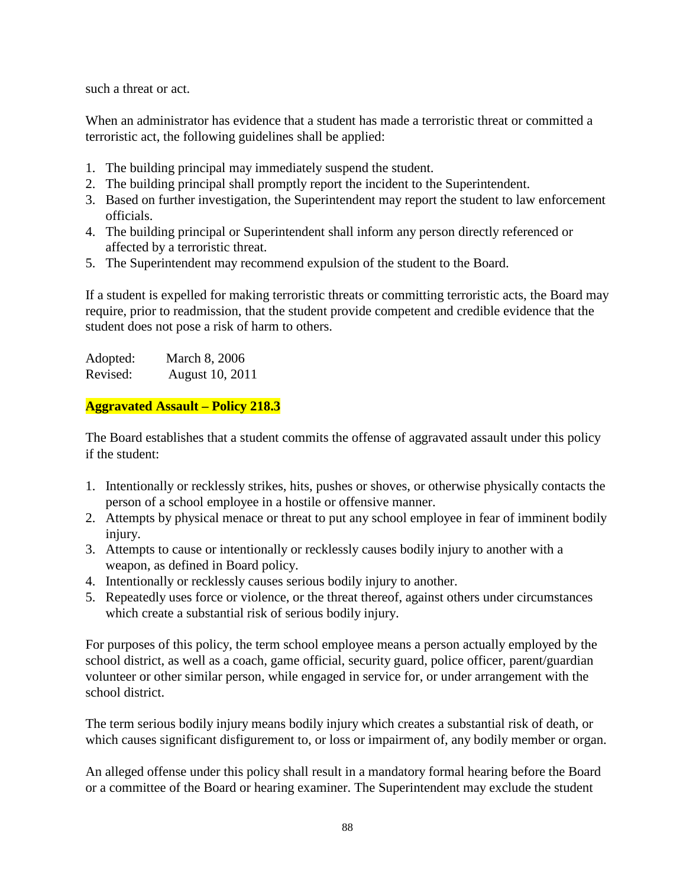such a threat or act.

When an administrator has evidence that a student has made a terroristic threat or committed a terroristic act, the following guidelines shall be applied:

1. The building principal may immediately suspend the student.
2. The building principal shall promptly report the incident to the Superintendent.
3. Based on further investigation, the Superintendent may report the student to law enforcement officials.
4. The building principal or Superintendent shall inform any person directly referenced or affected by a terroristic threat.
5. The Superintendent may recommend expulsion of the student to the Board.

If a student is expelled for making terroristic threats or committing terroristic acts, the Board may require, prior to readmission, that the student provide competent and credible evidence that the student does not pose a risk of harm to others.

Adopted: March 8, 2006
Revised: August 10, 2011

**Aggravated Assault – Policy 218.3**

The Board establishes that a student commits the offense of aggravated assault under this policy if the student:

1. Intentionally or recklessly strikes, hits, pushes or shoves, or otherwise physically contacts the person of a school employee in a hostile or offensive manner.
2. Attempts by physical menace or threat to put any school employee in fear of imminent bodily injury.
3. Attempts to cause or intentionally or recklessly causes bodily injury to another with a weapon, as defined in Board policy.
4. Intentionally or recklessly causes serious bodily injury to another.
5. Repeatedly uses force or violence, or the threat thereof, against others under circumstances which create a substantial risk of serious bodily injury.

For purposes of this policy, the term school employee means a person actually employed by the school district, as well as a coach, game official, security guard, police officer, parent/guardian volunteer or other similar person, while engaged in service for, or under arrangement with the school district.

The term serious bodily injury means bodily injury which creates a substantial risk of death, or which causes significant disfigurement to, or loss or impairment of, any bodily member or organ.

An alleged offense under this policy shall result in a mandatory formal hearing before the Board or a committee of the Board or hearing examiner. The Superintendent may exclude the student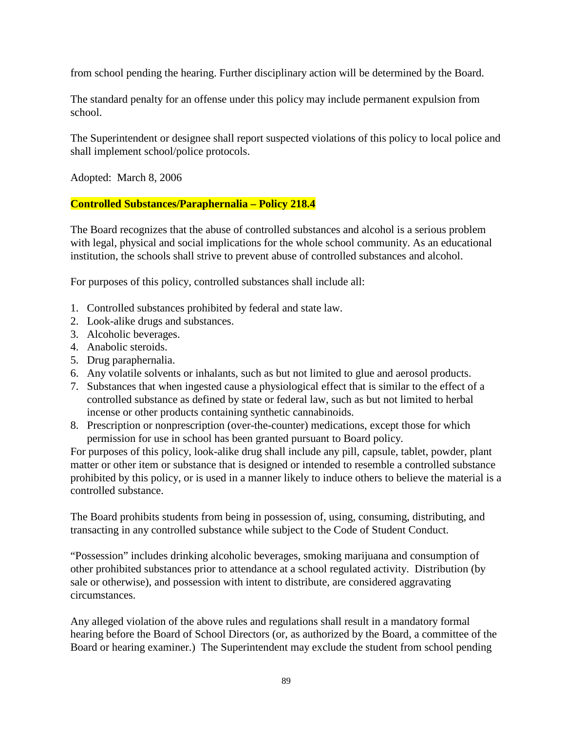from school pending the hearing. Further disciplinary action will be determined by the Board.

The standard penalty for an offense under this policy may include permanent expulsion from school.

The Superintendent or designee shall report suspected violations of this policy to local police and shall implement school/police protocols.

Adopted: March 8, 2006

**Controlled Substances/Paraphernalia – Policy 218.4**

The Board recognizes that the abuse of controlled substances and alcohol is a serious problem with legal, physical and social implications for the whole school community. As an educational institution, the schools shall strive to prevent abuse of controlled substances and alcohol.

For purposes of this policy, controlled substances shall include all:

1. Controlled substances prohibited by federal and state law.
2. Look-alike drugs and substances.
3. Alcoholic beverages.
4. Anabolic steroids.
5. Drug paraphernalia.
6. Any volatile solvents or inhalants, such as but not limited to glue and aerosol products.
7. Substances that when ingested cause a physiological effect that is similar to the effect of a controlled substance as defined by state or federal law, such as but not limited to herbal incense or other products containing synthetic cannabinoids.
8. Prescription or nonprescription (over-the-counter) medications, except those for which permission for use in school has been granted pursuant to Board policy.

For purposes of this policy, look-alike drug shall include any pill, capsule, tablet, powder, plant matter or other item or substance that is designed or intended to resemble a controlled substance prohibited by this policy, or is used in a manner likely to induce others to believe the material is a controlled substance.

The Board prohibits students from being in possession of, using, consuming, distributing, and transacting in any controlled substance while subject to the Code of Student Conduct.

"Possession" includes drinking alcoholic beverages, smoking marijuana and consumption of other prohibited substances prior to attendance at a school regulated activity. Distribution (by sale or otherwise), and possession with intent to distribute, are considered aggravating circumstances.

Any alleged violation of the above rules and regulations shall result in a mandatory formal hearing before the Board of School Directors (or, as authorized by the Board, a committee of the Board or hearing examiner.) The Superintendent may exclude the student from school pending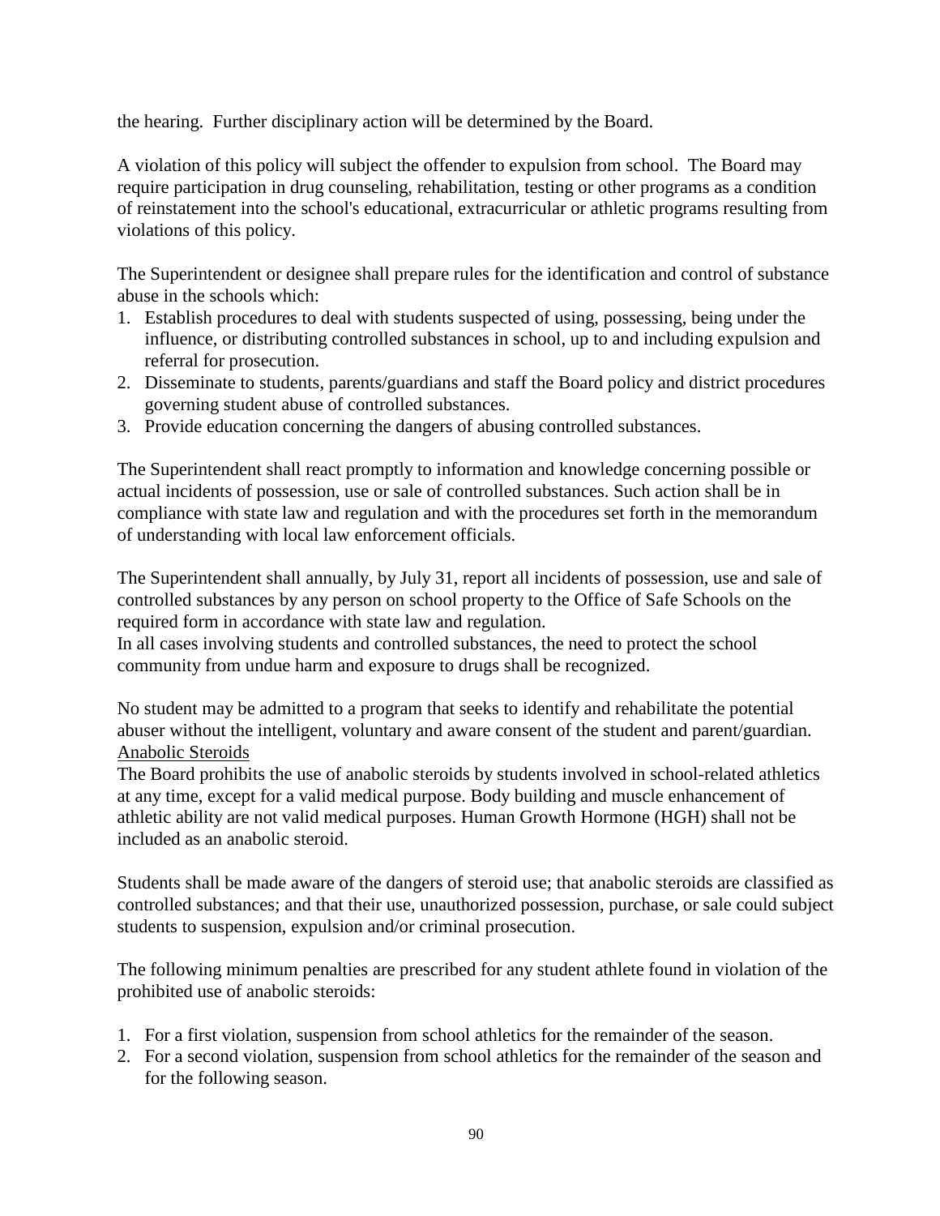the hearing. Further disciplinary action will be determined by the Board.

A violation of this policy will subject the offender to expulsion from school. The Board may require participation in drug counseling, rehabilitation, testing or other programs as a condition of reinstatement into the school's educational, extracurricular or athletic programs resulting from violations of this policy.

The Superintendent or designee shall prepare rules for the identification and control of substance abuse in the schools which:

1. Establish procedures to deal with students suspected of using, possessing, being under the influence, or distributing controlled substances in school, up to and including expulsion and referral for prosecution.
2. Disseminate to students, parents/guardians and staff the Board policy and district procedures governing student abuse of controlled substances.
3. Provide education concerning the dangers of abusing controlled substances.

The Superintendent shall react promptly to information and knowledge concerning possible or actual incidents of possession, use or sale of controlled substances. Such action shall be in compliance with state law and regulation and with the procedures set forth in the memorandum of understanding with local law enforcement officials.

The Superintendent shall annually, by July 31, report all incidents of possession, use and sale of controlled substances by any person on school property to the Office of Safe Schools on the required form in accordance with state law and regulation.
In all cases involving students and controlled substances, the need to protect the school community from undue harm and exposure to drugs shall be recognized.

No student may be admitted to a program that seeks to identify and rehabilitate the potential abuser without the intelligent, voluntary and aware consent of the student and parent/guardian.

<u>Anabolic Steroids</u>

The Board prohibits the use of anabolic steroids by students involved in school-related athletics at any time, except for a valid medical purpose. Body building and muscle enhancement of athletic ability are not valid medical purposes. Human Growth Hormone (HGH) shall not be included as an anabolic steroid.

Students shall be made aware of the dangers of steroid use; that anabolic steroids are classified as controlled substances; and that their use, unauthorized possession, purchase, or sale could subject students to suspension, expulsion and/or criminal prosecution.

The following minimum penalties are prescribed for any student athlete found in violation of the prohibited use of anabolic steroids:

1. For a first violation, suspension from school athletics for the remainder of the season.
2. For a second violation, suspension from school athletics for the remainder of the season and for the following season.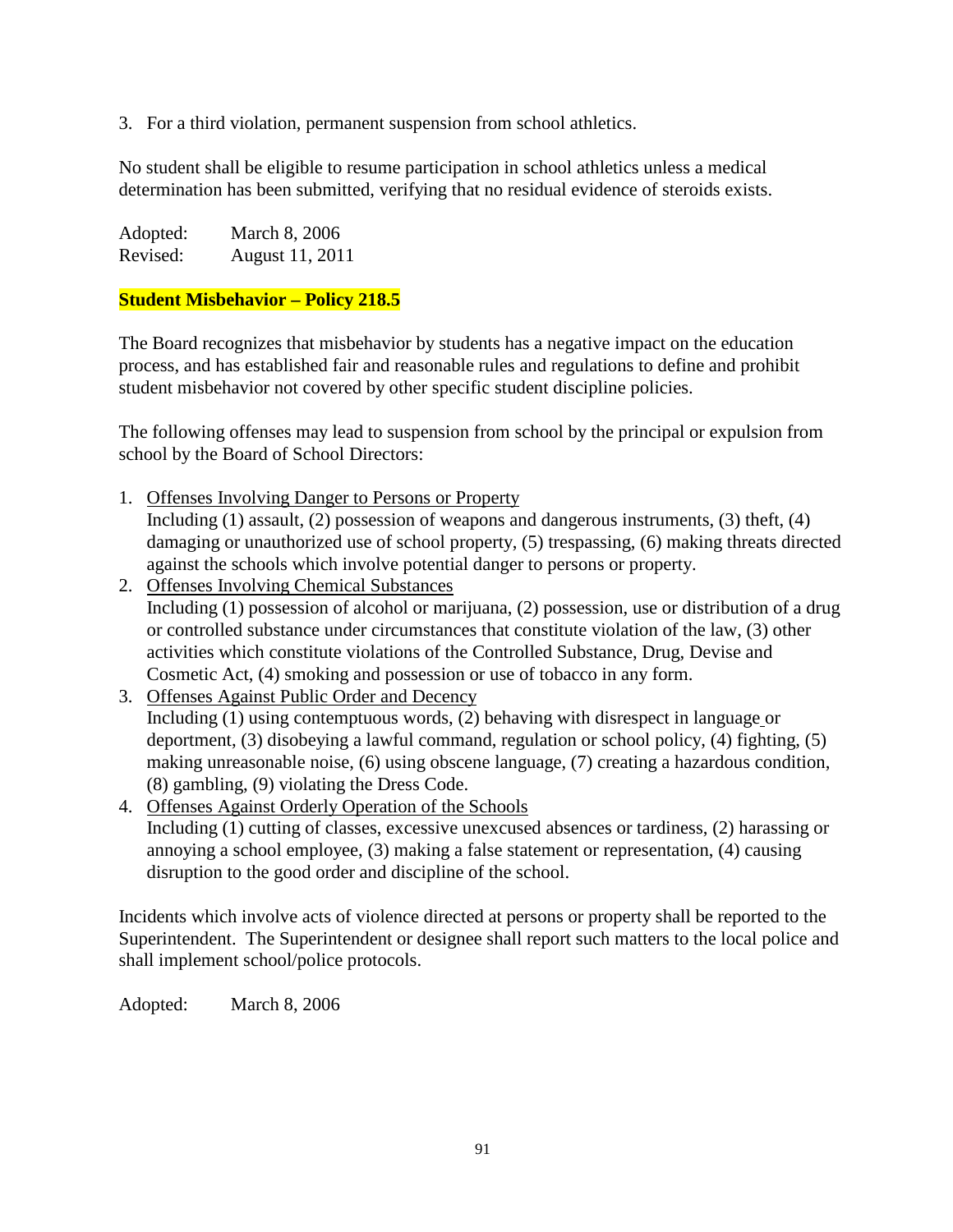3. For a third violation, permanent suspension from school athletics.

No student shall be eligible to resume participation in school athletics unless a medical determination has been submitted, verifying that no residual evidence of steroids exists.

Adopted: March 8, 2006
Revised: August 11, 2011

## **Student Misbehavior – Policy 218.5**

The Board recognizes that misbehavior by students has a negative impact on the education process, and has established fair and reasonable rules and regulations to define and prohibit student misbehavior not covered by other specific student discipline policies.

The following offenses may lead to suspension from school by the principal or expulsion from school by the Board of School Directors:

1. <u>Offenses Involving Danger to Persons or Property</u>
   Including (1) assault, (2) possession of weapons and dangerous instruments, (3) theft, (4) damaging or unauthorized use of school property, (5) trespassing, (6) making threats directed against the schools which involve potential danger to persons or property.
2. <u>Offenses Involving Chemical Substances</u>
   Including (1) possession of alcohol or marijuana, (2) possession, use or distribution of a drug or controlled substance under circumstances that constitute violation of the law, (3) other activities which constitute violations of the Controlled Substance, Drug, Devise and Cosmetic Act, (4) smoking and possession or use of tobacco in any form.
3. <u>Offenses Against Public Order and Decency</u>
   Including (1) using contemptuous words, (2) behaving with disrespect in language or deportment, (3) disobeying a lawful command, regulation or school policy, (4) fighting, (5) making unreasonable noise, (6) using obscene language, (7) creating a hazardous condition, (8) gambling, (9) violating the Dress Code.
4. <u>Offenses Against Orderly Operation of the Schools</u>
   Including (1) cutting of classes, excessive unexcused absences or tardiness, (2) harassing or annoying a school employee, (3) making a false statement or representation, (4) causing disruption to the good order and discipline of the school.

Incidents which involve acts of violence directed at persons or property shall be reported to the Superintendent. The Superintendent or designee shall report such matters to the local police and shall implement school/police protocols.

Adopted: March 8, 2006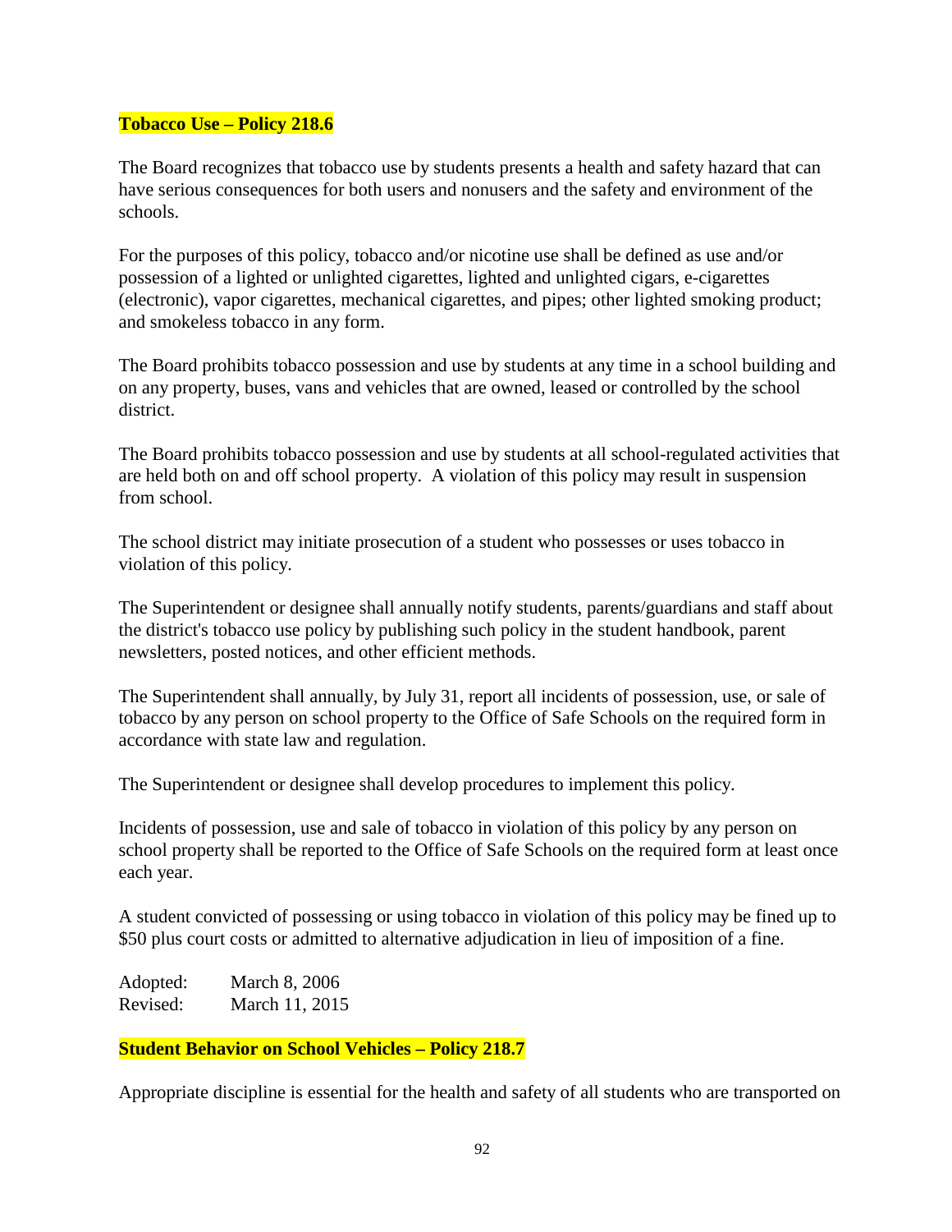**Tobacco Use – Policy 218.6**

The Board recognizes that tobacco use by students presents a health and safety hazard that can have serious consequences for both users and nonusers and the safety and environment of the schools.

For the purposes of this policy, tobacco and/or nicotine use shall be defined as use and/or possession of a lighted or unlighted cigarettes, lighted and unlighted cigars, e-cigarettes (electronic), vapor cigarettes, mechanical cigarettes, and pipes; other lighted smoking product; and smokeless tobacco in any form.

The Board prohibits tobacco possession and use by students at any time in a school building and on any property, buses, vans and vehicles that are owned, leased or controlled by the school district.

The Board prohibits tobacco possession and use by students at all school-regulated activities that are held both on and off school property. A violation of this policy may result in suspension from school.

The school district may initiate prosecution of a student who possesses or uses tobacco in violation of this policy.

The Superintendent or designee shall annually notify students, parents/guardians and staff about the district's tobacco use policy by publishing such policy in the student handbook, parent newsletters, posted notices, and other efficient methods.

The Superintendent shall annually, by July 31, report all incidents of possession, use, or sale of tobacco by any person on school property to the Office of Safe Schools on the required form in accordance with state law and regulation.

The Superintendent or designee shall develop procedures to implement this policy.

Incidents of possession, use and sale of tobacco in violation of this policy by any person on school property shall be reported to the Office of Safe Schools on the required form at least once each year.

A student convicted of possessing or using tobacco in violation of this policy may be fined up to $50 plus court costs or admitted to alternative adjudication in lieu of imposition of a fine.

Adopted: March 8, 2006
Revised: March 11, 2015

**Student Behavior on School Vehicles – Policy 218.7**

Appropriate discipline is essential for the health and safety of all students who are transported on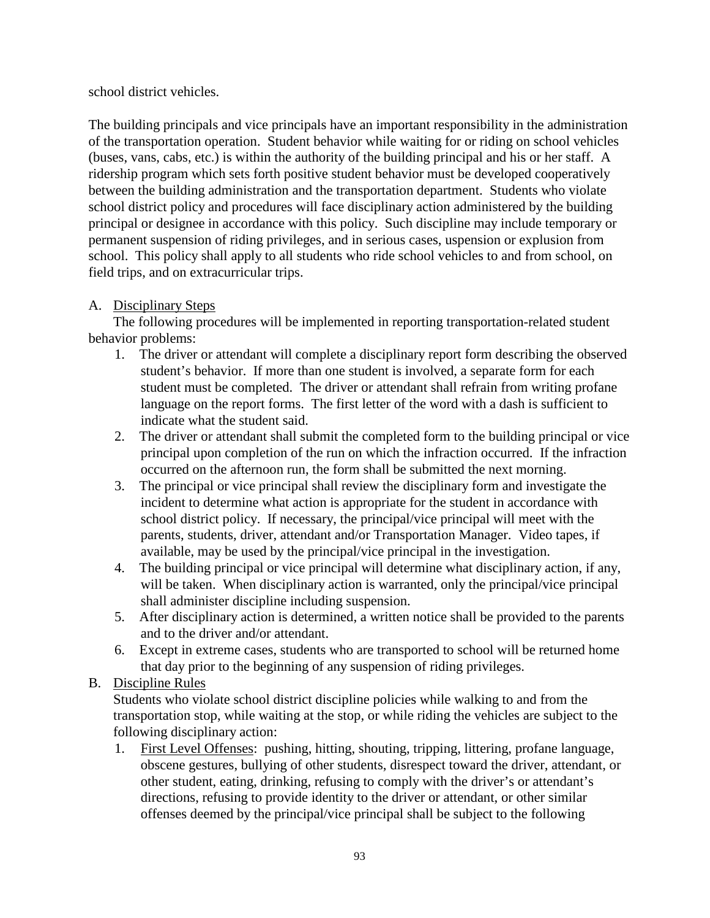school district vehicles.

The building principals and vice principals have an important responsibility in the administration of the transportation operation. Student behavior while waiting for or riding on school vehicles (buses, vans, cabs, etc.) is within the authority of the building principal and his or her staff. A ridership program which sets forth positive student behavior must be developed cooperatively between the building administration and the transportation department. Students who violate school district policy and procedures will face disciplinary action administered by the building principal or designee in accordance with this policy. Such discipline may include temporary or permanent suspension of riding privileges, and in serious cases, uspension or explusion from school. This policy shall apply to all students who ride school vehicles to and from school, on field trips, and on extracurricular trips.

A. Disciplinary Steps

The following procedures will be implemented in reporting transportation-related student behavior problems:

1. The driver or attendant will complete a disciplinary report form describing the observed student's behavior. If more than one student is involved, a separate form for each student must be completed. The driver or attendant shall refrain from writing profane language on the report forms. The first letter of the word with a dash is sufficient to indicate what the student said.
2. The driver or attendant shall submit the completed form to the building principal or vice principal upon completion of the run on which the infraction occurred. If the infraction occurred on the afternoon run, the form shall be submitted the next morning.
3. The principal or vice principal shall review the disciplinary form and investigate the incident to determine what action is appropriate for the student in accordance with school district policy. If necessary, the principal/vice principal will meet with the parents, students, driver, attendant and/or Transportation Manager. Video tapes, if available, may be used by the principal/vice principal in the investigation.
4. The building principal or vice principal will determine what disciplinary action, if any, will be taken. When disciplinary action is warranted, only the principal/vice principal shall administer discipline including suspension.
5. After disciplinary action is determined, a written notice shall be provided to the parents and to the driver and/or attendant.
6. Except in extreme cases, students who are transported to school will be returned home that day prior to the beginning of any suspension of riding privileges.

B. Discipline Rules

Students who violate school district discipline policies while walking to and from the transportation stop, while waiting at the stop, or while riding the vehicles are subject to the following disciplinary action:

1. First Level Offenses: pushing, hitting, shouting, tripping, littering, profane language, obscene gestures, bullying of other students, disrespect toward the driver, attendant, or other student, eating, drinking, refusing to comply with the driver's or attendant's directions, refusing to provide identity to the driver or attendant, or other similar offenses deemed by the principal/vice principal shall be subject to the following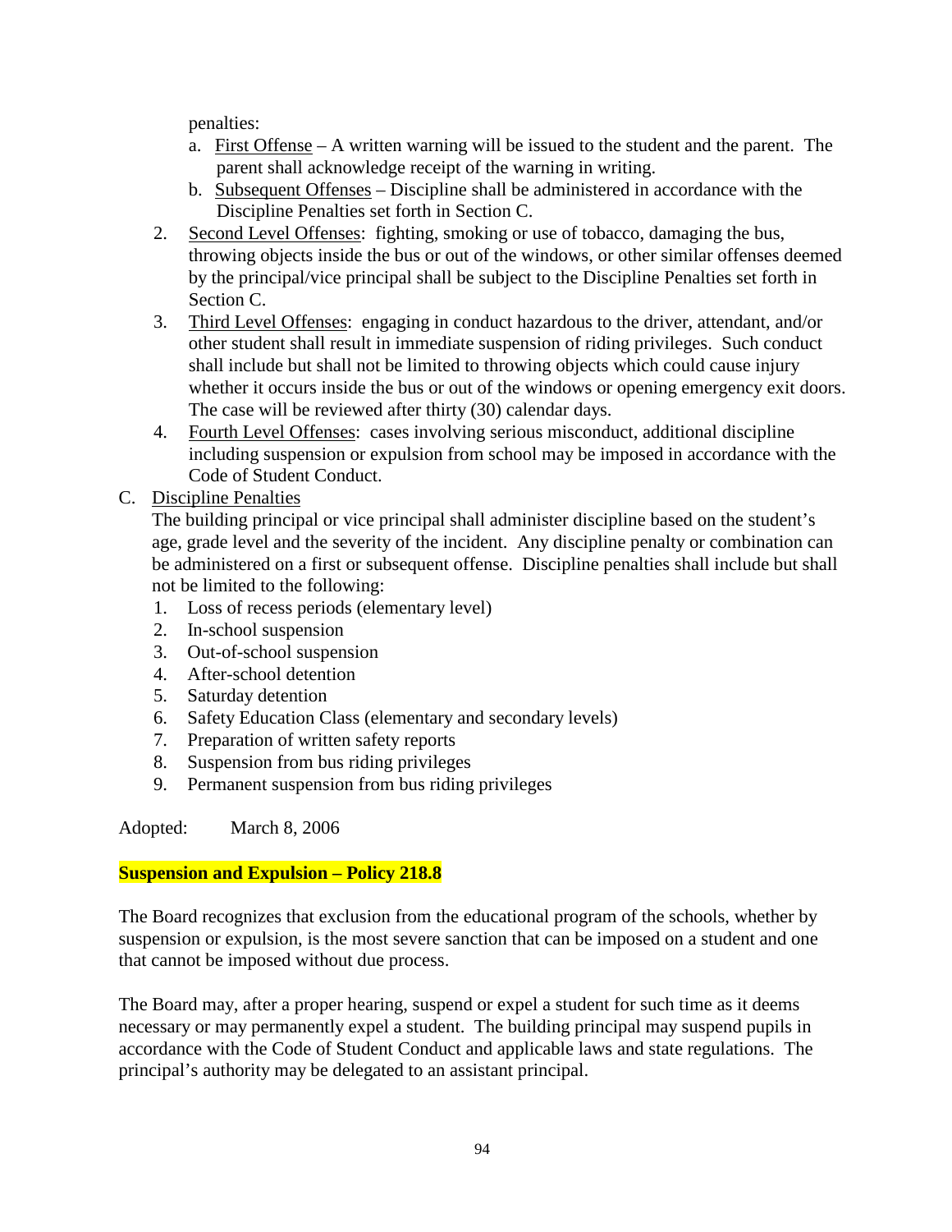penalties:

   a. First Offense – A written warning will be issued to the student and the parent. The parent shall acknowledge receipt of the warning in writing.
   b. Subsequent Offenses – Discipline shall be administered in accordance with the Discipline Penalties set forth in Section C.

2. Second Level Offenses: fighting, smoking or use of tobacco, damaging the bus, throwing objects inside the bus or out of the windows, or other similar offenses deemed by the principal/vice principal shall be subject to the Discipline Penalties set forth in Section C.
3. Third Level Offenses: engaging in conduct hazardous to the driver, attendant, and/or other student shall result in immediate suspension of riding privileges. Such conduct shall include but shall not be limited to throwing objects which could cause injury whether it occurs inside the bus or out of the windows or opening emergency exit doors. The case will be reviewed after thirty (30) calendar days.
4. Fourth Level Offenses: cases involving serious misconduct, additional discipline including suspension or expulsion from school may be imposed in accordance with the Code of Student Conduct.

C. Discipline Penalties

The building principal or vice principal shall administer discipline based on the student's age, grade level and the severity of the incident. Any discipline penalty or combination can be administered on a first or subsequent offense. Discipline penalties shall include but shall not be limited to the following:

1. Loss of recess periods (elementary level)
2. In-school suspension
3. Out-of-school suspension
4. After-school detention
5. Saturday detention
6. Safety Education Class (elementary and secondary levels)
7. Preparation of written safety reports
8. Suspension from bus riding privileges
9. Permanent suspension from bus riding privileges

Adopted: March 8, 2006

**Suspension and Expulsion – Policy 218.8**

The Board recognizes that exclusion from the educational program of the schools, whether by suspension or expulsion, is the most severe sanction that can be imposed on a student and one that cannot be imposed without due process.

The Board may, after a proper hearing, suspend or expel a student for such time as it deems necessary or may permanently expel a student. The building principal may suspend pupils in accordance with the Code of Student Conduct and applicable laws and state regulations. The principal's authority may be delegated to an assistant principal.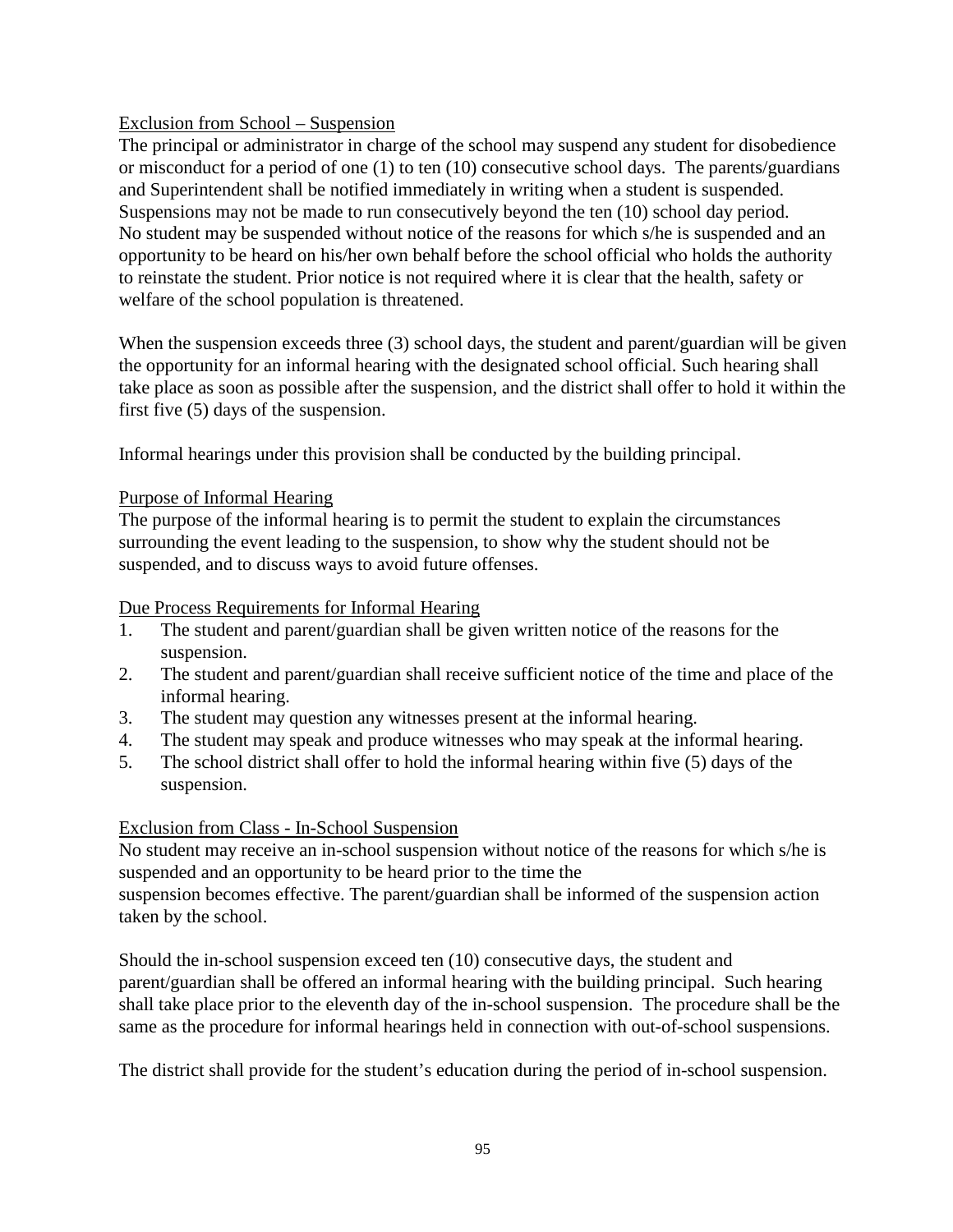## Exclusion from School – Suspension

The principal or administrator in charge of the school may suspend any student for disobedience or misconduct for a period of one (1) to ten (10) consecutive school days. The parents/guardians and Superintendent shall be notified immediately in writing when a student is suspended. Suspensions may not be made to run consecutively beyond the ten (10) school day period. No student may be suspended without notice of the reasons for which s/he is suspended and an opportunity to be heard on his/her own behalf before the school official who holds the authority to reinstate the student. Prior notice is not required where it is clear that the health, safety or welfare of the school population is threatened.

When the suspension exceeds three (3) school days, the student and parent/guardian will be given the opportunity for an informal hearing with the designated school official. Such hearing shall take place as soon as possible after the suspension, and the district shall offer to hold it within the first five (5) days of the suspension.

Informal hearings under this provision shall be conducted by the building principal.

## Purpose of Informal Hearing

The purpose of the informal hearing is to permit the student to explain the circumstances surrounding the event leading to the suspension, to show why the student should not be suspended, and to discuss ways to avoid future offenses.

## Due Process Requirements for Informal Hearing

1. The student and parent/guardian shall be given written notice of the reasons for the suspension.
2. The student and parent/guardian shall receive sufficient notice of the time and place of the informal hearing.
3. The student may question any witnesses present at the informal hearing.
4. The student may speak and produce witnesses who may speak at the informal hearing.
5. The school district shall offer to hold the informal hearing within five (5) days of the suspension.

## Exclusion from Class - In-School Suspension

No student may receive an in-school suspension without notice of the reasons for which s/he is suspended and an opportunity to be heard prior to the time the suspension becomes effective. The parent/guardian shall be informed of the suspension action taken by the school.

Should the in-school suspension exceed ten (10) consecutive days, the student and parent/guardian shall be offered an informal hearing with the building principal. Such hearing shall take place prior to the eleventh day of the in-school suspension. The procedure shall be the same as the procedure for informal hearings held in connection with out-of-school suspensions.

The district shall provide for the student's education during the period of in-school suspension.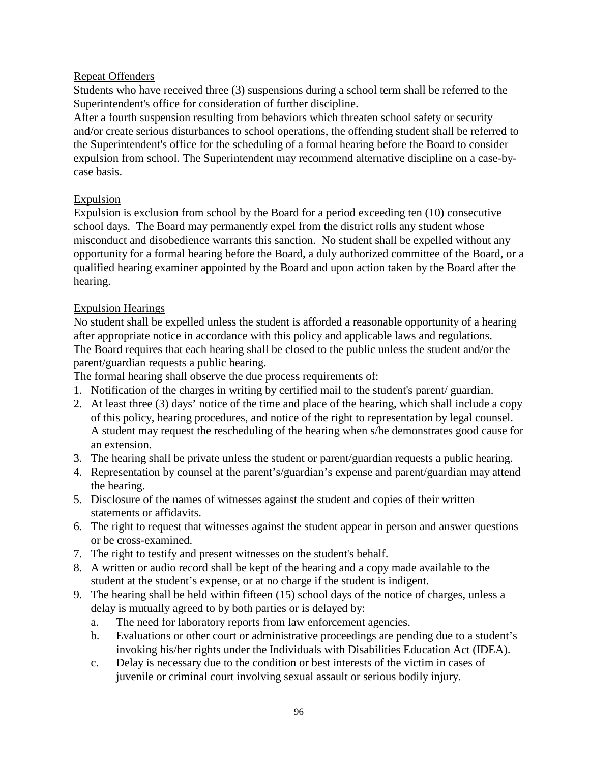Repeat Offenders

Students who have received three (3) suspensions during a school term shall be referred to the Superintendent's office for consideration of further discipline.

After a fourth suspension resulting from behaviors which threaten school safety or security and/or create serious disturbances to school operations, the offending student shall be referred to the Superintendent's office for the scheduling of a formal hearing before the Board to consider expulsion from school. The Superintendent may recommend alternative discipline on a case-by-case basis.

Expulsion

Expulsion is exclusion from school by the Board for a period exceeding ten (10) consecutive school days. The Board may permanently expel from the district rolls any student whose misconduct and disobedience warrants this sanction. No student shall be expelled without any opportunity for a formal hearing before the Board, a duly authorized committee of the Board, or a qualified hearing examiner appointed by the Board and upon action taken by the Board after the hearing.

Expulsion Hearings

No student shall be expelled unless the student is afforded a reasonable opportunity of a hearing after appropriate notice in accordance with this policy and applicable laws and regulations.

The Board requires that each hearing shall be closed to the public unless the student and/or the parent/guardian requests a public hearing.

The formal hearing shall observe the due process requirements of:

1. Notification of the charges in writing by certified mail to the student's parent/ guardian.
2. At least three (3) days' notice of the time and place of the hearing, which shall include a copy of this policy, hearing procedures, and notice of the right to representation by legal counsel. A student may request the rescheduling of the hearing when s/he demonstrates good cause for an extension.
3. The hearing shall be private unless the student or parent/guardian requests a public hearing.
4. Representation by counsel at the parent's/guardian's expense and parent/guardian may attend the hearing.
5. Disclosure of the names of witnesses against the student and copies of their written statements or affidavits.
6. The right to request that witnesses against the student appear in person and answer questions or be cross-examined.
7. The right to testify and present witnesses on the student's behalf.
8. A written or audio record shall be kept of the hearing and a copy made available to the student at the student's expense, or at no charge if the student is indigent.
9. The hearing shall be held within fifteen (15) school days of the notice of charges, unless a delay is mutually agreed to by both parties or is delayed by:
   a. The need for laboratory reports from law enforcement agencies.
   b. Evaluations or other court or administrative proceedings are pending due to a student's invoking his/her rights under the Individuals with Disabilities Education Act (IDEA).
   c. Delay is necessary due to the condition or best interests of the victim in cases of juvenile or criminal court involving sexual assault or serious bodily injury.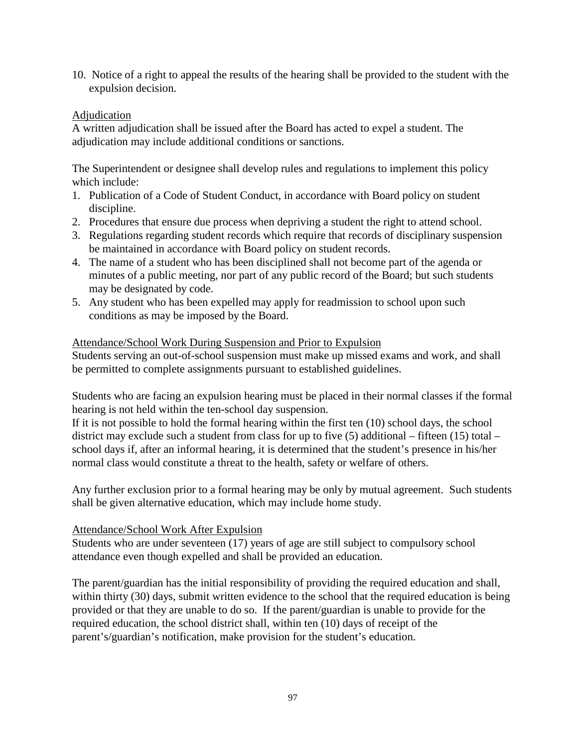10. Notice of a right to appeal the results of the hearing shall be provided to the student with the expulsion decision.

Adjudication

A written adjudication shall be issued after the Board has acted to expel a student. The adjudication may include additional conditions or sanctions.

The Superintendent or designee shall develop rules and regulations to implement this policy which include:

1. Publication of a Code of Student Conduct, in accordance with Board policy on student discipline.
2. Procedures that ensure due process when depriving a student the right to attend school.
3. Regulations regarding student records which require that records of disciplinary suspension be maintained in accordance with Board policy on student records.
4. The name of a student who has been disciplined shall not become part of the agenda or minutes of a public meeting, nor part of any public record of the Board; but such students may be designated by code.
5. Any student who has been expelled may apply for readmission to school upon such conditions as may be imposed by the Board.

Attendance/School Work During Suspension and Prior to Expulsion

Students serving an out-of-school suspension must make up missed exams and work, and shall be permitted to complete assignments pursuant to established guidelines.

Students who are facing an expulsion hearing must be placed in their normal classes if the formal hearing is not held within the ten-school day suspension.
If it is not possible to hold the formal hearing within the first ten (10) school days, the school district may exclude such a student from class for up to five (5) additional – fifteen (15) total – school days if, after an informal hearing, it is determined that the student's presence in his/her normal class would constitute a threat to the health, safety or welfare of others.

Any further exclusion prior to a formal hearing may be only by mutual agreement. Such students shall be given alternative education, which may include home study.

Attendance/School Work After Expulsion

Students who are under seventeen (17) years of age are still subject to compulsory school attendance even though expelled and shall be provided an education.

The parent/guardian has the initial responsibility of providing the required education and shall, within thirty (30) days, submit written evidence to the school that the required education is being provided or that they are unable to do so. If the parent/guardian is unable to provide for the required education, the school district shall, within ten (10) days of receipt of the parent's/guardian's notification, make provision for the student's education.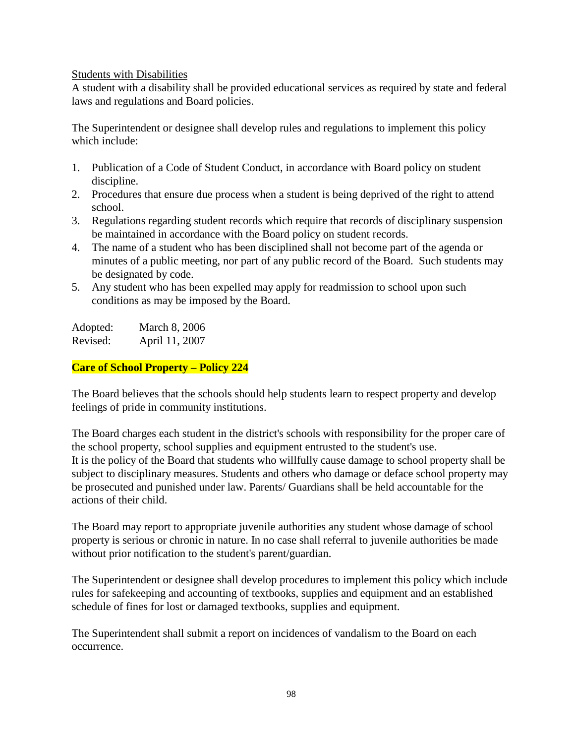Students with Disabilities

A student with a disability shall be provided educational services as required by state and federal laws and regulations and Board policies.

The Superintendent or designee shall develop rules and regulations to implement this policy which include:

1. Publication of a Code of Student Conduct, in accordance with Board policy on student discipline.
2. Procedures that ensure due process when a student is being deprived of the right to attend school.
3. Regulations regarding student records which require that records of disciplinary suspension be maintained in accordance with the Board policy on student records.
4. The name of a student who has been disciplined shall not become part of the agenda or minutes of a public meeting, nor part of any public record of the Board. Such students may be designated by code.
5. Any student who has been expelled may apply for readmission to school upon such conditions as may be imposed by the Board.

Adopted: March 8, 2006
Revised: April 11, 2007

## Care of School Property – Policy 224

The Board believes that the schools should help students learn to respect property and develop feelings of pride in community institutions.

The Board charges each student in the district's schools with responsibility for the proper care of the school property, school supplies and equipment entrusted to the student's use.
It is the policy of the Board that students who willfully cause damage to school property shall be subject to disciplinary measures. Students and others who damage or deface school property may be prosecuted and punished under law. Parents/ Guardians shall be held accountable for the actions of their child.

The Board may report to appropriate juvenile authorities any student whose damage of school property is serious or chronic in nature. In no case shall referral to juvenile authorities be made without prior notification to the student's parent/guardian.

The Superintendent or designee shall develop procedures to implement this policy which include rules for safekeeping and accounting of textbooks, supplies and equipment and an established schedule of fines for lost or damaged textbooks, supplies and equipment.

The Superintendent shall submit a report on incidences of vandalism to the Board on each occurrence.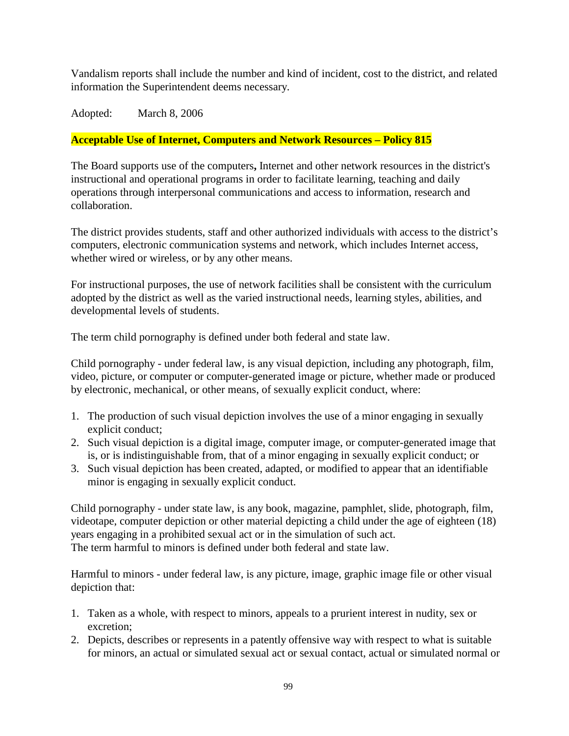Vandalism reports shall include the number and kind of incident, cost to the district, and related information the Superintendent deems necessary.

Adopted: March 8, 2006

## **Acceptable Use of Internet, Computers and Network Resources – Policy 815**

The Board supports use of the computers**,** Internet and other network resources in the district's instructional and operational programs in order to facilitate learning, teaching and daily operations through interpersonal communications and access to information, research and collaboration.

The district provides students, staff and other authorized individuals with access to the district's computers, electronic communication systems and network, which includes Internet access, whether wired or wireless, or by any other means.

For instructional purposes, the use of network facilities shall be consistent with the curriculum adopted by the district as well as the varied instructional needs, learning styles, abilities, and developmental levels of students.

The term child pornography is defined under both federal and state law.

Child pornography - under federal law, is any visual depiction, including any photograph, film, video, picture, or computer or computer-generated image or picture, whether made or produced by electronic, mechanical, or other means, of sexually explicit conduct, where:

1. The production of such visual depiction involves the use of a minor engaging in sexually explicit conduct;
2. Such visual depiction is a digital image, computer image, or computer-generated image that is, or is indistinguishable from, that of a minor engaging in sexually explicit conduct; or
3. Such visual depiction has been created, adapted, or modified to appear that an identifiable minor is engaging in sexually explicit conduct.

Child pornography - under state law, is any book, magazine, pamphlet, slide, photograph, film, videotape, computer depiction or other material depicting a child under the age of eighteen (18) years engaging in a prohibited sexual act or in the simulation of such act.
The term harmful to minors is defined under both federal and state law.

Harmful to minors - under federal law, is any picture, image, graphic image file or other visual depiction that:

1. Taken as a whole, with respect to minors, appeals to a prurient interest in nudity, sex or excretion;
2. Depicts, describes or represents in a patently offensive way with respect to what is suitable for minors, an actual or simulated sexual act or sexual contact, actual or simulated normal or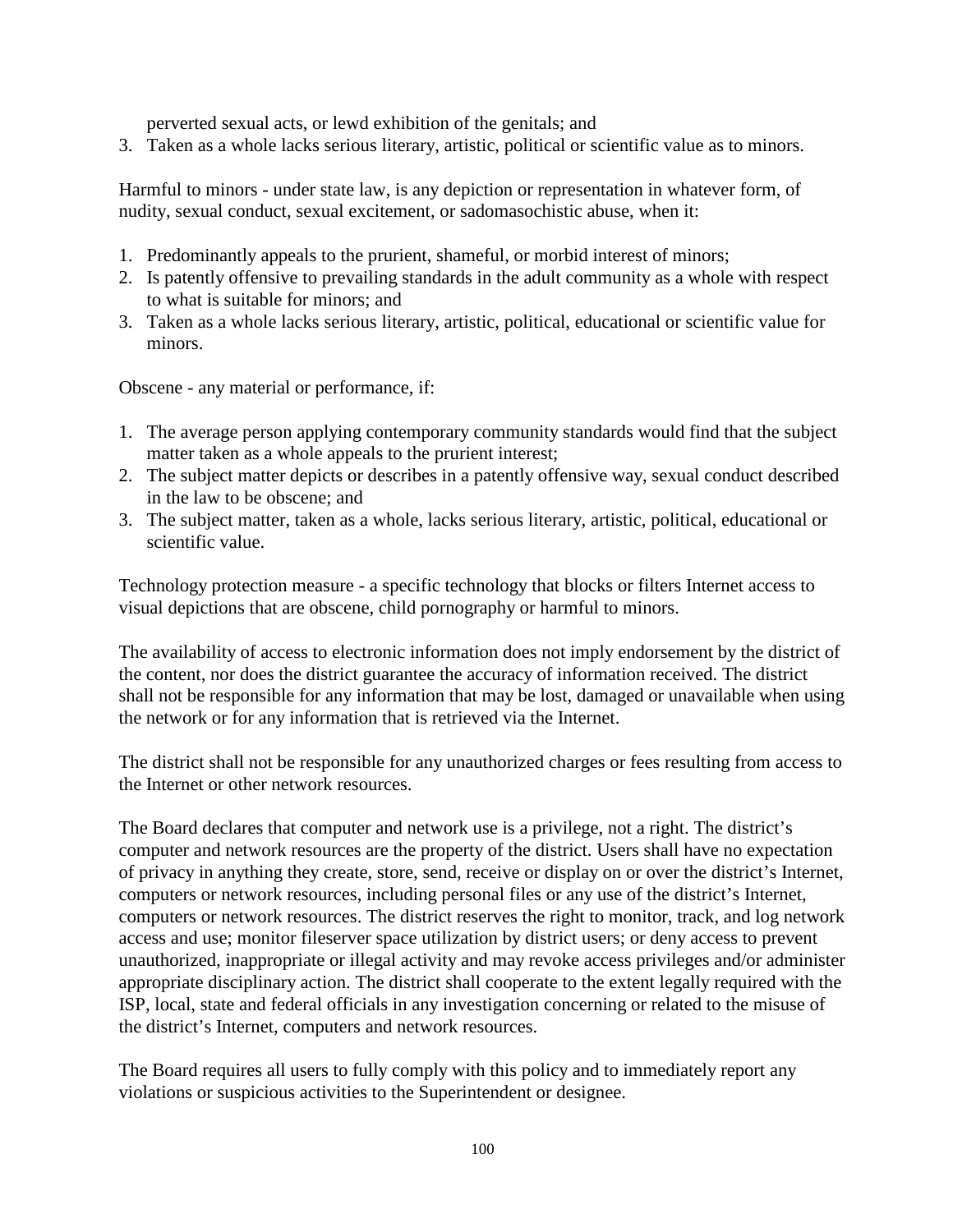perverted sexual acts, or lewd exhibition of the genitals; and

3. Taken as a whole lacks serious literary, artistic, political or scientific value as to minors.

Harmful to minors - under state law, is any depiction or representation in whatever form, of nudity, sexual conduct, sexual excitement, or sadomasochistic abuse, when it:

1. Predominantly appeals to the prurient, shameful, or morbid interest of minors;
2. Is patently offensive to prevailing standards in the adult community as a whole with respect to what is suitable for minors; and
3. Taken as a whole lacks serious literary, artistic, political, educational or scientific value for minors.

Obscene - any material or performance, if:

1. The average person applying contemporary community standards would find that the subject matter taken as a whole appeals to the prurient interest;
2. The subject matter depicts or describes in a patently offensive way, sexual conduct described in the law to be obscene; and
3. The subject matter, taken as a whole, lacks serious literary, artistic, political, educational or scientific value.

Technology protection measure - a specific technology that blocks or filters Internet access to visual depictions that are obscene, child pornography or harmful to minors.

The availability of access to electronic information does not imply endorsement by the district of the content, nor does the district guarantee the accuracy of information received. The district shall not be responsible for any information that may be lost, damaged or unavailable when using the network or for any information that is retrieved via the Internet.

The district shall not be responsible for any unauthorized charges or fees resulting from access to the Internet or other network resources.

The Board declares that computer and network use is a privilege, not a right. The district's computer and network resources are the property of the district. Users shall have no expectation of privacy in anything they create, store, send, receive or display on or over the district's Internet, computers or network resources, including personal files or any use of the district's Internet, computers or network resources. The district reserves the right to monitor, track, and log network access and use; monitor fileserver space utilization by district users; or deny access to prevent unauthorized, inappropriate or illegal activity and may revoke access privileges and/or administer appropriate disciplinary action. The district shall cooperate to the extent legally required with the ISP, local, state and federal officials in any investigation concerning or related to the misuse of the district's Internet, computers and network resources.

The Board requires all users to fully comply with this policy and to immediately report any violations or suspicious activities to the Superintendent or designee.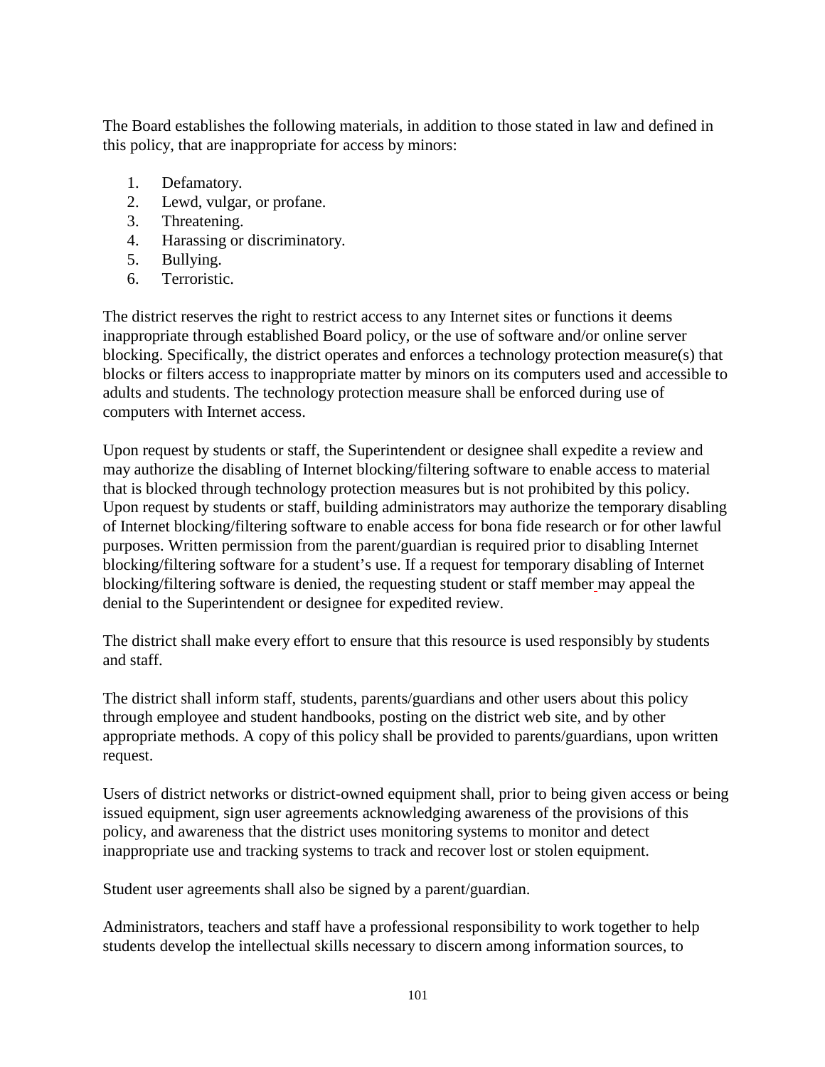The Board establishes the following materials, in addition to those stated in law and defined in this policy, that are inappropriate for access by minors:

1. Defamatory.
2. Lewd, vulgar, or profane.
3. Threatening.
4. Harassing or discriminatory.
5. Bullying.
6. Terroristic.

The district reserves the right to restrict access to any Internet sites or functions it deems inappropriate through established Board policy, or the use of software and/or online server blocking. Specifically, the district operates and enforces a technology protection measure(s) that blocks or filters access to inappropriate matter by minors on its computers used and accessible to adults and students. The technology protection measure shall be enforced during use of computers with Internet access.

Upon request by students or staff, the Superintendent or designee shall expedite a review and may authorize the disabling of Internet blocking/filtering software to enable access to material that is blocked through technology protection measures but is not prohibited by this policy. Upon request by students or staff, building administrators may authorize the temporary disabling of Internet blocking/filtering software to enable access for bona fide research or for other lawful purposes. Written permission from the parent/guardian is required prior to disabling Internet blocking/filtering software for a student's use. If a request for temporary disabling of Internet blocking/filtering software is denied, the requesting student or staff member may appeal the denial to the Superintendent or designee for expedited review.

The district shall make every effort to ensure that this resource is used responsibly by students and staff.

The district shall inform staff, students, parents/guardians and other users about this policy through employee and student handbooks, posting on the district web site, and by other appropriate methods. A copy of this policy shall be provided to parents/guardians, upon written request.

Users of district networks or district-owned equipment shall, prior to being given access or being issued equipment, sign user agreements acknowledging awareness of the provisions of this policy, and awareness that the district uses monitoring systems to monitor and detect inappropriate use and tracking systems to track and recover lost or stolen equipment.

Student user agreements shall also be signed by a parent/guardian.

Administrators, teachers and staff have a professional responsibility to work together to help students develop the intellectual skills necessary to discern among information sources, to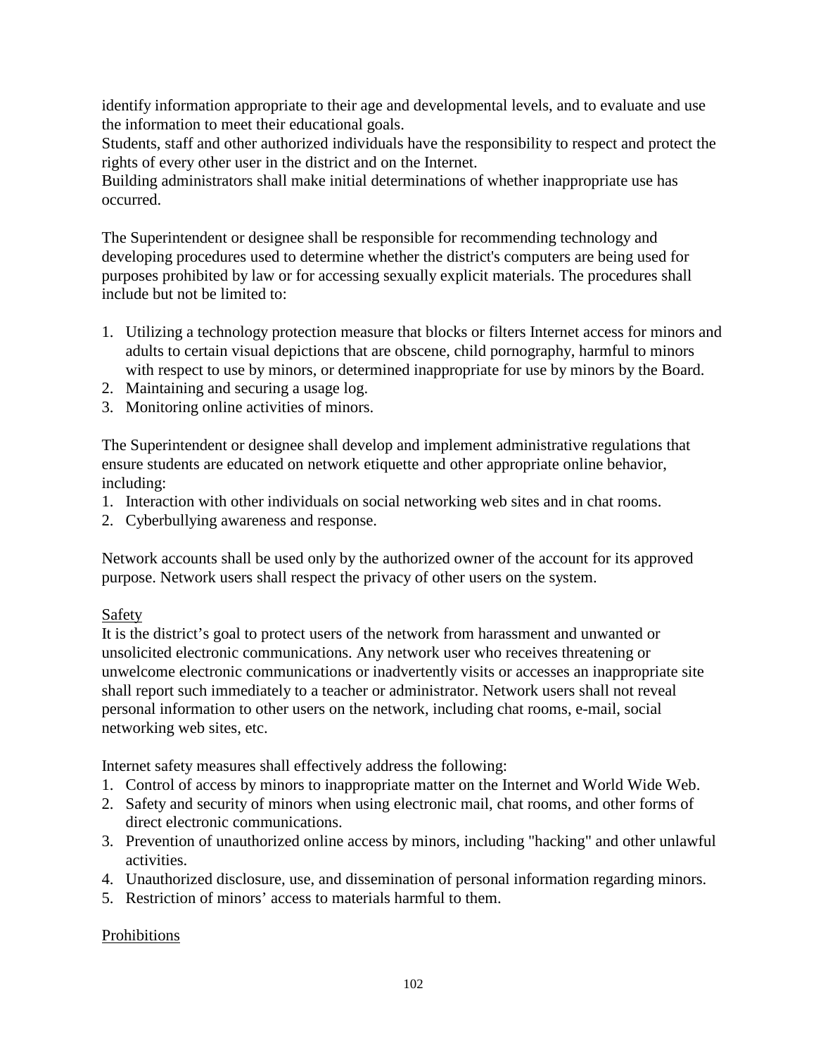identify information appropriate to their age and developmental levels, and to evaluate and use the information to meet their educational goals.
Students, staff and other authorized individuals have the responsibility to respect and protect the rights of every other user in the district and on the Internet.
Building administrators shall make initial determinations of whether inappropriate use has occurred.

The Superintendent or designee shall be responsible for recommending technology and developing procedures used to determine whether the district's computers are being used for purposes prohibited by law or for accessing sexually explicit materials. The procedures shall include but not be limited to:

1. Utilizing a technology protection measure that blocks or filters Internet access for minors and adults to certain visual depictions that are obscene, child pornography, harmful to minors with respect to use by minors, or determined inappropriate for use by minors by the Board.
2. Maintaining and securing a usage log.
3. Monitoring online activities of minors.

The Superintendent or designee shall develop and implement administrative regulations that ensure students are educated on network etiquette and other appropriate online behavior, including:
1. Interaction with other individuals on social networking web sites and in chat rooms.
2. Cyberbullying awareness and response.

Network accounts shall be used only by the authorized owner of the account for its approved purpose. Network users shall respect the privacy of other users on the system.

<u>Safety</u>
It is the district's goal to protect users of the network from harassment and unwanted or unsolicited electronic communications. Any network user who receives threatening or unwelcome electronic communications or inadvertently visits or accesses an inappropriate site shall report such immediately to a teacher or administrator. Network users shall not reveal personal information to other users on the network, including chat rooms, e-mail, social networking web sites, etc.

Internet safety measures shall effectively address the following:
1. Control of access by minors to inappropriate matter on the Internet and World Wide Web.
2. Safety and security of minors when using electronic mail, chat rooms, and other forms of direct electronic communications.
3. Prevention of unauthorized online access by minors, including "hacking" and other unlawful activities.
4. Unauthorized disclosure, use, and dissemination of personal information regarding minors.
5. Restriction of minors' access to materials harmful to them.

<u>Prohibitions</u>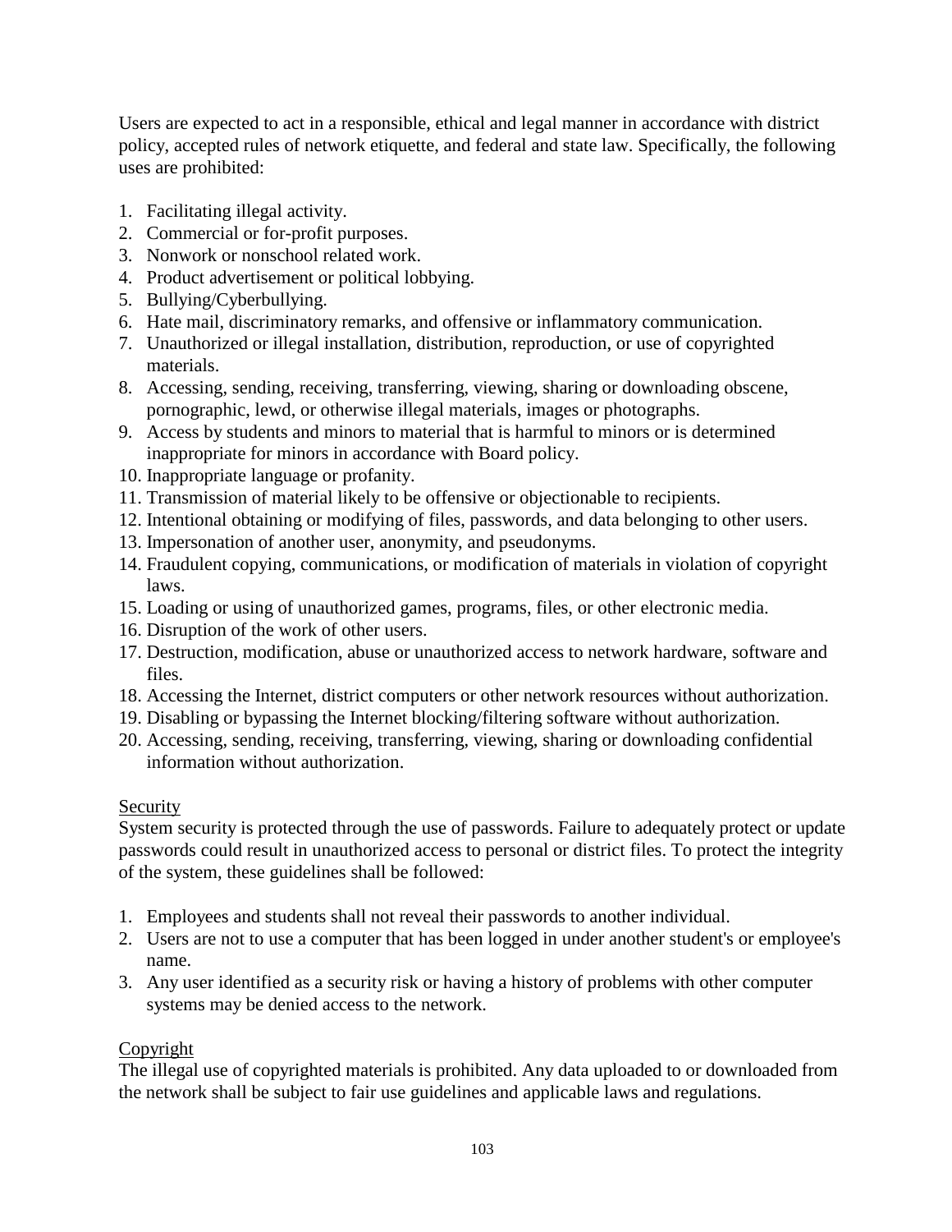Users are expected to act in a responsible, ethical and legal manner in accordance with district policy, accepted rules of network etiquette, and federal and state law. Specifically, the following uses are prohibited:

1. Facilitating illegal activity.
2. Commercial or for-profit purposes.
3. Nonwork or nonschool related work.
4. Product advertisement or political lobbying.
5. Bullying/Cyberbullying.
6. Hate mail, discriminatory remarks, and offensive or inflammatory communication.
7. Unauthorized or illegal installation, distribution, reproduction, or use of copyrighted materials.
8. Accessing, sending, receiving, transferring, viewing, sharing or downloading obscene, pornographic, lewd, or otherwise illegal materials, images or photographs.
9. Access by students and minors to material that is harmful to minors or is determined inappropriate for minors in accordance with Board policy.
10. Inappropriate language or profanity.
11. Transmission of material likely to be offensive or objectionable to recipients.
12. Intentional obtaining or modifying of files, passwords, and data belonging to other users.
13. Impersonation of another user, anonymity, and pseudonyms.
14. Fraudulent copying, communications, or modification of materials in violation of copyright laws.
15. Loading or using of unauthorized games, programs, files, or other electronic media.
16. Disruption of the work of other users.
17. Destruction, modification, abuse or unauthorized access to network hardware, software and files.
18. Accessing the Internet, district computers or other network resources without authorization.
19. Disabling or bypassing the Internet blocking/filtering software without authorization.
20. Accessing, sending, receiving, transferring, viewing, sharing or downloading confidential information without authorization.

<u>Security</u>

System security is protected through the use of passwords. Failure to adequately protect or update passwords could result in unauthorized access to personal or district files. To protect the integrity of the system, these guidelines shall be followed:

1. Employees and students shall not reveal their passwords to another individual.
2. Users are not to use a computer that has been logged in under another student's or employee's name.
3. Any user identified as a security risk or having a history of problems with other computer systems may be denied access to the network.

<u>Copyright</u>

The illegal use of copyrighted materials is prohibited. Any data uploaded to or downloaded from the network shall be subject to fair use guidelines and applicable laws and regulations.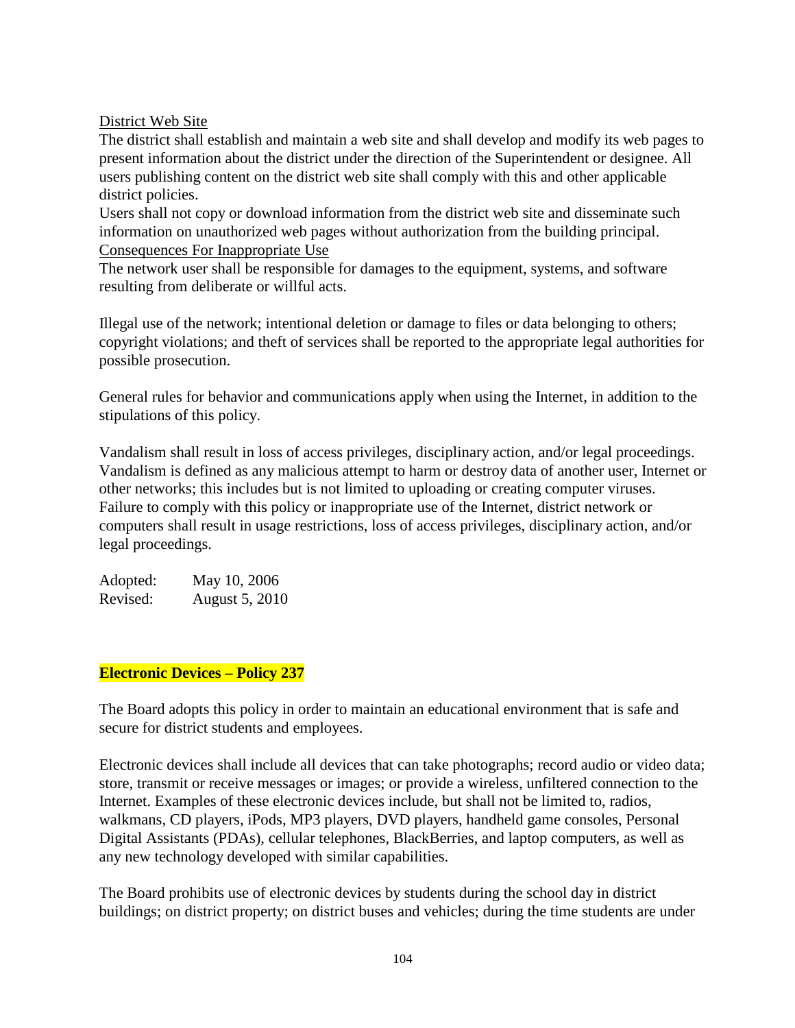District Web Site

The district shall establish and maintain a web site and shall develop and modify its web pages to present information about the district under the direction of the Superintendent or designee. All users publishing content on the district web site shall comply with this and other applicable district policies.

Users shall not copy or download information from the district web site and disseminate such information on unauthorized web pages without authorization from the building principal.

Consequences For Inappropriate Use

The network user shall be responsible for damages to the equipment, systems, and software resulting from deliberate or willful acts.

Illegal use of the network; intentional deletion or damage to files or data belonging to others; copyright violations; and theft of services shall be reported to the appropriate legal authorities for possible prosecution.

General rules for behavior and communications apply when using the Internet, in addition to the stipulations of this policy.

Vandalism shall result in loss of access privileges, disciplinary action, and/or legal proceedings. Vandalism is defined as any malicious attempt to harm or destroy data of another user, Internet or other networks; this includes but is not limited to uploading or creating computer viruses. Failure to comply with this policy or inappropriate use of the Internet, district network or computers shall result in usage restrictions, loss of access privileges, disciplinary action, and/or legal proceedings.

Adopted: May 10, 2006
Revised: August 5, 2010

**Electronic Devices – Policy 237**

The Board adopts this policy in order to maintain an educational environment that is safe and secure for district students and employees.

Electronic devices shall include all devices that can take photographs; record audio or video data; store, transmit or receive messages or images; or provide a wireless, unfiltered connection to the Internet. Examples of these electronic devices include, but shall not be limited to, radios, walkmans, CD players, iPods, MP3 players, DVD players, handheld game consoles, Personal Digital Assistants (PDAs), cellular telephones, BlackBerries, and laptop computers, as well as any new technology developed with similar capabilities.

The Board prohibits use of electronic devices by students during the school day in district buildings; on district property; on district buses and vehicles; during the time students are under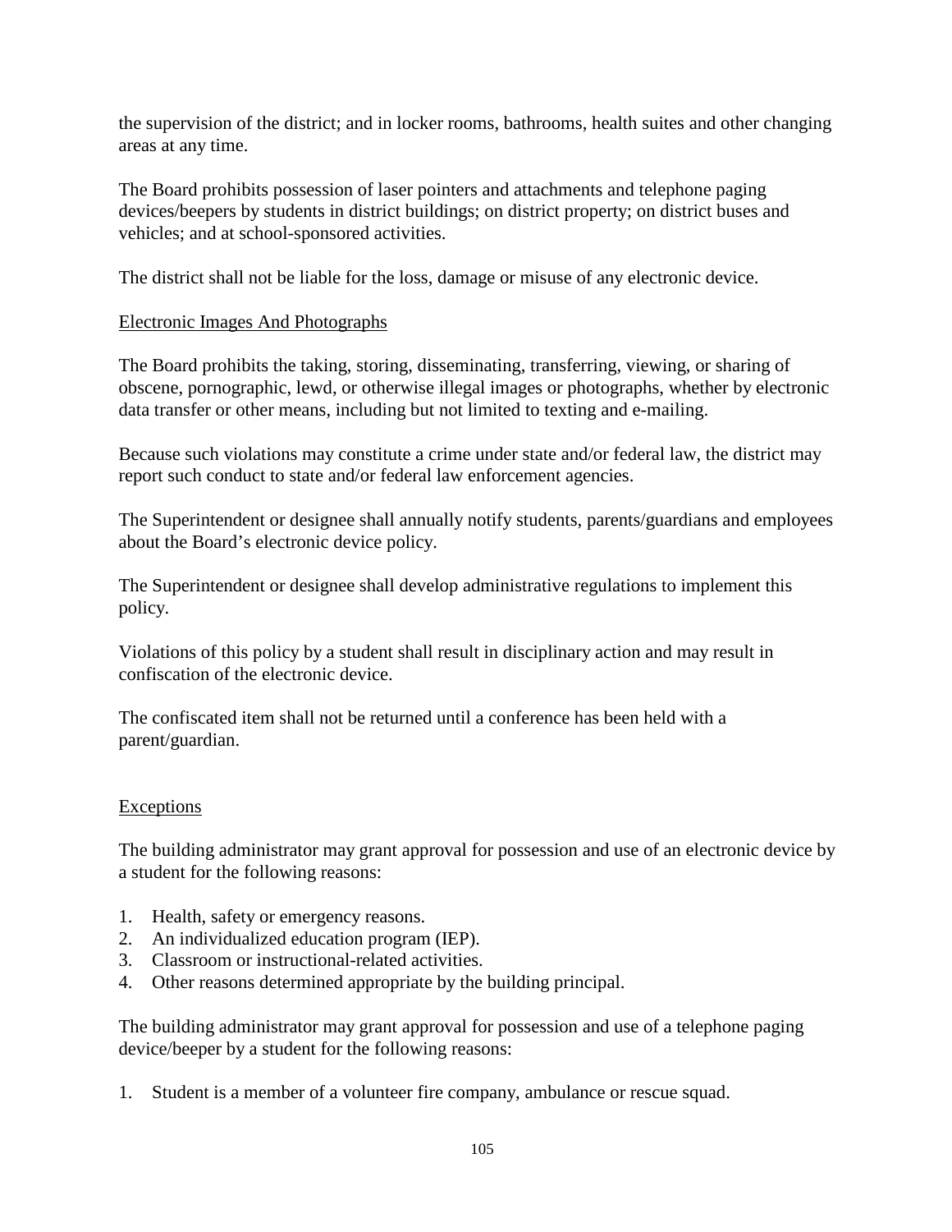the supervision of the district; and in locker rooms, bathrooms, health suites and other changing areas at any time.

The Board prohibits possession of laser pointers and attachments and telephone paging devices/beepers by students in district buildings; on district property; on district buses and vehicles; and at school-sponsored activities.

The district shall not be liable for the loss, damage or misuse of any electronic device.

<u>Electronic Images And Photographs</u>

The Board prohibits the taking, storing, disseminating, transferring, viewing, or sharing of obscene, pornographic, lewd, or otherwise illegal images or photographs, whether by electronic data transfer or other means, including but not limited to texting and e-mailing.

Because such violations may constitute a crime under state and/or federal law, the district may report such conduct to state and/or federal law enforcement agencies.

The Superintendent or designee shall annually notify students, parents/guardians and employees about the Board's electronic device policy.

The Superintendent or designee shall develop administrative regulations to implement this policy.

Violations of this policy by a student shall result in disciplinary action and may result in confiscation of the electronic device.

The confiscated item shall not be returned until a conference has been held with a parent/guardian.

<u>Exceptions</u>

The building administrator may grant approval for possession and use of an electronic device by a student for the following reasons:

1. Health, safety or emergency reasons.
2. An individualized education program (IEP).
3. Classroom or instructional-related activities.
4. Other reasons determined appropriate by the building principal.

The building administrator may grant approval for possession and use of a telephone paging device/beeper by a student for the following reasons:

1. Student is a member of a volunteer fire company, ambulance or rescue squad.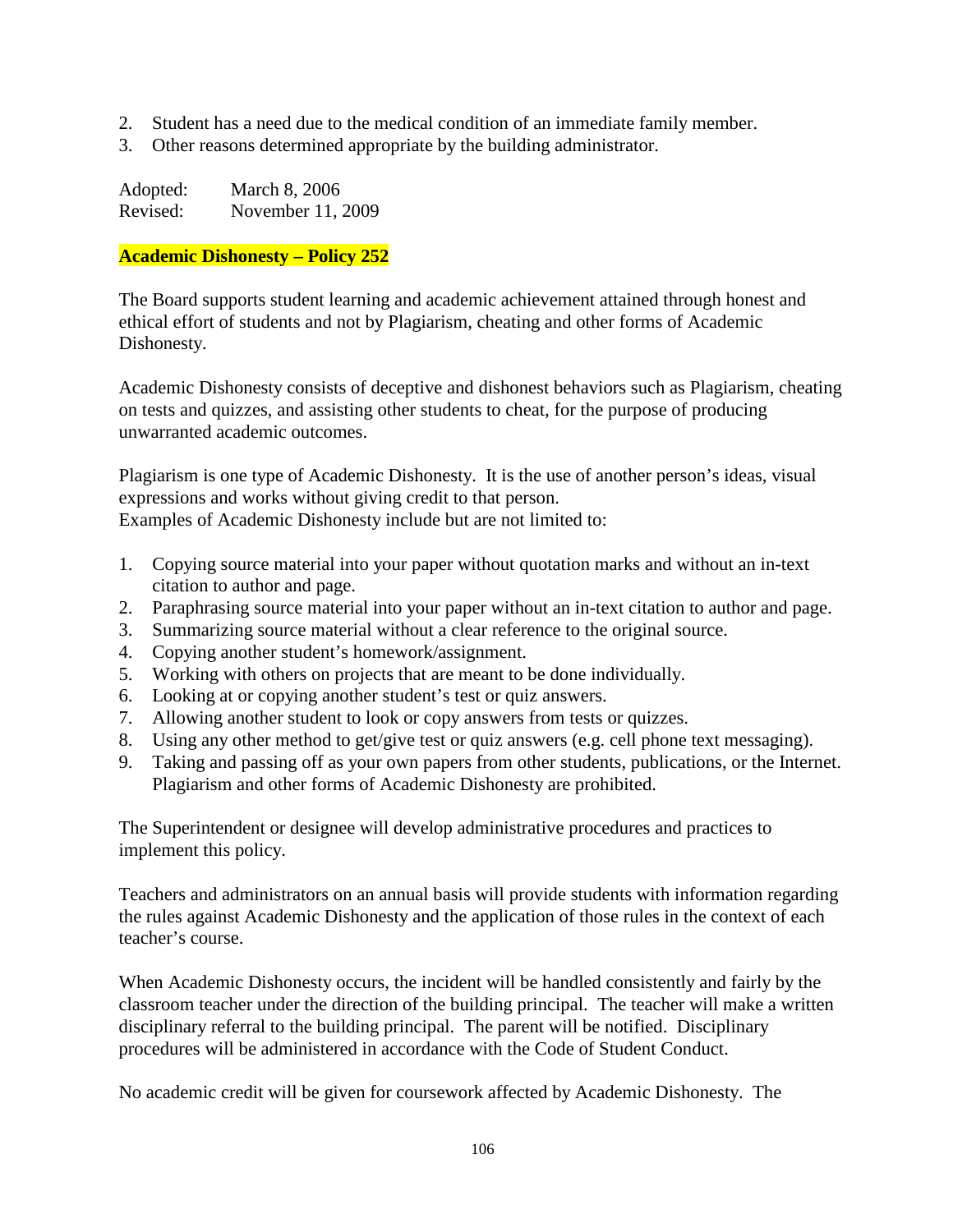2. Student has a need due to the medical condition of an immediate family member.
3. Other reasons determined appropriate by the building administrator.

Adopted: March 8, 2006
Revised: November 11, 2009

**Academic Dishonesty – Policy 252**

The Board supports student learning and academic achievement attained through honest and ethical effort of students and not by Plagiarism, cheating and other forms of Academic Dishonesty.

Academic Dishonesty consists of deceptive and dishonest behaviors such as Plagiarism, cheating on tests and quizzes, and assisting other students to cheat, for the purpose of producing unwarranted academic outcomes.

Plagiarism is one type of Academic Dishonesty. It is the use of another person's ideas, visual expressions and works without giving credit to that person.
Examples of Academic Dishonesty include but are not limited to:

1. Copying source material into your paper without quotation marks and without an in-text citation to author and page.
2. Paraphrasing source material into your paper without an in-text citation to author and page.
3. Summarizing source material without a clear reference to the original source.
4. Copying another student's homework/assignment.
5. Working with others on projects that are meant to be done individually.
6. Looking at or copying another student's test or quiz answers.
7. Allowing another student to look or copy answers from tests or quizzes.
8. Using any other method to get/give test or quiz answers (e.g. cell phone text messaging).
9. Taking and passing off as your own papers from other students, publications, or the Internet. Plagiarism and other forms of Academic Dishonesty are prohibited.

The Superintendent or designee will develop administrative procedures and practices to implement this policy.

Teachers and administrators on an annual basis will provide students with information regarding the rules against Academic Dishonesty and the application of those rules in the context of each teacher's course.

When Academic Dishonesty occurs, the incident will be handled consistently and fairly by the classroom teacher under the direction of the building principal. The teacher will make a written disciplinary referral to the building principal. The parent will be notified. Disciplinary procedures will be administered in accordance with the Code of Student Conduct.

No academic credit will be given for coursework affected by Academic Dishonesty. The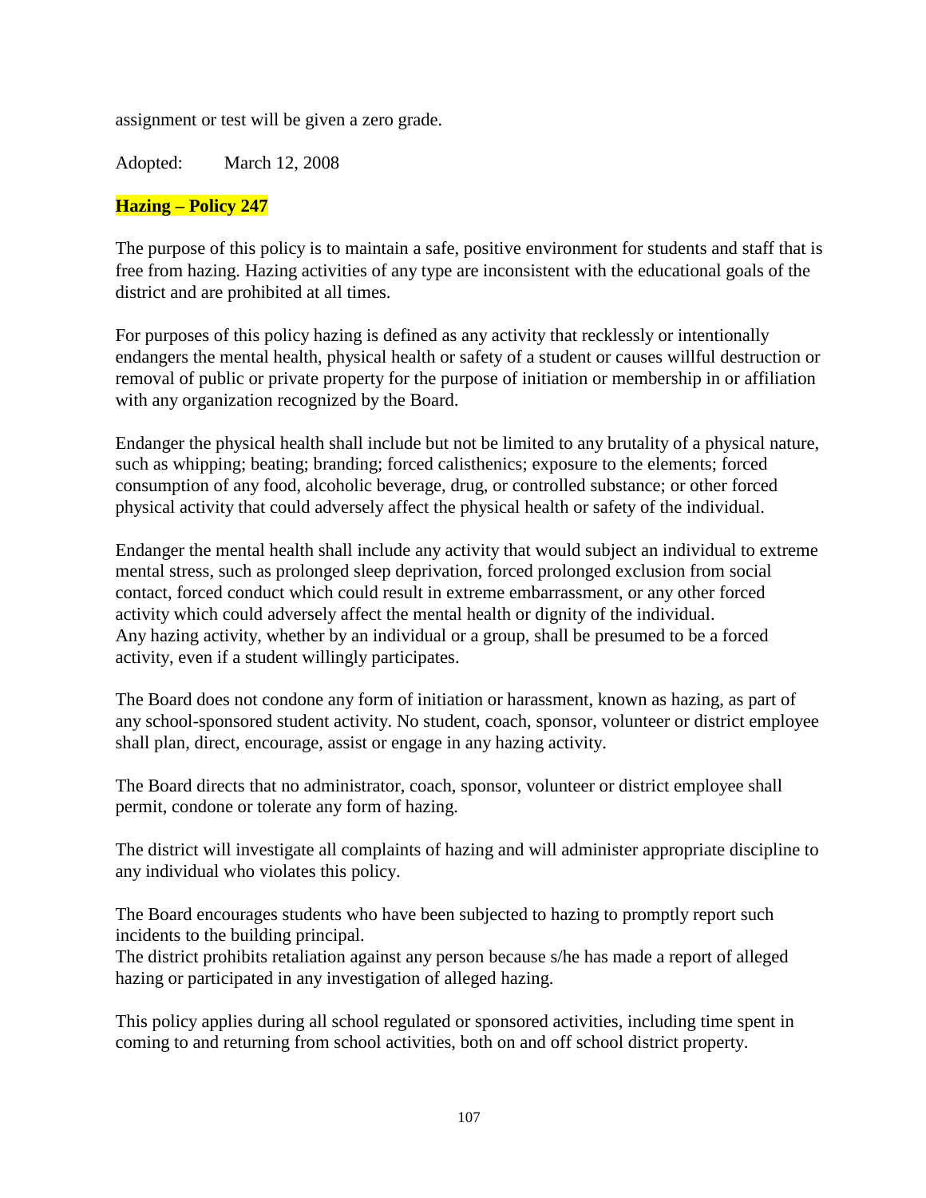assignment or test will be given a zero grade.

Adopted: March 12, 2008

## Hazing – Policy 247

The purpose of this policy is to maintain a safe, positive environment for students and staff that is free from hazing. Hazing activities of any type are inconsistent with the educational goals of the district and are prohibited at all times.

For purposes of this policy hazing is defined as any activity that recklessly or intentionally endangers the mental health, physical health or safety of a student or causes willful destruction or removal of public or private property for the purpose of initiation or membership in or affiliation with any organization recognized by the Board.

Endanger the physical health shall include but not be limited to any brutality of a physical nature, such as whipping; beating; branding; forced calisthenics; exposure to the elements; forced consumption of any food, alcoholic beverage, drug, or controlled substance; or other forced physical activity that could adversely affect the physical health or safety of the individual.

Endanger the mental health shall include any activity that would subject an individual to extreme mental stress, such as prolonged sleep deprivation, forced prolonged exclusion from social contact, forced conduct which could result in extreme embarrassment, or any other forced activity which could adversely affect the mental health or dignity of the individual.
Any hazing activity, whether by an individual or a group, shall be presumed to be a forced activity, even if a student willingly participates.

The Board does not condone any form of initiation or harassment, known as hazing, as part of any school-sponsored student activity. No student, coach, sponsor, volunteer or district employee shall plan, direct, encourage, assist or engage in any hazing activity.

The Board directs that no administrator, coach, sponsor, volunteer or district employee shall permit, condone or tolerate any form of hazing.

The district will investigate all complaints of hazing and will administer appropriate discipline to any individual who violates this policy.

The Board encourages students who have been subjected to hazing to promptly report such incidents to the building principal.
The district prohibits retaliation against any person because s/he has made a report of alleged hazing or participated in any investigation of alleged hazing.

This policy applies during all school regulated or sponsored activities, including time spent in coming to and returning from school activities, both on and off school district property.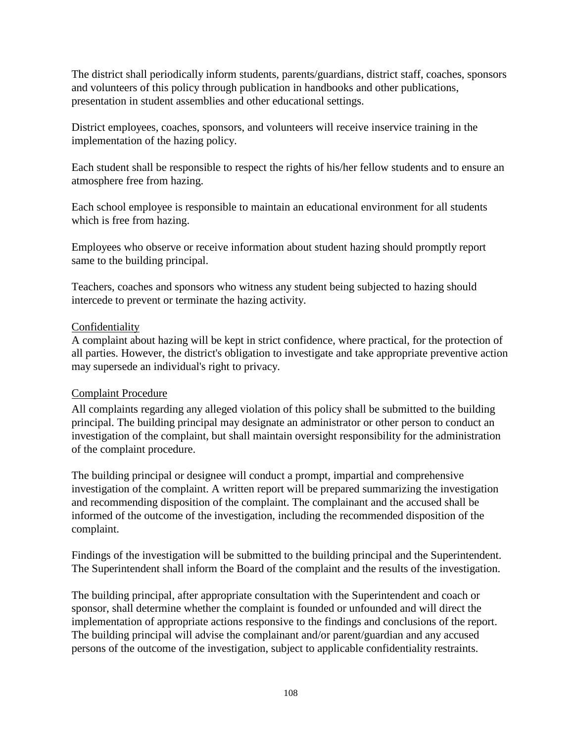The district shall periodically inform students, parents/guardians, district staff, coaches, sponsors and volunteers of this policy through publication in handbooks and other publications, presentation in student assemblies and other educational settings.

District employees, coaches, sponsors, and volunteers will receive inservice training in the implementation of the hazing policy.

Each student shall be responsible to respect the rights of his/her fellow students and to ensure an atmosphere free from hazing.

Each school employee is responsible to maintain an educational environment for all students which is free from hazing.

Employees who observe or receive information about student hazing should promptly report same to the building principal.

Teachers, coaches and sponsors who witness any student being subjected to hazing should intercede to prevent or terminate the hazing activity.

<u>Confidentiality</u>

A complaint about hazing will be kept in strict confidence, where practical, for the protection of all parties. However, the district's obligation to investigate and take appropriate preventive action may supersede an individual's right to privacy.

<u>Complaint Procedure</u>

All complaints regarding any alleged violation of this policy shall be submitted to the building principal. The building principal may designate an administrator or other person to conduct an investigation of the complaint, but shall maintain oversight responsibility for the administration of the complaint procedure.

The building principal or designee will conduct a prompt, impartial and comprehensive investigation of the complaint. A written report will be prepared summarizing the investigation and recommending disposition of the complaint. The complainant and the accused shall be informed of the outcome of the investigation, including the recommended disposition of the complaint.

Findings of the investigation will be submitted to the building principal and the Superintendent. The Superintendent shall inform the Board of the complaint and the results of the investigation.

The building principal, after appropriate consultation with the Superintendent and coach or sponsor, shall determine whether the complaint is founded or unfounded and will direct the implementation of appropriate actions responsive to the findings and conclusions of the report. The building principal will advise the complainant and/or parent/guardian and any accused persons of the outcome of the investigation, subject to applicable confidentiality restraints.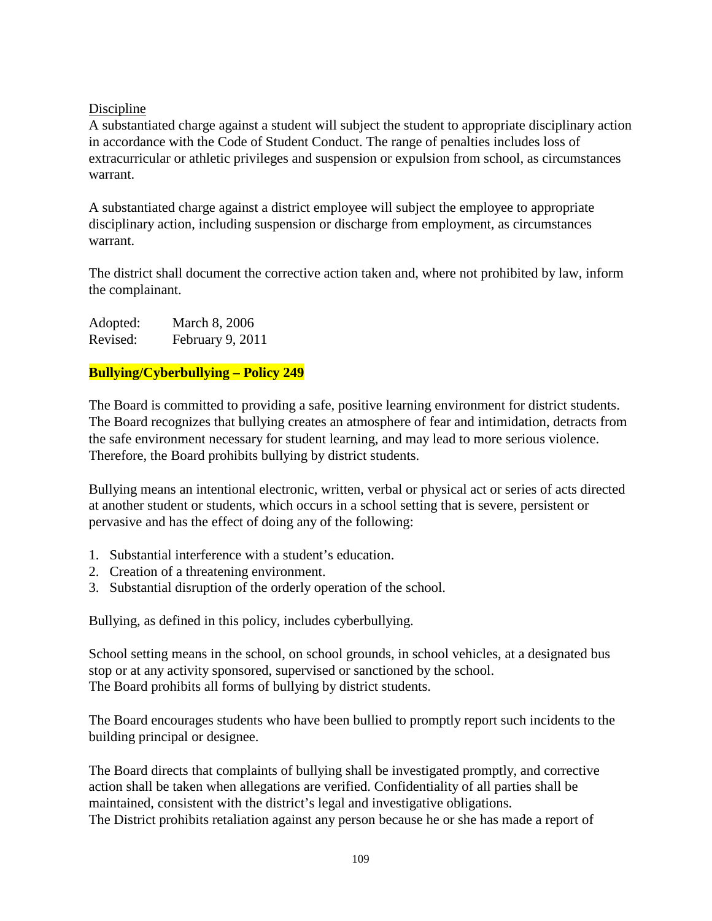Discipline

A substantiated charge against a student will subject the student to appropriate disciplinary action in accordance with the Code of Student Conduct. The range of penalties includes loss of extracurricular or athletic privileges and suspension or expulsion from school, as circumstances warrant.

A substantiated charge against a district employee will subject the employee to appropriate disciplinary action, including suspension or discharge from employment, as circumstances warrant.

The district shall document the corrective action taken and, where not prohibited by law, inform the complainant.

Adopted: March 8, 2006
Revised: February 9, 2011

## Bullying/Cyberbullying – Policy 249

The Board is committed to providing a safe, positive learning environment for district students. The Board recognizes that bullying creates an atmosphere of fear and intimidation, detracts from the safe environment necessary for student learning, and may lead to more serious violence. Therefore, the Board prohibits bullying by district students.

Bullying means an intentional electronic, written, verbal or physical act or series of acts directed at another student or students, which occurs in a school setting that is severe, persistent or pervasive and has the effect of doing any of the following:

1. Substantial interference with a student's education.
2. Creation of a threatening environment.
3. Substantial disruption of the orderly operation of the school.

Bullying, as defined in this policy, includes cyberbullying.

School setting means in the school, on school grounds, in school vehicles, at a designated bus stop or at any activity sponsored, supervised or sanctioned by the school.
The Board prohibits all forms of bullying by district students.

The Board encourages students who have been bullied to promptly report such incidents to the building principal or designee.

The Board directs that complaints of bullying shall be investigated promptly, and corrective action shall be taken when allegations are verified. Confidentiality of all parties shall be maintained, consistent with the district's legal and investigative obligations.
The District prohibits retaliation against any person because he or she has made a report of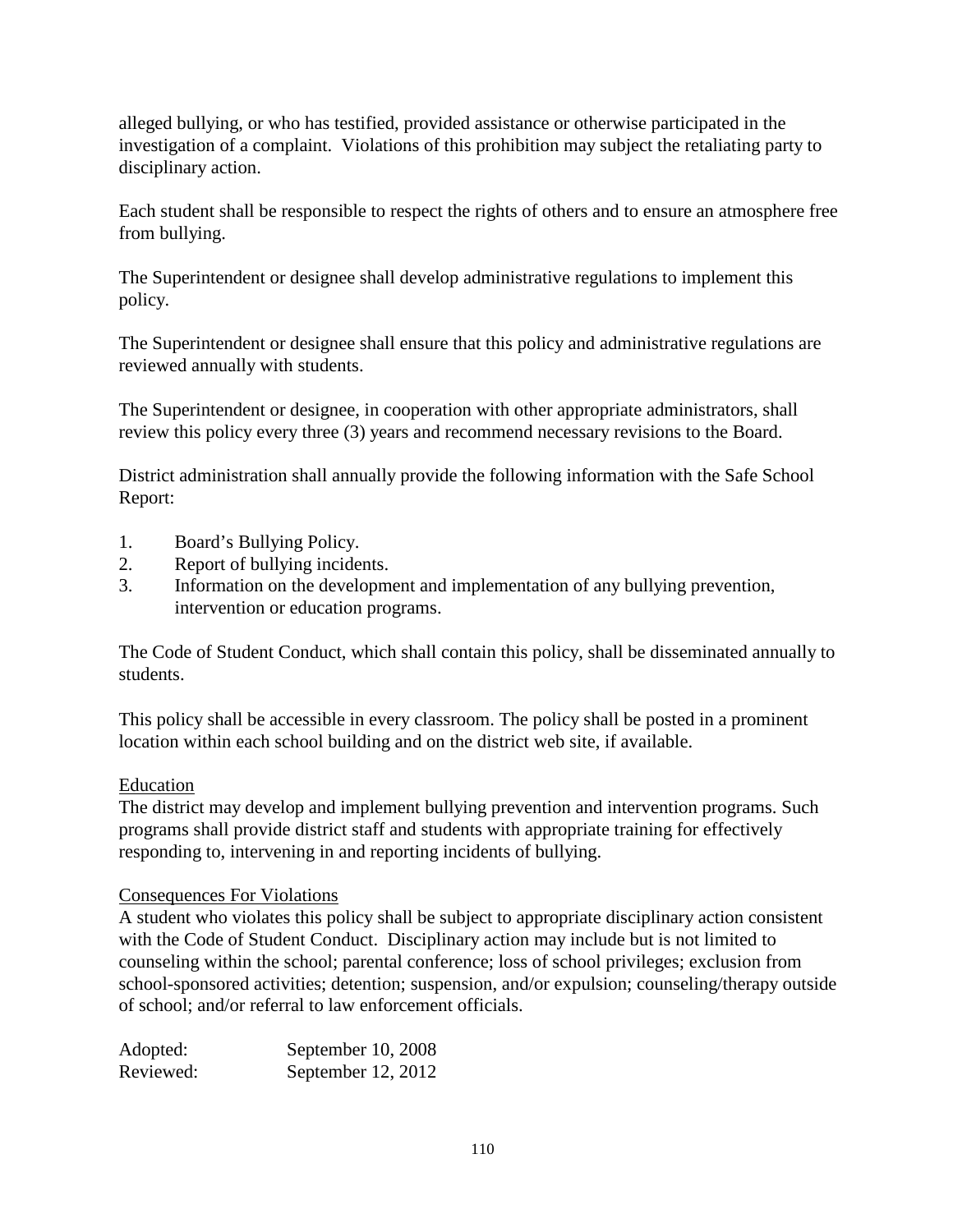alleged bullying, or who has testified, provided assistance or otherwise participated in the investigation of a complaint. Violations of this prohibition may subject the retaliating party to disciplinary action.

Each student shall be responsible to respect the rights of others and to ensure an atmosphere free from bullying.

The Superintendent or designee shall develop administrative regulations to implement this policy.

The Superintendent or designee shall ensure that this policy and administrative regulations are reviewed annually with students.

The Superintendent or designee, in cooperation with other appropriate administrators, shall review this policy every three (3) years and recommend necessary revisions to the Board.

District administration shall annually provide the following information with the Safe School Report:

1. Board's Bullying Policy.
2. Report of bullying incidents.
3. Information on the development and implementation of any bullying prevention, intervention or education programs.

The Code of Student Conduct, which shall contain this policy, shall be disseminated annually to students.

This policy shall be accessible in every classroom. The policy shall be posted in a prominent location within each school building and on the district web site, if available.

Education

The district may develop and implement bullying prevention and intervention programs. Such programs shall provide district staff and students with appropriate training for effectively responding to, intervening in and reporting incidents of bullying.

Consequences For Violations

A student who violates this policy shall be subject to appropriate disciplinary action consistent with the Code of Student Conduct. Disciplinary action may include but is not limited to counseling within the school; parental conference; loss of school privileges; exclusion from school-sponsored activities; detention; suspension, and/or expulsion; counseling/therapy outside of school; and/or referral to law enforcement officials.

Adopted: September 10, 2008
Reviewed: September 12, 2012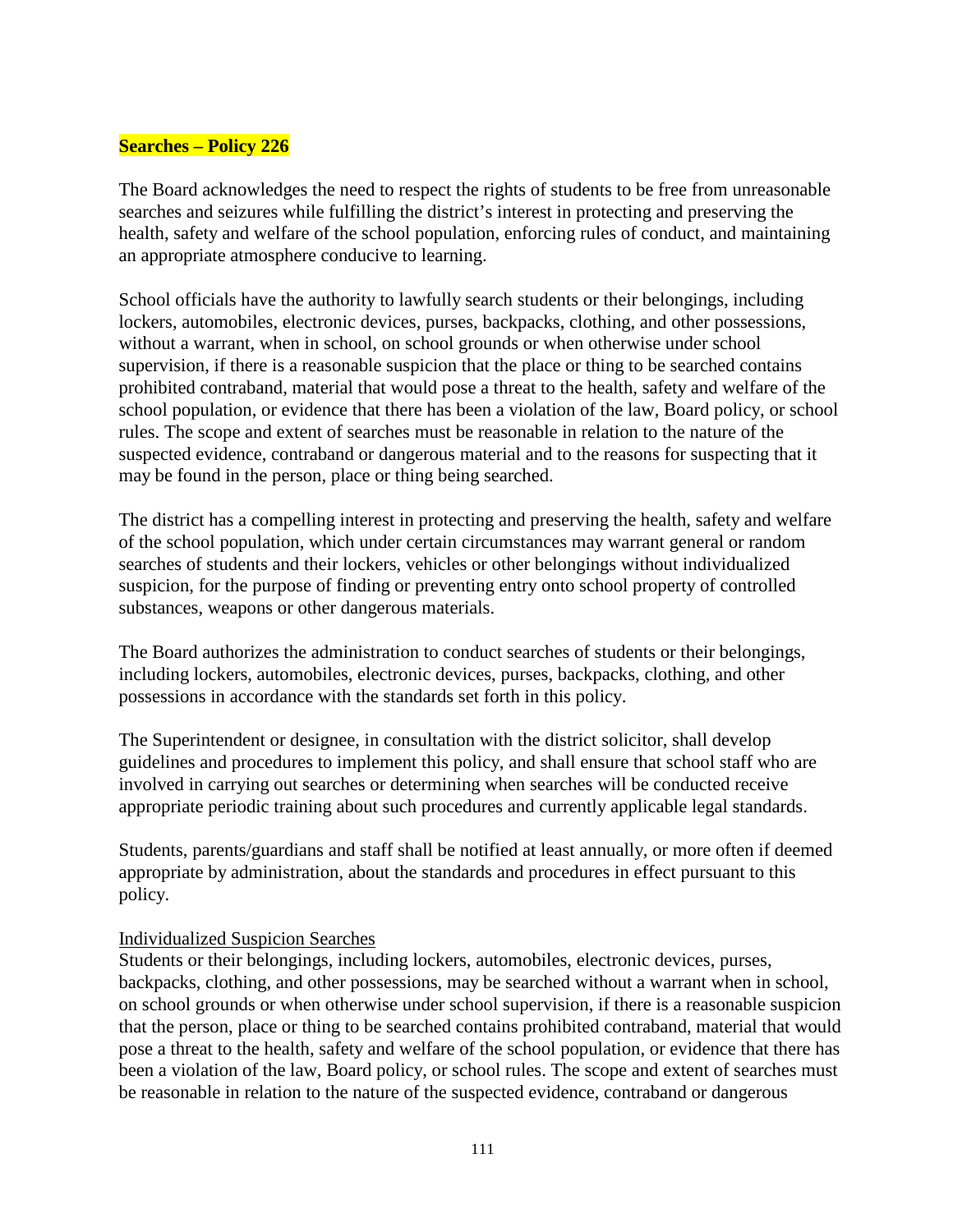**Searches – Policy 226**

The Board acknowledges the need to respect the rights of students to be free from unreasonable searches and seizures while fulfilling the district's interest in protecting and preserving the health, safety and welfare of the school population, enforcing rules of conduct, and maintaining an appropriate atmosphere conducive to learning.

School officials have the authority to lawfully search students or their belongings, including lockers, automobiles, electronic devices, purses, backpacks, clothing, and other possessions, without a warrant, when in school, on school grounds or when otherwise under school supervision, if there is a reasonable suspicion that the place or thing to be searched contains prohibited contraband, material that would pose a threat to the health, safety and welfare of the school population, or evidence that there has been a violation of the law, Board policy, or school rules. The scope and extent of searches must be reasonable in relation to the nature of the suspected evidence, contraband or dangerous material and to the reasons for suspecting that it may be found in the person, place or thing being searched.

The district has a compelling interest in protecting and preserving the health, safety and welfare of the school population, which under certain circumstances may warrant general or random searches of students and their lockers, vehicles or other belongings without individualized suspicion, for the purpose of finding or preventing entry onto school property of controlled substances, weapons or other dangerous materials.

The Board authorizes the administration to conduct searches of students or their belongings, including lockers, automobiles, electronic devices, purses, backpacks, clothing, and other possessions in accordance with the standards set forth in this policy.

The Superintendent or designee, in consultation with the district solicitor, shall develop guidelines and procedures to implement this policy, and shall ensure that school staff who are involved in carrying out searches or determining when searches will be conducted receive appropriate periodic training about such procedures and currently applicable legal standards.

Students, parents/guardians and staff shall be notified at least annually, or more often if deemed appropriate by administration, about the standards and procedures in effect pursuant to this policy.

<u>Individualized Suspicion Searches</u>

Students or their belongings, including lockers, automobiles, electronic devices, purses, backpacks, clothing, and other possessions, may be searched without a warrant when in school, on school grounds or when otherwise under school supervision, if there is a reasonable suspicion that the person, place or thing to be searched contains prohibited contraband, material that would pose a threat to the health, safety and welfare of the school population, or evidence that there has been a violation of the law, Board policy, or school rules. The scope and extent of searches must be reasonable in relation to the nature of the suspected evidence, contraband or dangerous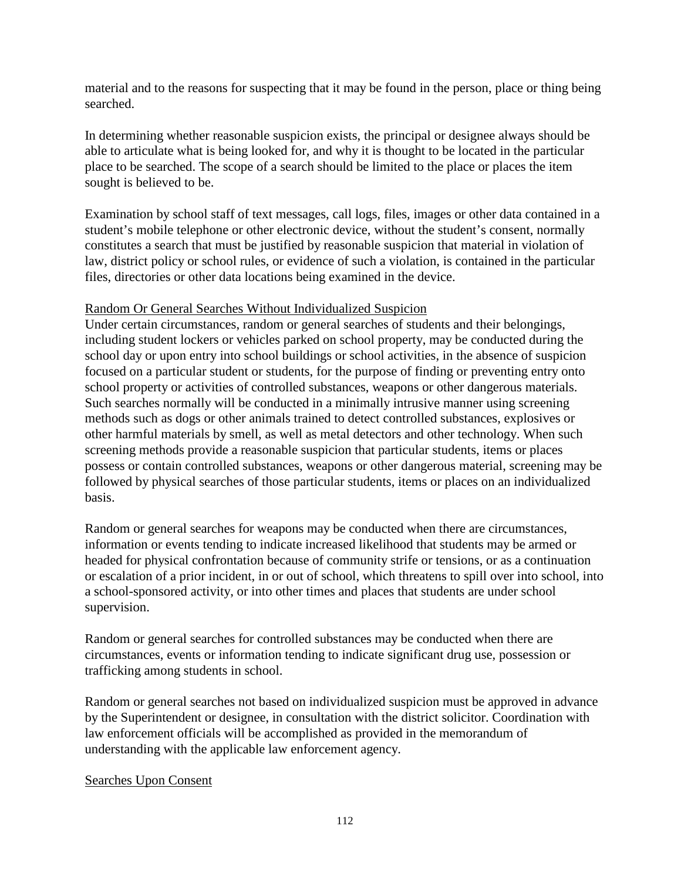material and to the reasons for suspecting that it may be found in the person, place or thing being searched.

In determining whether reasonable suspicion exists, the principal or designee always should be able to articulate what is being looked for, and why it is thought to be located in the particular place to be searched. The scope of a search should be limited to the place or places the item sought is believed to be.

Examination by school staff of text messages, call logs, files, images or other data contained in a student's mobile telephone or other electronic device, without the student's consent, normally constitutes a search that must be justified by reasonable suspicion that material in violation of law, district policy or school rules, or evidence of such a violation, is contained in the particular files, directories or other data locations being examined in the device.

<u>Random Or General Searches Without Individualized Suspicion</u>

Under certain circumstances, random or general searches of students and their belongings, including student lockers or vehicles parked on school property, may be conducted during the school day or upon entry into school buildings or school activities, in the absence of suspicion focused on a particular student or students, for the purpose of finding or preventing entry onto school property or activities of controlled substances, weapons or other dangerous materials. Such searches normally will be conducted in a minimally intrusive manner using screening methods such as dogs or other animals trained to detect controlled substances, explosives or other harmful materials by smell, as well as metal detectors and other technology. When such screening methods provide a reasonable suspicion that particular students, items or places possess or contain controlled substances, weapons or other dangerous material, screening may be followed by physical searches of those particular students, items or places on an individualized basis.

Random or general searches for weapons may be conducted when there are circumstances, information or events tending to indicate increased likelihood that students may be armed or headed for physical confrontation because of community strife or tensions, or as a continuation or escalation of a prior incident, in or out of school, which threatens to spill over into school, into a school-sponsored activity, or into other times and places that students are under school supervision.

Random or general searches for controlled substances may be conducted when there are circumstances, events or information tending to indicate significant drug use, possession or trafficking among students in school.

Random or general searches not based on individualized suspicion must be approved in advance by the Superintendent or designee, in consultation with the district solicitor. Coordination with law enforcement officials will be accomplished as provided in the memorandum of understanding with the applicable law enforcement agency.

<u>Searches Upon Consent</u>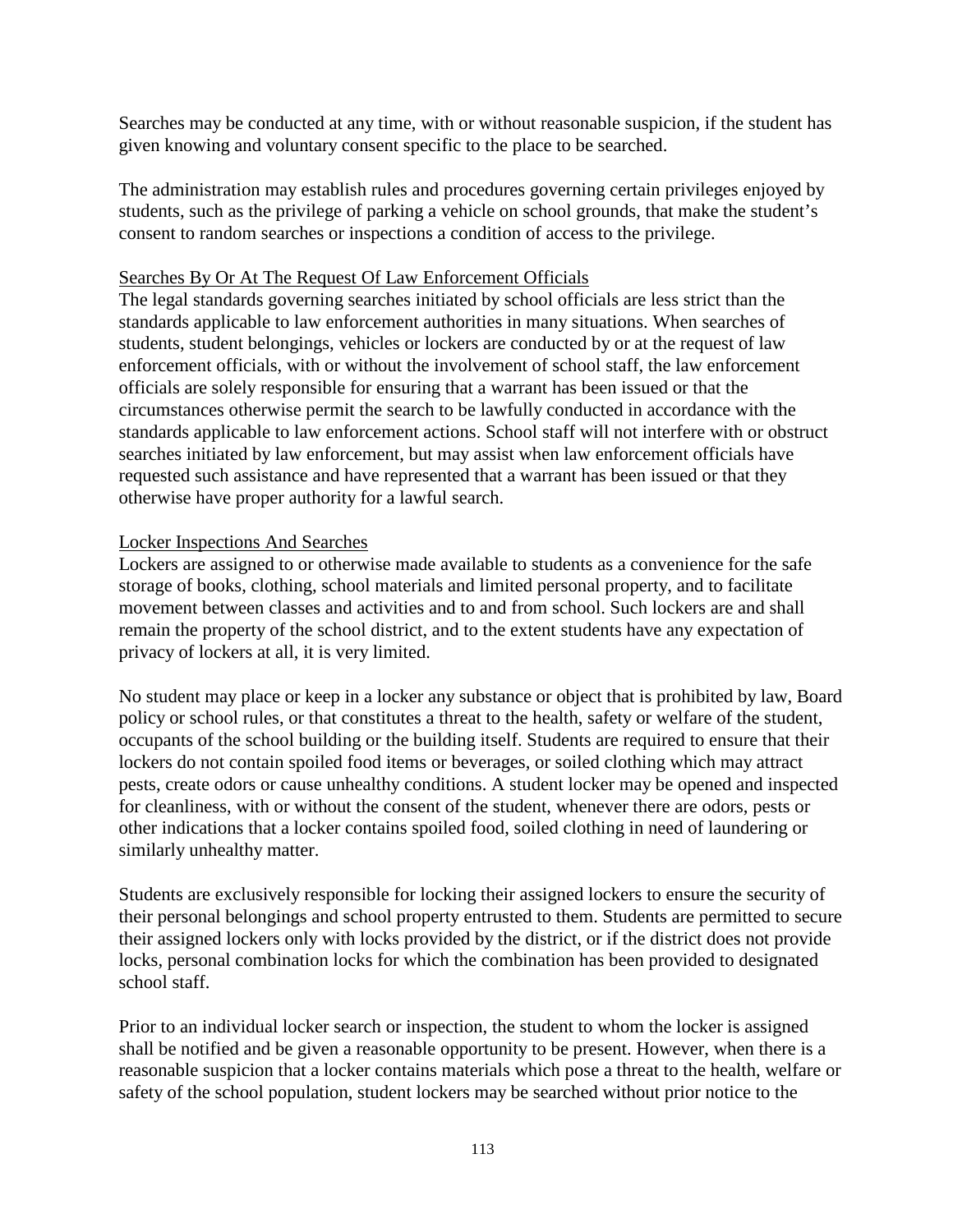Searches may be conducted at any time, with or without reasonable suspicion, if the student has given knowing and voluntary consent specific to the place to be searched.

The administration may establish rules and procedures governing certain privileges enjoyed by students, such as the privilege of parking a vehicle on school grounds, that make the student's consent to random searches or inspections a condition of access to the privilege.

### Searches By Or At The Request Of Law Enforcement Officials

The legal standards governing searches initiated by school officials are less strict than the standards applicable to law enforcement authorities in many situations. When searches of students, student belongings, vehicles or lockers are conducted by or at the request of law enforcement officials, with or without the involvement of school staff, the law enforcement officials are solely responsible for ensuring that a warrant has been issued or that the circumstances otherwise permit the search to be lawfully conducted in accordance with the standards applicable to law enforcement actions. School staff will not interfere with or obstruct searches initiated by law enforcement, but may assist when law enforcement officials have requested such assistance and have represented that a warrant has been issued or that they otherwise have proper authority for a lawful search.

### Locker Inspections And Searches

Lockers are assigned to or otherwise made available to students as a convenience for the safe storage of books, clothing, school materials and limited personal property, and to facilitate movement between classes and activities and to and from school. Such lockers are and shall remain the property of the school district, and to the extent students have any expectation of privacy of lockers at all, it is very limited.

No student may place or keep in a locker any substance or object that is prohibited by law, Board policy or school rules, or that constitutes a threat to the health, safety or welfare of the student, occupants of the school building or the building itself. Students are required to ensure that their lockers do not contain spoiled food items or beverages, or soiled clothing which may attract pests, create odors or cause unhealthy conditions. A student locker may be opened and inspected for cleanliness, with or without the consent of the student, whenever there are odors, pests or other indications that a locker contains spoiled food, soiled clothing in need of laundering or similarly unhealthy matter.

Students are exclusively responsible for locking their assigned lockers to ensure the security of their personal belongings and school property entrusted to them. Students are permitted to secure their assigned lockers only with locks provided by the district, or if the district does not provide locks, personal combination locks for which the combination has been provided to designated school staff.

Prior to an individual locker search or inspection, the student to whom the locker is assigned shall be notified and be given a reasonable opportunity to be present. However, when there is a reasonable suspicion that a locker contains materials which pose a threat to the health, welfare or safety of the school population, student lockers may be searched without prior notice to the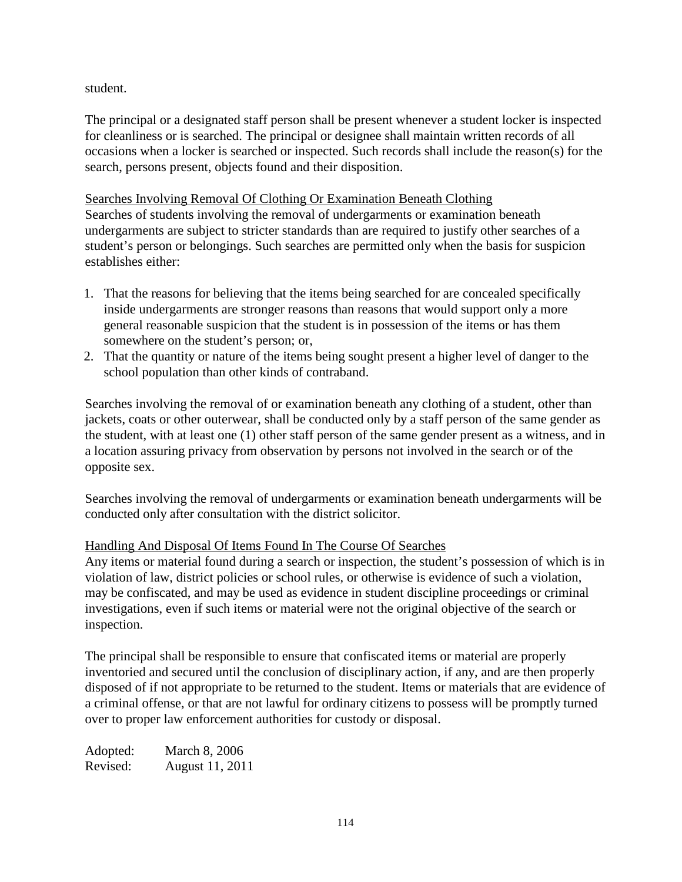student.

The principal or a designated staff person shall be present whenever a student locker is inspected for cleanliness or is searched. The principal or designee shall maintain written records of all occasions when a locker is searched or inspected. Such records shall include the reason(s) for the search, persons present, objects found and their disposition.

<u>Searches Involving Removal Of Clothing Or Examination Beneath Clothing</u>
Searches of students involving the removal of undergarments or examination beneath undergarments are subject to stricter standards than are required to justify other searches of a student's person or belongings. Such searches are permitted only when the basis for suspicion establishes either:

1. That the reasons for believing that the items being searched for are concealed specifically inside undergarments are stronger reasons than reasons that would support only a more general reasonable suspicion that the student is in possession of the items or has them somewhere on the student's person; or,
2. That the quantity or nature of the items being sought present a higher level of danger to the school population than other kinds of contraband.

Searches involving the removal of or examination beneath any clothing of a student, other than jackets, coats or other outerwear, shall be conducted only by a staff person of the same gender as the student, with at least one (1) other staff person of the same gender present as a witness, and in a location assuring privacy from observation by persons not involved in the search or of the opposite sex.

Searches involving the removal of undergarments or examination beneath undergarments will be conducted only after consultation with the district solicitor.

<u>Handling And Disposal Of Items Found In The Course Of Searches</u>
Any items or material found during a search or inspection, the student's possession of which is in violation of law, district policies or school rules, or otherwise is evidence of such a violation, may be confiscated, and may be used as evidence in student discipline proceedings or criminal investigations, even if such items or material were not the original objective of the search or inspection.

The principal shall be responsible to ensure that confiscated items or material are properly inventoried and secured until the conclusion of disciplinary action, if any, and are then properly disposed of if not appropriate to be returned to the student. Items or materials that are evidence of a criminal offense, or that are not lawful for ordinary citizens to possess will be promptly turned over to proper law enforcement authorities for custody or disposal.

Adopted: March 8, 2006
Revised: August 11, 2011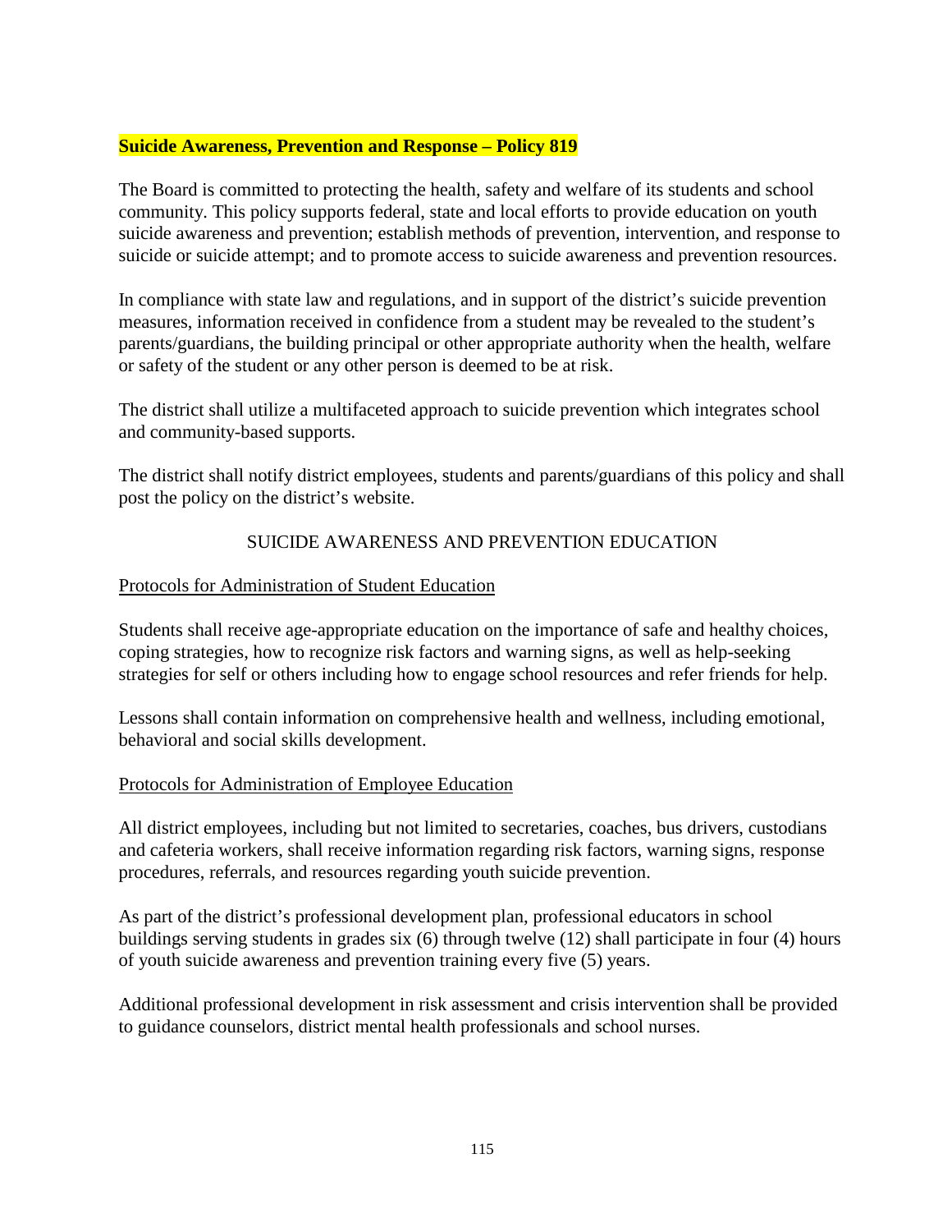## Suicide Awareness, Prevention and Response – Policy 819

The Board is committed to protecting the health, safety and welfare of its students and school community. This policy supports federal, state and local efforts to provide education on youth suicide awareness and prevention; establish methods of prevention, intervention, and response to suicide or suicide attempt; and to promote access to suicide awareness and prevention resources.

In compliance with state law and regulations, and in support of the district's suicide prevention measures, information received in confidence from a student may be revealed to the student's parents/guardians, the building principal or other appropriate authority when the health, welfare or safety of the student or any other person is deemed to be at risk.

The district shall utilize a multifaceted approach to suicide prevention which integrates school and community-based supports.

The district shall notify district employees, students and parents/guardians of this policy and shall post the policy on the district's website.

### SUICIDE AWARENESS AND PREVENTION EDUCATION

#### Protocols for Administration of Student Education

Students shall receive age-appropriate education on the importance of safe and healthy choices, coping strategies, how to recognize risk factors and warning signs, as well as help-seeking strategies for self or others including how to engage school resources and refer friends for help.

Lessons shall contain information on comprehensive health and wellness, including emotional, behavioral and social skills development.

#### Protocols for Administration of Employee Education

All district employees, including but not limited to secretaries, coaches, bus drivers, custodians and cafeteria workers, shall receive information regarding risk factors, warning signs, response procedures, referrals, and resources regarding youth suicide prevention.

As part of the district's professional development plan, professional educators in school buildings serving students in grades six (6) through twelve (12) shall participate in four (4) hours of youth suicide awareness and prevention training every five (5) years.

Additional professional development in risk assessment and crisis intervention shall be provided to guidance counselors, district mental health professionals and school nurses.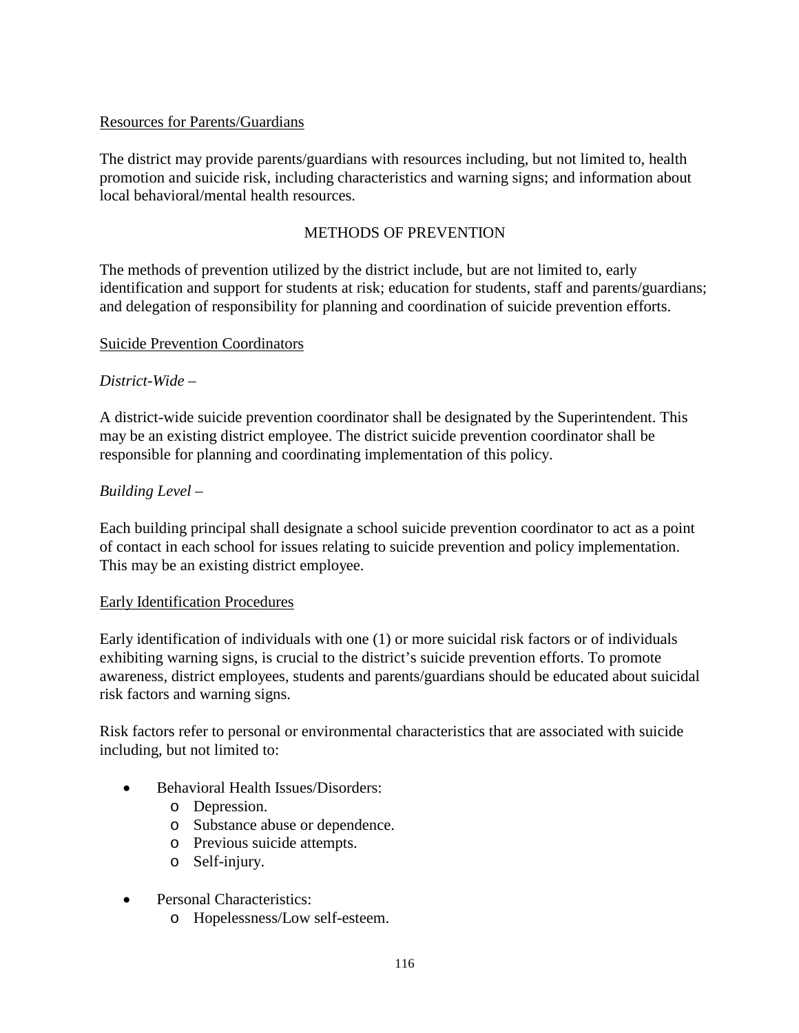Resources for Parents/Guardians

The district may provide parents/guardians with resources including, but not limited to, health promotion and suicide risk, including characteristics and warning signs; and information about local behavioral/mental health resources.

## METHODS OF PREVENTION

The methods of prevention utilized by the district include, but are not limited to, early identification and support for students at risk; education for students, staff and parents/guardians; and delegation of responsibility for planning and coordination of suicide prevention efforts.

Suicide Prevention Coordinators

*District-Wide –*

A district-wide suicide prevention coordinator shall be designated by the Superintendent. This may be an existing district employee. The district suicide prevention coordinator shall be responsible for planning and coordinating implementation of this policy.

*Building Level –*

Each building principal shall designate a school suicide prevention coordinator to act as a point of contact in each school for issues relating to suicide prevention and policy implementation. This may be an existing district employee.

Early Identification Procedures

Early identification of individuals with one (1) or more suicidal risk factors or of individuals exhibiting warning signs, is crucial to the district's suicide prevention efforts. To promote awareness, district employees, students and parents/guardians should be educated about suicidal risk factors and warning signs.

Risk factors refer to personal or environmental characteristics that are associated with suicide including, but not limited to:

- Behavioral Health Issues/Disorders:
  - Depression.
  - Substance abuse or dependence.
  - Previous suicide attempts.
  - Self-injury.

- Personal Characteristics:
  - Hopelessness/Low self-esteem.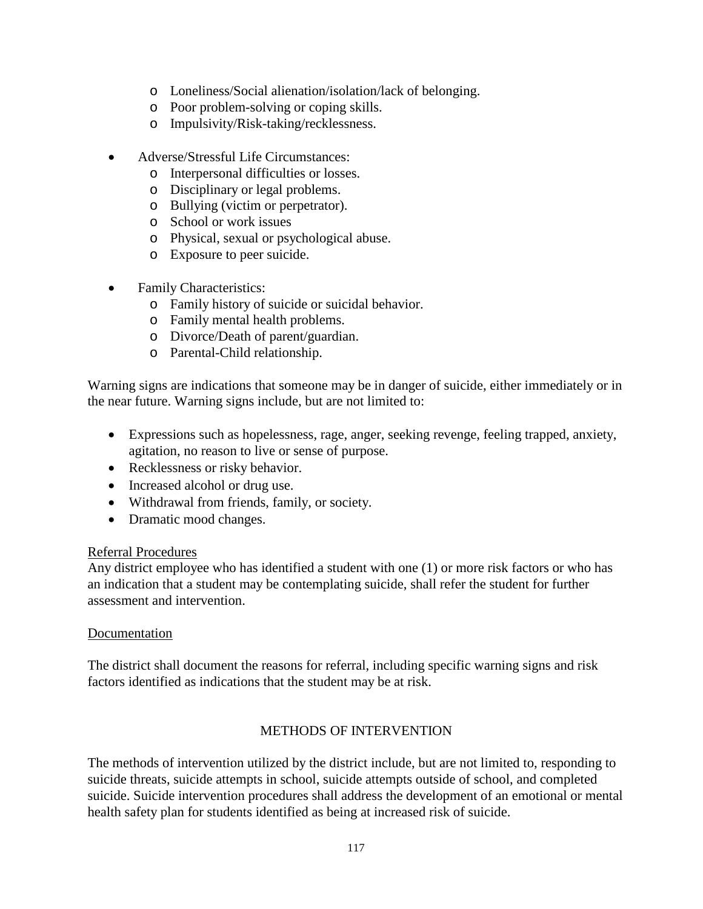- Loneliness/Social alienation/isolation/lack of belonging.
  - Poor problem-solving or coping skills.
  - Impulsivity/Risk-taking/recklessness.

- Adverse/Stressful Life Circumstances:
  - Interpersonal difficulties or losses.
  - Disciplinary or legal problems.
  - Bullying (victim or perpetrator).
  - School or work issues
  - Physical, sexual or psychological abuse.
  - Exposure to peer suicide.

- Family Characteristics:
  - Family history of suicide or suicidal behavior.
  - Family mental health problems.
  - Divorce/Death of parent/guardian.
  - Parental-Child relationship.

Warning signs are indications that someone may be in danger of suicide, either immediately or in the near future. Warning signs include, but are not limited to:

- Expressions such as hopelessness, rage, anger, seeking revenge, feeling trapped, anxiety, agitation, no reason to live or sense of purpose.
- Recklessness or risky behavior.
- Increased alcohol or drug use.
- Withdrawal from friends, family, or society.
- Dramatic mood changes.

<u>Referral Procedures</u>
Any district employee who has identified a student with one (1) or more risk factors or who has an indication that a student may be contemplating suicide, shall refer the student for further assessment and intervention.

<u>Documentation</u>

The district shall document the reasons for referral, including specific warning signs and risk factors identified as indications that the student may be at risk.

## METHODS OF INTERVENTION

The methods of intervention utilized by the district include, but are not limited to, responding to suicide threats, suicide attempts in school, suicide attempts outside of school, and completed suicide. Suicide intervention procedures shall address the development of an emotional or mental health safety plan for students identified as being at increased risk of suicide.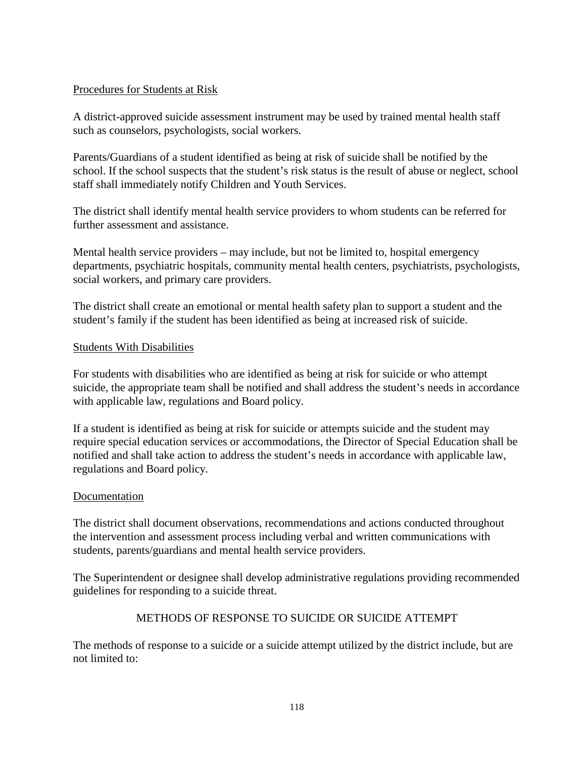Procedures for Students at Risk

A district-approved suicide assessment instrument may be used by trained mental health staff such as counselors, psychologists, social workers.

Parents/Guardians of a student identified as being at risk of suicide shall be notified by the school. If the school suspects that the student's risk status is the result of abuse or neglect, school staff shall immediately notify Children and Youth Services.

The district shall identify mental health service providers to whom students can be referred for further assessment and assistance.

Mental health service providers – may include, but not be limited to, hospital emergency departments, psychiatric hospitals, community mental health centers, psychiatrists, psychologists, social workers, and primary care providers.

The district shall create an emotional or mental health safety plan to support a student and the student's family if the student has been identified as being at increased risk of suicide.

Students With Disabilities

For students with disabilities who are identified as being at risk for suicide or who attempt suicide, the appropriate team shall be notified and shall address the student's needs in accordance with applicable law, regulations and Board policy.

If a student is identified as being at risk for suicide or attempts suicide and the student may require special education services or accommodations, the Director of Special Education shall be notified and shall take action to address the student's needs in accordance with applicable law, regulations and Board policy.

Documentation

The district shall document observations, recommendations and actions conducted throughout the intervention and assessment process including verbal and written communications with students, parents/guardians and mental health service providers.

The Superintendent or designee shall develop administrative regulations providing recommended guidelines for responding to a suicide threat.

## METHODS OF RESPONSE TO SUICIDE OR SUICIDE ATTEMPT

The methods of response to a suicide or a suicide attempt utilized by the district include, but are not limited to: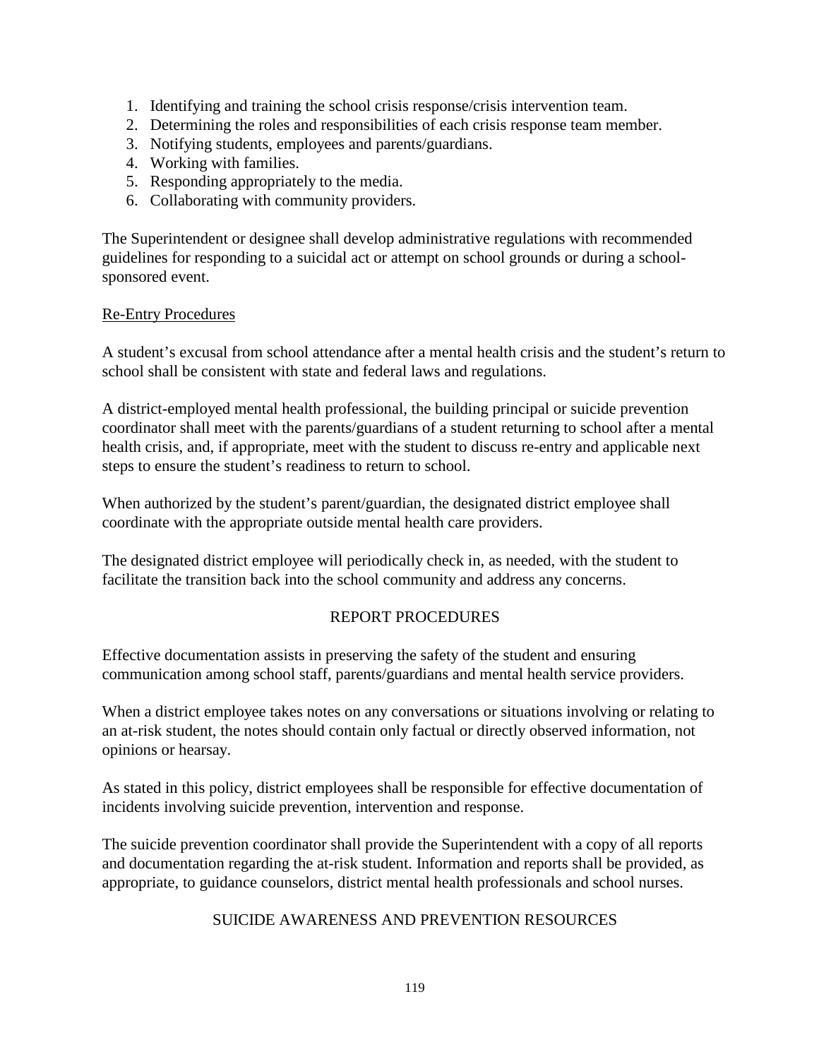1. Identifying and training the school crisis response/crisis intervention team.
2. Determining the roles and responsibilities of each crisis response team member.
3. Notifying students, employees and parents/guardians.
4. Working with families.
5. Responding appropriately to the media.
6. Collaborating with community providers.

The Superintendent or designee shall develop administrative regulations with recommended guidelines for responding to a suicidal act or attempt on school grounds or during a school-sponsored event.

<u>Re-Entry Procedures</u>

A student's excusal from school attendance after a mental health crisis and the student's return to school shall be consistent with state and federal laws and regulations.

A district-employed mental health professional, the building principal or suicide prevention coordinator shall meet with the parents/guardians of a student returning to school after a mental health crisis, and, if appropriate, meet with the student to discuss re-entry and applicable next steps to ensure the student's readiness to return to school.

When authorized by the student's parent/guardian, the designated district employee shall coordinate with the appropriate outside mental health care providers.

The designated district employee will periodically check in, as needed, with the student to facilitate the transition back into the school community and address any concerns.

## REPORT PROCEDURES

Effective documentation assists in preserving the safety of the student and ensuring communication among school staff, parents/guardians and mental health service providers.

When a district employee takes notes on any conversations or situations involving or relating to an at-risk student, the notes should contain only factual or directly observed information, not opinions or hearsay.

As stated in this policy, district employees shall be responsible for effective documentation of incidents involving suicide prevention, intervention and response.

The suicide prevention coordinator shall provide the Superintendent with a copy of all reports and documentation regarding the at-risk student. Information and reports shall be provided, as appropriate, to guidance counselors, district mental health professionals and school nurses.

## SUICIDE AWARENESS AND PREVENTION RESOURCES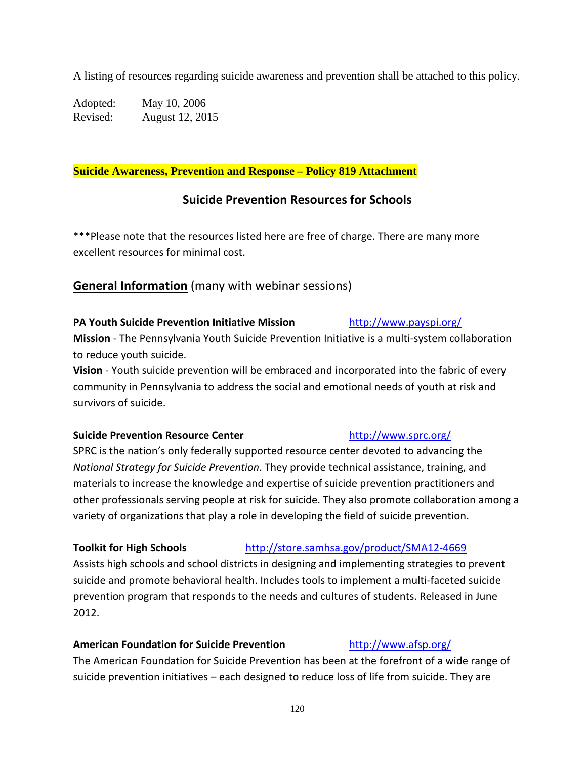A listing of resources regarding suicide awareness and prevention shall be attached to this policy.

Adopted: May 10, 2006
Revised: August 12, 2015

**Suicide Awareness, Prevention and Response – Policy 819 Attachment**

## Suicide Prevention Resources for Schools

***Please note that the resources listed here are free of charge. There are many more excellent resources for minimal cost.

### General Information (many with webinar sessions)

**PA Youth Suicide Prevention Initiative Mission** http://www.payspi.org/

**Mission** - The Pennsylvania Youth Suicide Prevention Initiative is a multi-system collaboration to reduce youth suicide.

**Vision** - Youth suicide prevention will be embraced and incorporated into the fabric of every community in Pennsylvania to address the social and emotional needs of youth at risk and survivors of suicide.

**Suicide Prevention Resource Center** http://www.sprc.org/

SPRC is the nation's only federally supported resource center devoted to advancing the *National Strategy for Suicide Prevention*. They provide technical assistance, training, and materials to increase the knowledge and expertise of suicide prevention practitioners and other professionals serving people at risk for suicide. They also promote collaboration among a variety of organizations that play a role in developing the field of suicide prevention.

**Toolkit for High Schools** http://store.samhsa.gov/product/SMA12-4669

Assists high schools and school districts in designing and implementing strategies to prevent suicide and promote behavioral health. Includes tools to implement a multi-faceted suicide prevention program that responds to the needs and cultures of students. Released in June 2012.

**American Foundation for Suicide Prevention** http://www.afsp.org/

The American Foundation for Suicide Prevention has been at the forefront of a wide range of suicide prevention initiatives – each designed to reduce loss of life from suicide. They are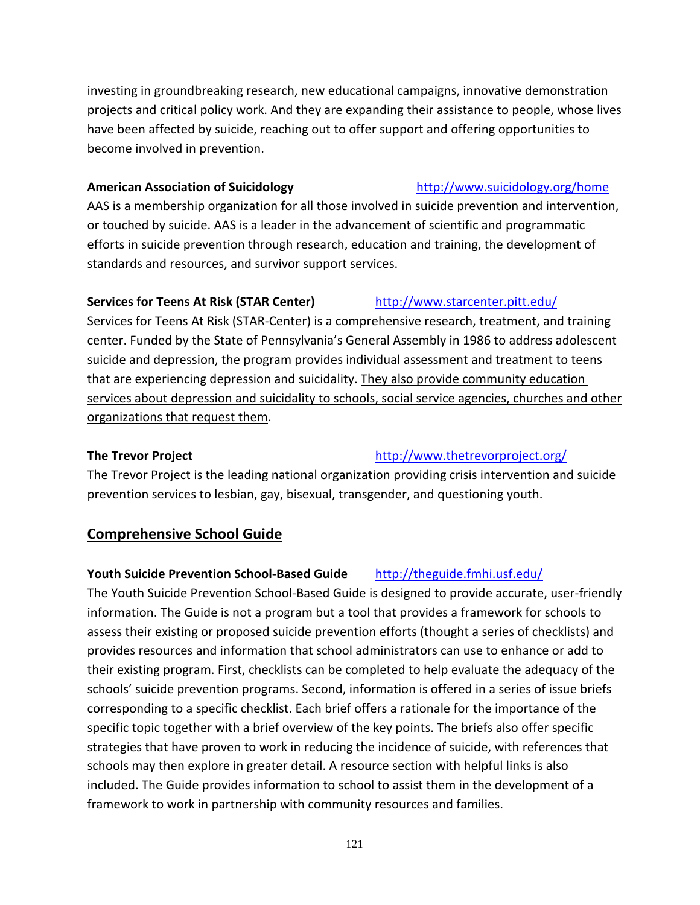investing in groundbreaking research, new educational campaigns, innovative demonstration projects and critical policy work. And they are expanding their assistance to people, whose lives have been affected by suicide, reaching out to offer support and offering opportunities to become involved in prevention.

**American Association of Suicidology** http://www.suicidology.org/home

AAS is a membership organization for all those involved in suicide prevention and intervention, or touched by suicide. AAS is a leader in the advancement of scientific and programmatic efforts in suicide prevention through research, education and training, the development of standards and resources, and survivor support services.

**Services for Teens At Risk (STAR Center)** http://www.starcenter.pitt.edu/

Services for Teens At Risk (STAR-Center) is a comprehensive research, treatment, and training center. Funded by the State of Pennsylvania's General Assembly in 1986 to address adolescent suicide and depression, the program provides individual assessment and treatment to teens that are experiencing depression and suicidality. They also provide community education services about depression and suicidality to schools, social service agencies, churches and other organizations that request them.

**The Trevor Project** http://www.thetrevorproject.org/

The Trevor Project is the leading national organization providing crisis intervention and suicide prevention services to lesbian, gay, bisexual, transgender, and questioning youth.

## Comprehensive School Guide

**Youth Suicide Prevention School-Based Guide** http://theguide.fmhi.usf.edu/

The Youth Suicide Prevention School-Based Guide is designed to provide accurate, user-friendly information. The Guide is not a program but a tool that provides a framework for schools to assess their existing or proposed suicide prevention efforts (thought a series of checklists) and provides resources and information that school administrators can use to enhance or add to their existing program. First, checklists can be completed to help evaluate the adequacy of the schools' suicide prevention programs. Second, information is offered in a series of issue briefs corresponding to a specific checklist. Each brief offers a rationale for the importance of the specific topic together with a brief overview of the key points. The briefs also offer specific strategies that have proven to work in reducing the incidence of suicide, with references that schools may then explore in greater detail. A resource section with helpful links is also included. The Guide provides information to school to assist them in the development of a framework to work in partnership with community resources and families.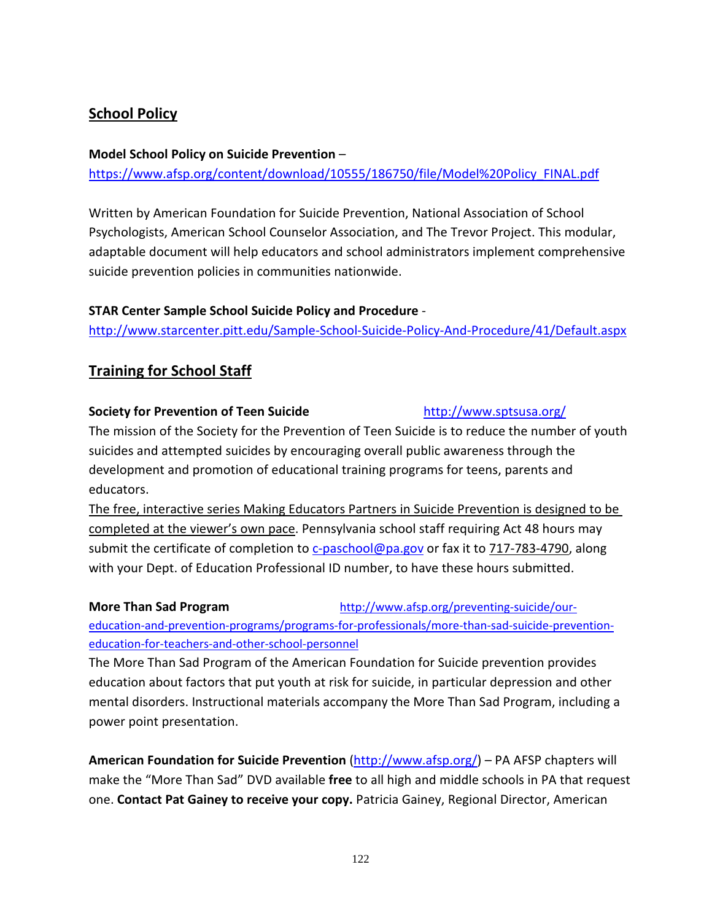## School Policy

**Model School Policy on Suicide Prevention** – https://www.afsp.org/content/download/10555/186750/file/Model%20Policy_FINAL.pdf

Written by American Foundation for Suicide Prevention, National Association of School Psychologists, American School Counselor Association, and The Trevor Project. This modular, adaptable document will help educators and school administrators implement comprehensive suicide prevention policies in communities nationwide.

**STAR Center Sample School Suicide Policy and Procedure** - http://www.starcenter.pitt.edu/Sample-School-Suicide-Policy-And-Procedure/41/Default.aspx

## Training for School Staff

**Society for Prevention of Teen Suicide** http://www.sptsusa.org/

The mission of the Society for the Prevention of Teen Suicide is to reduce the number of youth suicides and attempted suicides by encouraging overall public awareness through the development and promotion of educational training programs for teens, parents and educators.

The free, interactive series Making Educators Partners in Suicide Prevention is designed to be completed at the viewer's own pace. Pennsylvania school staff requiring Act 48 hours may submit the certificate of completion to c-paschool@pa.gov or fax it to 717-783-4790, along with your Dept. of Education Professional ID number, to have these hours submitted.

**More Than Sad Program** http://www.afsp.org/preventing-suicide/our-education-and-prevention-programs/programs-for-professionals/more-than-sad-suicide-prevention-education-for-teachers-and-other-school-personnel

The More Than Sad Program of the American Foundation for Suicide prevention provides education about factors that put youth at risk for suicide, in particular depression and other mental disorders. Instructional materials accompany the More Than Sad Program, including a power point presentation.

**American Foundation for Suicide Prevention** (http://www.afsp.org/) – PA AFSP chapters will make the "More Than Sad" DVD available **free** to all high and middle schools in PA that request one. **Contact Pat Gainey to receive your copy.** Patricia Gainey, Regional Director, American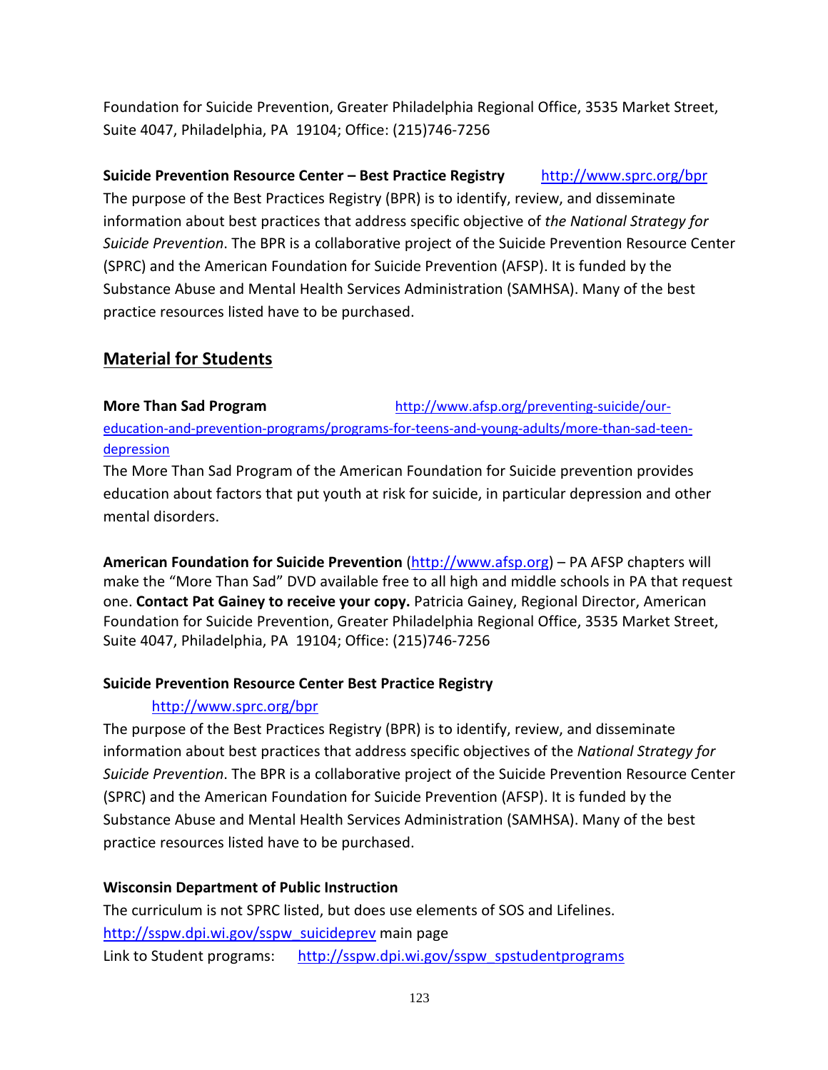Foundation for Suicide Prevention, Greater Philadelphia Regional Office, 3535 Market Street, Suite 4047, Philadelphia, PA 19104; Office: (215)746-7256

**Suicide Prevention Resource Center – Best Practice Registry** http://www.sprc.org/bpr
The purpose of the Best Practices Registry (BPR) is to identify, review, and disseminate information about best practices that address specific objective of *the National Strategy for Suicide Prevention*. The BPR is a collaborative project of the Suicide Prevention Resource Center (SPRC) and the American Foundation for Suicide Prevention (AFSP). It is funded by the Substance Abuse and Mental Health Services Administration (SAMHSA). Many of the best practice resources listed have to be purchased.

## Material for Students

**More Than Sad Program** http://www.afsp.org/preventing-suicide/our-education-and-prevention-programs/programs-for-teens-and-young-adults/more-than-sad-teen-depression
The More Than Sad Program of the American Foundation for Suicide prevention provides education about factors that put youth at risk for suicide, in particular depression and other mental disorders.

**American Foundation for Suicide Prevention** (http://www.afsp.org) – PA AFSP chapters will make the "More Than Sad" DVD available free to all high and middle schools in PA that request one. **Contact Pat Gainey to receive your copy.** Patricia Gainey, Regional Director, American Foundation for Suicide Prevention, Greater Philadelphia Regional Office, 3535 Market Street, Suite 4047, Philadelphia, PA 19104; Office: (215)746-7256

**Suicide Prevention Resource Center Best Practice Registry**
http://www.sprc.org/bpr
The purpose of the Best Practices Registry (BPR) is to identify, review, and disseminate information about best practices that address specific objectives of the *National Strategy for Suicide Prevention*. The BPR is a collaborative project of the Suicide Prevention Resource Center (SPRC) and the American Foundation for Suicide Prevention (AFSP). It is funded by the Substance Abuse and Mental Health Services Administration (SAMHSA). Many of the best practice resources listed have to be purchased.

**Wisconsin Department of Public Instruction**
The curriculum is not SPRC listed, but does use elements of SOS and Lifelines.
http://sspw.dpi.wi.gov/sspw_suicideprev main page
Link to Student programs: http://sspw.dpi.wi.gov/sspw_spstudentprograms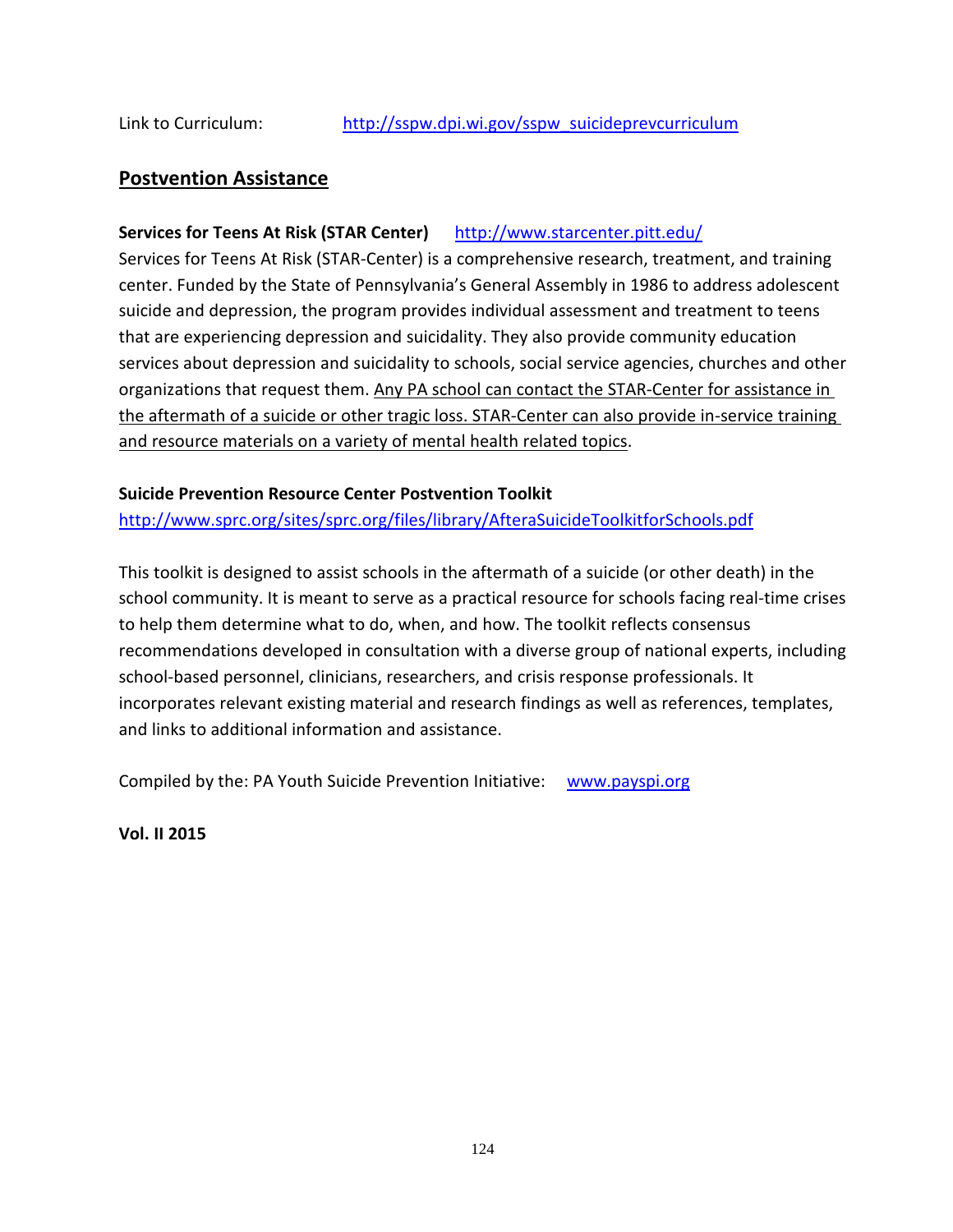Link to Curriculum: http://sspw.dpi.wi.gov/sspw_suicideprevcurriculum

## Postvention Assistance

**Services for Teens At Risk (STAR Center)** http://www.starcenter.pitt.edu/

Services for Teens At Risk (STAR-Center) is a comprehensive research, treatment, and training center. Funded by the State of Pennsylvania's General Assembly in 1986 to address adolescent suicide and depression, the program provides individual assessment and treatment to teens that are experiencing depression and suicidality. They also provide community education services about depression and suicidality to schools, social service agencies, churches and other organizations that request them. Any PA school can contact the STAR-Center for assistance in the aftermath of a suicide or other tragic loss. STAR-Center can also provide in-service training and resource materials on a variety of mental health related topics.

**Suicide Prevention Resource Center Postvention Toolkit**

http://www.sprc.org/sites/sprc.org/files/library/AfteraSuicideToolkitforSchools.pdf

This toolkit is designed to assist schools in the aftermath of a suicide (or other death) in the school community. It is meant to serve as a practical resource for schools facing real-time crises to help them determine what to do, when, and how. The toolkit reflects consensus recommendations developed in consultation with a diverse group of national experts, including school-based personnel, clinicians, researchers, and crisis response professionals. It incorporates relevant existing material and research findings as well as references, templates, and links to additional information and assistance.

Compiled by the: PA Youth Suicide Prevention Initiative: www.payspi.org

**Vol. II 2015**